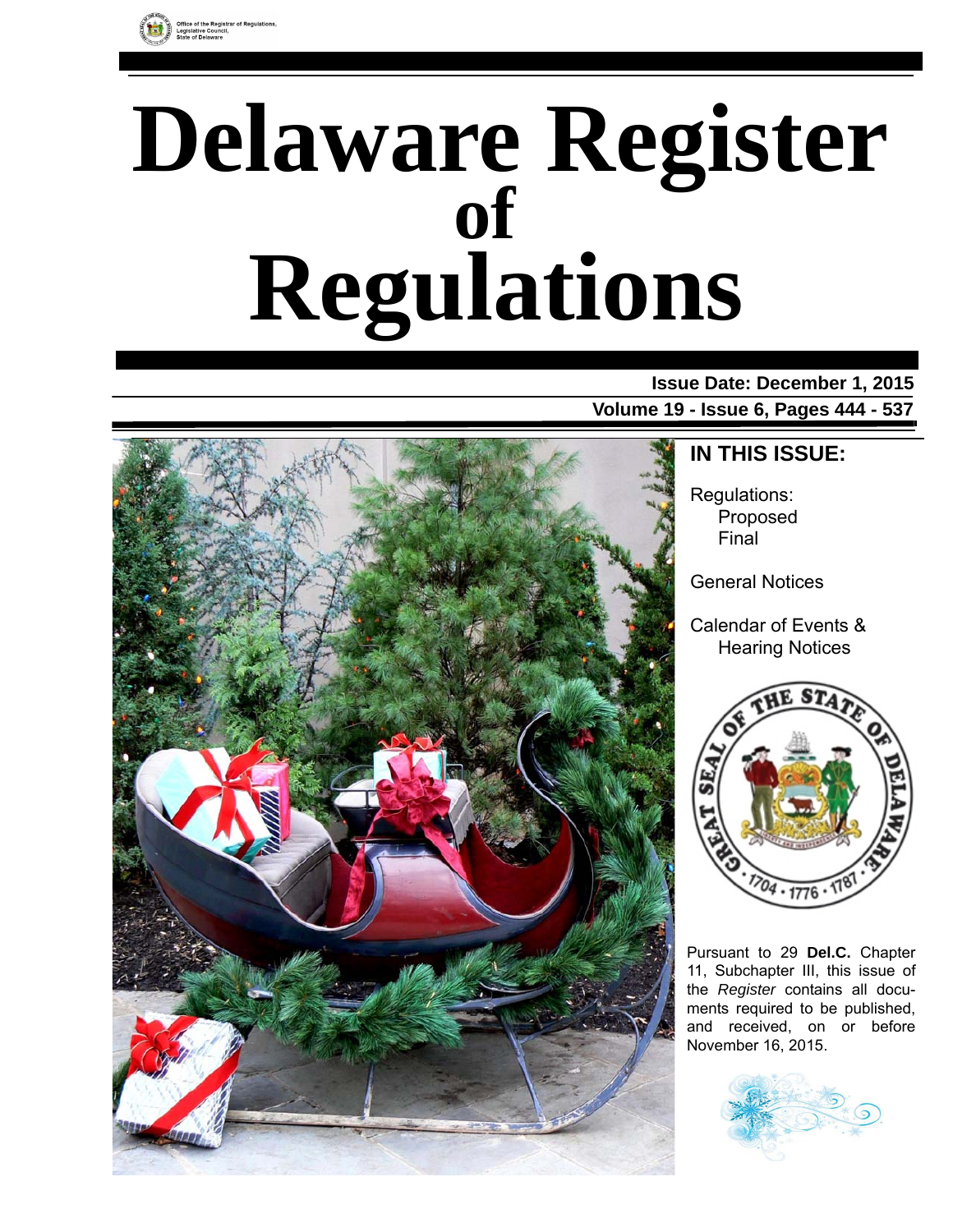Office of the Registrar of Regulations,
Legislative Council,
State of Delaware

# Delaware Register of Regulations

**Issue Date: December 1, 2015**

**Volume 19 - Issue 6, Pages 444 - 537**

## IN THIS ISSUE:

Regulations:
- Proposed
- Final

General Notices

Calendar of Events & Hearing Notices

Pursuant to 29 **Del.C.** Chapter 11, Subchapter III, this issue of the *Register* contains all documents required to be published, and received, on or before November 16, 2015.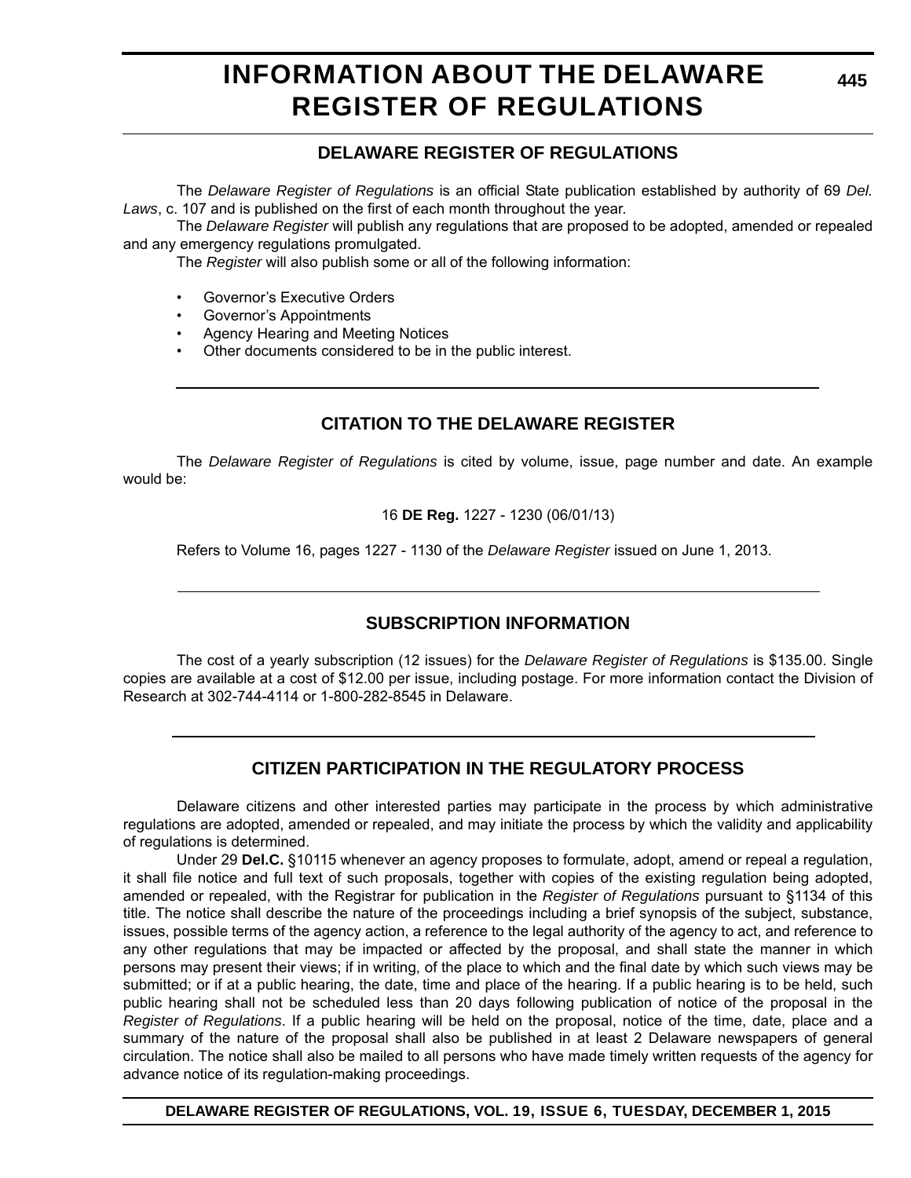# INFORMATION ABOUT THE DELAWARE REGISTER OF REGULATIONS

## DELAWARE REGISTER OF REGULATIONS

The *Delaware Register of Regulations* is an official State publication established by authority of 69 *Del. Laws*, c. 107 and is published on the first of each month throughout the year.

The *Delaware Register* will publish any regulations that are proposed to be adopted, amended or repealed and any emergency regulations promulgated.

The *Register* will also publish some or all of the following information:

- Governor's Executive Orders
- Governor's Appointments
- Agency Hearing and Meeting Notices
- Other documents considered to be in the public interest.

## CITATION TO THE DELAWARE REGISTER

The *Delaware Register of Regulations* is cited by volume, issue, page number and date. An example would be:

16 **DE Reg.** 1227 - 1230 (06/01/13)

Refers to Volume 16, pages 1227 - 1130 of the *Delaware Register* issued on June 1, 2013.

## SUBSCRIPTION INFORMATION

The cost of a yearly subscription (12 issues) for the *Delaware Register of Regulations* is $135.00. Single copies are available at a cost of $12.00 per issue, including postage. For more information contact the Division of Research at 302-744-4114 or 1-800-282-8545 in Delaware.

## CITIZEN PARTICIPATION IN THE REGULATORY PROCESS

Delaware citizens and other interested parties may participate in the process by which administrative regulations are adopted, amended or repealed, and may initiate the process by which the validity and applicability of regulations is determined.

Under 29 **Del.C.** §10115 whenever an agency proposes to formulate, adopt, amend or repeal a regulation, it shall file notice and full text of such proposals, together with copies of the existing regulation being adopted, amended or repealed, with the Registrar for publication in the *Register of Regulations* pursuant to §1134 of this title. The notice shall describe the nature of the proceedings including a brief synopsis of the subject, substance, issues, possible terms of the agency action, a reference to the legal authority of the agency to act, and reference to any other regulations that may be impacted or affected by the proposal, and shall state the manner in which persons may present their views; if in writing, of the place to which and the final date by which such views may be submitted; or if at a public hearing, the date, time and place of the hearing. If a public hearing is to be held, such public hearing shall not be scheduled less than 20 days following publication of notice of the proposal in the *Register of Regulations*. If a public hearing will be held on the proposal, notice of the time, date, place and a summary of the nature of the proposal shall also be published in at least 2 Delaware newspapers of general circulation. The notice shall also be mailed to all persons who have made timely written requests of the agency for advance notice of its regulation-making proceedings.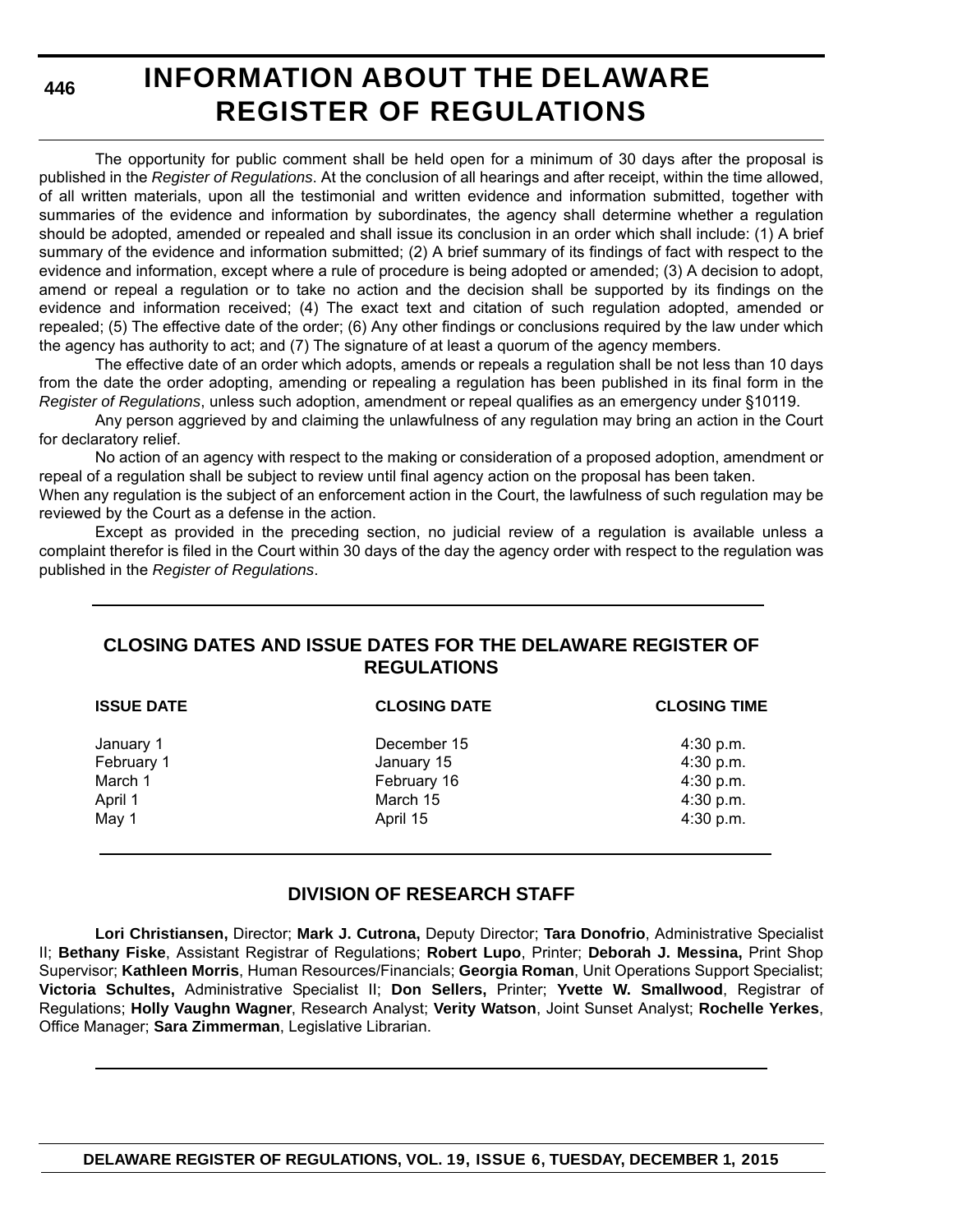# INFORMATION ABOUT THE DELAWARE REGISTER OF REGULATIONS

The opportunity for public comment shall be held open for a minimum of 30 days after the proposal is published in the *Register of Regulations*. At the conclusion of all hearings and after receipt, within the time allowed, of all written materials, upon all the testimonial and written evidence and information submitted, together with summaries of the evidence and information by subordinates, the agency shall determine whether a regulation should be adopted, amended or repealed and shall issue its conclusion in an order which shall include: (1) A brief summary of the evidence and information submitted; (2) A brief summary of its findings of fact with respect to the evidence and information, except where a rule of procedure is being adopted or amended; (3) A decision to adopt, amend or repeal a regulation or to take no action and the decision shall be supported by its findings on the evidence and information received; (4) The exact text and citation of such regulation adopted, amended or repealed; (5) The effective date of the order; (6) Any other findings or conclusions required by the law under which the agency has authority to act; and (7) The signature of at least a quorum of the agency members.

The effective date of an order which adopts, amends or repeals a regulation shall be not less than 10 days from the date the order adopting, amending or repealing a regulation has been published in its final form in the *Register of Regulations*, unless such adoption, amendment or repeal qualifies as an emergency under §10119.

Any person aggrieved by and claiming the unlawfulness of any regulation may bring an action in the Court for declaratory relief.

No action of an agency with respect to the making or consideration of a proposed adoption, amendment or repeal of a regulation shall be subject to review until final agency action on the proposal has been taken.

When any regulation is the subject of an enforcement action in the Court, the lawfulness of such regulation may be reviewed by the Court as a defense in the action.

Except as provided in the preceding section, no judicial review of a regulation is available unless a complaint therefor is filed in the Court within 30 days of the day the agency order with respect to the regulation was published in the *Register of Regulations*.

## CLOSING DATES AND ISSUE DATES FOR THE DELAWARE REGISTER OF REGULATIONS

| ISSUE DATE | CLOSING DATE | CLOSING TIME |
|---|---|---|
| January 1 | December 15 | 4:30 p.m. |
| February 1 | January 15 | 4:30 p.m. |
| March 1 | February 16 | 4:30 p.m. |
| April 1 | March 15 | 4:30 p.m. |
| May 1 | April 15 | 4:30 p.m. |

## DIVISION OF RESEARCH STAFF

**Lori Christiansen,** Director; **Mark J. Cutrona,** Deputy Director; **Tara Donofrio**, Administrative Specialist II; **Bethany Fiske**, Assistant Registrar of Regulations; **Robert Lupo**, Printer; **Deborah J. Messina,** Print Shop Supervisor; **Kathleen Morris**, Human Resources/Financials; **Georgia Roman**, Unit Operations Support Specialist; **Victoria Schultes,** Administrative Specialist II; **Don Sellers,** Printer; **Yvette W. Smallwood**, Registrar of Regulations; **Holly Vaughn Wagner**, Research Analyst; **Verity Watson**, Joint Sunset Analyst; **Rochelle Yerkes**, Office Manager; **Sara Zimmerman**, Legislative Librarian.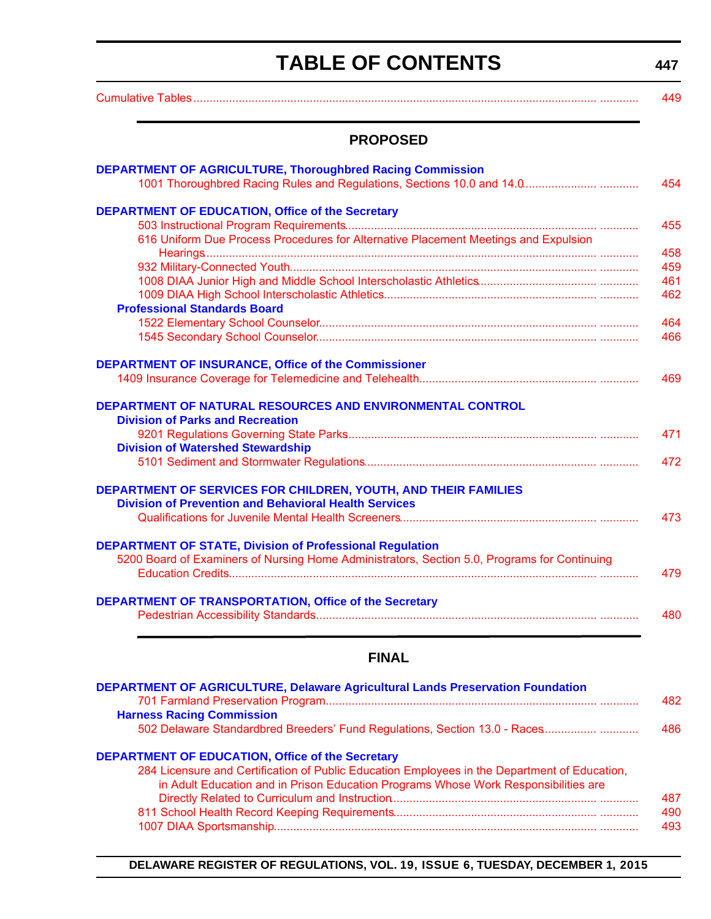# TABLE OF CONTENTS

Cumulative Tables ........................................................................ 449

## PROPOSED

**DEPARTMENT OF AGRICULTURE, Thoroughbred Racing Commission**

1001 Thoroughbred Racing Rules and Regulations, Sections 10.0 and 14.0 ........................ 454

**DEPARTMENT OF EDUCATION, Office of the Secretary**

503 Instructional Program Requirements ........................................................ 455

616 Uniform Due Process Procedures for Alternative Placement Meetings and Expulsion Hearings ........................................................................ 458

932 Military-Connected Youth ........................................................ 459

1008 DIAA Junior High and Middle School Interscholastic Athletics ........................ 461

1009 DIAA High School Interscholastic Athletics ........................................ 462

**Professional Standards Board**

1522 Elementary School Counselor ........................................................ 464

1545 Secondary School Counselor ........................................................ 466

**DEPARTMENT OF INSURANCE, Office of the Commissioner**

1409 Insurance Coverage for Telemedicine and Telehealth ........................................ 469

**DEPARTMENT OF NATURAL RESOURCES AND ENVIRONMENTAL CONTROL**

**Division of Parks and Recreation**

9201 Regulations Governing State Parks ........................................................ 471

**Division of Watershed Stewardship**

5101 Sediment and Stormwater Regulations ........................................................ 472

**DEPARTMENT OF SERVICES FOR CHILDREN, YOUTH, AND THEIR FAMILIES**

**Division of Prevention and Behavioral Health Services**

Qualifications for Juvenile Mental Health Screeners ........................................ 473

**DEPARTMENT OF STATE, Division of Professional Regulation**

5200 Board of Examiners of Nursing Home Administrators, Section 5.0, Programs for Continuing Education Credits ........................................................................ 479

**DEPARTMENT OF TRANSPORTATION, Office of the Secretary**

Pedestrian Accessibility Standards ........................................................ 480

## FINAL

**DEPARTMENT OF AGRICULTURE, Delaware Agricultural Lands Preservation Foundation**

701 Farmland Preservation Program ........................................................ 482

**Harness Racing Commission**

502 Delaware Standardbred Breeders' Fund Regulations, Section 13.0 - Races ........................ 486

**DEPARTMENT OF EDUCATION, Office of the Secretary**

284 Licensure and Certification of Public Education Employees in the Department of Education, in Adult Education and in Prison Education Programs Whose Work Responsibilities are Directly Related to Curriculum and Instruction ........................................ 487

811 School Health Record Keeping Requirements ........................................ 490

1007 DIAA Sportsmanship ........................................................ 493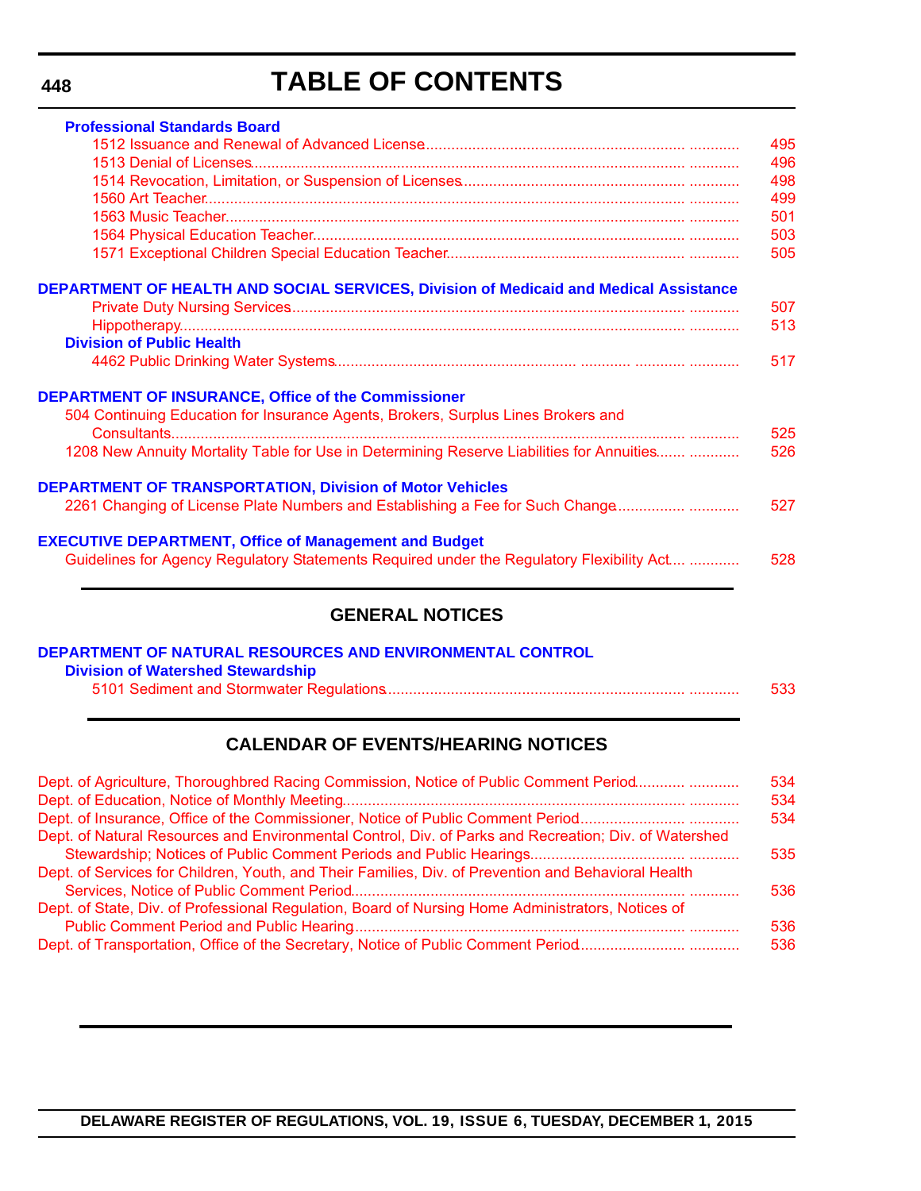# TABLE OF CONTENTS

**Professional Standards Board**

- 1512 Issuance and Renewal of Advanced License ........ 495
- 1513 Denial of Licenses ........ 496
- 1514 Revocation, Limitation, or Suspension of Licenses ........ 498
- 1560 Art Teacher ........ 499
- 1563 Music Teacher ........ 501
- 1564 Physical Education Teacher ........ 503
- 1571 Exceptional Children Special Education Teacher ........ 505

**DEPARTMENT OF HEALTH AND SOCIAL SERVICES, Division of Medicaid and Medical Assistance**

- Private Duty Nursing Services ........ 507
- Hippotherapy ........ 513

**Division of Public Health**

- 4462 Public Drinking Water Systems ........ 517

**DEPARTMENT OF INSURANCE, Office of the Commissioner**

- 504 Continuing Education for Insurance Agents, Brokers, Surplus Lines Brokers and Consultants ........ 525
- 1208 New Annuity Mortality Table for Use in Determining Reserve Liabilities for Annuities ........ 526

**DEPARTMENT OF TRANSPORTATION, Division of Motor Vehicles**

- 2261 Changing of License Plate Numbers and Establishing a Fee for Such Change ........ 527

**EXECUTIVE DEPARTMENT, Office of Management and Budget**

- Guidelines for Agency Regulatory Statements Required under the Regulatory Flexibility Act ........ 528

## GENERAL NOTICES

**DEPARTMENT OF NATURAL RESOURCES AND ENVIRONMENTAL CONTROL**

**Division of Watershed Stewardship**

- 5101 Sediment and Stormwater Regulations ........ 533

## CALENDAR OF EVENTS/HEARING NOTICES

- Dept. of Agriculture, Thoroughbred Racing Commission, Notice of Public Comment Period ........ 534
- Dept. of Education, Notice of Monthly Meeting ........ 534
- Dept. of Insurance, Office of the Commissioner, Notice of Public Comment Period ........ 534
- Dept. of Natural Resources and Environmental Control, Div. of Parks and Recreation; Div. of Watershed Stewardship; Notices of Public Comment Periods and Public Hearings ........ 535
- Dept. of Services for Children, Youth, and Their Families, Div. of Prevention and Behavioral Health Services, Notice of Public Comment Period ........ 536
- Dept. of State, Div. of Professional Regulation, Board of Nursing Home Administrators, Notices of Public Comment Period and Public Hearing ........ 536
- Dept. of Transportation, Office of the Secretary, Notice of Public Comment Period ........ 536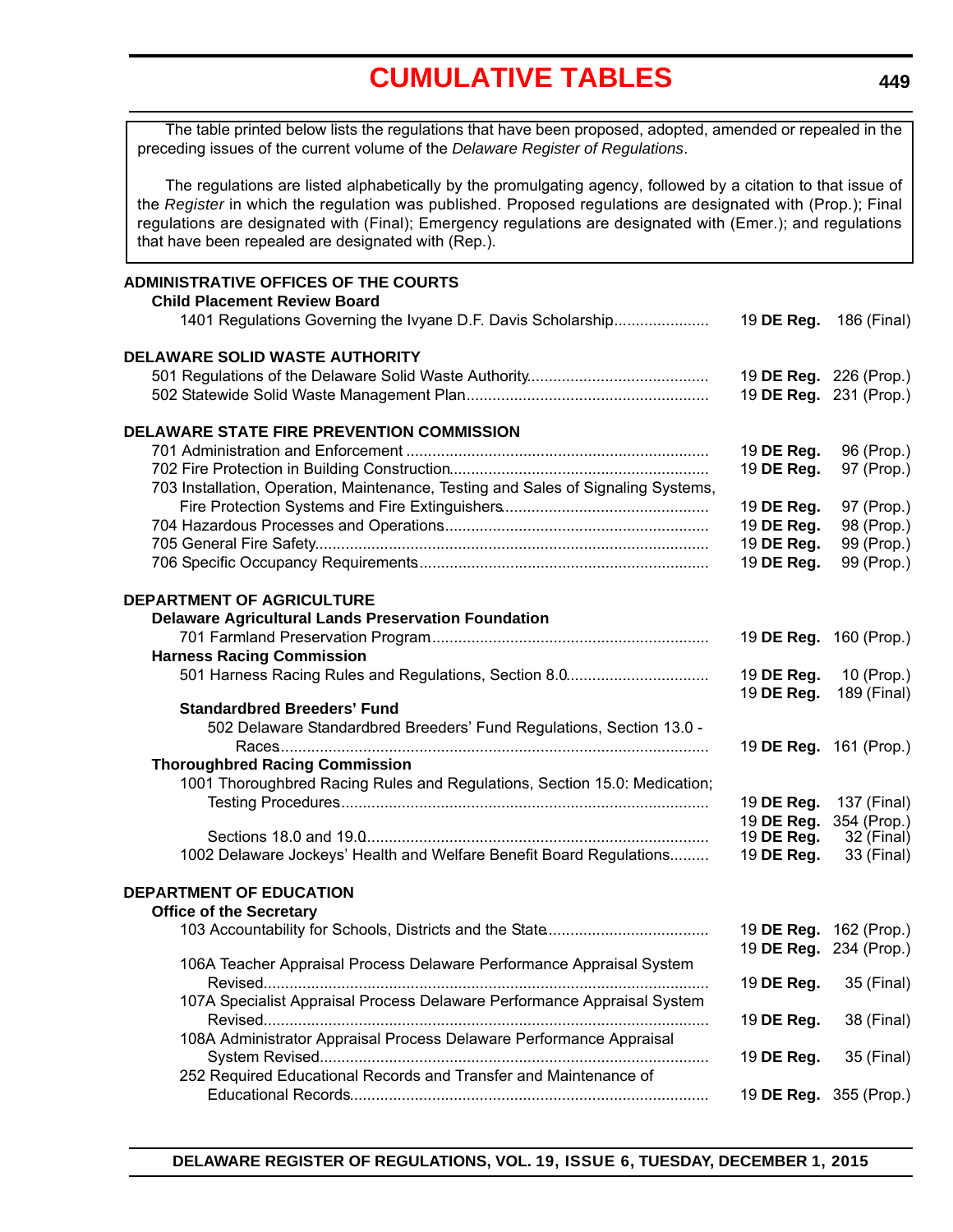# CUMULATIVE TABLES

The table printed below lists the regulations that have been proposed, adopted, amended or repealed in the preceding issues of the current volume of the *Delaware Register of Regulations*.

The regulations are listed alphabetically by the promulgating agency, followed by a citation to that issue of the *Register* in which the regulation was published. Proposed regulations are designated with (Prop.); Final regulations are designated with (Final); Emergency regulations are designated with (Emer.); and regulations that have been repealed are designated with (Rep.).

**ADMINISTRATIVE OFFICES OF THE COURTS**

**Child Placement Review Board**

1401 Regulations Governing the Ivyane D.F. Davis Scholarship...................... 19 **DE Reg.** 186 (Final)

**DELAWARE SOLID WASTE AUTHORITY**

501 Regulations of the Delaware Solid Waste Authority.......................................... 19 **DE Reg.** 226 (Prop.)

502 Statewide Solid Waste Management Plan........................................................ 19 **DE Reg.** 231 (Prop.)

**DELAWARE STATE FIRE PREVENTION COMMISSION**

701 Administration and Enforcement ..................................................................... 19 **DE Reg.** 96 (Prop.)

702 Fire Protection in Building Construction............................................................ 19 **DE Reg.** 97 (Prop.)

703 Installation, Operation, Maintenance, Testing and Sales of Signaling Systems, Fire Protection Systems and Fire Extinguishers............................................... 19 **DE Reg.** 97 (Prop.)

704 Hazardous Processes and Operations............................................................. 19 **DE Reg.** 98 (Prop.)

705 General Fire Safety........................................................................................... 19 **DE Reg.** 99 (Prop.)

706 Specific Occupancy Requirements.................................................................. 19 **DE Reg.** 99 (Prop.)

**DEPARTMENT OF AGRICULTURE**

**Delaware Agricultural Lands Preservation Foundation**

701 Farmland Preservation Program................................................................ 19 **DE Reg.** 160 (Prop.)

**Harness Racing Commission**

501 Harness Racing Rules and Regulations, Section 8.0................................. 19 **DE Reg.** 10 (Prop.)
19 **DE Reg.** 189 (Final)

**Standardbred Breeders' Fund**

502 Delaware Standardbred Breeders' Fund Regulations, Section 13.0 - Races.................................................................................................. 19 **DE Reg.** 161 (Prop.)

**Thoroughbred Racing Commission**

1001 Thoroughbred Racing Rules and Regulations, Section 15.0: Medication; Testing Procedures..................................................................................... 19 **DE Reg.** 137 (Final)
19 **DE Reg.** 354 (Prop.)

Sections 18.0 and 19.0.............................................................................. 19 **DE Reg.** 32 (Final)

1002 Delaware Jockeys' Health and Welfare Benefit Board Regulations......... 19 **DE Reg.** 33 (Final)

**DEPARTMENT OF EDUCATION**

**Office of the Secretary**

103 Accountability for Schools, Districts and the State..................................... 19 **DE Reg.** 162 (Prop.)
19 **DE Reg.** 234 (Prop.)

106A Teacher Appraisal Process Delaware Performance Appraisal System Revised...................................................................................................... 19 **DE Reg.** 35 (Final)

107A Specialist Appraisal Process Delaware Performance Appraisal System Revised...................................................................................................... 19 **DE Reg.** 38 (Final)

108A Administrator Appraisal Process Delaware Performance Appraisal System Revised......................................................................................... 19 **DE Reg.** 35 (Final)

252 Required Educational Records and Transfer and Maintenance of Educational Records.................................................................................. 19 **DE Reg.** 355 (Prop.)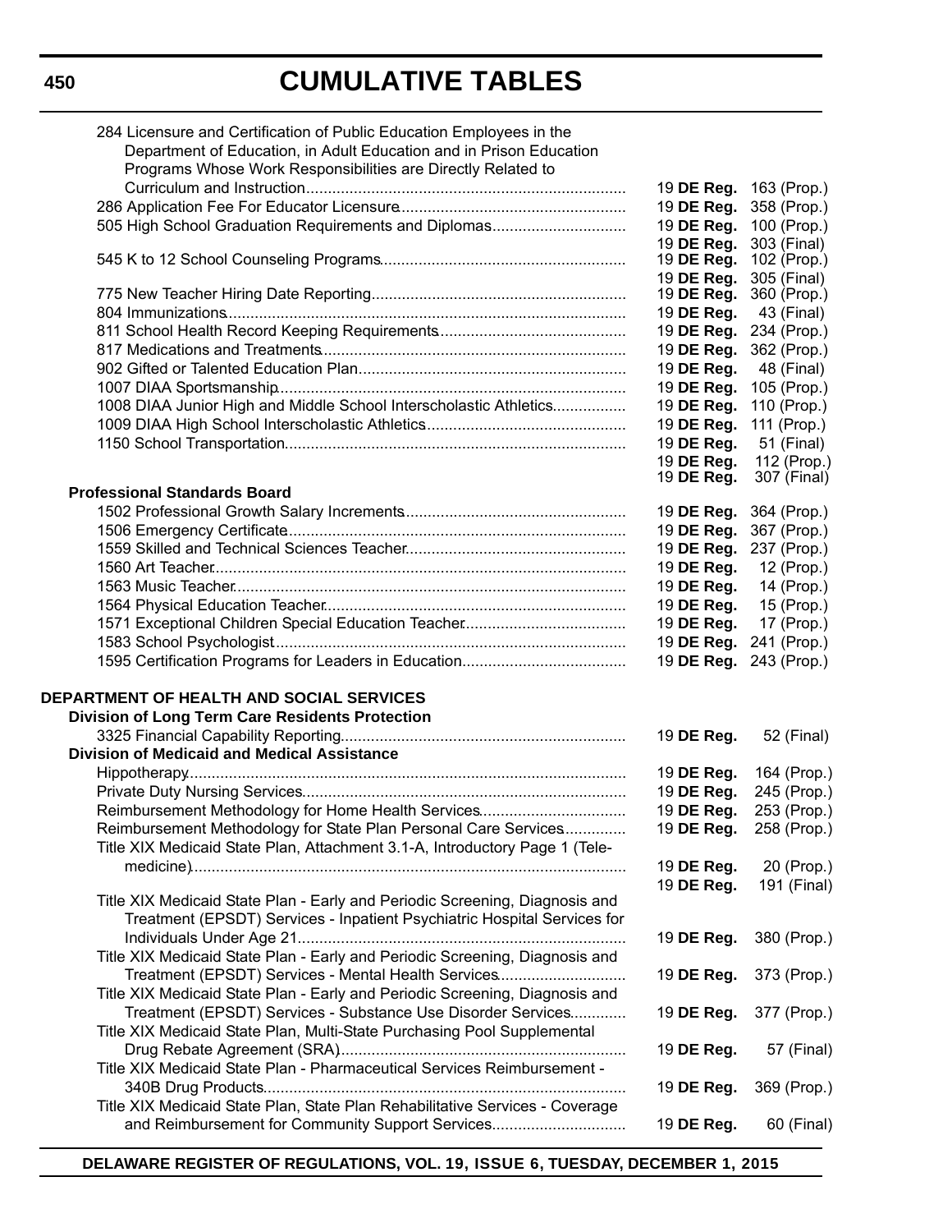# CUMULATIVE TABLES

| | | |
|---|---|---|
| 284 Licensure and Certification of Public Education Employees in the Department of Education, in Adult Education and in Prison Education Programs Whose Work Responsibilities are Directly Related to Curriculum and Instruction | 19 **DE Reg.** | 163 (Prop.) |
| 286 Application Fee For Educator Licensure | 19 **DE Reg.** | 358 (Prop.) |
| 505 High School Graduation Requirements and Diplomas | 19 **DE Reg.** | 100 (Prop.) |
| | 19 **DE Reg.** | 303 (Final) |
| 545 K to 12 School Counseling Programs | 19 **DE Reg.** | 102 (Prop.) |
| | 19 **DE Reg.** | 305 (Final) |
| 775 New Teacher Hiring Date Reporting | 19 **DE Reg.** | 360 (Prop.) |
| 804 Immunizations | 19 **DE Reg.** | 43 (Final) |
| 811 School Health Record Keeping Requirements | 19 **DE Reg.** | 234 (Prop.) |
| 817 Medications and Treatments | 19 **DE Reg.** | 362 (Prop.) |
| 902 Gifted or Talented Education Plan | 19 **DE Reg.** | 48 (Final) |
| 1007 DIAA Sportsmanship | 19 **DE Reg.** | 105 (Prop.) |
| 1008 DIAA Junior High and Middle School Interscholastic Athletics | 19 **DE Reg.** | 110 (Prop.) |
| 1009 DIAA High School Interscholastic Athletics | 19 **DE Reg.** | 111 (Prop.) |
| 1150 School Transportation | 19 **DE Reg.** | 51 (Final) |
| | 19 **DE Reg.** | 112 (Prop.) |
| | 19 **DE Reg.** | 307 (Final) |

**Professional Standards Board**

| | | |
|---|---|---|
| 1502 Professional Growth Salary Increments | 19 **DE Reg.** | 364 (Prop.) |
| 1506 Emergency Certificate | 19 **DE Reg.** | 367 (Prop.) |
| 1559 Skilled and Technical Sciences Teacher | 19 **DE Reg.** | 237 (Prop.) |
| 1560 Art Teacher | 19 **DE Reg.** | 12 (Prop.) |
| 1563 Music Teacher | 19 **DE Reg.** | 14 (Prop.) |
| 1564 Physical Education Teacher | 19 **DE Reg.** | 15 (Prop.) |
| 1571 Exceptional Children Special Education Teacher | 19 **DE Reg.** | 17 (Prop.) |
| 1583 School Psychologist | 19 **DE Reg.** | 241 (Prop.) |
| 1595 Certification Programs for Leaders in Education | 19 **DE Reg.** | 243 (Prop.) |

## DEPARTMENT OF HEALTH AND SOCIAL SERVICES

**Division of Long Term Care Residents Protection**

| | | |
|---|---|---|
| 3325 Financial Capability Reporting | 19 **DE Reg.** | 52 (Final) |

**Division of Medicaid and Medical Assistance**

| | | |
|---|---|---|
| Hippotherapy | 19 **DE Reg.** | 164 (Prop.) |
| Private Duty Nursing Services | 19 **DE Reg.** | 245 (Prop.) |
| Reimbursement Methodology for Home Health Services | 19 **DE Reg.** | 253 (Prop.) |
| Reimbursement Methodology for State Plan Personal Care Services | 19 **DE Reg.** | 258 (Prop.) |
| Title XIX Medicaid State Plan, Attachment 3.1-A, Introductory Page 1 (Telemedicine) | 19 **DE Reg.** | 20 (Prop.) |
| | 19 **DE Reg.** | 191 (Final) |
| Title XIX Medicaid State Plan - Early and Periodic Screening, Diagnosis and Treatment (EPSDT) Services - Inpatient Psychiatric Hospital Services for Individuals Under Age 21 | 19 **DE Reg.** | 380 (Prop.) |
| Title XIX Medicaid State Plan - Early and Periodic Screening, Diagnosis and Treatment (EPSDT) Services - Mental Health Services | 19 **DE Reg.** | 373 (Prop.) |
| Title XIX Medicaid State Plan - Early and Periodic Screening, Diagnosis and Treatment (EPSDT) Services - Substance Use Disorder Services | 19 **DE Reg.** | 377 (Prop.) |
| Title XIX Medicaid State Plan, Multi-State Purchasing Pool Supplemental Drug Rebate Agreement (SRA) | 19 **DE Reg.** | 57 (Final) |
| Title XIX Medicaid State Plan - Pharmaceutical Services Reimbursement - 340B Drug Products | 19 **DE Reg.** | 369 (Prop.) |
| Title XIX Medicaid State Plan, State Plan Rehabilitative Services - Coverage and Reimbursement for Community Support Services | 19 **DE Reg.** | 60 (Final) |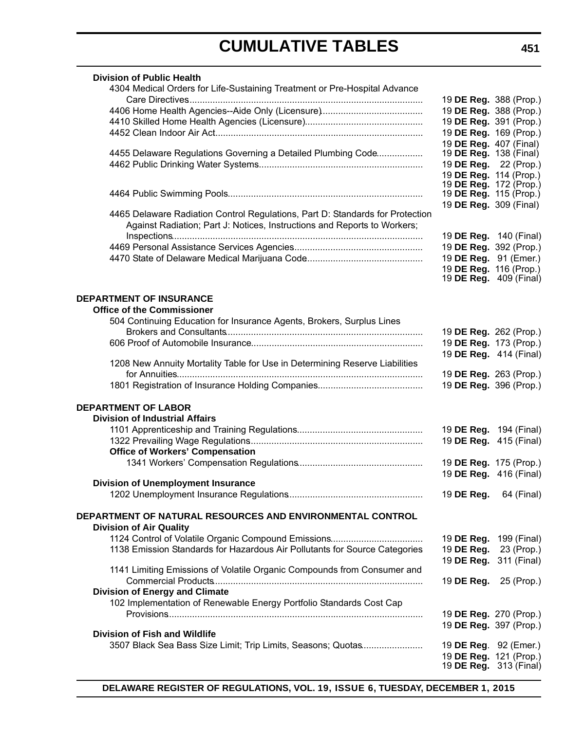**Division of Public Health**

| | |
|---|---|
| 4304 Medical Orders for Life-Sustaining Treatment or Pre-Hospital Advance Care Directives | 19 **DE Reg.** 388 (Prop.) |
| 4406 Home Health Agencies--Aide Only (Licensure) | 19 **DE Reg.** 388 (Prop.) |
| 4410 Skilled Home Health Agencies (Licensure) | 19 **DE Reg.** 391 (Prop.) |
| 4452 Clean Indoor Air Act | 19 **DE Reg.** 169 (Prop.) |
| | 19 **DE Reg.** 407 (Final) |
| 4455 Delaware Regulations Governing a Detailed Plumbing Code | 19 **DE Reg.** 138 (Final) |
| 4462 Public Drinking Water Systems | 19 **DE Reg.** 22 (Prop.) |
| | 19 **DE Reg.** 114 (Prop.) |
| | 19 **DE Reg.** 172 (Prop.) |
| 4464 Public Swimming Pools | 19 **DE Reg.** 115 (Prop.) |
| | 19 **DE Reg.** 309 (Final) |
| 4465 Delaware Radiation Control Regulations, Part D: Standards for Protection Against Radiation; Part J: Notices, Instructions and Reports to Workers; Inspections | 19 **DE Reg.** 140 (Final) |
| 4469 Personal Assistance Services Agencies | 19 **DE Reg.** 392 (Prop.) |
| 4470 State of Delaware Medical Marijuana Code | 19 **DE Reg.** 91 (Emer.) |
| | 19 **DE Reg.** 116 (Prop.) |
| | 19 **DE Reg.** 409 (Final) |

**DEPARTMENT OF INSURANCE**

**Office of the Commissioner**

| | |
|---|---|
| 504 Continuing Education for Insurance Agents, Brokers, Surplus Lines Brokers and Consultants | 19 **DE Reg.** 262 (Prop.) |
| 606 Proof of Automobile Insurance | 19 **DE Reg.** 173 (Prop.) |
| | 19 **DE Reg.** 414 (Final) |
| 1208 New Annuity Mortality Table for Use in Determining Reserve Liabilities for Annuities | 19 **DE Reg.** 263 (Prop.) |
| 1801 Registration of Insurance Holding Companies | 19 **DE Reg.** 396 (Prop.) |

**DEPARTMENT OF LABOR**

**Division of Industrial Affairs**

| | |
|---|---|
| 1101 Apprenticeship and Training Regulations | 19 **DE Reg.** 194 (Final) |
| 1322 Prevailing Wage Regulations | 19 **DE Reg.** 415 (Final) |

**Office of Workers' Compensation**

| | |
|---|---|
| 1341 Workers' Compensation Regulations | 19 **DE Reg.** 175 (Prop.) |
| | 19 **DE Reg.** 416 (Final) |

**Division of Unemployment Insurance**

| | |
|---|---|
| 1202 Unemployment Insurance Regulations | 19 **DE Reg.** 64 (Final) |

**DEPARTMENT OF NATURAL RESOURCES AND ENVIRONMENTAL CONTROL**

**Division of Air Quality**

| | |
|---|---|
| 1124 Control of Volatile Organic Compound Emissions | 19 **DE Reg.** 199 (Final) |
| 1138 Emission Standards for Hazardous Air Pollutants for Source Categories | 19 **DE Reg.** 23 (Prop.) |
| | 19 **DE Reg.** 311 (Final) |
| 1141 Limiting Emissions of Volatile Organic Compounds from Consumer and Commercial Products | 19 **DE Reg.** 25 (Prop.) |

**Division of Energy and Climate**

| | |
|---|---|
| 102 Implementation of Renewable Energy Portfolio Standards Cost Cap Provisions | 19 **DE Reg.** 270 (Prop.) |
| | 19 **DE Reg.** 397 (Prop.) |

**Division of Fish and Wildlife**

| | |
|---|---|
| 3507 Black Sea Bass Size Limit; Trip Limits, Seasons; Quotas | 19 **DE Reg**. 92 (Emer.) |
| | 19 **DE Reg.** 121 (Prop.) |
| | 19 **DE Reg.** 313 (Final) |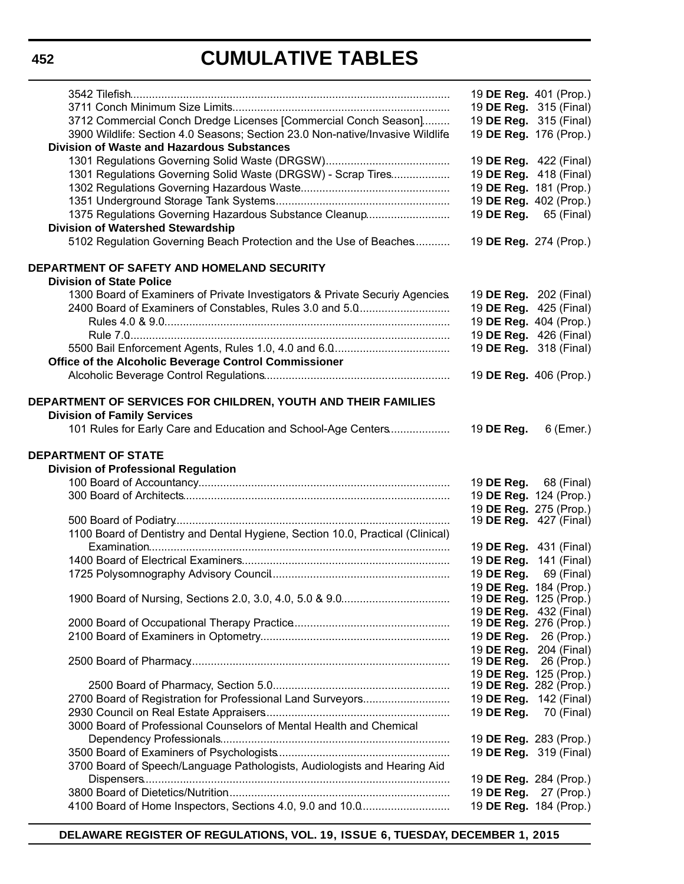# CUMULATIVE TABLES

| | |
|---|---|
| 3542 Tilefish | 19 **DE Reg.** 401 (Prop.) |
| 3711 Conch Minimum Size Limits | 19 **DE Reg.** 315 (Final) |
| 3712 Commercial Conch Dredge Licenses [Commercial Conch Season] | 19 **DE Reg.** 315 (Final) |
| 3900 Wildlife: Section 4.0 Seasons; Section 23.0 Non-native/Invasive Wildlife | 19 **DE Reg.** 176 (Prop.) |
| **Division of Waste and Hazardous Substances** | |
| 1301 Regulations Governing Solid Waste (DRGSW) | 19 **DE Reg.** 422 (Final) |
| 1301 Regulations Governing Solid Waste (DRGSW) - Scrap Tires | 19 **DE Reg.** 418 (Final) |
| 1302 Regulations Governing Hazardous Waste | 19 **DE Reg.** 181 (Prop.) |
| 1351 Underground Storage Tank Systems | 19 **DE Reg.** 402 (Prop.) |
| 1375 Regulations Governing Hazardous Substance Cleanup | 19 **DE Reg.** 65 (Final) |
| **Division of Watershed Stewardship** | |
| 5102 Regulation Governing Beach Protection and the Use of Beaches | 19 **DE Reg.** 274 (Prop.) |

**DEPARTMENT OF SAFETY AND HOMELAND SECURITY**

| | |
|---|---|
| **Division of State Police** | |
| 1300 Board of Examiners of Private Investigators & Private Securiy Agencies | 19 **DE Reg.** 202 (Final) |
| 2400 Board of Examiners of Constables, Rules 3.0 and 5.0 | 19 **DE Reg.** 425 (Final) |
| Rules 4.0 & 9.0 | 19 **DE Reg.** 404 (Prop.) |
| Rule 7.0 | 19 **DE Reg.** 426 (Final) |
| 5500 Bail Enforcement Agents, Rules 1.0, 4.0 and 6.0 | 19 **DE Reg.** 318 (Final) |
| **Office of the Alcoholic Beverage Control Commissioner** | |
| Alcoholic Beverage Control Regulations | 19 **DE Reg.** 406 (Prop.) |

**DEPARTMENT OF SERVICES FOR CHILDREN, YOUTH AND THEIR FAMILIES**

| | |
|---|---|
| **Division of Family Services** | |
| 101 Rules for Early Care and Education and School-Age Centers | 19 **DE Reg.** 6 (Emer.) |

**DEPARTMENT OF STATE**

| | |
|---|---|
| **Division of Professional Regulation** | |
| 100 Board of Accountancy | 19 **DE Reg.** 68 (Final) |
| 300 Board of Architects | 19 **DE Reg.** 124 (Prop.) |
| | 19 **DE Reg.** 275 (Prop.) |
| 500 Board of Podiatry | 19 **DE Reg.** 427 (Final) |
| 1100 Board of Dentistry and Dental Hygiene, Section 10.0, Practical (Clinical) Examination | 19 **DE Reg.** 431 (Final) |
| 1400 Board of Electrical Examiners | 19 **DE Reg.** 141 (Final) |
| 1725 Polysomnography Advisory Council | 19 **DE Reg.** 69 (Final) |
| | 19 **DE Reg.** 184 (Prop.) |
| 1900 Board of Nursing, Sections 2.0, 3.0, 4.0, 5.0 & 9.0 | 19 **DE Reg.** 125 (Prop.) |
| | 19 **DE Reg.** 432 (Final) |
| 2000 Board of Occupational Therapy Practice | 19 **DE Reg.** 276 (Prop.) |
| 2100 Board of Examiners in Optometry | 19 **DE Reg.** 26 (Prop.) |
| | 19 **DE Reg.** 204 (Final) |
| 2500 Board of Pharmacy | 19 **DE Reg.** 26 (Prop.) |
| | 19 **DE Reg.** 125 (Prop.) |
| 2500 Board of Pharmacy, Section 5.0 | 19 **DE Reg.** 282 (Prop.) |
| 2700 Board of Registration for Professional Land Surveyors | 19 **DE Reg.** 142 (Final) |
| 2930 Council on Real Estate Appraisers | 19 **DE Reg.** 70 (Final) |
| 3000 Board of Professional Counselors of Mental Health and Chemical Dependency Professionals | 19 **DE Reg.** 283 (Prop.) |
| 3500 Board of Examiners of Psychologists | 19 **DE Reg.** 319 (Final) |
| 3700 Board of Speech/Language Pathologists, Audiologists and Hearing Aid Dispensers | 19 **DE Reg.** 284 (Prop.) |
| 3800 Board of Dietetics/Nutrition | 19 **DE Reg.** 27 (Prop.) |
| 4100 Board of Home Inspectors, Sections 4.0, 9.0 and 10.0 | 19 **DE Reg.** 184 (Prop.) |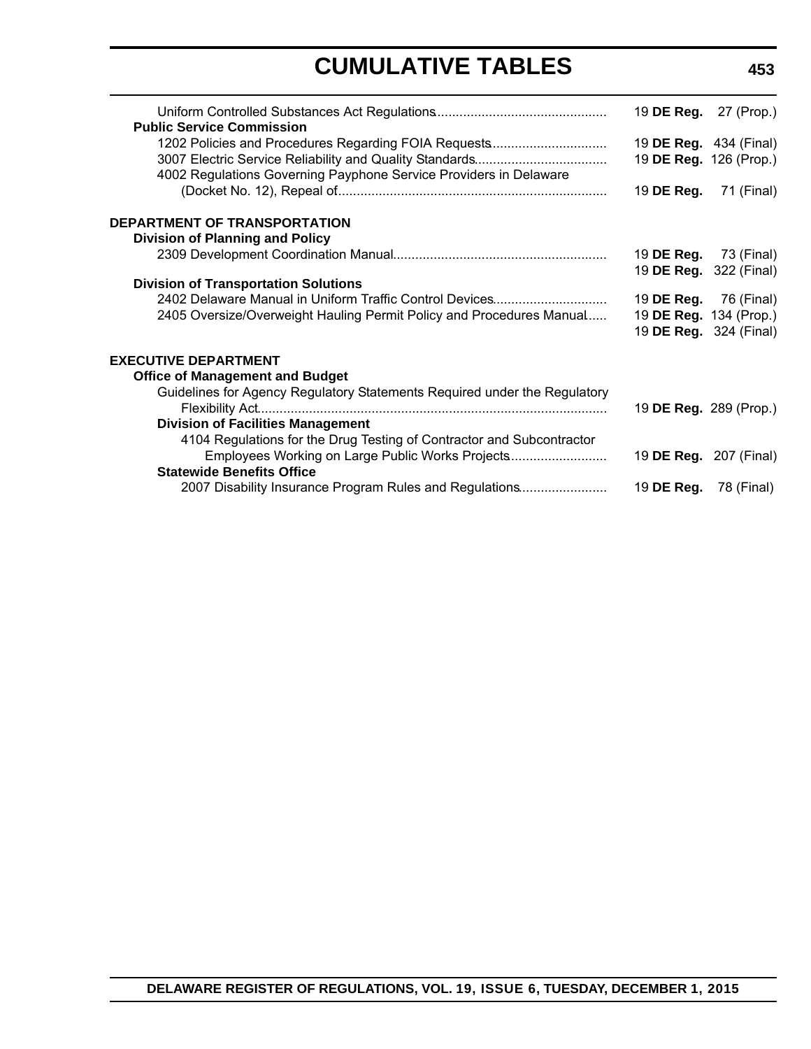Uniform Controlled Substances Act Regulations ............ 19 **DE Reg.** 27 (Prop.)

**Public Service Commission**

1202 Policies and Procedures Regarding FOIA Requests ............ 19 **DE Reg.** 434 (Final)

3007 Electric Service Reliability and Quality Standards ............ 19 **DE Reg.** 126 (Prop.)

4002 Regulations Governing Payphone Service Providers in Delaware (Docket No. 12), Repeal of ............ 19 **DE Reg.** 71 (Final)

**DEPARTMENT OF TRANSPORTATION**

**Division of Planning and Policy**

2309 Development Coordination Manual ............ 19 **DE Reg.** 73 (Final)
19 **DE Reg.** 322 (Final)

**Division of Transportation Solutions**

2402 Delaware Manual in Uniform Traffic Control Devices ............ 19 **DE Reg.** 76 (Final)

2405 Oversize/Overweight Hauling Permit Policy and Procedures Manual ............ 19 **DE Reg.** 134 (Prop.)
19 **DE Reg.** 324 (Final)

**EXECUTIVE DEPARTMENT**

**Office of Management and Budget**

Guidelines for Agency Regulatory Statements Required under the Regulatory Flexibility Act ............ 19 **DE Reg.** 289 (Prop.)

**Division of Facilities Management**

4104 Regulations for the Drug Testing of Contractor and Subcontractor Employees Working on Large Public Works Projects ............ 19 **DE Reg.** 207 (Final)

**Statewide Benefits Office**

2007 Disability Insurance Program Rules and Regulations ............ 19 **DE Reg.** 78 (Final)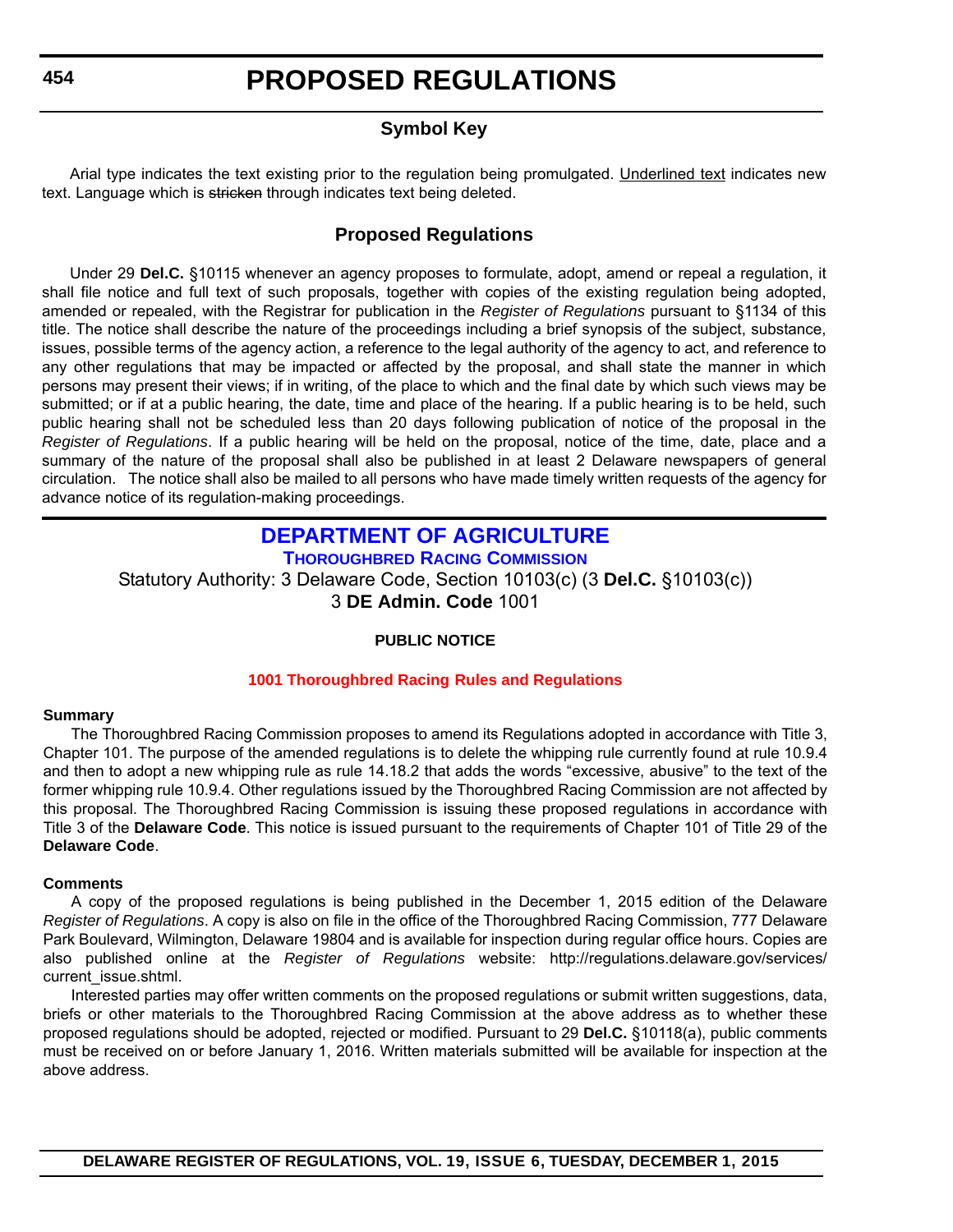# PROPOSED REGULATIONS

## Symbol Key

Arial type indicates the text existing prior to the regulation being promulgated. Underlined text indicates new text. Language which is ~~stricken~~ through indicates text being deleted.

## Proposed Regulations

Under 29 **Del.C.** §10115 whenever an agency proposes to formulate, adopt, amend or repeal a regulation, it shall file notice and full text of such proposals, together with copies of the existing regulation being adopted, amended or repealed, with the Registrar for publication in the *Register of Regulations* pursuant to §1134 of this title. The notice shall describe the nature of the proceedings including a brief synopsis of the subject, substance, issues, possible terms of the agency action, a reference to the legal authority of the agency to act, and reference to any other regulations that may be impacted or affected by the proposal, and shall state the manner in which persons may present their views; if in writing, of the place to which and the final date by which such views may be submitted; or if at a public hearing, the date, time and place of the hearing. If a public hearing is to be held, such public hearing shall not be scheduled less than 20 days following publication of notice of the proposal in the *Register of Regulations*. If a public hearing will be held on the proposal, notice of the time, date, place and a summary of the nature of the proposal shall also be published in at least 2 Delaware newspapers of general circulation. The notice shall also be mailed to all persons who have made timely written requests of the agency for advance notice of its regulation-making proceedings.

## DEPARTMENT OF AGRICULTURE

### Thoroughbred Racing Commission

Statutory Authority: 3 Delaware Code, Section 10103(c) (3 **Del.C.** §10103(c))
3 **DE Admin. Code** 1001

**PUBLIC NOTICE**

**1001 Thoroughbred Racing Rules and Regulations**

**Summary**

The Thoroughbred Racing Commission proposes to amend its Regulations adopted in accordance with Title 3, Chapter 101. The purpose of the amended regulations is to delete the whipping rule currently found at rule 10.9.4 and then to adopt a new whipping rule as rule 14.18.2 that adds the words "excessive, abusive" to the text of the former whipping rule 10.9.4. Other regulations issued by the Thoroughbred Racing Commission are not affected by this proposal. The Thoroughbred Racing Commission is issuing these proposed regulations in accordance with Title 3 of the **Delaware Code**. This notice is issued pursuant to the requirements of Chapter 101 of Title 29 of the **Delaware Code**.

**Comments**

A copy of the proposed regulations is being published in the December 1, 2015 edition of the Delaware *Register of Regulations*. A copy is also on file in the office of the Thoroughbred Racing Commission, 777 Delaware Park Boulevard, Wilmington, Delaware 19804 and is available for inspection during regular office hours. Copies are also published online at the *Register of Regulations* website: http://regulations.delaware.gov/services/current_issue.shtml.

Interested parties may offer written comments on the proposed regulations or submit written suggestions, data, briefs or other materials to the Thoroughbred Racing Commission at the above address as to whether these proposed regulations should be adopted, rejected or modified. Pursuant to 29 **Del.C.** §10118(a), public comments must be received on or before January 1, 2016. Written materials submitted will be available for inspection at the above address.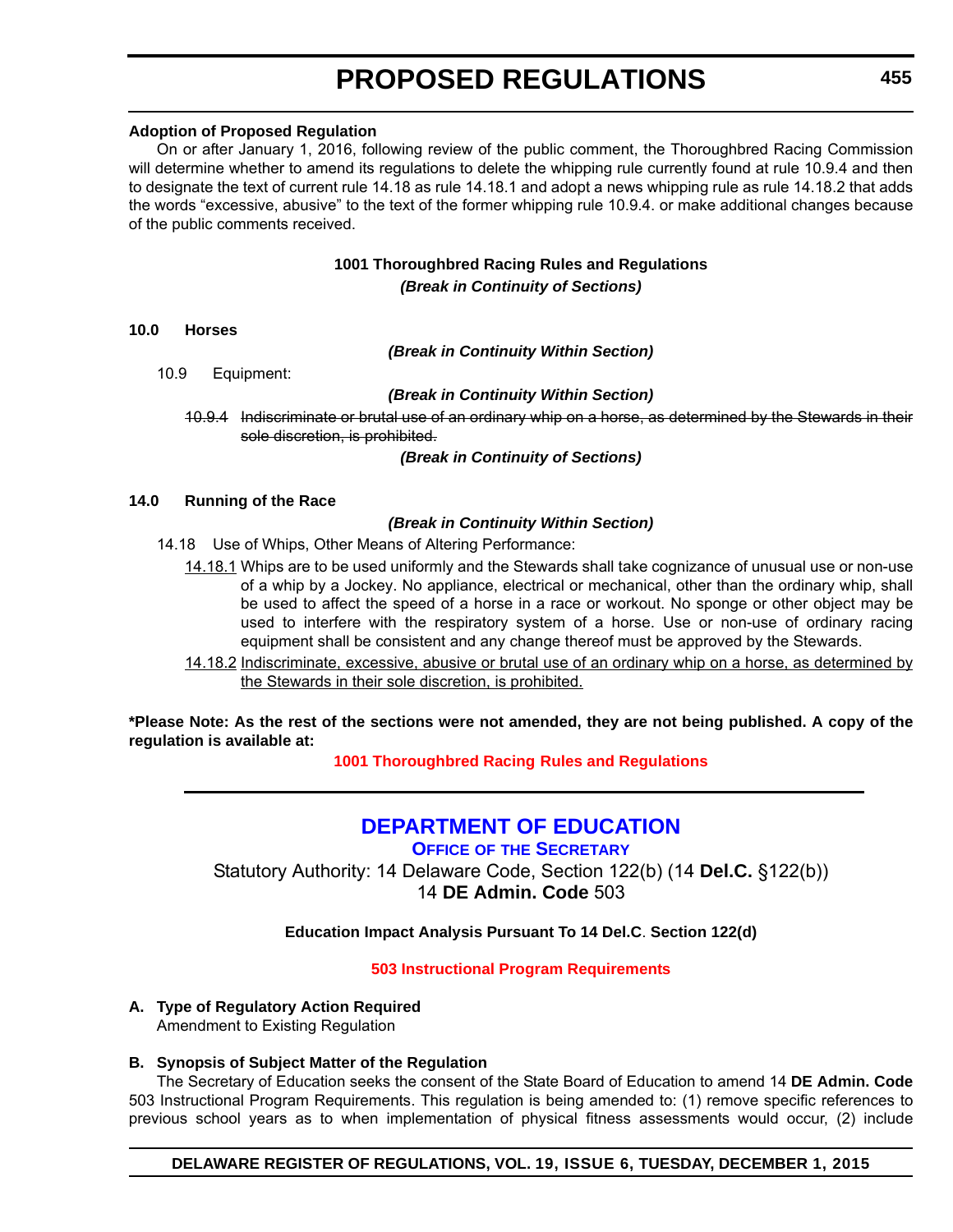**Adoption of Proposed Regulation**

On or after January 1, 2016, following review of the public comment, the Thoroughbred Racing Commission will determine whether to amend its regulations to delete the whipping rule currently found at rule 10.9.4 and then to designate the text of current rule 14.18 as rule 14.18.1 and adopt a news whipping rule as rule 14.18.2 that adds the words "excessive, abusive" to the text of the former whipping rule 10.9.4. or make additional changes because of the public comments received.

**1001 Thoroughbred Racing Rules and Regulations**

***(Break in Continuity of Sections)***

**10.0 Horses**

***(Break in Continuity Within Section)***

10.9 Equipment:

***(Break in Continuity Within Section)***

~~10.9.4 Indiscriminate or brutal use of an ordinary whip on a horse, as determined by the Stewards in their sole discretion, is prohibited.~~

***(Break in Continuity of Sections)***

**14.0 Running of the Race**

***(Break in Continuity Within Section)***

14.18 Use of Whips, Other Means of Altering Performance:

<u>14.18.1</u> Whips are to be used uniformly and the Stewards shall take cognizance of unusual use or non-use of a whip by a Jockey. No appliance, electrical or mechanical, other than the ordinary whip, shall be used to affect the speed of a horse in a race or workout. No sponge or other object may be used to interfere with the respiratory system of a horse. Use or non-use of ordinary racing equipment shall be consistent and any change thereof must be approved by the Stewards.

<u>14.18.2 Indiscriminate, excessive, abusive or brutal use of an ordinary whip on a horse, as determined by the Stewards in their sole discretion, is prohibited.</u>

**\*Please Note: As the rest of the sections were not amended, they are not being published. A copy of the regulation is available at:**

**1001 Thoroughbred Racing Rules and Regulations**

---

## DEPARTMENT OF EDUCATION

**OFFICE OF THE SECRETARY**

Statutory Authority: 14 Delaware Code, Section 122(b) (14 **Del.C.** §122(b))
14 **DE Admin. Code** 503

**Education Impact Analysis Pursuant To 14 Del.C. Section 122(d)**

**503 Instructional Program Requirements**

**A. Type of Regulatory Action Required**

Amendment to Existing Regulation

**B. Synopsis of Subject Matter of the Regulation**

The Secretary of Education seeks the consent of the State Board of Education to amend 14 **DE Admin. Code** 503 Instructional Program Requirements. This regulation is being amended to: (1) remove specific references to previous school years as to when implementation of physical fitness assessments would occur, (2) include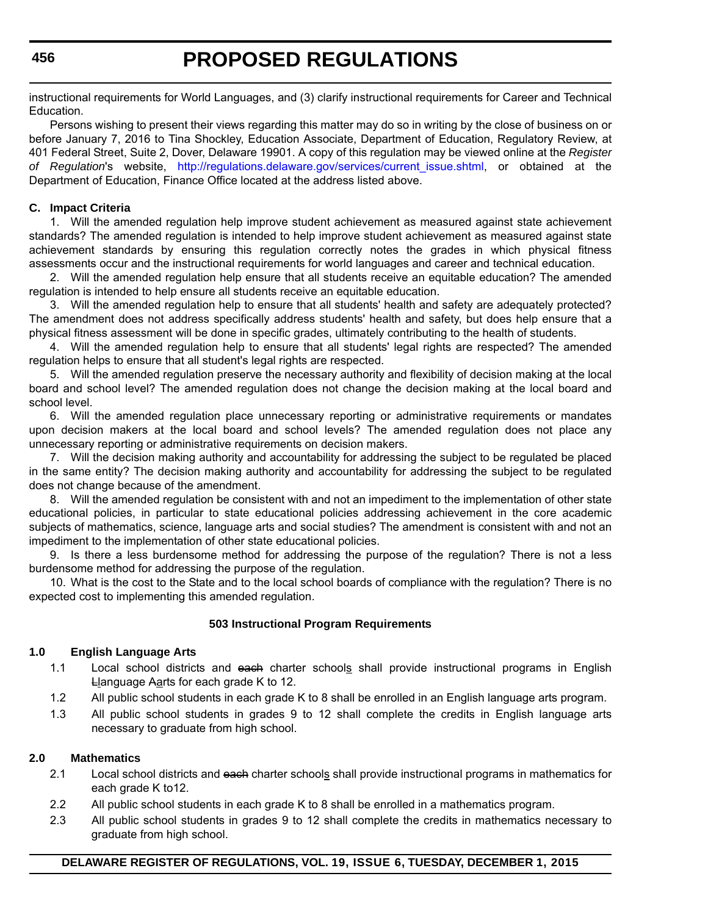instructional requirements for World Languages, and (3) clarify instructional requirements for Career and Technical Education.

Persons wishing to present their views regarding this matter may do so in writing by the close of business on or before January 7, 2016 to Tina Shockley, Education Associate, Department of Education, Regulatory Review, at 401 Federal Street, Suite 2, Dover, Delaware 19901. A copy of this regulation may be viewed online at the *Register of Regulation*'s website, http://regulations.delaware.gov/services/current_issue.shtml, or obtained at the Department of Education, Finance Office located at the address listed above.

**C. Impact Criteria**

1. Will the amended regulation help improve student achievement as measured against state achievement standards? The amended regulation is intended to help improve student achievement as measured against state achievement standards by ensuring this regulation correctly notes the grades in which physical fitness assessments occur and the instructional requirements for world languages and career and technical education.

2. Will the amended regulation help ensure that all students receive an equitable education? The amended regulation is intended to help ensure all students receive an equitable education.

3. Will the amended regulation help to ensure that all students' health and safety are adequately protected? The amendment does not address specifically address students' health and safety, but does help ensure that a physical fitness assessment will be done in specific grades, ultimately contributing to the health of students.

4. Will the amended regulation help to ensure that all students' legal rights are respected? The amended regulation helps to ensure that all student's legal rights are respected.

5. Will the amended regulation preserve the necessary authority and flexibility of decision making at the local board and school level? The amended regulation does not change the decision making at the local board and school level.

6. Will the amended regulation place unnecessary reporting or administrative requirements or mandates upon decision makers at the local board and school levels? The amended regulation does not place any unnecessary reporting or administrative requirements on decision makers.

7. Will the decision making authority and accountability for addressing the subject to be regulated be placed in the same entity? The decision making authority and accountability for addressing the subject to be regulated does not change because of the amendment.

8. Will the amended regulation be consistent with and not an impediment to the implementation of other state educational policies, in particular to state educational policies addressing achievement in the core academic subjects of mathematics, science, language arts and social studies? The amendment is consistent with and not an impediment to the implementation of other state educational policies.

9. Is there a less burdensome method for addressing the purpose of the regulation? There is not a less burdensome method for addressing the purpose of the regulation.

10. What is the cost to the State and to the local school boards of compliance with the regulation? There is no expected cost to implementing this amended regulation.

**503 Instructional Program Requirements**

**1.0 English Language Arts**

1.1 Local school districts and ~~each~~ charter school<u>s</u> shall provide instructional programs in English ~~L~~<u>l</u>anguage ~~A~~<u>a</u>rts for each grade K to 12.

1.2 All public school students in each grade K to 8 shall be enrolled in an English language arts program.

1.3 All public school students in grades 9 to 12 shall complete the credits in English language arts necessary to graduate from high school.

**2.0 Mathematics**

2.1 Local school districts and ~~each~~ charter school<u>s</u> shall provide instructional programs in mathematics for each grade K to12.

2.2 All public school students in each grade K to 8 shall be enrolled in a mathematics program.

2.3 All public school students in grades 9 to 12 shall complete the credits in mathematics necessary to graduate from high school.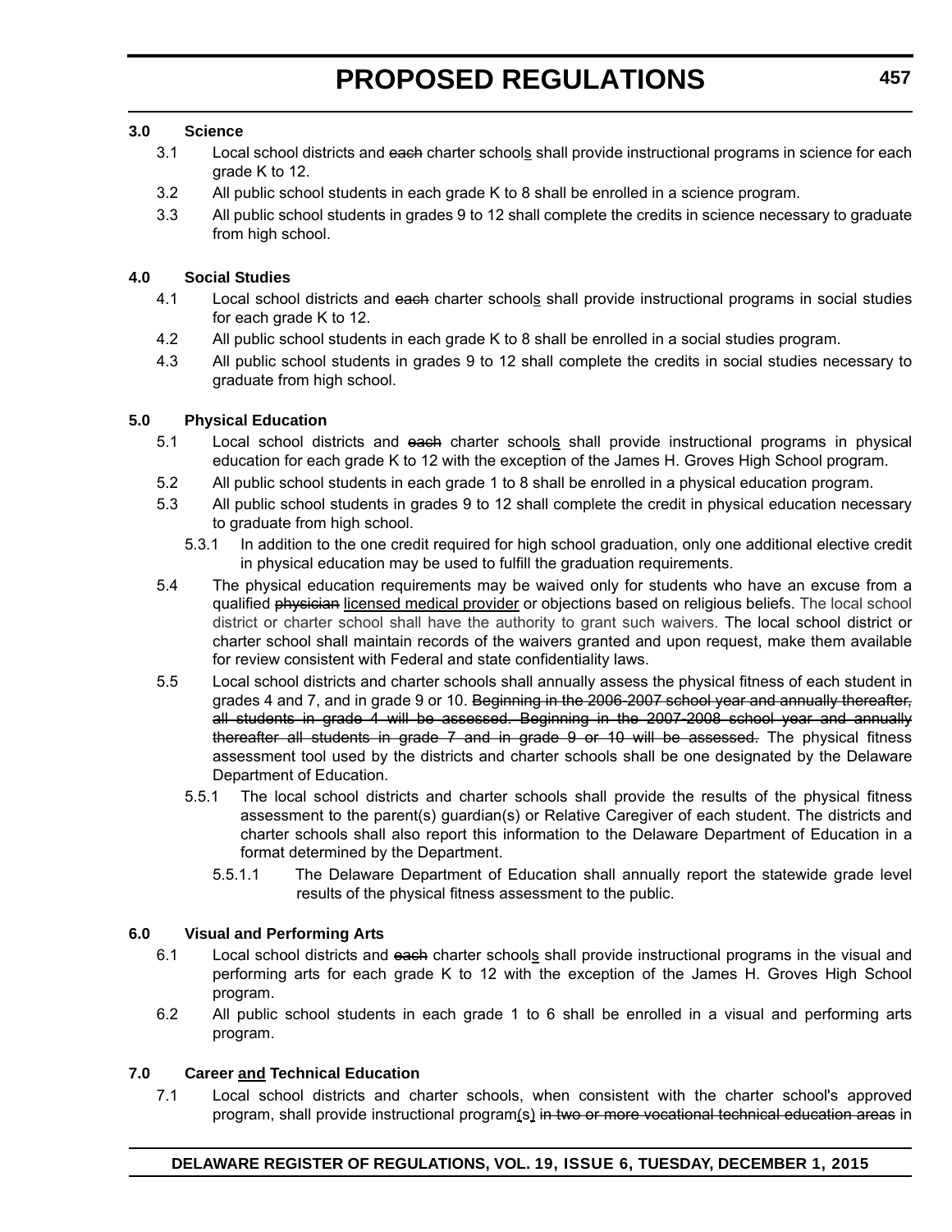**3.0 Science**

3.1 Local school districts and ~~each~~ charter schools shall provide instructional programs in science for each grade K to 12.

3.2 All public school students in each grade K to 8 shall be enrolled in a science program.

3.3 All public school students in grades 9 to 12 shall complete the credits in science necessary to graduate from high school.

**4.0 Social Studies**

4.1 Local school districts and ~~each~~ charter schools shall provide instructional programs in social studies for each grade K to 12.

4.2 All public school students in each grade K to 8 shall be enrolled in a social studies program.

4.3 All public school students in grades 9 to 12 shall complete the credits in social studies necessary to graduate from high school.

**5.0 Physical Education**

5.1 Local school districts and ~~each~~ charter schools shall provide instructional programs in physical education for each grade K to 12 with the exception of the James H. Groves High School program.

5.2 All public school students in each grade 1 to 8 shall be enrolled in a physical education program.

5.3 All public school students in grades 9 to 12 shall complete the credit in physical education necessary to graduate from high school.

5.3.1 In addition to the one credit required for high school graduation, only one additional elective credit in physical education may be used to fulfill the graduation requirements.

5.4 The physical education requirements may be waived only for students who have an excuse from a qualified ~~physician~~ <u>licensed medical provider</u> or objections based on religious beliefs. The local school district or charter school shall have the authority to grant such waivers. The local school district or charter school shall maintain records of the waivers granted and upon request, make them available for review consistent with Federal and state confidentiality laws.

5.5 Local school districts and charter schools shall annually assess the physical fitness of each student in grades 4 and 7, and in grade 9 or 10. ~~Beginning in the 2006-2007 school year and annually thereafter, all students in grade 4 will be assessed. Beginning in the 2007-2008 school year and annually thereafter all students in grade 7 and in grade 9 or 10 will be assessed.~~ The physical fitness assessment tool used by the districts and charter schools shall be one designated by the Delaware Department of Education.

5.5.1 The local school districts and charter schools shall provide the results of the physical fitness assessment to the parent(s) guardian(s) or Relative Caregiver of each student. The districts and charter schools shall also report this information to the Delaware Department of Education in a format determined by the Department.

5.5.1.1 The Delaware Department of Education shall annually report the statewide grade level results of the physical fitness assessment to the public.

**6.0 Visual and Performing Arts**

6.1 Local school districts and ~~each~~ charter schools shall provide instructional programs in the visual and performing arts for each grade K to 12 with the exception of the James H. Groves High School program.

6.2 All public school students in each grade 1 to 6 shall be enrolled in a visual and performing arts program.

**7.0 Career <u>and</u> Technical Education**

7.1 Local school districts and charter schools, when consistent with the charter school's approved program, shall provide instructional program<u>(s)</u> ~~in two or more vocational technical education areas~~ in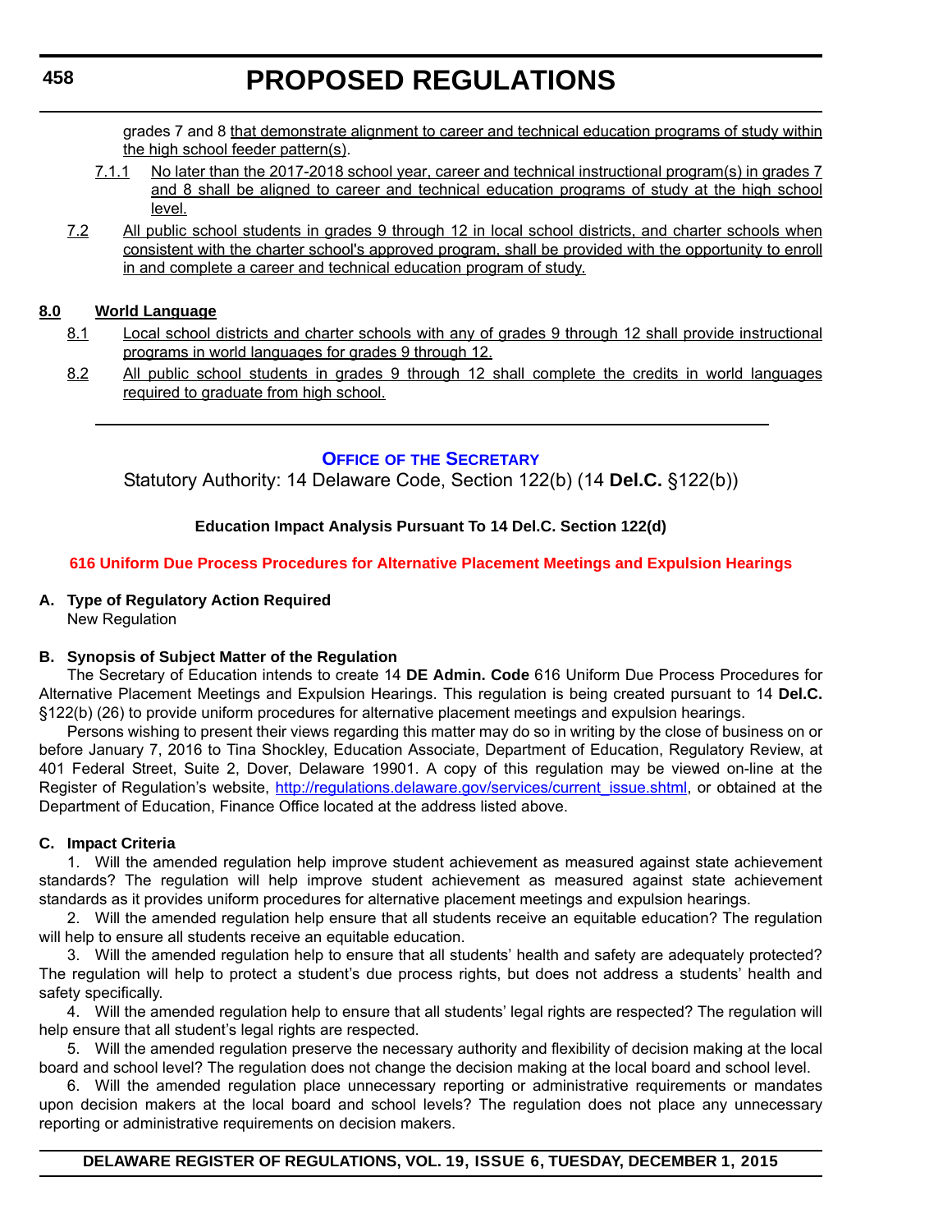grades 7 and 8 that demonstrate alignment to career and technical education programs of study within the high school feeder pattern(s).

7.1.1 No later than the 2017-2018 school year, career and technical instructional program(s) in grades 7 and 8 shall be aligned to career and technical education programs of study at the high school level.

7.2 All public school students in grades 9 through 12 in local school districts, and charter schools when consistent with the charter school's approved program, shall be provided with the opportunity to enroll in and complete a career and technical education program of study.

**8.0 World Language**

8.1 Local school districts and charter schools with any of grades 9 through 12 shall provide instructional programs in world languages for grades 9 through 12.

8.2 All public school students in grades 9 through 12 shall complete the credits in world languages required to graduate from high school.

---

## OFFICE OF THE SECRETARY

Statutory Authority: 14 Delaware Code, Section 122(b) (14 **Del.C.** §122(b))

**Education Impact Analysis Pursuant To 14 Del.C. Section 122(d)**

### 616 Uniform Due Process Procedures for Alternative Placement Meetings and Expulsion Hearings

**A. Type of Regulatory Action Required**

New Regulation

**B. Synopsis of Subject Matter of the Regulation**

The Secretary of Education intends to create 14 **DE Admin. Code** 616 Uniform Due Process Procedures for Alternative Placement Meetings and Expulsion Hearings. This regulation is being created pursuant to 14 **Del.C.** §122(b) (26) to provide uniform procedures for alternative placement meetings and expulsion hearings.

Persons wishing to present their views regarding this matter may do so in writing by the close of business on or before January 7, 2016 to Tina Shockley, Education Associate, Department of Education, Regulatory Review, at 401 Federal Street, Suite 2, Dover, Delaware 19901. A copy of this regulation may be viewed on-line at the Register of Regulation's website, http://regulations.delaware.gov/services/current_issue.shtml, or obtained at the Department of Education, Finance Office located at the address listed above.

**C. Impact Criteria**

1. Will the amended regulation help improve student achievement as measured against state achievement standards? The regulation will help improve student achievement as measured against state achievement standards as it provides uniform procedures for alternative placement meetings and expulsion hearings.

2. Will the amended regulation help ensure that all students receive an equitable education? The regulation will help to ensure all students receive an equitable education.

3. Will the amended regulation help to ensure that all students' health and safety are adequately protected? The regulation will help to protect a student's due process rights, but does not address a students' health and safety specifically.

4. Will the amended regulation help to ensure that all students' legal rights are respected? The regulation will help ensure that all student's legal rights are respected.

5. Will the amended regulation preserve the necessary authority and flexibility of decision making at the local board and school level? The regulation does not change the decision making at the local board and school level.

6. Will the amended regulation place unnecessary reporting or administrative requirements or mandates upon decision makers at the local board and school levels? The regulation does not place any unnecessary reporting or administrative requirements on decision makers.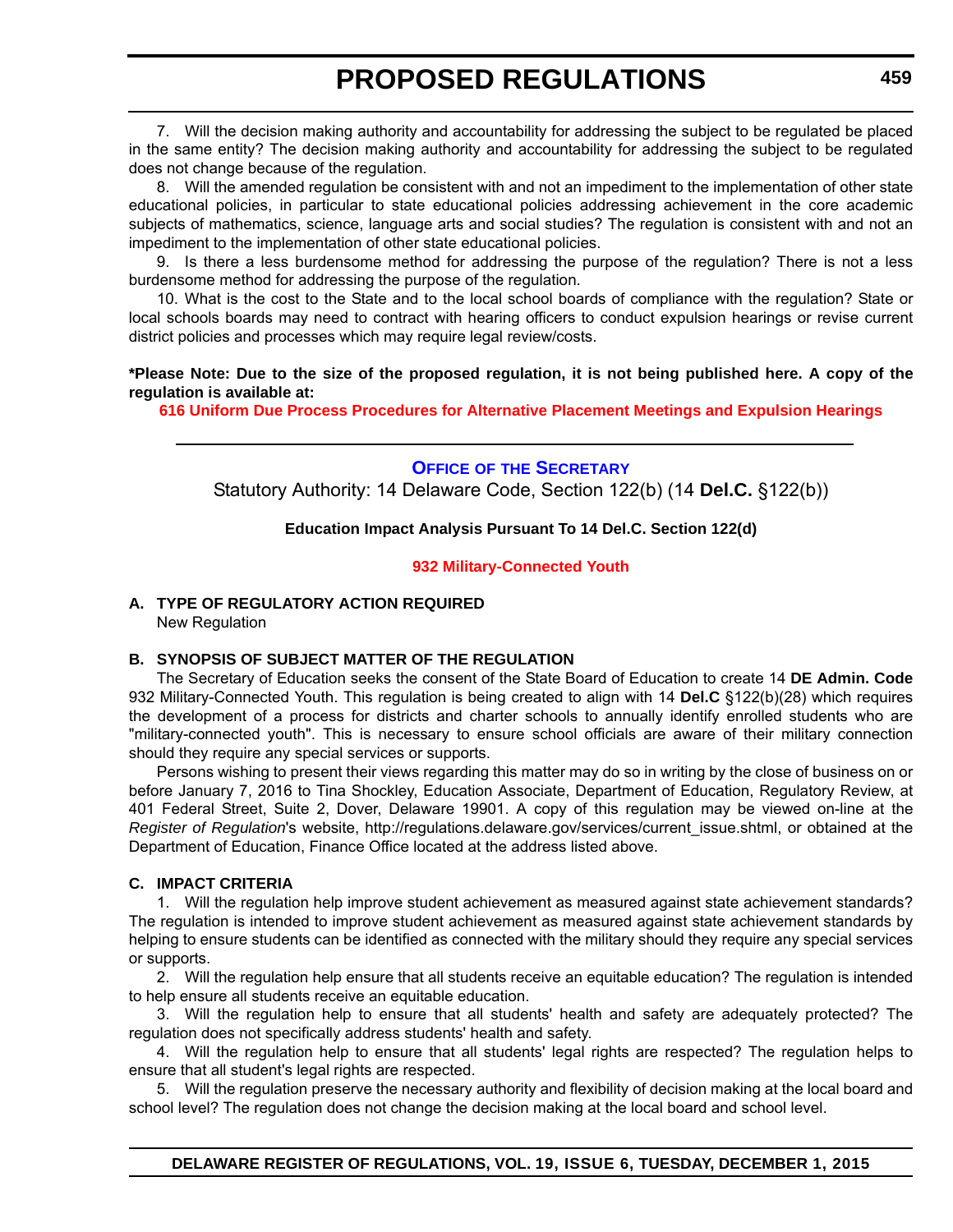7. Will the decision making authority and accountability for addressing the subject to be regulated be placed in the same entity? The decision making authority and accountability for addressing the subject to be regulated does not change because of the regulation.

8. Will the amended regulation be consistent with and not an impediment to the implementation of other state educational policies, in particular to state educational policies addressing achievement in the core academic subjects of mathematics, science, language arts and social studies? The regulation is consistent with and not an impediment to the implementation of other state educational policies.

9. Is there a less burdensome method for addressing the purpose of the regulation? There is not a less burdensome method for addressing the purpose of the regulation.

10. What is the cost to the State and to the local school boards of compliance with the regulation? State or local schools boards may need to contract with hearing officers to conduct expulsion hearings or revise current district policies and processes which may require legal review/costs.

**\*Please Note: Due to the size of the proposed regulation, it is not being published here. A copy of the regulation is available at:**

**616 Uniform Due Process Procedures for Alternative Placement Meetings and Expulsion Hearings**

---

## OFFICE OF THE SECRETARY

Statutory Authority: 14 Delaware Code, Section 122(b) (14 **Del.C.** §122(b))

**Education Impact Analysis Pursuant To 14 Del.C. Section 122(d)**

**932 Military-Connected Youth**

### A. TYPE OF REGULATORY ACTION REQUIRED

New Regulation

### B. SYNOPSIS OF SUBJECT MATTER OF THE REGULATION

The Secretary of Education seeks the consent of the State Board of Education to create 14 **DE Admin. Code** 932 Military-Connected Youth. This regulation is being created to align with 14 **Del.C** §122(b)(28) which requires the development of a process for districts and charter schools to annually identify enrolled students who are "military-connected youth". This is necessary to ensure school officials are aware of their military connection should they require any special services or supports.

Persons wishing to present their views regarding this matter may do so in writing by the close of business on or before January 7, 2016 to Tina Shockley, Education Associate, Department of Education, Regulatory Review, at 401 Federal Street, Suite 2, Dover, Delaware 19901. A copy of this regulation may be viewed on-line at the *Register of Regulation*'s website, http://regulations.delaware.gov/services/current_issue.shtml, or obtained at the Department of Education, Finance Office located at the address listed above.

### C. IMPACT CRITERIA

1. Will the regulation help improve student achievement as measured against state achievement standards? The regulation is intended to improve student achievement as measured against state achievement standards by helping to ensure students can be identified as connected with the military should they require any special services or supports.

2. Will the regulation help ensure that all students receive an equitable education? The regulation is intended to help ensure all students receive an equitable education.

3. Will the regulation help to ensure that all students' health and safety are adequately protected? The regulation does not specifically address students' health and safety.

4. Will the regulation help to ensure that all students' legal rights are respected? The regulation helps to ensure that all student's legal rights are respected.

5. Will the regulation preserve the necessary authority and flexibility of decision making at the local board and school level? The regulation does not change the decision making at the local board and school level.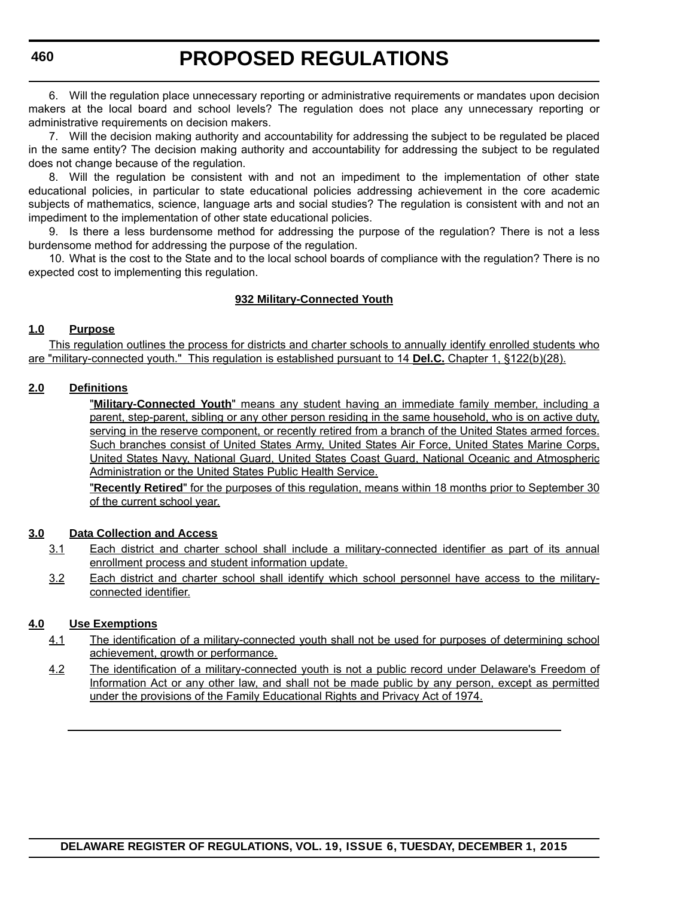6. Will the regulation place unnecessary reporting or administrative requirements or mandates upon decision makers at the local board and school levels? The regulation does not place any unnecessary reporting or administrative requirements on decision makers.

7. Will the decision making authority and accountability for addressing the subject to be regulated be placed in the same entity? The decision making authority and accountability for addressing the subject to be regulated does not change because of the regulation.

8. Will the regulation be consistent with and not an impediment to the implementation of other state educational policies, in particular to state educational policies addressing achievement in the core academic subjects of mathematics, science, language arts and social studies? The regulation is consistent with and not an impediment to the implementation of other state educational policies.

9. Is there a less burdensome method for addressing the purpose of the regulation? There is not a less burdensome method for addressing the purpose of the regulation.

10. What is the cost to the State and to the local school boards of compliance with the regulation? There is no expected cost to implementing this regulation.

**932 Military-Connected Youth**

**1.0 Purpose**

This regulation outlines the process for districts and charter schools to annually identify enrolled students who are "military-connected youth." This regulation is established pursuant to 14 **Del.C.** Chapter 1, §122(b)(28).

**2.0 Definitions**

"**Military-Connected Youth**" means any student having an immediate family member, including a parent, step-parent, sibling or any other person residing in the same household, who is on active duty, serving in the reserve component, or recently retired from a branch of the United States armed forces. Such branches consist of United States Army, United States Air Force, United States Marine Corps, United States Navy, National Guard, United States Coast Guard, National Oceanic and Atmospheric Administration or the United States Public Health Service.

"**Recently Retired**" for the purposes of this regulation, means within 18 months prior to September 30 of the current school year.

**3.0 Data Collection and Access**

3.1 Each district and charter school shall include a military-connected identifier as part of its annual enrollment process and student information update.

3.2 Each district and charter school shall identify which school personnel have access to the military-connected identifier.

**4.0 Use Exemptions**

4.1 The identification of a military-connected youth shall not be used for purposes of determining school achievement, growth or performance.

4.2 The identification of a military-connected youth is not a public record under Delaware's Freedom of Information Act or any other law, and shall not be made public by any person, except as permitted under the provisions of the Family Educational Rights and Privacy Act of 1974.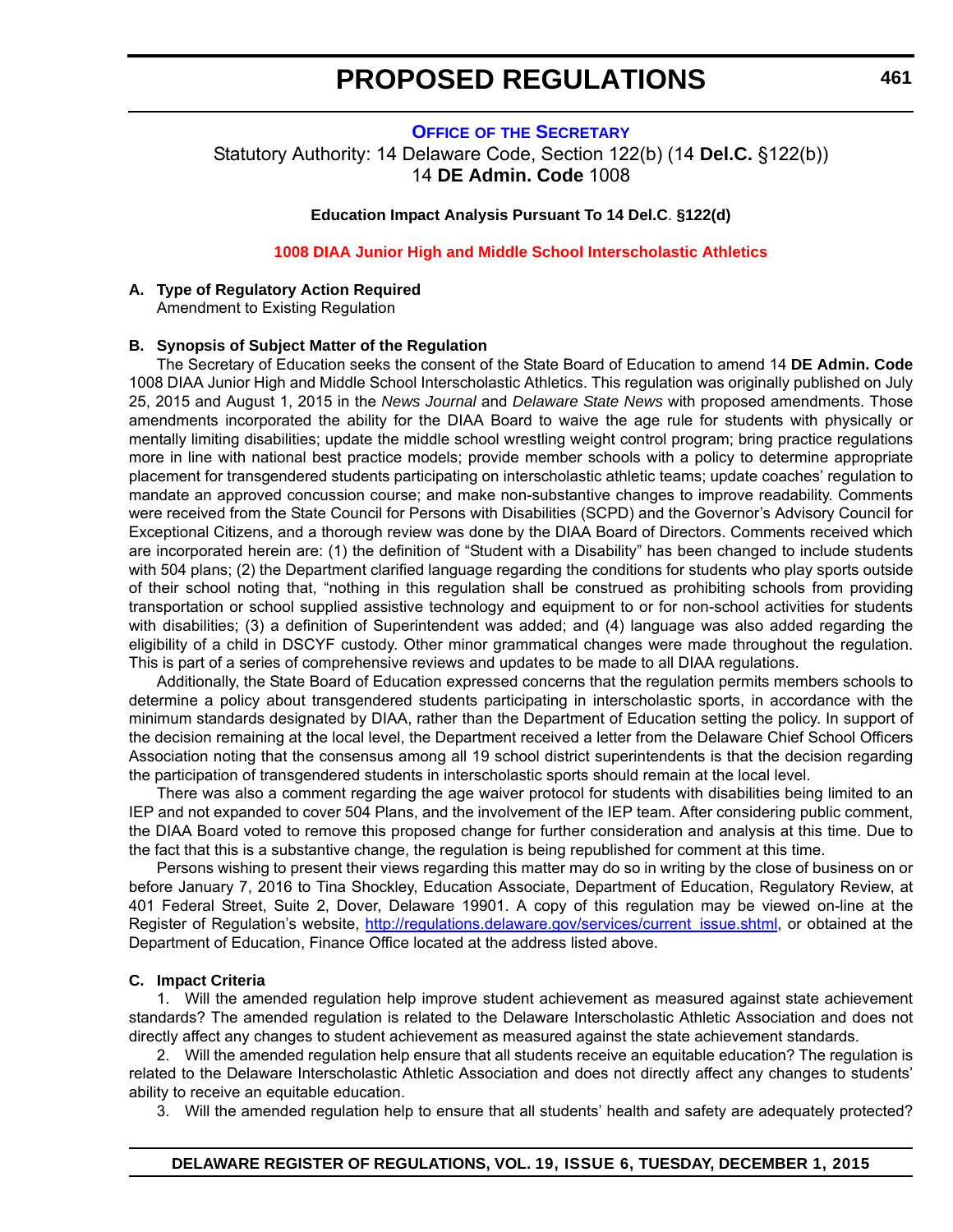## OFFICE OF THE SECRETARY

Statutory Authority: 14 Delaware Code, Section 122(b) (14 **Del.C.** §122(b))
14 **DE Admin. Code** 1008

**Education Impact Analysis Pursuant To 14 Del.C. §122(d)**

### 1008 DIAA Junior High and Middle School Interscholastic Athletics

**A. Type of Regulatory Action Required**

Amendment to Existing Regulation

**B. Synopsis of Subject Matter of the Regulation**

The Secretary of Education seeks the consent of the State Board of Education to amend 14 **DE Admin. Code** 1008 DIAA Junior High and Middle School Interscholastic Athletics. This regulation was originally published on July 25, 2015 and August 1, 2015 in the *News Journal* and *Delaware State News* with proposed amendments. Those amendments incorporated the ability for the DIAA Board to waive the age rule for students with physically or mentally limiting disabilities; update the middle school wrestling weight control program; bring practice regulations more in line with national best practice models; provide member schools with a policy to determine appropriate placement for transgendered students participating on interscholastic athletic teams; update coaches' regulation to mandate an approved concussion course; and make non-substantive changes to improve readability. Comments were received from the State Council for Persons with Disabilities (SCPD) and the Governor's Advisory Council for Exceptional Citizens, and a thorough review was done by the DIAA Board of Directors. Comments received which are incorporated herein are: (1) the definition of "Student with a Disability" has been changed to include students with 504 plans; (2) the Department clarified language regarding the conditions for students who play sports outside of their school noting that, "nothing in this regulation shall be construed as prohibiting schools from providing transportation or school supplied assistive technology and equipment to or for non-school activities for students with disabilities; (3) a definition of Superintendent was added; and (4) language was also added regarding the eligibility of a child in DSCYF custody. Other minor grammatical changes were made throughout the regulation. This is part of a series of comprehensive reviews and updates to be made to all DIAA regulations.

Additionally, the State Board of Education expressed concerns that the regulation permits members schools to determine a policy about transgendered students participating in interscholastic sports, in accordance with the minimum standards designated by DIAA, rather than the Department of Education setting the policy. In support of the decision remaining at the local level, the Department received a letter from the Delaware Chief School Officers Association noting that the consensus among all 19 school district superintendents is that the decision regarding the participation of transgendered students in interscholastic sports should remain at the local level.

There was also a comment regarding the age waiver protocol for students with disabilities being limited to an IEP and not expanded to cover 504 Plans, and the involvement of the IEP team. After considering public comment, the DIAA Board voted to remove this proposed change for further consideration and analysis at this time. Due to the fact that this is a substantive change, the regulation is being republished for comment at this time.

Persons wishing to present their views regarding this matter may do so in writing by the close of business on or before January 7, 2016 to Tina Shockley, Education Associate, Department of Education, Regulatory Review, at 401 Federal Street, Suite 2, Dover, Delaware 19901. A copy of this regulation may be viewed on-line at the Register of Regulation's website, http://regulations.delaware.gov/services/current_issue.shtml, or obtained at the Department of Education, Finance Office located at the address listed above.

**C. Impact Criteria**

1. Will the amended regulation help improve student achievement as measured against state achievement standards? The amended regulation is related to the Delaware Interscholastic Athletic Association and does not directly affect any changes to student achievement as measured against the state achievement standards.

2. Will the amended regulation help ensure that all students receive an equitable education? The regulation is related to the Delaware Interscholastic Athletic Association and does not directly affect any changes to students' ability to receive an equitable education.

3. Will the amended regulation help to ensure that all students' health and safety are adequately protected?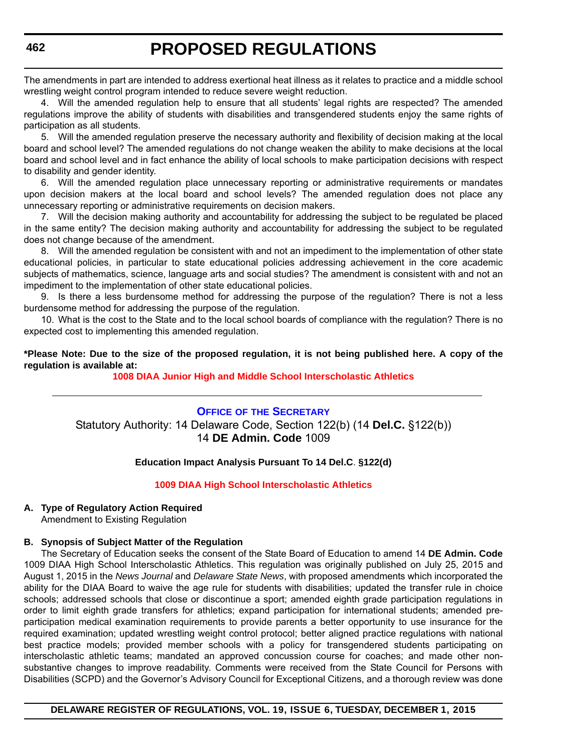The amendments in part are intended to address exertional heat illness as it relates to practice and a middle school wrestling weight control program intended to reduce severe weight reduction.

4. Will the amended regulation help to ensure that all students' legal rights are respected? The amended regulations improve the ability of students with disabilities and transgendered students enjoy the same rights of participation as all students.

5. Will the amended regulation preserve the necessary authority and flexibility of decision making at the local board and school level? The amended regulations do not change weaken the ability to make decisions at the local board and school level and in fact enhance the ability of local schools to make participation decisions with respect to disability and gender identity.

6. Will the amended regulation place unnecessary reporting or administrative requirements or mandates upon decision makers at the local board and school levels? The amended regulation does not place any unnecessary reporting or administrative requirements on decision makers.

7. Will the decision making authority and accountability for addressing the subject to be regulated be placed in the same entity? The decision making authority and accountability for addressing the subject to be regulated does not change because of the amendment.

8. Will the amended regulation be consistent with and not an impediment to the implementation of other state educational policies, in particular to state educational policies addressing achievement in the core academic subjects of mathematics, science, language arts and social studies? The amendment is consistent with and not an impediment to the implementation of other state educational policies.

9. Is there a less burdensome method for addressing the purpose of the regulation? There is not a less burdensome method for addressing the purpose of the regulation.

10. What is the cost to the State and to the local school boards of compliance with the regulation? There is no expected cost to implementing this amended regulation.

**\*Please Note: Due to the size of the proposed regulation, it is not being published here. A copy of the regulation is available at:**

**1008 DIAA Junior High and Middle School Interscholastic Athletics**

---

## Office of the Secretary

Statutory Authority: 14 Delaware Code, Section 122(b) (14 **Del.C.** §122(b))
14 **DE Admin. Code** 1009

**Education Impact Analysis Pursuant To 14 Del.C. §122(d)**

**1009 DIAA High School Interscholastic Athletics**

**A. Type of Regulatory Action Required**

Amendment to Existing Regulation

**B. Synopsis of Subject Matter of the Regulation**

The Secretary of Education seeks the consent of the State Board of Education to amend 14 **DE Admin. Code** 1009 DIAA High School Interscholastic Athletics. This regulation was originally published on July 25, 2015 and August 1, 2015 in the *News Journal* and *Delaware State News*, with proposed amendments which incorporated the ability for the DIAA Board to waive the age rule for students with disabilities; updated the transfer rule in choice schools; addressed schools that close or discontinue a sport; amended eighth grade participation regulations in order to limit eighth grade transfers for athletics; expand participation for international students; amended pre-participation medical examination requirements to provide parents a better opportunity to use insurance for the required examination; updated wrestling weight control protocol; better aligned practice regulations with national best practice models; provided member schools with a policy for transgendered students participating on interscholastic athletic teams; mandated an approved concussion course for coaches; and made other non-substantive changes to improve readability. Comments were received from the State Council for Persons with Disabilities (SCPD) and the Governor's Advisory Council for Exceptional Citizens, and a thorough review was done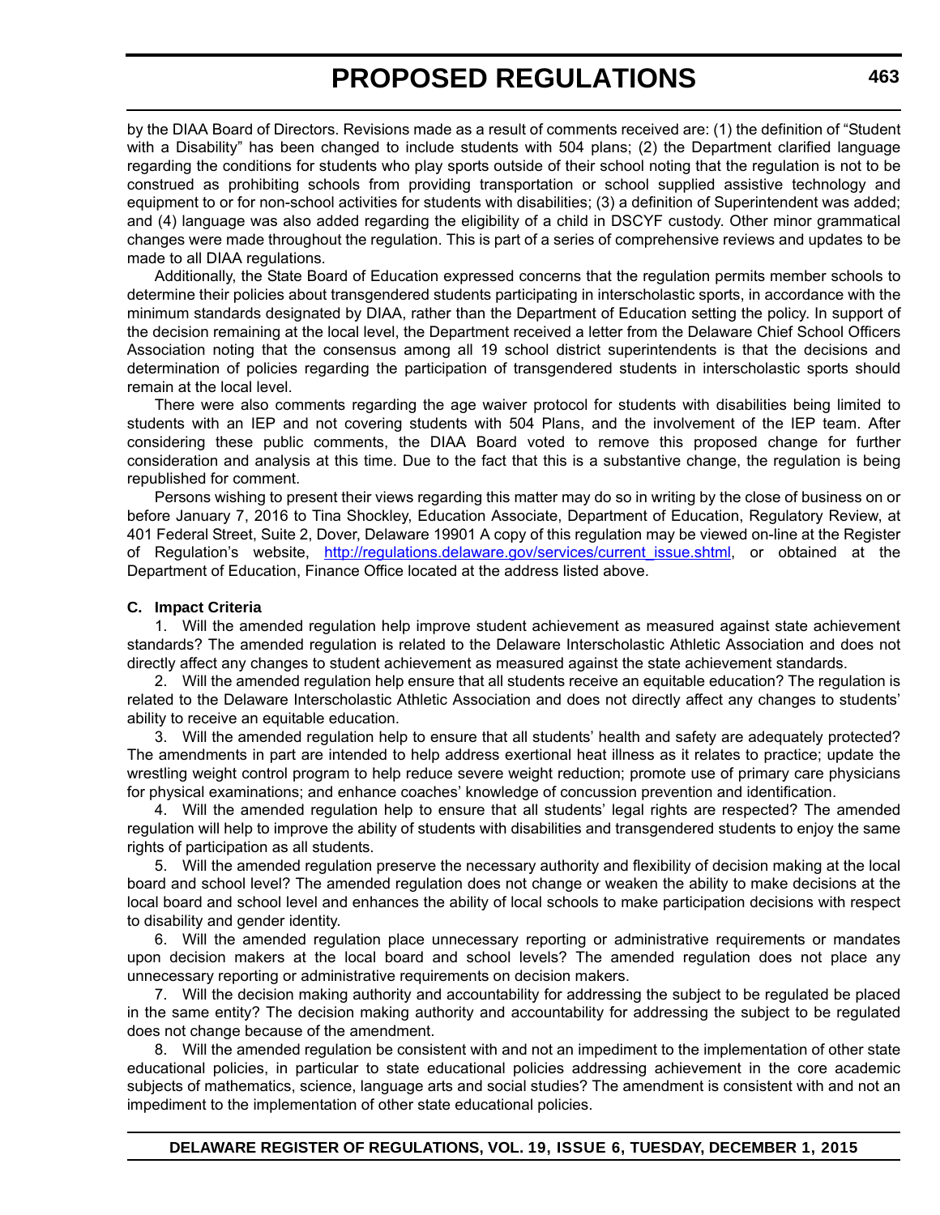by the DIAA Board of Directors. Revisions made as a result of comments received are: (1) the definition of "Student with a Disability" has been changed to include students with 504 plans; (2) the Department clarified language regarding the conditions for students who play sports outside of their school noting that the regulation is not to be construed as prohibiting schools from providing transportation or school supplied assistive technology and equipment to or for non-school activities for students with disabilities; (3) a definition of Superintendent was added; and (4) language was also added regarding the eligibility of a child in DSCYF custody. Other minor grammatical changes were made throughout the regulation. This is part of a series of comprehensive reviews and updates to be made to all DIAA regulations.

Additionally, the State Board of Education expressed concerns that the regulation permits member schools to determine their policies about transgendered students participating in interscholastic sports, in accordance with the minimum standards designated by DIAA, rather than the Department of Education setting the policy. In support of the decision remaining at the local level, the Department received a letter from the Delaware Chief School Officers Association noting that the consensus among all 19 school district superintendents is that the decisions and determination of policies regarding the participation of transgendered students in interscholastic sports should remain at the local level.

There were also comments regarding the age waiver protocol for students with disabilities being limited to students with an IEP and not covering students with 504 Plans, and the involvement of the IEP team. After considering these public comments, the DIAA Board voted to remove this proposed change for further consideration and analysis at this time. Due to the fact that this is a substantive change, the regulation is being republished for comment.

Persons wishing to present their views regarding this matter may do so in writing by the close of business on or before January 7, 2016 to Tina Shockley, Education Associate, Department of Education, Regulatory Review, at 401 Federal Street, Suite 2, Dover, Delaware 19901 A copy of this regulation may be viewed on-line at the Register of Regulation's website, http://regulations.delaware.gov/services/current_issue.shtml, or obtained at the Department of Education, Finance Office located at the address listed above.

**C. Impact Criteria**

1. Will the amended regulation help improve student achievement as measured against state achievement standards? The amended regulation is related to the Delaware Interscholastic Athletic Association and does not directly affect any changes to student achievement as measured against the state achievement standards.

2. Will the amended regulation help ensure that all students receive an equitable education? The regulation is related to the Delaware Interscholastic Athletic Association and does not directly affect any changes to students' ability to receive an equitable education.

3. Will the amended regulation help to ensure that all students' health and safety are adequately protected? The amendments in part are intended to help address exertional heat illness as it relates to practice; update the wrestling weight control program to help reduce severe weight reduction; promote use of primary care physicians for physical examinations; and enhance coaches' knowledge of concussion prevention and identification.

4. Will the amended regulation help to ensure that all students' legal rights are respected? The amended regulation will help to improve the ability of students with disabilities and transgendered students to enjoy the same rights of participation as all students.

5. Will the amended regulation preserve the necessary authority and flexibility of decision making at the local board and school level? The amended regulation does not change or weaken the ability to make decisions at the local board and school level and enhances the ability of local schools to make participation decisions with respect to disability and gender identity.

6. Will the amended regulation place unnecessary reporting or administrative requirements or mandates upon decision makers at the local board and school levels? The amended regulation does not place any unnecessary reporting or administrative requirements on decision makers.

7. Will the decision making authority and accountability for addressing the subject to be regulated be placed in the same entity? The decision making authority and accountability for addressing the subject to be regulated does not change because of the amendment.

8. Will the amended regulation be consistent with and not an impediment to the implementation of other state educational policies, in particular to state educational policies addressing achievement in the core academic subjects of mathematics, science, language arts and social studies? The amendment is consistent with and not an impediment to the implementation of other state educational policies.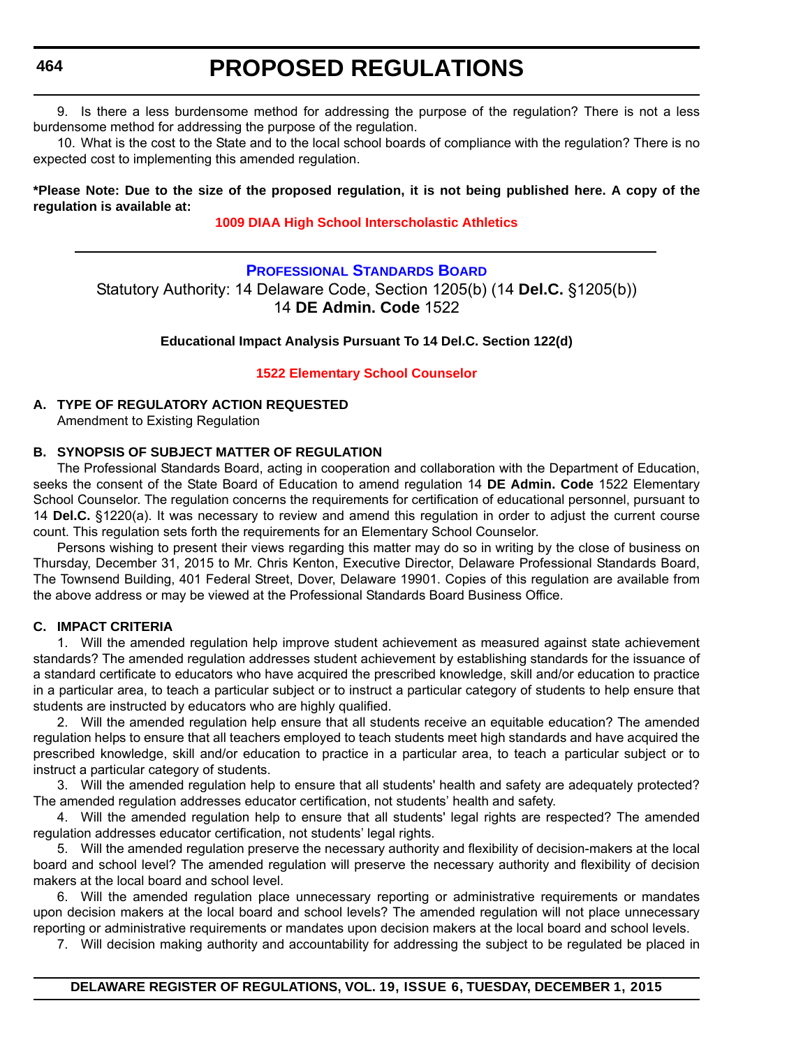9. Is there a less burdensome method for addressing the purpose of the regulation? There is not a less burdensome method for addressing the purpose of the regulation.

10. What is the cost to the State and to the local school boards of compliance with the regulation? There is no expected cost to implementing this amended regulation.

**\*Please Note: Due to the size of the proposed regulation, it is not being published here. A copy of the regulation is available at:**

**1009 DIAA High School Interscholastic Athletics**

---

## PROFESSIONAL STANDARDS BOARD

Statutory Authority: 14 Delaware Code, Section 1205(b) (14 **Del.C.** §1205(b))
14 **DE Admin. Code** 1522

**Educational Impact Analysis Pursuant To 14 Del.C. Section 122(d)**

### 1522 Elementary School Counselor

**A. TYPE OF REGULATORY ACTION REQUESTED**

Amendment to Existing Regulation

**B. SYNOPSIS OF SUBJECT MATTER OF REGULATION**

The Professional Standards Board, acting in cooperation and collaboration with the Department of Education, seeks the consent of the State Board of Education to amend regulation 14 **DE Admin. Code** 1522 Elementary School Counselor. The regulation concerns the requirements for certification of educational personnel, pursuant to 14 **Del.C.** §1220(a). It was necessary to review and amend this regulation in order to adjust the current course count. This regulation sets forth the requirements for an Elementary School Counselor.

Persons wishing to present their views regarding this matter may do so in writing by the close of business on Thursday, December 31, 2015 to Mr. Chris Kenton, Executive Director, Delaware Professional Standards Board, The Townsend Building, 401 Federal Street, Dover, Delaware 19901. Copies of this regulation are available from the above address or may be viewed at the Professional Standards Board Business Office.

**C. IMPACT CRITERIA**

1. Will the amended regulation help improve student achievement as measured against state achievement standards? The amended regulation addresses student achievement by establishing standards for the issuance of a standard certificate to educators who have acquired the prescribed knowledge, skill and/or education to practice in a particular area, to teach a particular subject or to instruct a particular category of students to help ensure that students are instructed by educators who are highly qualified.

2. Will the amended regulation help ensure that all students receive an equitable education? The amended regulation helps to ensure that all teachers employed to teach students meet high standards and have acquired the prescribed knowledge, skill and/or education to practice in a particular area, to teach a particular subject or to instruct a particular category of students.

3. Will the amended regulation help to ensure that all students' health and safety are adequately protected? The amended regulation addresses educator certification, not students' health and safety.

4. Will the amended regulation help to ensure that all students' legal rights are respected? The amended regulation addresses educator certification, not students' legal rights.

5. Will the amended regulation preserve the necessary authority and flexibility of decision-makers at the local board and school level? The amended regulation will preserve the necessary authority and flexibility of decision makers at the local board and school level.

6. Will the amended regulation place unnecessary reporting or administrative requirements or mandates upon decision makers at the local board and school levels? The amended regulation will not place unnecessary reporting or administrative requirements or mandates upon decision makers at the local board and school levels.

7. Will decision making authority and accountability for addressing the subject to be regulated be placed in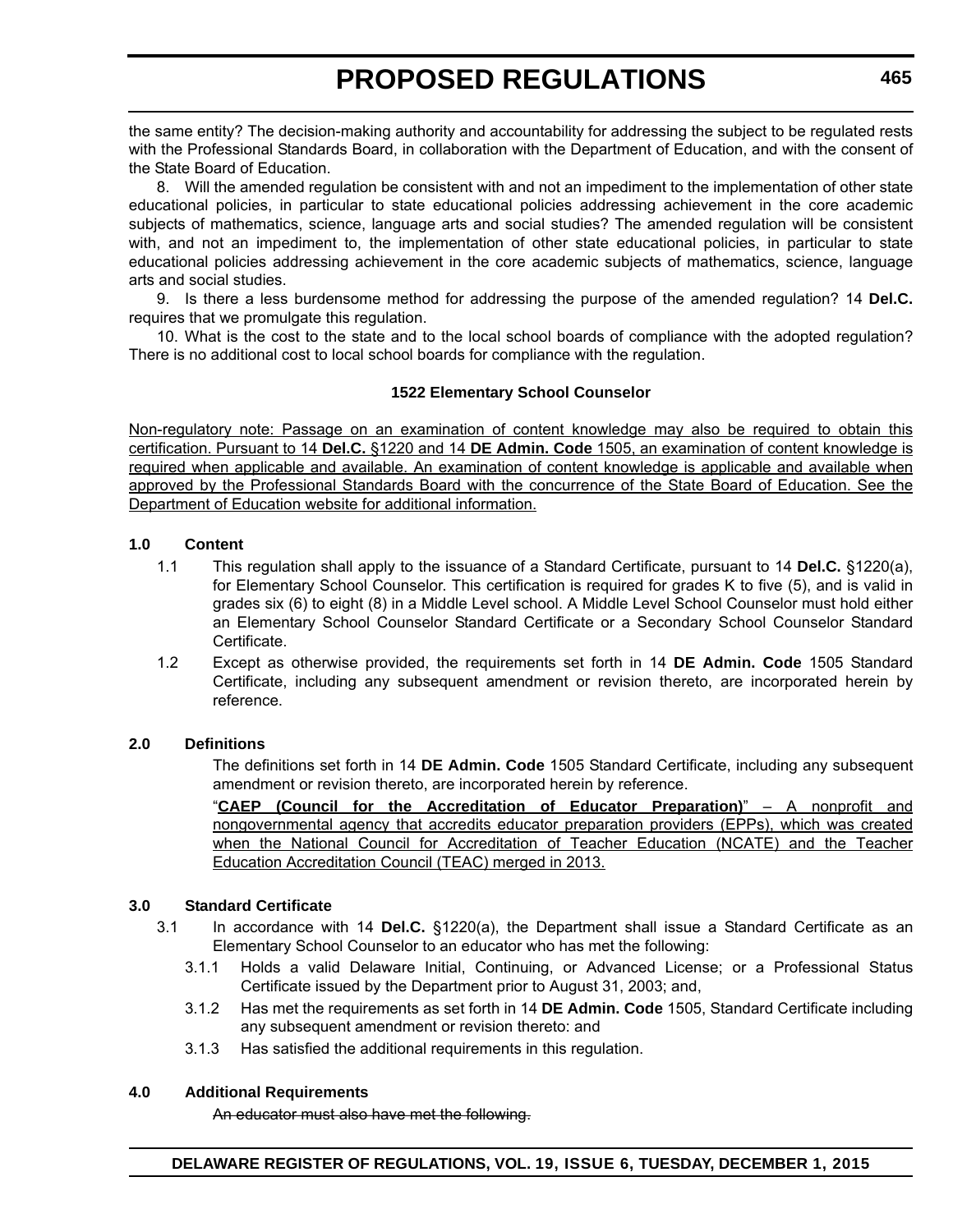the same entity? The decision-making authority and accountability for addressing the subject to be regulated rests with the Professional Standards Board, in collaboration with the Department of Education, and with the consent of the State Board of Education.

8. Will the amended regulation be consistent with and not an impediment to the implementation of other state educational policies, in particular to state educational policies addressing achievement in the core academic subjects of mathematics, science, language arts and social studies? The amended regulation will be consistent with, and not an impediment to, the implementation of other state educational policies, in particular to state educational policies addressing achievement in the core academic subjects of mathematics, science, language arts and social studies.

9. Is there a less burdensome method for addressing the purpose of the amended regulation? 14 **Del.C.** requires that we promulgate this regulation.

10. What is the cost to the state and to the local school boards of compliance with the adopted regulation? There is no additional cost to local school boards for compliance with the regulation.

**1522 Elementary School Counselor**

<u>Non-regulatory note: Passage on an examination of content knowledge may also be required to obtain this certification. Pursuant to 14 **Del.C.** §1220 and 14 **DE Admin. Code** 1505, an examination of content knowledge is required when applicable and available. An examination of content knowledge is applicable and available when approved by the Professional Standards Board with the concurrence of the State Board of Education. See the Department of Education website for additional information.</u>

**1.0 Content**

1.1 This regulation shall apply to the issuance of a Standard Certificate, pursuant to 14 **Del.C.** §1220(a), for Elementary School Counselor. This certification is required for grades K to five (5), and is valid in grades six (6) to eight (8) in a Middle Level school. A Middle Level School Counselor must hold either an Elementary School Counselor Standard Certificate or a Secondary School Counselor Standard Certificate.

1.2 Except as otherwise provided, the requirements set forth in 14 **DE Admin. Code** 1505 Standard Certificate, including any subsequent amendment or revision thereto, are incorporated herein by reference.

**2.0 Definitions**

The definitions set forth in 14 **DE Admin. Code** 1505 Standard Certificate, including any subsequent amendment or revision thereto, are incorporated herein by reference.

<u>"**CAEP (Council for the Accreditation of Educator Preparation)**" – A nonprofit and nongovernmental agency that accredits educator preparation providers (EPPs), which was created when the National Council for Accreditation of Teacher Education (NCATE) and the Teacher Education Accreditation Council (TEAC) merged in 2013.</u>

**3.0 Standard Certificate**

3.1 In accordance with 14 **Del.C.** §1220(a), the Department shall issue a Standard Certificate as an Elementary School Counselor to an educator who has met the following:

3.1.1 Holds a valid Delaware Initial, Continuing, or Advanced License; or a Professional Status Certificate issued by the Department prior to August 31, 2003; and,

3.1.2 Has met the requirements as set forth in 14 **DE Admin. Code** 1505, Standard Certificate including any subsequent amendment or revision thereto: and

3.1.3 Has satisfied the additional requirements in this regulation.

**4.0 Additional Requirements**

~~An educator must also have met the following.~~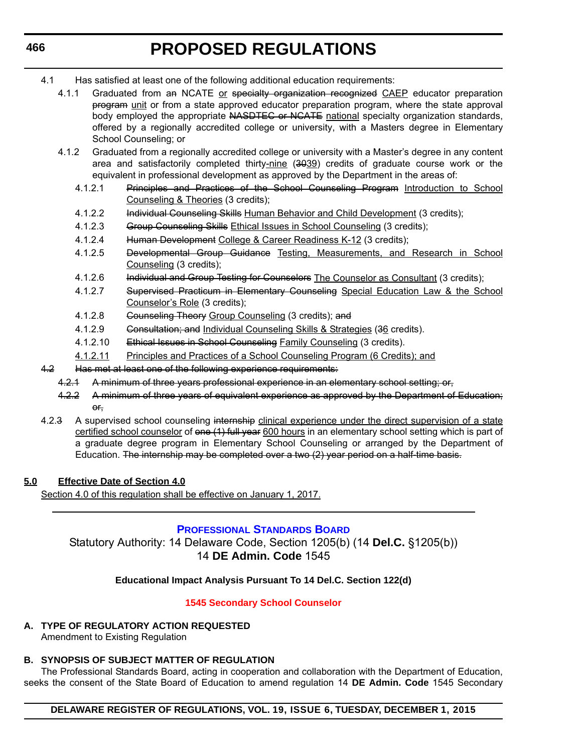4.1 Has satisfied at least one of the following additional education requirements:

4.1.1 Graduated from ~~an~~ NCATE <u>or</u> ~~specialty organization recognized~~ <u>CAEP</u> educator preparation ~~program~~ <u>unit</u> or from a state approved educator preparation program, where the state approval body employed the appropriate ~~NASDTEC or NCATE~~ <u>national</u> specialty organization standards, offered by a regionally accredited college or university, with a Masters degree in Elementary School Counseling; or

4.1.2 Graduated from a regionally accredited college or university with a Master's degree in any content area and satisfactorily completed thirty<u>-nine</u> (~~30~~<u>39</u>) credits of graduate course work or the equivalent in professional development as approved by the Department in the areas of:

4.1.2.1 ~~Principles and Practices of the School Counseling Program~~ <u>Introduction to School Counseling & Theories</u> (3 credits);

4.1.2.2 ~~Individual Counseling Skills~~ <u>Human Behavior and Child Development</u> (3 credits);

4.1.2.3 ~~Group Counseling Skills~~ <u>Ethical Issues in School Counseling</u> (3 credits);

4.1.2.4 ~~Human Development~~ <u>College & Career Readiness K-12</u> (3 credits);

4.1.2.5 ~~Developmental Group Guidance~~ <u>Testing, Measurements, and Research in School Counseling</u> (3 credits);

4.1.2.6 ~~Individual and Group Testing for Counselors~~ <u>The Counselor as Consultant</u> (3 credits);

4.1.2.7 ~~Supervised Practicum in Elementary Counseling~~ <u>Special Education Law & the School Counselor's Role</u> (3 credits);

4.1.2.8 ~~Counseling Theory~~ <u>Group Counseling</u> (3 credits); ~~and~~

4.1.2.9 ~~Consultation; and~~ <u>Individual Counseling Skills & Strategies</u> (3<u>6</u> credits).

4.1.2.10 ~~Ethical Issues in School Counseling~~ <u>Family Counseling</u> (3 credits).

<u>4.1.2.11</u> <u>Principles and Practices of a School Counseling Program (6 Credits); and</u>

~~4.2 Has met at least one of the following experience requirements:~~

~~4.2.1 A minimum of three years professional experience in an elementary school setting; or,~~

~~4.2.2 A minimum of three years of equivalent experience as approved by the Department of Education; or,~~

4.2.~~3~~ A supervised school counseling ~~internship~~ <u>clinical experience under the direct supervision of a state certified school counselor</u> of ~~one (1) full year~~ <u>600 hours</u> in an elementary school setting which is part of a graduate degree program in Elementary School Counseling or arranged by the Department of Education. ~~The internship may be completed over a two (2) year period on a half-time basis.~~

**<u>5.0 Effective Date of Section 4.0</u>**

<u>Section 4.0 of this regulation shall be effective on January 1, 2017.</u>

---

## Professional Standards Board

Statutory Authority: 14 Delaware Code, Section 1205(b) (14 **Del.C.** §1205(b))
14 **DE Admin. Code** 1545

**Educational Impact Analysis Pursuant To 14 Del.C. Section 122(d)**

### 1545 Secondary School Counselor

**A. TYPE OF REGULATORY ACTION REQUESTED**

Amendment to Existing Regulation

**B. SYNOPSIS OF SUBJECT MATTER OF REGULATION**

The Professional Standards Board, acting in cooperation and collaboration with the Department of Education, seeks the consent of the State Board of Education to amend regulation 14 **DE Admin. Code** 1545 Secondary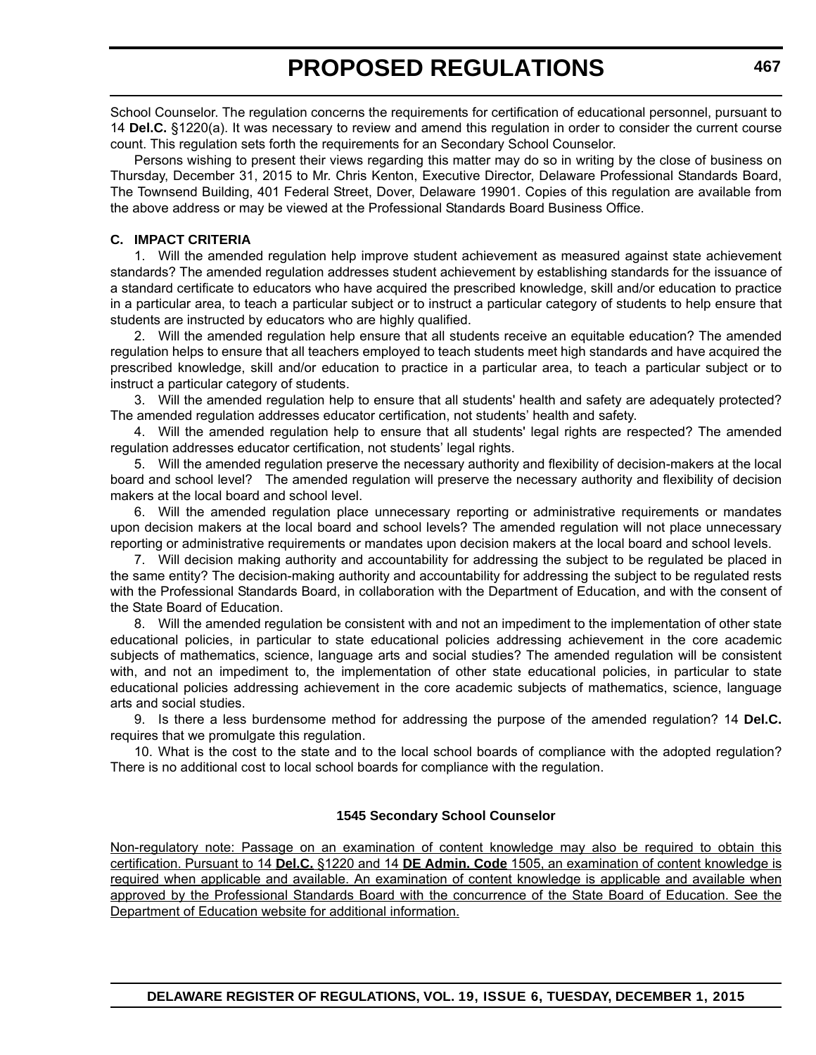School Counselor. The regulation concerns the requirements for certification of educational personnel, pursuant to 14 **Del.C.** §1220(a). It was necessary to review and amend this regulation in order to consider the current course count. This regulation sets forth the requirements for an Secondary School Counselor.

Persons wishing to present their views regarding this matter may do so in writing by the close of business on Thursday, December 31, 2015 to Mr. Chris Kenton, Executive Director, Delaware Professional Standards Board, The Townsend Building, 401 Federal Street, Dover, Delaware 19901. Copies of this regulation are available from the above address or may be viewed at the Professional Standards Board Business Office.

**C. IMPACT CRITERIA**

1. Will the amended regulation help improve student achievement as measured against state achievement standards? The amended regulation addresses student achievement by establishing standards for the issuance of a standard certificate to educators who have acquired the prescribed knowledge, skill and/or education to practice in a particular area, to teach a particular subject or to instruct a particular category of students to help ensure that students are instructed by educators who are highly qualified.

2. Will the amended regulation help ensure that all students receive an equitable education? The amended regulation helps to ensure that all teachers employed to teach students meet high standards and have acquired the prescribed knowledge, skill and/or education to practice in a particular area, to teach a particular subject or to instruct a particular category of students.

3. Will the amended regulation help to ensure that all students' health and safety are adequately protected? The amended regulation addresses educator certification, not students' health and safety.

4. Will the amended regulation help to ensure that all students' legal rights are respected? The amended regulation addresses educator certification, not students' legal rights.

5. Will the amended regulation preserve the necessary authority and flexibility of decision-makers at the local board and school level? The amended regulation will preserve the necessary authority and flexibility of decision makers at the local board and school level.

6. Will the amended regulation place unnecessary reporting or administrative requirements or mandates upon decision makers at the local board and school levels? The amended regulation will not place unnecessary reporting or administrative requirements or mandates upon decision makers at the local board and school levels.

7. Will decision making authority and accountability for addressing the subject to be regulated be placed in the same entity? The decision-making authority and accountability for addressing the subject to be regulated rests with the Professional Standards Board, in collaboration with the Department of Education, and with the consent of the State Board of Education.

8. Will the amended regulation be consistent with and not an impediment to the implementation of other state educational policies, in particular to state educational policies addressing achievement in the core academic subjects of mathematics, science, language arts and social studies? The amended regulation will be consistent with, and not an impediment to, the implementation of other state educational policies, in particular to state educational policies addressing achievement in the core academic subjects of mathematics, science, language arts and social studies.

9. Is there a less burdensome method for addressing the purpose of the amended regulation? 14 **Del.C.** requires that we promulgate this regulation.

10. What is the cost to the state and to the local school boards of compliance with the adopted regulation? There is no additional cost to local school boards for compliance with the regulation.

**1545 Secondary School Counselor**

<u>Non-regulatory note: Passage on an examination of content knowledge may also be required to obtain this certification. Pursuant to 14 **Del.C.** §1220 and 14 **DE Admin. Code** 1505, an examination of content knowledge is required when applicable and available. An examination of content knowledge is applicable and available when approved by the Professional Standards Board with the concurrence of the State Board of Education. See the Department of Education website for additional information.</u>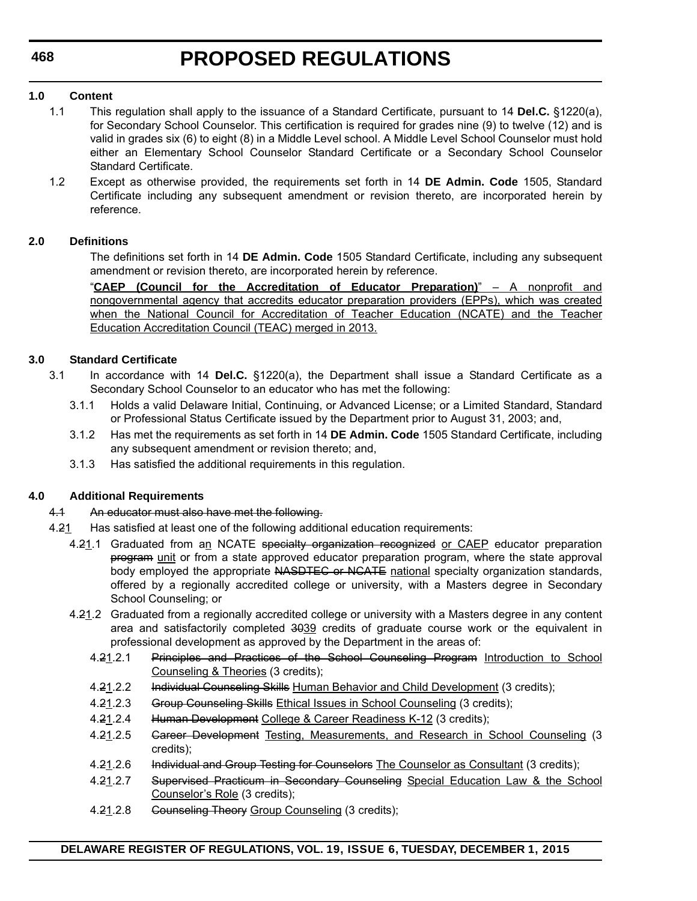### 1.0 Content

1.1 This regulation shall apply to the issuance of a Standard Certificate, pursuant to 14 **Del.C.** §1220(a), for Secondary School Counselor. This certification is required for grades nine (9) to twelve (12) and is valid in grades six (6) to eight (8) in a Middle Level school. A Middle Level School Counselor must hold either an Elementary School Counselor Standard Certificate or a Secondary School Counselor Standard Certificate.

1.2 Except as otherwise provided, the requirements set forth in 14 **DE Admin. Code** 1505, Standard Certificate including any subsequent amendment or revision thereto, are incorporated herein by reference.

### 2.0 Definitions

The definitions set forth in 14 **DE Admin. Code** 1505 Standard Certificate, including any subsequent amendment or revision thereto, are incorporated herein by reference.

"<u>**CAEP (Council for the Accreditation of Educator Preparation)**</u>" – <u>A nonprofit and nongovernmental agency that accredits educator preparation providers (EPPs), which was created when the National Council for Accreditation of Teacher Education (NCATE) and the Teacher Education Accreditation Council (TEAC) merged in 2013.</u>

### 3.0 Standard Certificate

3.1 In accordance with 14 **Del.C.** §1220(a), the Department shall issue a Standard Certificate as a Secondary School Counselor to an educator who has met the following:

3.1.1 Holds a valid Delaware Initial, Continuing, or Advanced License; or a Limited Standard, Standard or Professional Status Certificate issued by the Department prior to August 31, 2003; and,

3.1.2 Has met the requirements as set forth in 14 **DE Admin. Code** 1505 Standard Certificate, including any subsequent amendment or revision thereto; and,

3.1.3 Has satisfied the additional requirements in this regulation.

### 4.0 Additional Requirements

~~4.1 An educator must also have met the following.~~

4.~~2~~<u>1</u> Has satisfied at least one of the following additional education requirements:

4.~~2~~<u>1</u>.1 Graduated from a<u>n</u> NCATE ~~specialty organization recognized~~ <u>or CAEP</u> educator preparation ~~program~~ <u>unit</u> or from a state approved educator preparation program, where the state approval body employed the appropriate ~~NASDTEC or NCATE~~ <u>national</u> specialty organization standards, offered by a regionally accredited college or university, with a Masters degree in Secondary School Counseling; or

4.~~2~~<u>1</u>.2 Graduated from a regionally accredited college or university with a Masters degree in any content area and satisfactorily completed ~~30~~<u>39</u> credits of graduate course work or the equivalent in professional development as approved by the Department in the areas of:

4.~~2~~<u>1</u>.2.1 ~~Principles and Practices of the School Counseling Program~~ <u>Introduction to School Counseling & Theories</u> (3 credits);

4.~~2~~<u>1</u>.2.2 ~~Individual Counseling Skills~~ <u>Human Behavior and Child Development</u> (3 credits);

4.~~2~~<u>1</u>.2.3 ~~Group Counseling Skills~~ <u>Ethical Issues in School Counseling</u> (3 credits);

4.~~2~~<u>1</u>.2.4 ~~Human Development~~ <u>College & Career Readiness K-12</u> (3 credits);

4.~~2~~<u>1</u>.2.5 ~~Career Development~~ <u>Testing, Measurements, and Research in School Counseling</u> (3 credits);

4.~~2~~<u>1</u>.2.6 ~~Individual and Group Testing for Counselors~~ <u>The Counselor as Consultant</u> (3 credits);

4.~~2~~<u>1</u>.2.7 ~~Supervised Practicum in Secondary Counseling~~ <u>Special Education Law & the School Counselor's Role</u> (3 credits);

4.~~2~~<u>1</u>.2.8 ~~Counseling Theory~~ <u>Group Counseling</u> (3 credits);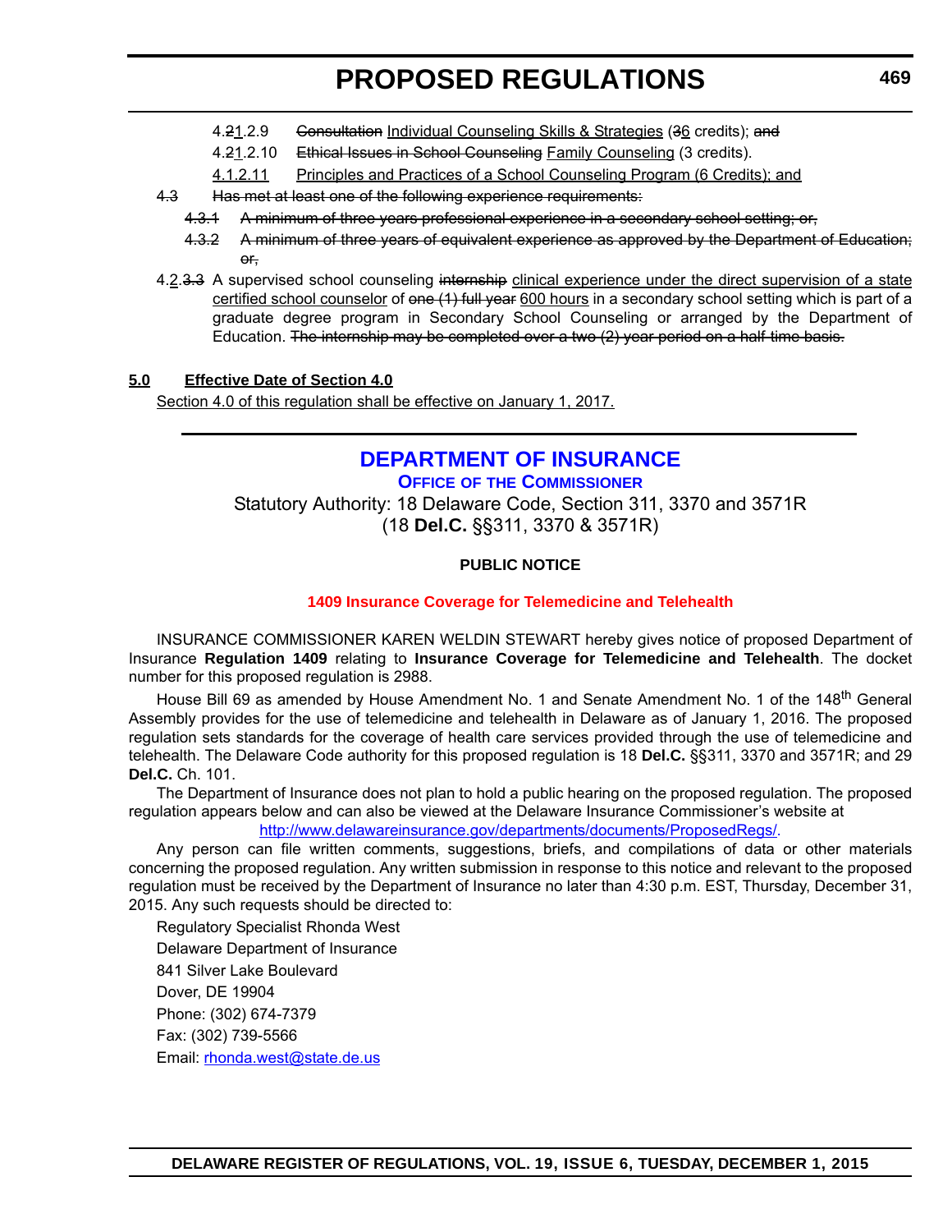4.~~2~~1.2.9 ~~Consultation~~ Individual Counseling Skills & Strategies (~~3~~6 credits); ~~and~~

4.~~2~~1.2.10 ~~Ethical Issues in School Counseling~~ Family Counseling (3 credits).

4.1.2.11 Principles and Practices of a School Counseling Program (6 Credits); and

~~4.3 Has met at least one of the following experience requirements:~~

~~4.3.1 A minimum of three years professional experience in a secondary school setting; or,~~

~~4.3.2 A minimum of three years of equivalent experience as approved by the Department of Education; or,~~

4.2.~~3.3~~ A supervised school counseling ~~internship~~ clinical experience under the direct supervision of a state certified school counselor of ~~one (1) full year~~ 600 hours in a secondary school setting which is part of a graduate degree program in Secondary School Counseling or arranged by the Department of Education. ~~The internship may be completed over a two (2) year period on a half-time basis.~~

**5.0 Effective Date of Section 4.0**

Section 4.0 of this regulation shall be effective on January 1, 2017.

---

## DEPARTMENT OF INSURANCE

### OFFICE OF THE COMMISSIONER

Statutory Authority: 18 Delaware Code, Section 311, 3370 and 3571R (18 **Del.C.** §§311, 3370 & 3571R)

**PUBLIC NOTICE**

**1409 Insurance Coverage for Telemedicine and Telehealth**

INSURANCE COMMISSIONER KAREN WELDIN STEWART hereby gives notice of proposed Department of Insurance **Regulation 1409** relating to **Insurance Coverage for Telemedicine and Telehealth**. The docket number for this proposed regulation is 2988.

House Bill 69 as amended by House Amendment No. 1 and Senate Amendment No. 1 of the 148th General Assembly provides for the use of telemedicine and telehealth in Delaware as of January 1, 2016. The proposed regulation sets standards for the coverage of health care services provided through the use of telemedicine and telehealth. The Delaware Code authority for this proposed regulation is 18 **Del.C.** §§311, 3370 and 3571R; and 29 **Del.C.** Ch. 101.

The Department of Insurance does not plan to hold a public hearing on the proposed regulation. The proposed regulation appears below and can also be viewed at the Delaware Insurance Commissioner's website at http://www.delawareinsurance.gov/departments/documents/ProposedRegs/.

Any person can file written comments, suggestions, briefs, and compilations of data or other materials concerning the proposed regulation. Any written submission in response to this notice and relevant to the proposed regulation must be received by the Department of Insurance no later than 4:30 p.m. EST, Thursday, December 31, 2015. Any such requests should be directed to:

Regulatory Specialist Rhonda West
Delaware Department of Insurance
841 Silver Lake Boulevard
Dover, DE 19904
Phone: (302) 674-7379
Fax: (302) 739-5566
Email: rhonda.west@state.de.us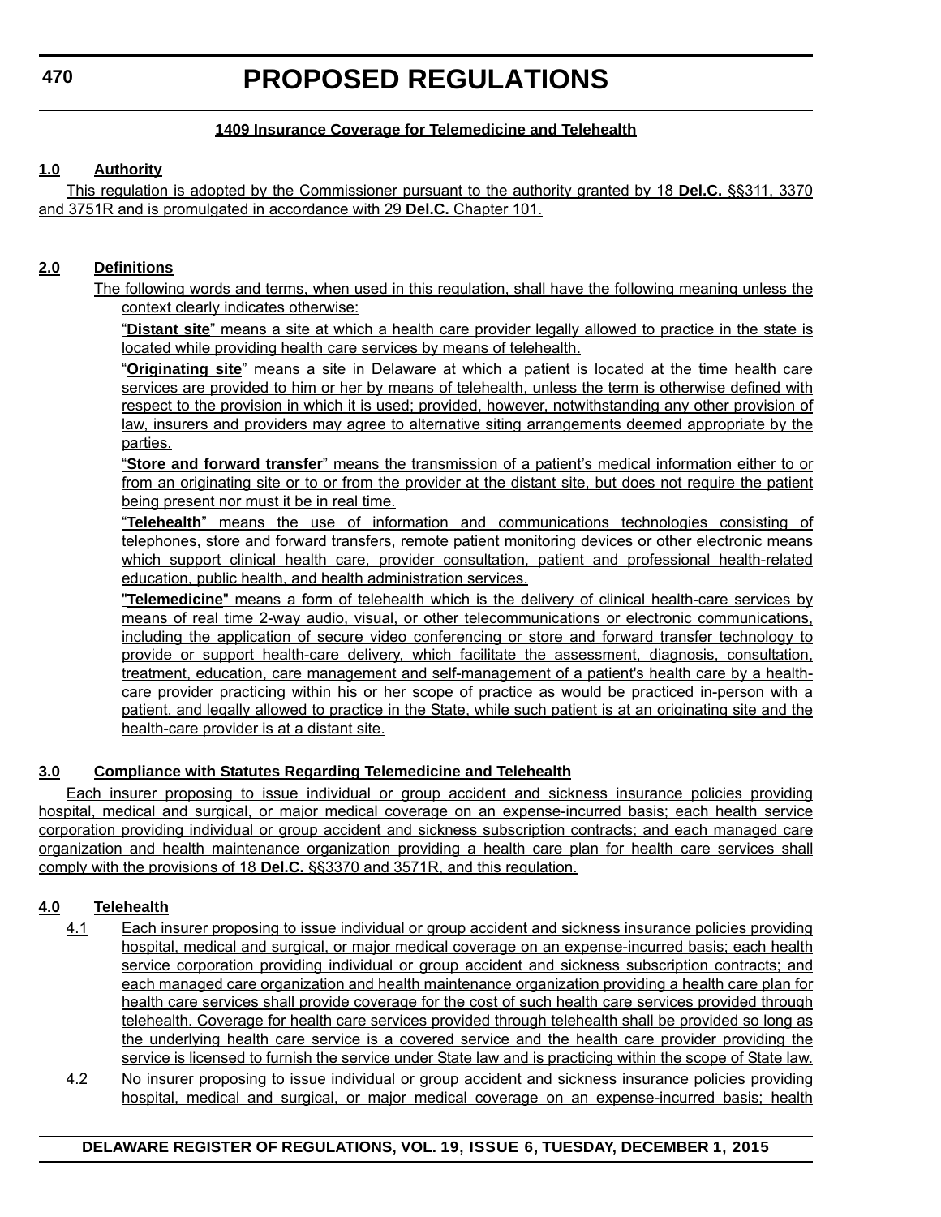# PROPOSED REGULATIONS

**1409 Insurance Coverage for Telemedicine and Telehealth**

**1.0 Authority**

This regulation is adopted by the Commissioner pursuant to the authority granted by 18 **Del.C.** §§311, 3370 and 3751R and is promulgated in accordance with 29 **Del.C.** Chapter 101.

**2.0 Definitions**

The following words and terms, when used in this regulation, shall have the following meaning unless the context clearly indicates otherwise:

"**Distant site**" means a site at which a health care provider legally allowed to practice in the state is located while providing health care services by means of telehealth.

"**Originating site**" means a site in Delaware at which a patient is located at the time health care services are provided to him or her by means of telehealth, unless the term is otherwise defined with respect to the provision in which it is used; provided, however, notwithstanding any other provision of law, insurers and providers may agree to alternative siting arrangements deemed appropriate by the parties.

"**Store and forward transfer**" means the transmission of a patient's medical information either to or from an originating site or to or from the provider at the distant site, but does not require the patient being present nor must it be in real time.

"**Telehealth**" means the use of information and communications technologies consisting of telephones, store and forward transfers, remote patient monitoring devices or other electronic means which support clinical health care, provider consultation, patient and professional health-related education, public health, and health administration services.

"**Telemedicine**" means a form of telehealth which is the delivery of clinical health-care services by means of real time 2-way audio, visual, or other telecommunications or electronic communications, including the application of secure video conferencing or store and forward transfer technology to provide or support health-care delivery, which facilitate the assessment, diagnosis, consultation, treatment, education, care management and self-management of a patient's health care by a health-care provider practicing within his or her scope of practice as would be practiced in-person with a patient, and legally allowed to practice in the State, while such patient is at an originating site and the health-care provider is at a distant site.

**3.0 Compliance with Statutes Regarding Telemedicine and Telehealth**

Each insurer proposing to issue individual or group accident and sickness insurance policies providing hospital, medical and surgical, or major medical coverage on an expense-incurred basis; each health service corporation providing individual or group accident and sickness subscription contracts; and each managed care organization and health maintenance organization providing a health care plan for health care services shall comply with the provisions of 18 **Del.C.** §§3370 and 3571R, and this regulation.

**4.0 Telehealth**

4.1 Each insurer proposing to issue individual or group accident and sickness insurance policies providing hospital, medical and surgical, or major medical coverage on an expense-incurred basis; each health service corporation providing individual or group accident and sickness subscription contracts; and each managed care organization and health maintenance organization providing a health care plan for health care services shall provide coverage for the cost of such health care services provided through telehealth. Coverage for health care services provided through telehealth shall be provided so long as the underlying health care service is a covered service and the health care provider providing the service is licensed to furnish the service under State law and is practicing within the scope of State law.

4.2 No insurer proposing to issue individual or group accident and sickness insurance policies providing hospital, medical and surgical, or major medical coverage on an expense-incurred basis; health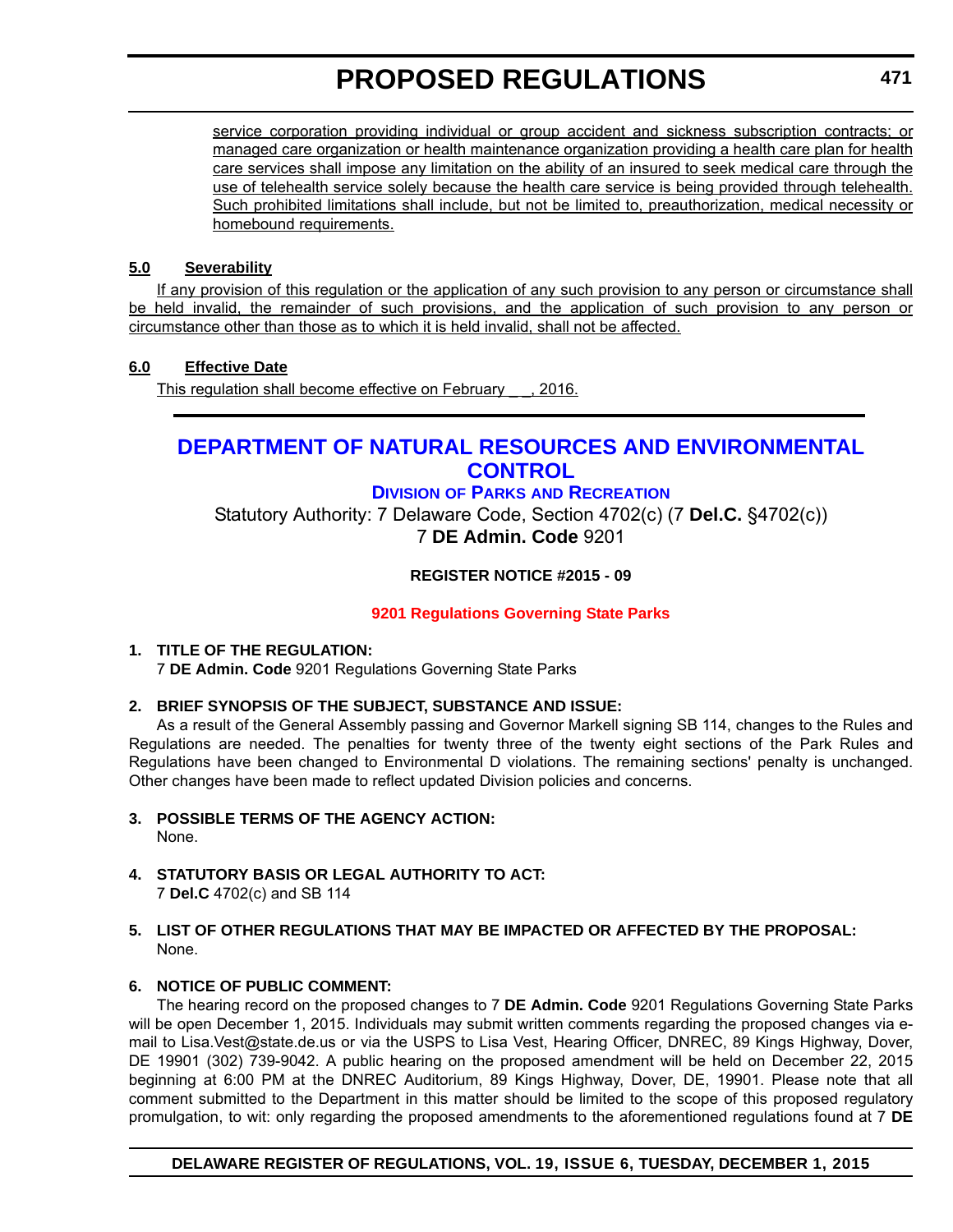service corporation providing individual or group accident and sickness subscription contracts; or managed care organization or health maintenance organization providing a health care plan for health care services shall impose any limitation on the ability of an insured to seek medical care through the use of telehealth service solely because the health care service is being provided through telehealth. Such prohibited limitations shall include, but not be limited to, preauthorization, medical necessity or homebound requirements.

**5.0 Severability**

If any provision of this regulation or the application of any such provision to any person or circumstance shall be held invalid, the remainder of such provisions, and the application of such provision to any person or circumstance other than those as to which it is held invalid, shall not be affected.

**6.0 Effective Date**

This regulation shall become effective on February _ _, 2016.

# DEPARTMENT OF NATURAL RESOURCES AND ENVIRONMENTAL CONTROL

## DIVISION OF PARKS AND RECREATION

Statutory Authority: 7 Delaware Code, Section 4702(c) (7 **Del.C.** §4702(c))
7 **DE Admin. Code** 9201

**REGISTER NOTICE #2015 - 09**

**9201 Regulations Governing State Parks**

**1. TITLE OF THE REGULATION:**

7 **DE Admin. Code** 9201 Regulations Governing State Parks

**2. BRIEF SYNOPSIS OF THE SUBJECT, SUBSTANCE AND ISSUE:**

As a result of the General Assembly passing and Governor Markell signing SB 114, changes to the Rules and Regulations are needed. The penalties for twenty three of the twenty eight sections of the Park Rules and Regulations have been changed to Environmental D violations. The remaining sections' penalty is unchanged. Other changes have been made to reflect updated Division policies and concerns.

**3. POSSIBLE TERMS OF THE AGENCY ACTION:**

None.

**4. STATUTORY BASIS OR LEGAL AUTHORITY TO ACT:**

7 **Del.C** 4702(c) and SB 114

**5. LIST OF OTHER REGULATIONS THAT MAY BE IMPACTED OR AFFECTED BY THE PROPOSAL:**

None.

**6. NOTICE OF PUBLIC COMMENT:**

The hearing record on the proposed changes to 7 **DE Admin. Code** 9201 Regulations Governing State Parks will be open December 1, 2015. Individuals may submit written comments regarding the proposed changes via e-mail to Lisa.Vest@state.de.us or via the USPS to Lisa Vest, Hearing Officer, DNREC, 89 Kings Highway, Dover, DE 19901 (302) 739-9042. A public hearing on the proposed amendment will be held on December 22, 2015 beginning at 6:00 PM at the DNREC Auditorium, 89 Kings Highway, Dover, DE, 19901. Please note that all comment submitted to the Department in this matter should be limited to the scope of this proposed regulatory promulgation, to wit: only regarding the proposed amendments to the aforementioned regulations found at 7 **DE**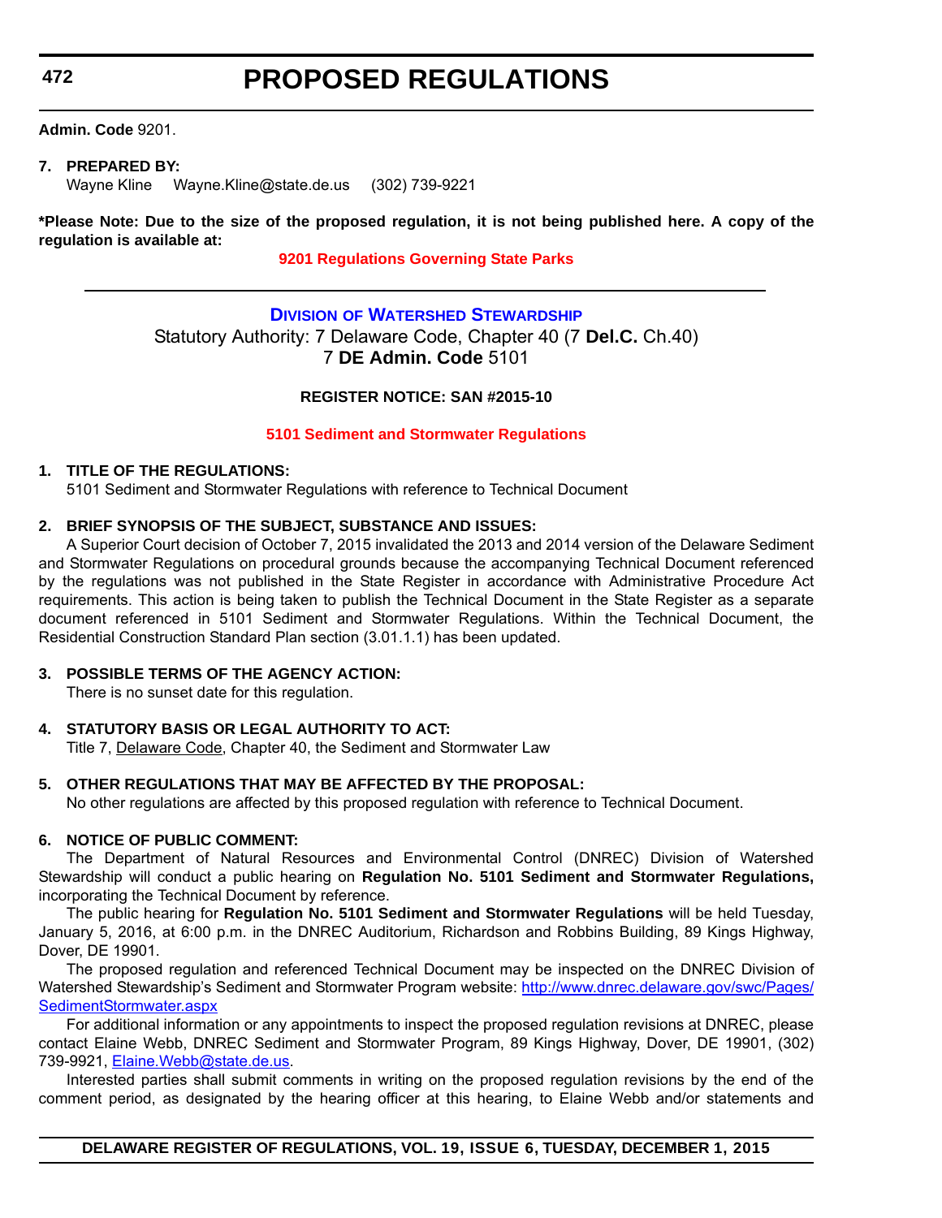**Admin. Code** 9201.

**7. PREPARED BY:**

Wayne Kline    Wayne.Kline@state.de.us    (302) 739-9221

***Please Note: Due to the size of the proposed regulation, it is not being published here. A copy of the regulation is available at:**

**9201 Regulations Governing State Parks**

---

## DIVISION OF WATERSHED STEWARDSHIP

Statutory Authority: 7 Delaware Code, Chapter 40 (7 **Del.C.** Ch.40)
7 **DE Admin. Code** 5101

**REGISTER NOTICE: SAN #2015-10**

**5101 Sediment and Stormwater Regulations**

**1. TITLE OF THE REGULATIONS:**

5101 Sediment and Stormwater Regulations with reference to Technical Document

**2. BRIEF SYNOPSIS OF THE SUBJECT, SUBSTANCE AND ISSUES:**

A Superior Court decision of October 7, 2015 invalidated the 2013 and 2014 version of the Delaware Sediment and Stormwater Regulations on procedural grounds because the accompanying Technical Document referenced by the regulations was not published in the State Register in accordance with Administrative Procedure Act requirements. This action is being taken to publish the Technical Document in the State Register as a separate document referenced in 5101 Sediment and Stormwater Regulations. Within the Technical Document, the Residential Construction Standard Plan section (3.01.1.1) has been updated.

**3. POSSIBLE TERMS OF THE AGENCY ACTION:**

There is no sunset date for this regulation.

**4. STATUTORY BASIS OR LEGAL AUTHORITY TO ACT:**

Title 7, Delaware Code, Chapter 40, the Sediment and Stormwater Law

**5. OTHER REGULATIONS THAT MAY BE AFFECTED BY THE PROPOSAL:**

No other regulations are affected by this proposed regulation with reference to Technical Document.

**6. NOTICE OF PUBLIC COMMENT:**

The Department of Natural Resources and Environmental Control (DNREC) Division of Watershed Stewardship will conduct a public hearing on **Regulation No. 5101 Sediment and Stormwater Regulations,** incorporating the Technical Document by reference.

The public hearing for **Regulation No. 5101 Sediment and Stormwater Regulations** will be held Tuesday, January 5, 2016, at 6:00 p.m. in the DNREC Auditorium, Richardson and Robbins Building, 89 Kings Highway, Dover, DE 19901.

The proposed regulation and referenced Technical Document may be inspected on the DNREC Division of Watershed Stewardship's Sediment and Stormwater Program website: http://www.dnrec.delaware.gov/swc/Pages/SedimentStormwater.aspx

For additional information or any appointments to inspect the proposed regulation revisions at DNREC, please contact Elaine Webb, DNREC Sediment and Stormwater Program, 89 Kings Highway, Dover, DE 19901, (302) 739-9921, Elaine.Webb@state.de.us.

Interested parties shall submit comments in writing on the proposed regulation revisions by the end of the comment period, as designated by the hearing officer at this hearing, to Elaine Webb and/or statements and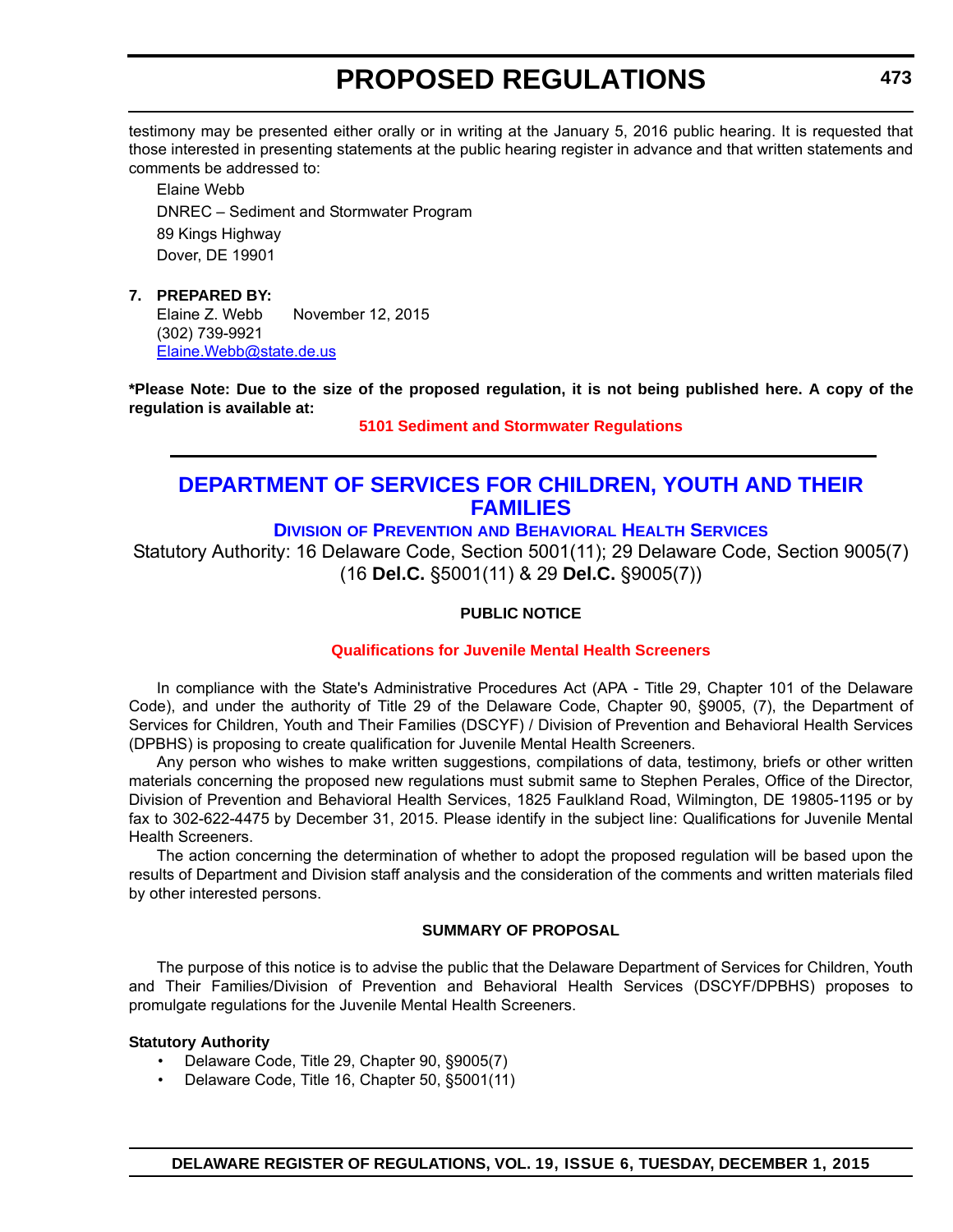testimony may be presented either orally or in writing at the January 5, 2016 public hearing. It is requested that those interested in presenting statements at the public hearing register in advance and that written statements and comments be addressed to:

Elaine Webb
DNREC – Sediment and Stormwater Program
89 Kings Highway
Dover, DE 19901

**7. PREPARED BY:**

Elaine Z. Webb  November 12, 2015
(302) 739-9921
Elaine.Webb@state.de.us

**\*Please Note: Due to the size of the proposed regulation, it is not being published here. A copy of the regulation is available at:**

**5101 Sediment and Stormwater Regulations**

---

# DEPARTMENT OF SERVICES FOR CHILDREN, YOUTH AND THEIR FAMILIES

## DIVISION OF PREVENTION AND BEHAVIORAL HEALTH SERVICES

Statutory Authority: 16 Delaware Code, Section 5001(11); 29 Delaware Code, Section 9005(7) (16 **Del.C.** §5001(11) & 29 **Del.C.** §9005(7))

**PUBLIC NOTICE**

**Qualifications for Juvenile Mental Health Screeners**

In compliance with the State's Administrative Procedures Act (APA - Title 29, Chapter 101 of the Delaware Code), and under the authority of Title 29 of the Delaware Code, Chapter 90, §9005, (7), the Department of Services for Children, Youth and Their Families (DSCYF) / Division of Prevention and Behavioral Health Services (DPBHS) is proposing to create qualification for Juvenile Mental Health Screeners.

Any person who wishes to make written suggestions, compilations of data, testimony, briefs or other written materials concerning the proposed new regulations must submit same to Stephen Perales, Office of the Director, Division of Prevention and Behavioral Health Services, 1825 Faulkland Road, Wilmington, DE 19805-1195 or by fax to 302-622-4475 by December 31, 2015. Please identify in the subject line: Qualifications for Juvenile Mental Health Screeners.

The action concerning the determination of whether to adopt the proposed regulation will be based upon the results of Department and Division staff analysis and the consideration of the comments and written materials filed by other interested persons.

**SUMMARY OF PROPOSAL**

The purpose of this notice is to advise the public that the Delaware Department of Services for Children, Youth and Their Families/Division of Prevention and Behavioral Health Services (DSCYF/DPBHS) proposes to promulgate regulations for the Juvenile Mental Health Screeners.

**Statutory Authority**

- Delaware Code, Title 29, Chapter 90, §9005(7)
- Delaware Code, Title 16, Chapter 50, §5001(11)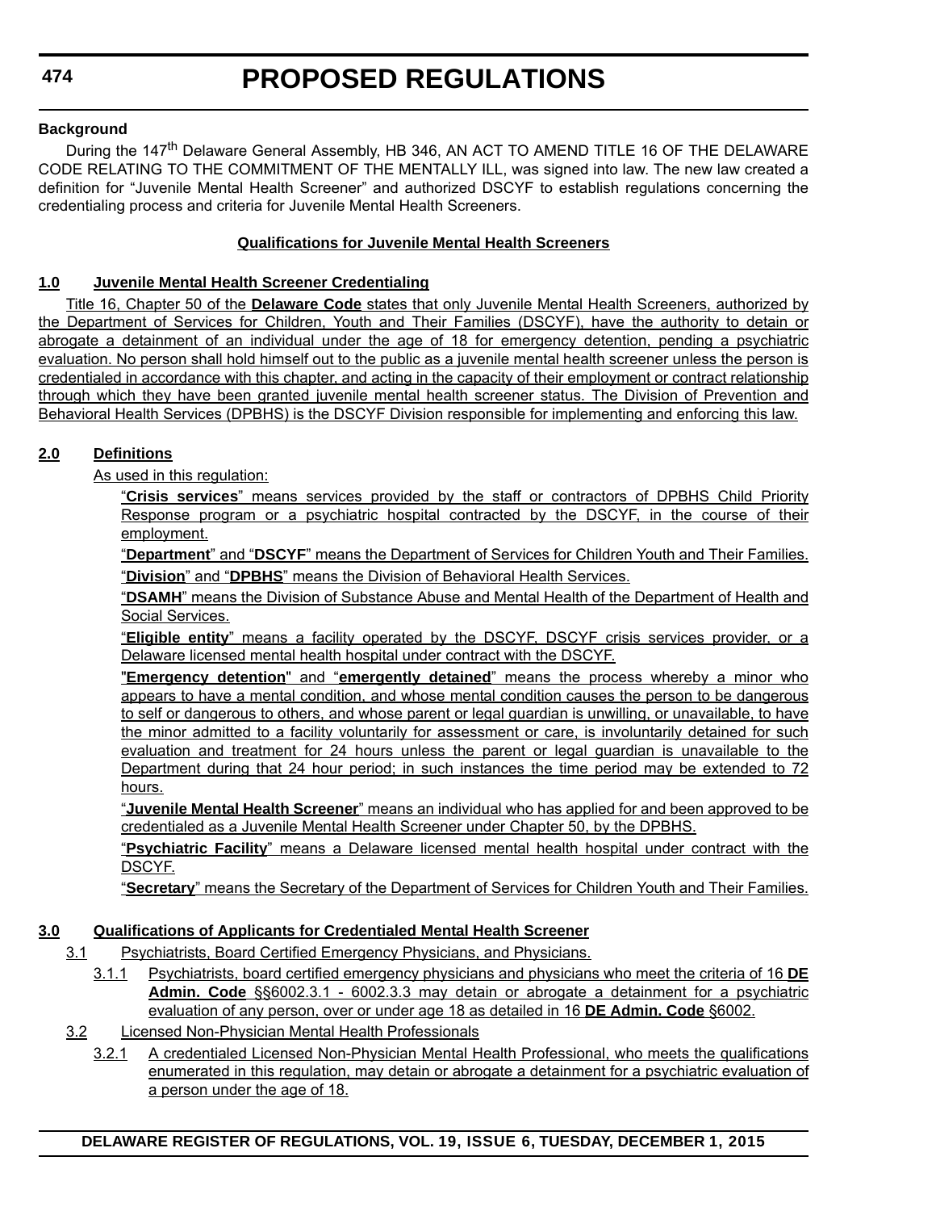**Background**

During the 147th Delaware General Assembly, HB 346, AN ACT TO AMEND TITLE 16 OF THE DELAWARE CODE RELATING TO THE COMMITMENT OF THE MENTALLY ILL, was signed into law. The new law created a definition for "Juvenile Mental Health Screener" and authorized DSCYF to establish regulations concerning the credentialing process and criteria for Juvenile Mental Health Screeners.

**Qualifications for Juvenile Mental Health Screeners**

**1.0 Juvenile Mental Health Screener Credentialing**

Title 16, Chapter 50 of the **Delaware Code** states that only Juvenile Mental Health Screeners, authorized by the Department of Services for Children, Youth and Their Families (DSCYF), have the authority to detain or abrogate a detainment of an individual under the age of 18 for emergency detention, pending a psychiatric evaluation. No person shall hold himself out to the public as a juvenile mental health screener unless the person is credentialed in accordance with this chapter, and acting in the capacity of their employment or contract relationship through which they have been granted juvenile mental health screener status. The Division of Prevention and Behavioral Health Services (DPBHS) is the DSCYF Division responsible for implementing and enforcing this law.

**2.0 Definitions**

As used in this regulation:

"**Crisis services**" means services provided by the staff or contractors of DPBHS Child Priority Response program or a psychiatric hospital contracted by the DSCYF, in the course of their employment.

"**Department**" and "**DSCYF**" means the Department of Services for Children Youth and Their Families.

"**Division**" and "**DPBHS**" means the Division of Behavioral Health Services.

"**DSAMH**" means the Division of Substance Abuse and Mental Health of the Department of Health and Social Services.

"**Eligible entity**" means a facility operated by the DSCYF, DSCYF crisis services provider, or a Delaware licensed mental health hospital under contract with the DSCYF.

"**Emergency detention**" and "**emergently detained**" means the process whereby a minor who appears to have a mental condition, and whose mental condition causes the person to be dangerous to self or dangerous to others, and whose parent or legal guardian is unwilling, or unavailable, to have the minor admitted to a facility voluntarily for assessment or care, is involuntarily detained for such evaluation and treatment for 24 hours unless the parent or legal guardian is unavailable to the Department during that 24 hour period; in such instances the time period may be extended to 72 hours.

"**Juvenile Mental Health Screener**" means an individual who has applied for and been approved to be credentialed as a Juvenile Mental Health Screener under Chapter 50, by the DPBHS.

"**Psychiatric Facility**" means a Delaware licensed mental health hospital under contract with the DSCYF.

"**Secretary**" means the Secretary of the Department of Services for Children Youth and Their Families.

**3.0 Qualifications of Applicants for Credentialed Mental Health Screener**

3.1 Psychiatrists, Board Certified Emergency Physicians, and Physicians.

3.1.1 Psychiatrists, board certified emergency physicians and physicians who meet the criteria of 16 **DE Admin. Code** §§6002.3.1 - 6002.3.3 may detain or abrogate a detainment for a psychiatric evaluation of any person, over or under age 18 as detailed in 16 **DE Admin. Code** §6002.

3.2 Licensed Non-Physician Mental Health Professionals

3.2.1 A credentialed Licensed Non-Physician Mental Health Professional, who meets the qualifications enumerated in this regulation, may detain or abrogate a detainment for a psychiatric evaluation of a person under the age of 18.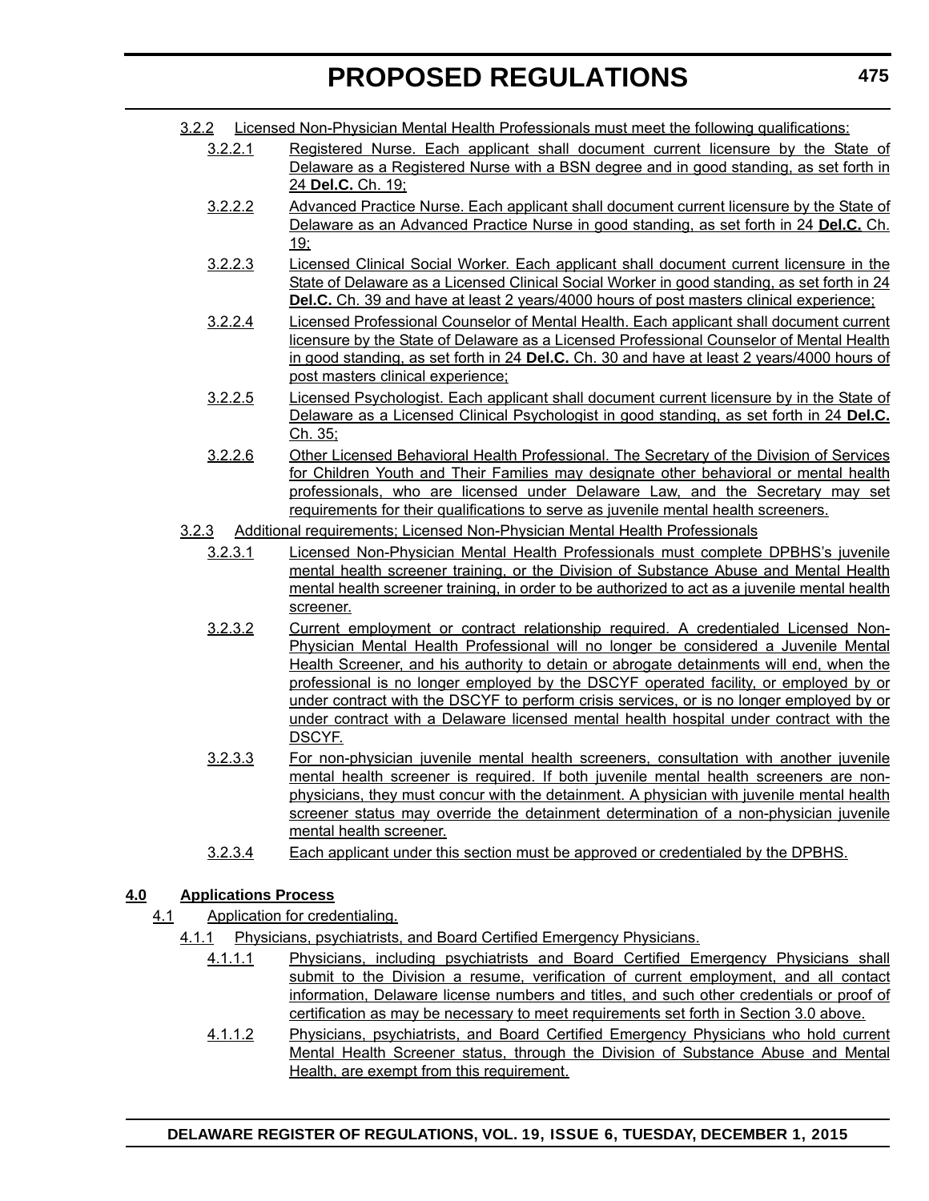3.2.2 Licensed Non-Physician Mental Health Professionals must meet the following qualifications:

3.2.2.1 Registered Nurse. Each applicant shall document current licensure by the State of Delaware as a Registered Nurse with a BSN degree and in good standing, as set forth in 24 **Del.C.** Ch. 19;

3.2.2.2 Advanced Practice Nurse. Each applicant shall document current licensure by the State of Delaware as an Advanced Practice Nurse in good standing, as set forth in 24 **Del.C.** Ch. 19;

3.2.2.3 Licensed Clinical Social Worker. Each applicant shall document current licensure in the State of Delaware as a Licensed Clinical Social Worker in good standing, as set forth in 24 **Del.C.** Ch. 39 and have at least 2 years/4000 hours of post masters clinical experience;

3.2.2.4 Licensed Professional Counselor of Mental Health. Each applicant shall document current licensure by the State of Delaware as a Licensed Professional Counselor of Mental Health in good standing, as set forth in 24 **Del.C.** Ch. 30 and have at least 2 years/4000 hours of post masters clinical experience;

3.2.2.5 Licensed Psychologist. Each applicant shall document current licensure by in the State of Delaware as a Licensed Clinical Psychologist in good standing, as set forth in 24 **Del.C.** Ch. 35;

3.2.2.6 Other Licensed Behavioral Health Professional. The Secretary of the Division of Services for Children Youth and Their Families may designate other behavioral or mental health professionals, who are licensed under Delaware Law, and the Secretary may set requirements for their qualifications to serve as juvenile mental health screeners.

3.2.3 Additional requirements; Licensed Non-Physician Mental Health Professionals

3.2.3.1 Licensed Non-Physician Mental Health Professionals must complete DPBHS's juvenile mental health screener training, or the Division of Substance Abuse and Mental Health mental health screener training, in order to be authorized to act as a juvenile mental health screener.

3.2.3.2 Current employment or contract relationship required. A credentialed Licensed Non-Physician Mental Health Professional will no longer be considered a Juvenile Mental Health Screener, and his authority to detain or abrogate detainments will end, when the professional is no longer employed by the DSCYF operated facility, or employed by or under contract with the DSCYF to perform crisis services, or is no longer employed by or under contract with a Delaware licensed mental health hospital under contract with the DSCYF.

3.2.3.3 For non-physician juvenile mental health screeners, consultation with another juvenile mental health screener is required. If both juvenile mental health screeners are non-physicians, they must concur with the detainment. A physician with juvenile mental health screener status may override the detainment determination of a non-physician juvenile mental health screener.

3.2.3.4 Each applicant under this section must be approved or credentialed by the DPBHS.

**4.0 Applications Process**

4.1 Application for credentialing.

4.1.1 Physicians, psychiatrists, and Board Certified Emergency Physicians.

4.1.1.1 Physicians, including psychiatrists and Board Certified Emergency Physicians shall submit to the Division a resume, verification of current employment, and all contact information, Delaware license numbers and titles, and such other credentials or proof of certification as may be necessary to meet requirements set forth in Section 3.0 above.

4.1.1.2 Physicians, psychiatrists, and Board Certified Emergency Physicians who hold current Mental Health Screener status, through the Division of Substance Abuse and Mental Health, are exempt from this requirement.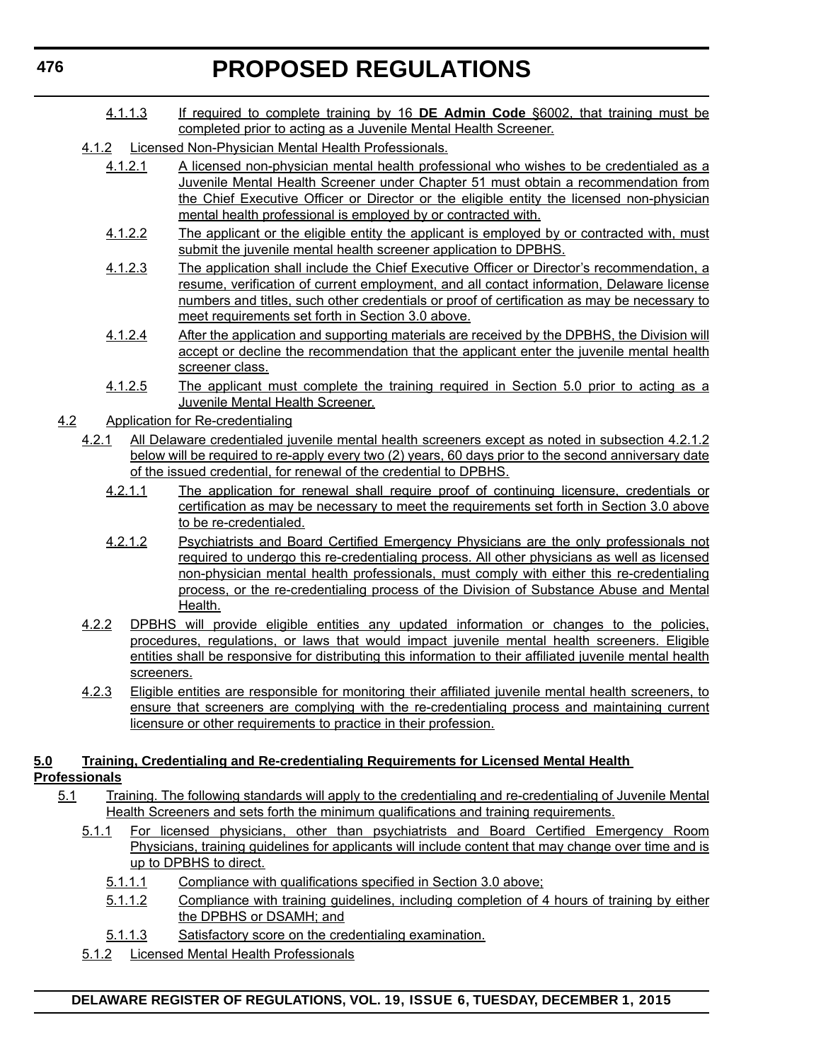4.1.1.3 If required to complete training by 16 **DE Admin Code** §6002, that training must be completed prior to acting as a Juvenile Mental Health Screener.

4.1.2 Licensed Non-Physician Mental Health Professionals.

4.1.2.1 A licensed non-physician mental health professional who wishes to be credentialed as a Juvenile Mental Health Screener under Chapter 51 must obtain a recommendation from the Chief Executive Officer or Director or the eligible entity the licensed non-physician mental health professional is employed by or contracted with.

4.1.2.2 The applicant or the eligible entity the applicant is employed by or contracted with, must submit the juvenile mental health screener application to DPBHS.

4.1.2.3 The application shall include the Chief Executive Officer or Director's recommendation, a resume, verification of current employment, and all contact information, Delaware license numbers and titles, such other credentials or proof of certification as may be necessary to meet requirements set forth in Section 3.0 above.

4.1.2.4 After the application and supporting materials are received by the DPBHS, the Division will accept or decline the recommendation that the applicant enter the juvenile mental health screener class.

4.1.2.5 The applicant must complete the training required in Section 5.0 prior to acting as a Juvenile Mental Health Screener.

4.2 Application for Re-credentialing

4.2.1 All Delaware credentialed juvenile mental health screeners except as noted in subsection 4.2.1.2 below will be required to re-apply every two (2) years, 60 days prior to the second anniversary date of the issued credential, for renewal of the credential to DPBHS.

4.2.1.1 The application for renewal shall require proof of continuing licensure, credentials or certification as may be necessary to meet the requirements set forth in Section 3.0 above to be re-credentialed.

4.2.1.2 Psychiatrists and Board Certified Emergency Physicians are the only professionals not required to undergo this re-credentialing process. All other physicians as well as licensed non-physician mental health professionals, must comply with either this re-credentialing process, or the re-credentialing process of the Division of Substance Abuse and Mental Health.

4.2.2 DPBHS will provide eligible entities any updated information or changes to the policies, procedures, regulations, or laws that would impact juvenile mental health screeners. Eligible entities shall be responsive for distributing this information to their affiliated juvenile mental health screeners.

4.2.3 Eligible entities are responsible for monitoring their affiliated juvenile mental health screeners, to ensure that screeners are complying with the re-credentialing process and maintaining current licensure or other requirements to practice in their profession.

**5.0 Training, Credentialing and Re-credentialing Requirements for Licensed Mental Health Professionals**

5.1 Training. The following standards will apply to the credentialing and re-credentialing of Juvenile Mental Health Screeners and sets forth the minimum qualifications and training requirements.

5.1.1 For licensed physicians, other than psychiatrists and Board Certified Emergency Room Physicians, training guidelines for applicants will include content that may change over time and is up to DPBHS to direct.

5.1.1.1 Compliance with qualifications specified in Section 3.0 above;

5.1.1.2 Compliance with training guidelines, including completion of 4 hours of training by either the DPBHS or DSAMH; and

5.1.1.3 Satisfactory score on the credentialing examination.

5.1.2 Licensed Mental Health Professionals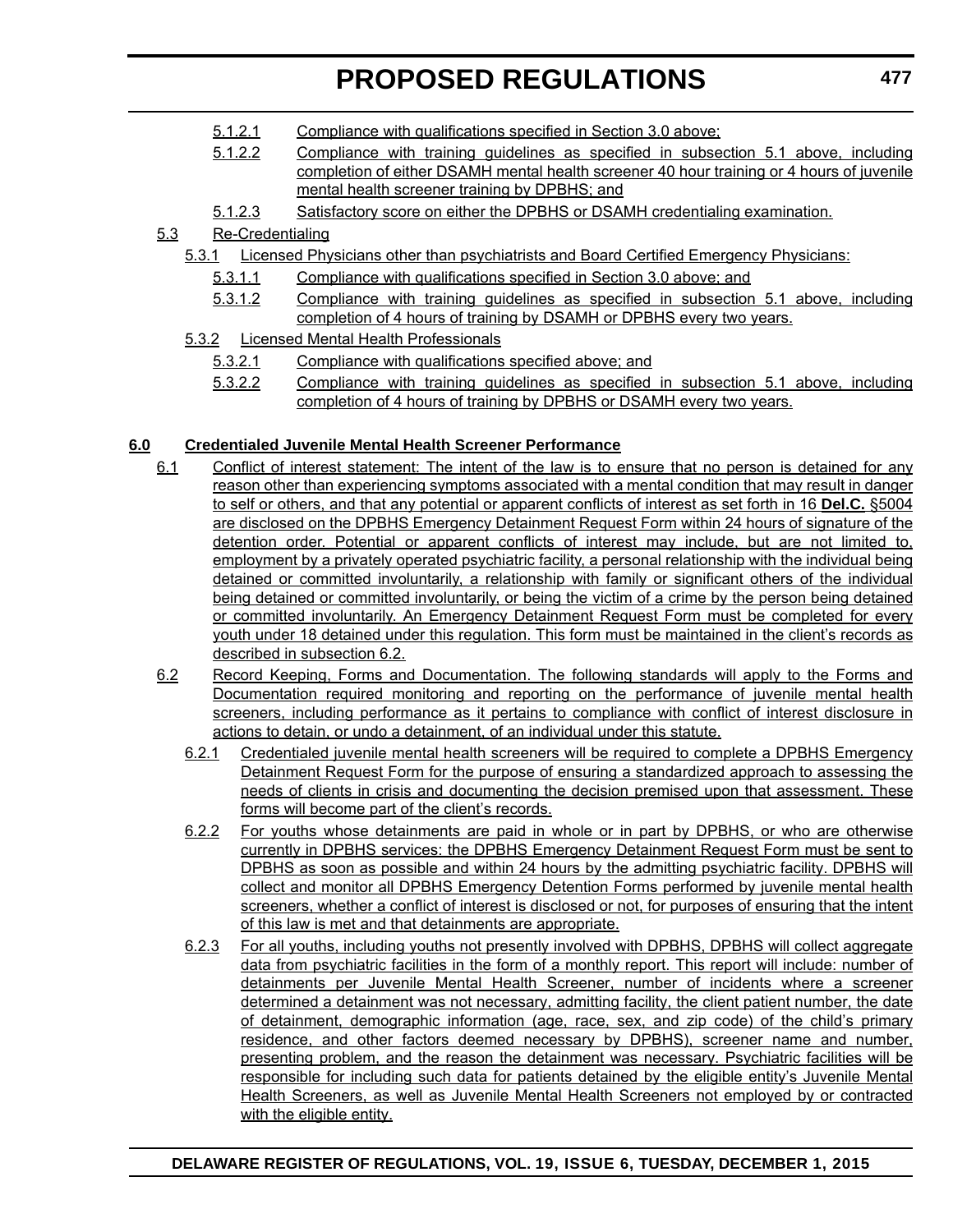5.1.2.1 Compliance with qualifications specified in Section 3.0 above;

5.1.2.2 Compliance with training guidelines as specified in subsection 5.1 above, including completion of either DSAMH mental health screener 40 hour training or 4 hours of juvenile mental health screener training by DPBHS; and

5.1.2.3 Satisfactory score on either the DPBHS or DSAMH credentialing examination.

5.3 Re-Credentialing

5.3.1 Licensed Physicians other than psychiatrists and Board Certified Emergency Physicians:

5.3.1.1 Compliance with qualifications specified in Section 3.0 above; and

5.3.1.2 Compliance with training guidelines as specified in subsection 5.1 above, including completion of 4 hours of training by DSAMH or DPBHS every two years.

5.3.2 Licensed Mental Health Professionals

5.3.2.1 Compliance with qualifications specified above; and

5.3.2.2 Compliance with training guidelines as specified in subsection 5.1 above, including completion of 4 hours of training by DPBHS or DSAMH every two years.

**6.0 Credentialed Juvenile Mental Health Screener Performance**

6.1 Conflict of interest statement: The intent of the law is to ensure that no person is detained for any reason other than experiencing symptoms associated with a mental condition that may result in danger to self or others, and that any potential or apparent conflicts of interest as set forth in 16 **Del.C.** §5004 are disclosed on the DPBHS Emergency Detainment Request Form within 24 hours of signature of the detention order. Potential or apparent conflicts of interest may include, but are not limited to, employment by a privately operated psychiatric facility, a personal relationship with the individual being detained or committed involuntarily, a relationship with family or significant others of the individual being detained or committed involuntarily, or being the victim of a crime by the person being detained or committed involuntarily. An Emergency Detainment Request Form must be completed for every youth under 18 detained under this regulation. This form must be maintained in the client's records as described in subsection 6.2.

6.2 Record Keeping, Forms and Documentation. The following standards will apply to the Forms and Documentation required monitoring and reporting on the performance of juvenile mental health screeners, including performance as it pertains to compliance with conflict of interest disclosure in actions to detain, or undo a detainment, of an individual under this statute.

6.2.1 Credentialed juvenile mental health screeners will be required to complete a DPBHS Emergency Detainment Request Form for the purpose of ensuring a standardized approach to assessing the needs of clients in crisis and documenting the decision premised upon that assessment. These forms will become part of the client's records.

6.2.2 For youths whose detainments are paid in whole or in part by DPBHS, or who are otherwise currently in DPBHS services: the DPBHS Emergency Detainment Request Form must be sent to DPBHS as soon as possible and within 24 hours by the admitting psychiatric facility. DPBHS will collect and monitor all DPBHS Emergency Detention Forms performed by juvenile mental health screeners, whether a conflict of interest is disclosed or not, for purposes of ensuring that the intent of this law is met and that detainments are appropriate.

6.2.3 For all youths, including youths not presently involved with DPBHS, DPBHS will collect aggregate data from psychiatric facilities in the form of a monthly report. This report will include: number of detainments per Juvenile Mental Health Screener, number of incidents where a screener determined a detainment was not necessary, admitting facility, the client patient number, the date of detainment, demographic information (age, race, sex, and zip code) of the child's primary residence, and other factors deemed necessary by DPBHS), screener name and number, presenting problem, and the reason the detainment was necessary. Psychiatric facilities will be responsible for including such data for patients detained by the eligible entity's Juvenile Mental Health Screeners, as well as Juvenile Mental Health Screeners not employed by or contracted with the eligible entity.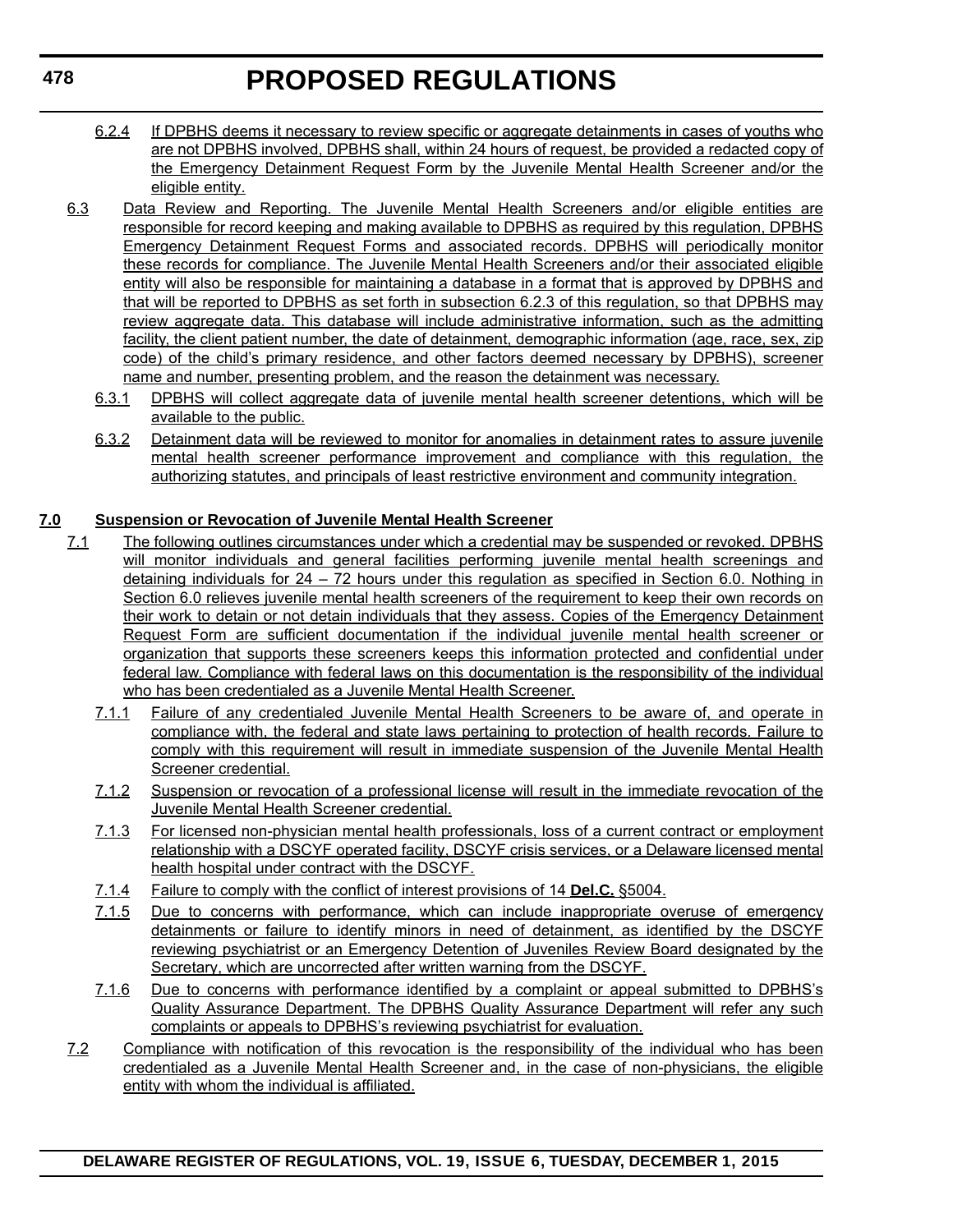6.2.4 If DPBHS deems it necessary to review specific or aggregate detainments in cases of youths who are not DPBHS involved, DPBHS shall, within 24 hours of request, be provided a redacted copy of the Emergency Detainment Request Form by the Juvenile Mental Health Screener and/or the eligible entity.

6.3 Data Review and Reporting. The Juvenile Mental Health Screeners and/or eligible entities are responsible for record keeping and making available to DPBHS as required by this regulation, DPBHS Emergency Detainment Request Forms and associated records. DPBHS will periodically monitor these records for compliance. The Juvenile Mental Health Screeners and/or their associated eligible entity will also be responsible for maintaining a database in a format that is approved by DPBHS and that will be reported to DPBHS as set forth in subsection 6.2.3 of this regulation, so that DPBHS may review aggregate data. This database will include administrative information, such as the admitting facility, the client patient number, the date of detainment, demographic information (age, race, sex, zip code) of the child's primary residence, and other factors deemed necessary by DPBHS), screener name and number, presenting problem, and the reason the detainment was necessary.

6.3.1 DPBHS will collect aggregate data of juvenile mental health screener detentions, which will be available to the public.

6.3.2 Detainment data will be reviewed to monitor for anomalies in detainment rates to assure juvenile mental health screener performance improvement and compliance with this regulation, the authorizing statutes, and principals of least restrictive environment and community integration.

**7.0 Suspension or Revocation of Juvenile Mental Health Screener**

7.1 The following outlines circumstances under which a credential may be suspended or revoked. DPBHS will monitor individuals and general facilities performing juvenile mental health screenings and detaining individuals for 24 – 72 hours under this regulation as specified in Section 6.0. Nothing in Section 6.0 relieves juvenile mental health screeners of the requirement to keep their own records on their work to detain or not detain individuals that they assess. Copies of the Emergency Detainment Request Form are sufficient documentation if the individual juvenile mental health screener or organization that supports these screeners keeps this information protected and confidential under federal law. Compliance with federal laws on this documentation is the responsibility of the individual who has been credentialed as a Juvenile Mental Health Screener.

7.1.1 Failure of any credentialed Juvenile Mental Health Screeners to be aware of, and operate in compliance with, the federal and state laws pertaining to protection of health records. Failure to comply with this requirement will result in immediate suspension of the Juvenile Mental Health Screener credential.

7.1.2 Suspension or revocation of a professional license will result in the immediate revocation of the Juvenile Mental Health Screener credential.

7.1.3 For licensed non-physician mental health professionals, loss of a current contract or employment relationship with a DSCYF operated facility, DSCYF crisis services, or a Delaware licensed mental health hospital under contract with the DSCYF.

7.1.4 Failure to comply with the conflict of interest provisions of 14 **Del.C.** §5004.

7.1.5 Due to concerns with performance, which can include inappropriate overuse of emergency detainments or failure to identify minors in need of detainment, as identified by the DSCYF reviewing psychiatrist or an Emergency Detention of Juveniles Review Board designated by the Secretary, which are uncorrected after written warning from the DSCYF.

7.1.6 Due to concerns with performance identified by a complaint or appeal submitted to DPBHS's Quality Assurance Department. The DPBHS Quality Assurance Department will refer any such complaints or appeals to DPBHS's reviewing psychiatrist for evaluation.

7.2 Compliance with notification of this revocation is the responsibility of the individual who has been credentialed as a Juvenile Mental Health Screener and, in the case of non-physicians, the eligible entity with whom the individual is affiliated.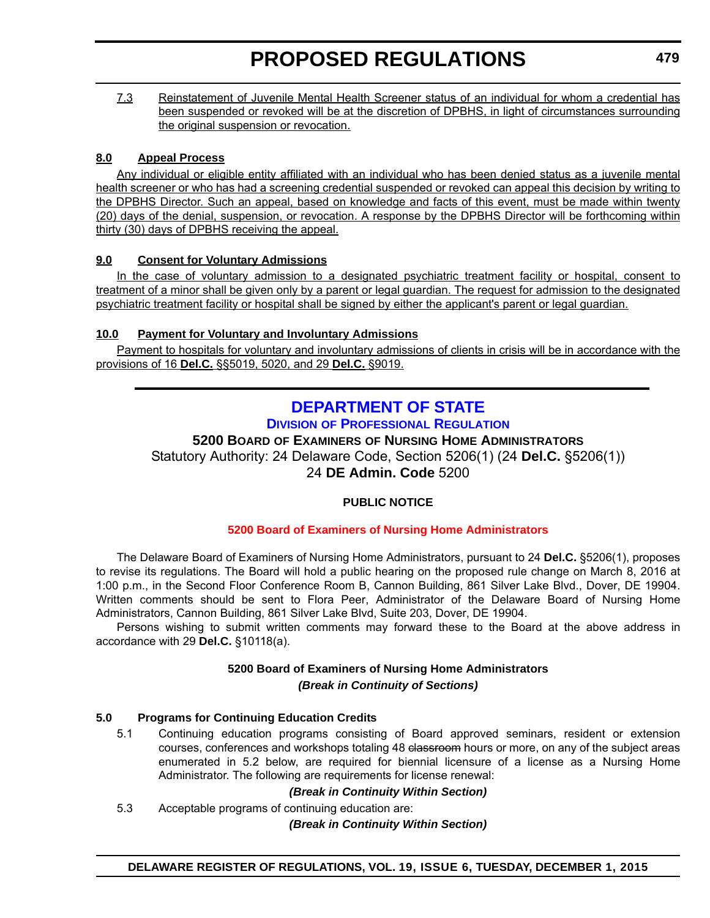7.3 Reinstatement of Juvenile Mental Health Screener status of an individual for whom a credential has been suspended or revoked will be at the discretion of DPBHS, in light of circumstances surrounding the original suspension or revocation.

**8.0 Appeal Process**

Any individual or eligible entity affiliated with an individual who has been denied status as a juvenile mental health screener or who has had a screening credential suspended or revoked can appeal this decision by writing to the DPBHS Director. Such an appeal, based on knowledge and facts of this event, must be made within twenty (20) days of the denial, suspension, or revocation. A response by the DPBHS Director will be forthcoming within thirty (30) days of DPBHS receiving the appeal.

**9.0 Consent for Voluntary Admissions**

In the case of voluntary admission to a designated psychiatric treatment facility or hospital, consent to treatment of a minor shall be given only by a parent or legal guardian. The request for admission to the designated psychiatric treatment facility or hospital shall be signed by either the applicant's parent or legal guardian.

**10.0 Payment for Voluntary and Involuntary Admissions**

Payment to hospitals for voluntary and involuntary admissions of clients in crisis will be in accordance with the provisions of 16 **Del.C.** §§5019, 5020, and 29 **Del.C.** §9019.

---

# DEPARTMENT OF STATE

## Division of Professional Regulation

### 5200 Board of Examiners of Nursing Home Administrators

Statutory Authority: 24 Delaware Code, Section 5206(1) (24 **Del.C.** §5206(1))
24 **DE Admin. Code** 5200

**PUBLIC NOTICE**

**5200 Board of Examiners of Nursing Home Administrators**

The Delaware Board of Examiners of Nursing Home Administrators, pursuant to 24 **Del.C.** §5206(1), proposes to revise its regulations. The Board will hold a public hearing on the proposed rule change on March 8, 2016 at 1:00 p.m., in the Second Floor Conference Room B, Cannon Building, 861 Silver Lake Blvd., Dover, DE 19904. Written comments should be sent to Flora Peer, Administrator of the Delaware Board of Nursing Home Administrators, Cannon Building, 861 Silver Lake Blvd, Suite 203, Dover, DE 19904.

Persons wishing to submit written comments may forward these to the Board at the above address in accordance with 29 **Del.C.** §10118(a).

**5200 Board of Examiners of Nursing Home Administrators**

***(Break in Continuity of Sections)***

**5.0 Programs for Continuing Education Credits**

5.1 Continuing education programs consisting of Board approved seminars, resident or extension courses, conferences and workshops totaling 48 ~~classroom~~ hours or more, on any of the subject areas enumerated in 5.2 below, are required for biennial licensure of a license as a Nursing Home Administrator. The following are requirements for license renewal:

***(Break in Continuity Within Section)***

5.3 Acceptable programs of continuing education are:

***(Break in Continuity Within Section)***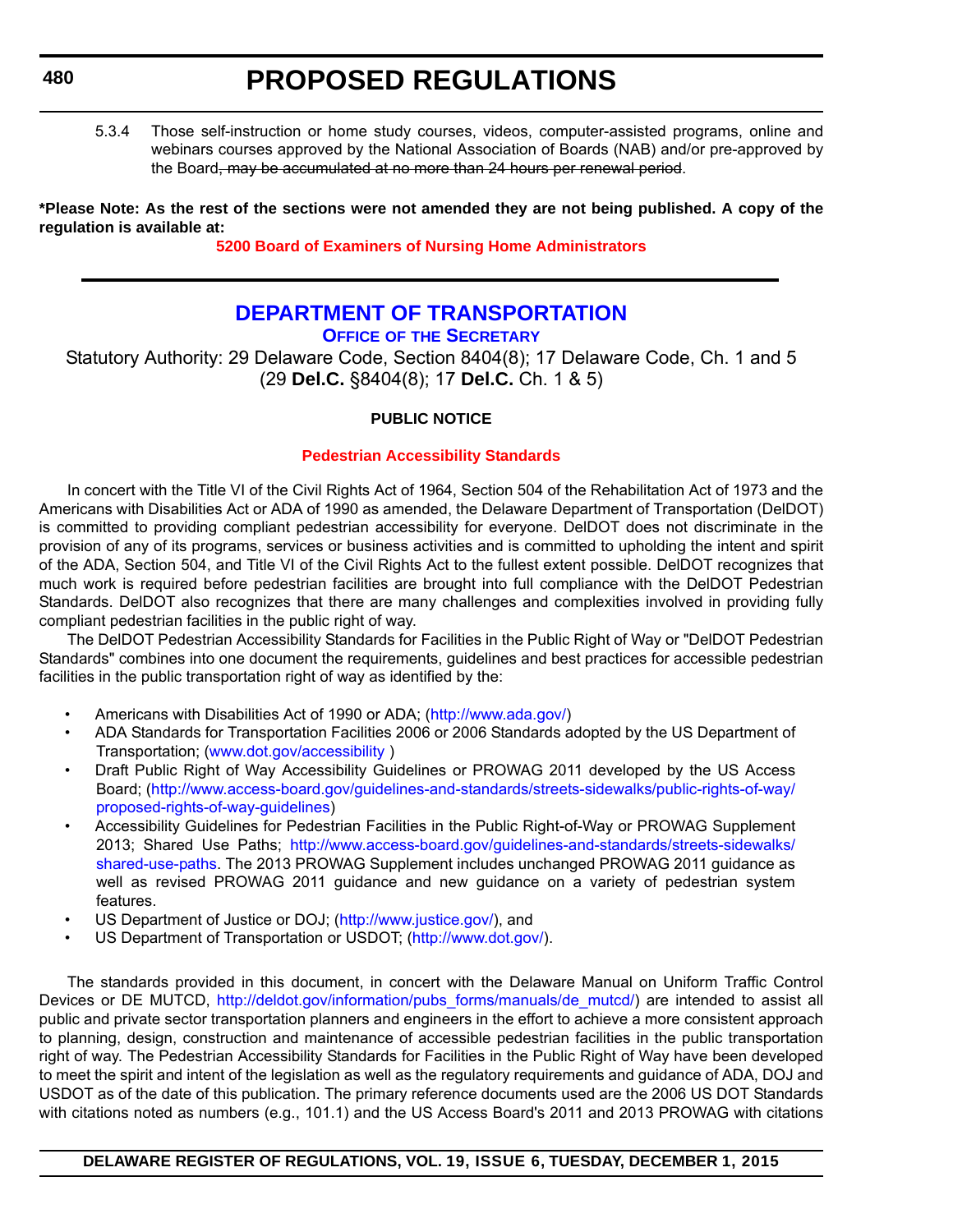5.3.4 Those self-instruction or home study courses, videos, computer-assisted programs, online and webinars courses approved by the National Association of Boards (NAB) and/or pre-approved by the Board~~, may be accumulated at no more than 24 hours per renewal period~~.

**\*Please Note: As the rest of the sections were not amended they are not being published. A copy of the regulation is available at:**

**5200 Board of Examiners of Nursing Home Administrators**

## DEPARTMENT OF TRANSPORTATION

### Office of the Secretary

Statutory Authority: 29 Delaware Code, Section 8404(8); 17 Delaware Code, Ch. 1 and 5 (29 **Del.C.** §8404(8); 17 **Del.C.** Ch. 1 & 5)

**PUBLIC NOTICE**

**Pedestrian Accessibility Standards**

In concert with the Title VI of the Civil Rights Act of 1964, Section 504 of the Rehabilitation Act of 1973 and the Americans with Disabilities Act or ADA of 1990 as amended, the Delaware Department of Transportation (DelDOT) is committed to providing compliant pedestrian accessibility for everyone. DelDOT does not discriminate in the provision of any of its programs, services or business activities and is committed to upholding the intent and spirit of the ADA, Section 504, and Title VI of the Civil Rights Act to the fullest extent possible. DelDOT recognizes that much work is required before pedestrian facilities are brought into full compliance with the DelDOT Pedestrian Standards. DelDOT also recognizes that there are many challenges and complexities involved in providing fully compliant pedestrian facilities in the public right of way.

The DelDOT Pedestrian Accessibility Standards for Facilities in the Public Right of Way or "DelDOT Pedestrian Standards" combines into one document the requirements, guidelines and best practices for accessible pedestrian facilities in the public transportation right of way as identified by the:

- Americans with Disabilities Act of 1990 or ADA; (http://www.ada.gov/)
- ADA Standards for Transportation Facilities 2006 or 2006 Standards adopted by the US Department of Transportation; (www.dot.gov/accessibility )
- Draft Public Right of Way Accessibility Guidelines or PROWAG 2011 developed by the US Access Board; (http://www.access-board.gov/guidelines-and-standards/streets-sidewalks/public-rights-of-way/proposed-rights-of-way-guidelines)
- Accessibility Guidelines for Pedestrian Facilities in the Public Right-of-Way or PROWAG Supplement 2013; Shared Use Paths; http://www.access-board.gov/guidelines-and-standards/streets-sidewalks/shared-use-paths. The 2013 PROWAG Supplement includes unchanged PROWAG 2011 guidance as well as revised PROWAG 2011 guidance and new guidance on a variety of pedestrian system features.
- US Department of Justice or DOJ; (http://www.justice.gov/), and
- US Department of Transportation or USDOT; (http://www.dot.gov/).

The standards provided in this document, in concert with the Delaware Manual on Uniform Traffic Control Devices or DE MUTCD, http://deldot.gov/information/pubs_forms/manuals/de_mutcd/) are intended to assist all public and private sector transportation planners and engineers in the effort to achieve a more consistent approach to planning, design, construction and maintenance of accessible pedestrian facilities in the public transportation right of way. The Pedestrian Accessibility Standards for Facilities in the Public Right of Way have been developed to meet the spirit and intent of the legislation as well as the regulatory requirements and guidance of ADA, DOJ and USDOT as of the date of this publication. The primary reference documents used are the 2006 US DOT Standards with citations noted as numbers (e.g., 101.1) and the US Access Board's 2011 and 2013 PROWAG with citations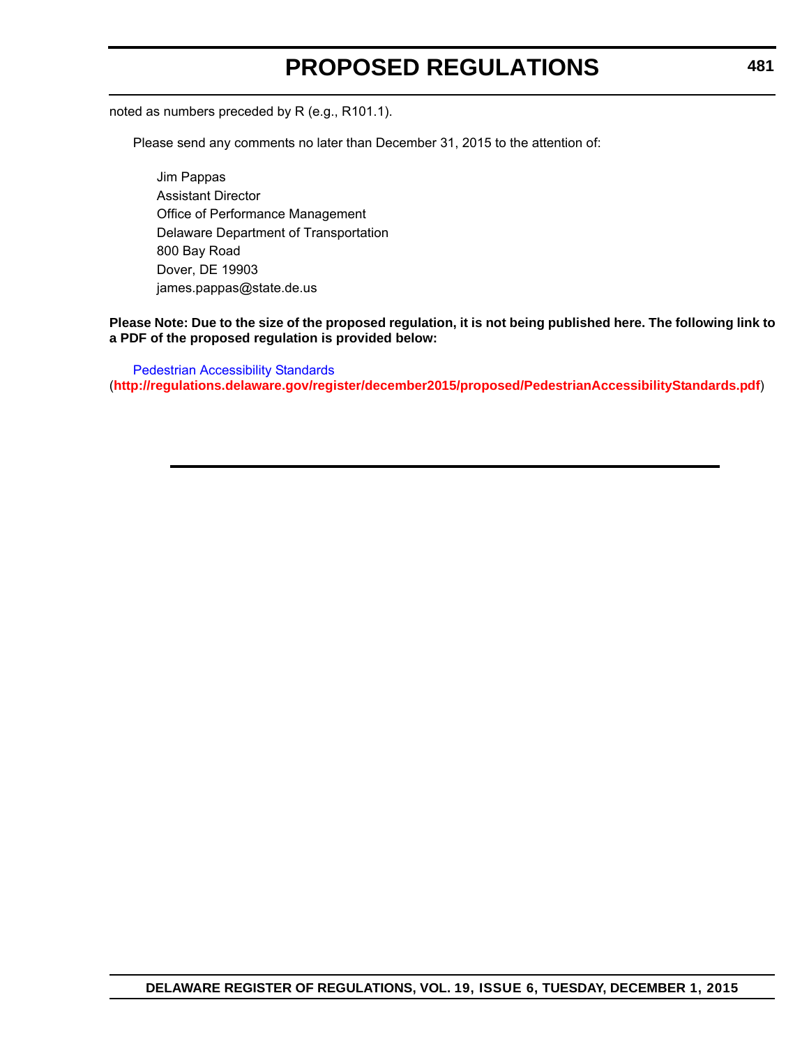noted as numbers preceded by R (e.g., R101.1).

Please send any comments no later than December 31, 2015 to the attention of:

Jim Pappas
Assistant Director
Office of Performance Management
Delaware Department of Transportation
800 Bay Road
Dover, DE 19903
james.pappas@state.de.us

**Please Note: Due to the size of the proposed regulation, it is not being published here. The following link to a PDF of the proposed regulation is provided below:**

Pedestrian Accessibility Standards
(**http://regulations.delaware.gov/register/december2015/proposed/PedestrianAccessibilityStandards.pdf**)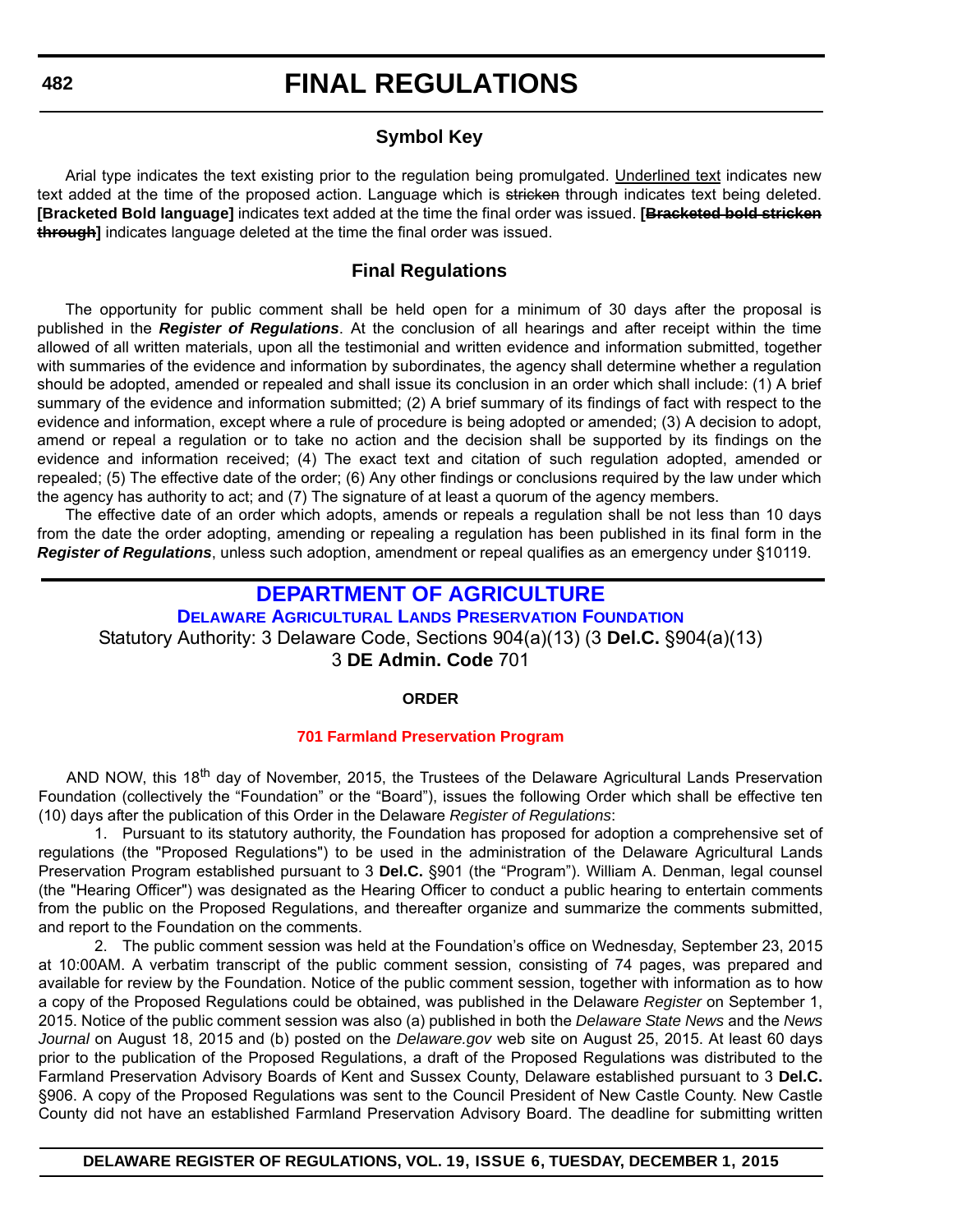# FINAL REGULATIONS

## Symbol Key

Arial type indicates the text existing prior to the regulation being promulgated. Underlined text indicates new text added at the time of the proposed action. Language which is ~~stricken~~ through indicates text being deleted. **[Bracketed Bold language]** indicates text added at the time the final order was issued. **[~~Bracketed bold stricken through~~]** indicates language deleted at the time the final order was issued.

## Final Regulations

The opportunity for public comment shall be held open for a minimum of 30 days after the proposal is published in the ***Register of Regulations***. At the conclusion of all hearings and after receipt within the time allowed of all written materials, upon all the testimonial and written evidence and information submitted, together with summaries of the evidence and information by subordinates, the agency shall determine whether a regulation should be adopted, amended or repealed and shall issue its conclusion in an order which shall include: (1) A brief summary of the evidence and information submitted; (2) A brief summary of its findings of fact with respect to the evidence and information, except where a rule of procedure is being adopted or amended; (3) A decision to adopt, amend or repeal a regulation or to take no action and the decision shall be supported by its findings on the evidence and information received; (4) The exact text and citation of such regulation adopted, amended or repealed; (5) The effective date of the order; (6) Any other findings or conclusions required by the law under which the agency has authority to act; and (7) The signature of at least a quorum of the agency members.

The effective date of an order which adopts, amends or repeals a regulation shall be not less than 10 days from the date the order adopting, amending or repealing a regulation has been published in its final form in the ***Register of Regulations***, unless such adoption, amendment or repeal qualifies as an emergency under §10119.

## DEPARTMENT OF AGRICULTURE

### Delaware Agricultural Lands Preservation Foundation

Statutory Authority: 3 Delaware Code, Sections 904(a)(13) (3 **Del.C.** §904(a)(13)
3 **DE Admin. Code** 701

**ORDER**

**701 Farmland Preservation Program**

AND NOW, this 18th day of November, 2015, the Trustees of the Delaware Agricultural Lands Preservation Foundation (collectively the "Foundation" or the "Board"), issues the following Order which shall be effective ten (10) days after the publication of this Order in the Delaware *Register of Regulations*:

1. Pursuant to its statutory authority, the Foundation has proposed for adoption a comprehensive set of regulations (the "Proposed Regulations") to be used in the administration of the Delaware Agricultural Lands Preservation Program established pursuant to 3 **Del.C.** §901 (the "Program"). William A. Denman, legal counsel (the "Hearing Officer") was designated as the Hearing Officer to conduct a public hearing to entertain comments from the public on the Proposed Regulations, and thereafter organize and summarize the comments submitted, and report to the Foundation on the comments.

2. The public comment session was held at the Foundation's office on Wednesday, September 23, 2015 at 10:00AM. A verbatim transcript of the public comment session, consisting of 74 pages, was prepared and available for review by the Foundation. Notice of the public comment session, together with information as to how a copy of the Proposed Regulations could be obtained, was published in the Delaware *Register* on September 1, 2015. Notice of the public comment session was also (a) published in both the *Delaware State News* and the *News Journal* on August 18, 2015 and (b) posted on the *Delaware.gov* web site on August 25, 2015. At least 60 days prior to the publication of the Proposed Regulations, a draft of the Proposed Regulations was distributed to the Farmland Preservation Advisory Boards of Kent and Sussex County, Delaware established pursuant to 3 **Del.C.** §906. A copy of the Proposed Regulations was sent to the Council President of New Castle County. New Castle County did not have an established Farmland Preservation Advisory Board. The deadline for submitting written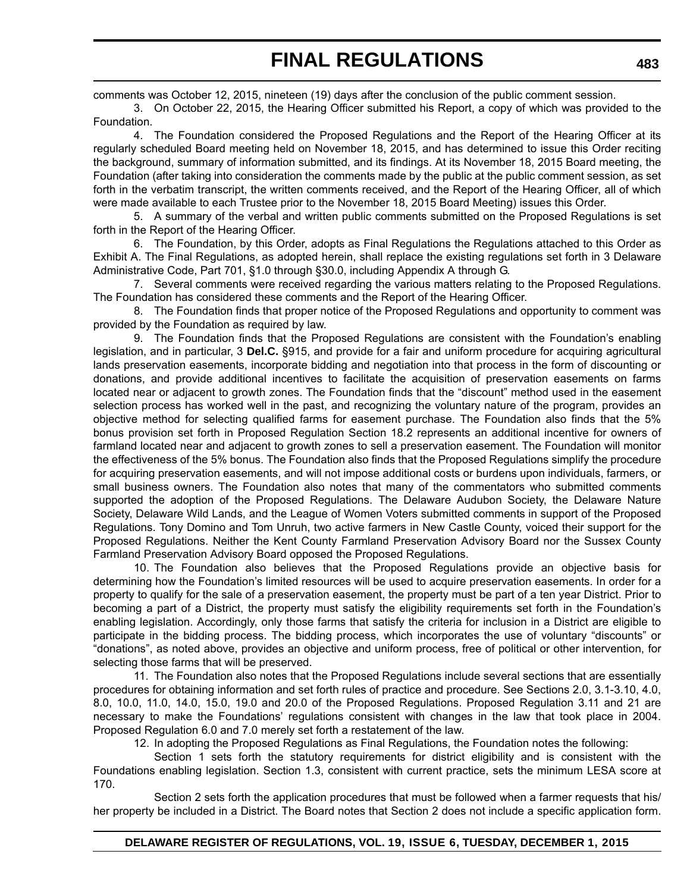comments was October 12, 2015, nineteen (19) days after the conclusion of the public comment session.

3. On October 22, 2015, the Hearing Officer submitted his Report, a copy of which was provided to the Foundation.

4. The Foundation considered the Proposed Regulations and the Report of the Hearing Officer at its regularly scheduled Board meeting held on November 18, 2015, and has determined to issue this Order reciting the background, summary of information submitted, and its findings. At its November 18, 2015 Board meeting, the Foundation (after taking into consideration the comments made by the public at the public comment session, as set forth in the verbatim transcript, the written comments received, and the Report of the Hearing Officer, all of which were made available to each Trustee prior to the November 18, 2015 Board Meeting) issues this Order.

5. A summary of the verbal and written public comments submitted on the Proposed Regulations is set forth in the Report of the Hearing Officer.

6. The Foundation, by this Order, adopts as Final Regulations the Regulations attached to this Order as Exhibit A. The Final Regulations, as adopted herein, shall replace the existing regulations set forth in 3 Delaware Administrative Code, Part 701, §1.0 through §30.0, including Appendix A through G.

7. Several comments were received regarding the various matters relating to the Proposed Regulations. The Foundation has considered these comments and the Report of the Hearing Officer.

8. The Foundation finds that proper notice of the Proposed Regulations and opportunity to comment was provided by the Foundation as required by law.

9. The Foundation finds that the Proposed Regulations are consistent with the Foundation's enabling legislation, and in particular, 3 **Del.C.** §915, and provide for a fair and uniform procedure for acquiring agricultural lands preservation easements, incorporate bidding and negotiation into that process in the form of discounting or donations, and provide additional incentives to facilitate the acquisition of preservation easements on farms located near or adjacent to growth zones. The Foundation finds that the "discount" method used in the easement selection process has worked well in the past, and recognizing the voluntary nature of the program, provides an objective method for selecting qualified farms for easement purchase. The Foundation also finds that the 5% bonus provision set forth in Proposed Regulation Section 18.2 represents an additional incentive for owners of farmland located near and adjacent to growth zones to sell a preservation easement. The Foundation will monitor the effectiveness of the 5% bonus. The Foundation also finds that the Proposed Regulations simplify the procedure for acquiring preservation easements, and will not impose additional costs or burdens upon individuals, farmers, or small business owners. The Foundation also notes that many of the commentators who submitted comments supported the adoption of the Proposed Regulations. The Delaware Audubon Society, the Delaware Nature Society, Delaware Wild Lands, and the League of Women Voters submitted comments in support of the Proposed Regulations. Tony Domino and Tom Unruh, two active farmers in New Castle County, voiced their support for the Proposed Regulations. Neither the Kent County Farmland Preservation Advisory Board nor the Sussex County Farmland Preservation Advisory Board opposed the Proposed Regulations.

10. The Foundation also believes that the Proposed Regulations provide an objective basis for determining how the Foundation's limited resources will be used to acquire preservation easements. In order for a property to qualify for the sale of a preservation easement, the property must be part of a ten year District. Prior to becoming a part of a District, the property must satisfy the eligibility requirements set forth in the Foundation's enabling legislation. Accordingly, only those farms that satisfy the criteria for inclusion in a District are eligible to participate in the bidding process. The bidding process, which incorporates the use of voluntary "discounts" or "donations", as noted above, provides an objective and uniform process, free of political or other intervention, for selecting those farms that will be preserved.

11. The Foundation also notes that the Proposed Regulations include several sections that are essentially procedures for obtaining information and set forth rules of practice and procedure. See Sections 2.0, 3.1-3.10, 4.0, 8.0, 10.0, 11.0, 14.0, 15.0, 19.0 and 20.0 of the Proposed Regulations. Proposed Regulation 3.11 and 21 are necessary to make the Foundations' regulations consistent with changes in the law that took place in 2004. Proposed Regulation 6.0 and 7.0 merely set forth a restatement of the law.

12. In adopting the Proposed Regulations as Final Regulations, the Foundation notes the following:

Section 1 sets forth the statutory requirements for district eligibility and is consistent with the Foundations enabling legislation. Section 1.3, consistent with current practice, sets the minimum LESA score at 170.

Section 2 sets forth the application procedures that must be followed when a farmer requests that his/her property be included in a District. The Board notes that Section 2 does not include a specific application form.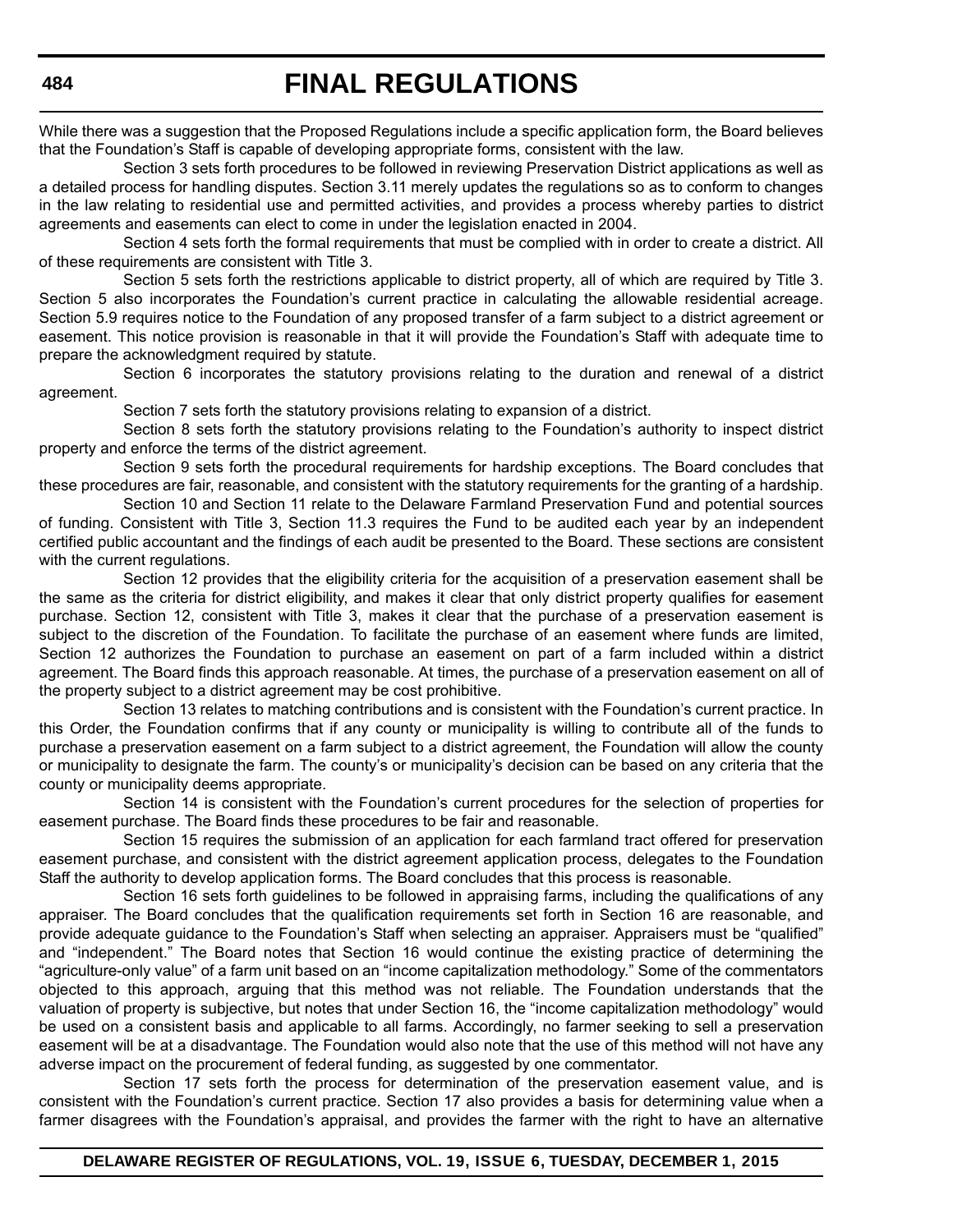While there was a suggestion that the Proposed Regulations include a specific application form, the Board believes that the Foundation's Staff is capable of developing appropriate forms, consistent with the law.

Section 3 sets forth procedures to be followed in reviewing Preservation District applications as well as a detailed process for handling disputes. Section 3.11 merely updates the regulations so as to conform to changes in the law relating to residential use and permitted activities, and provides a process whereby parties to district agreements and easements can elect to come in under the legislation enacted in 2004.

Section 4 sets forth the formal requirements that must be complied with in order to create a district. All of these requirements are consistent with Title 3.

Section 5 sets forth the restrictions applicable to district property, all of which are required by Title 3. Section 5 also incorporates the Foundation's current practice in calculating the allowable residential acreage. Section 5.9 requires notice to the Foundation of any proposed transfer of a farm subject to a district agreement or easement. This notice provision is reasonable in that it will provide the Foundation's Staff with adequate time to prepare the acknowledgment required by statute.

Section 6 incorporates the statutory provisions relating to the duration and renewal of a district agreement.

Section 7 sets forth the statutory provisions relating to expansion of a district.

Section 8 sets forth the statutory provisions relating to the Foundation's authority to inspect district property and enforce the terms of the district agreement.

Section 9 sets forth the procedural requirements for hardship exceptions. The Board concludes that these procedures are fair, reasonable, and consistent with the statutory requirements for the granting of a hardship.

Section 10 and Section 11 relate to the Delaware Farmland Preservation Fund and potential sources of funding. Consistent with Title 3, Section 11.3 requires the Fund to be audited each year by an independent certified public accountant and the findings of each audit be presented to the Board. These sections are consistent with the current regulations.

Section 12 provides that the eligibility criteria for the acquisition of a preservation easement shall be the same as the criteria for district eligibility, and makes it clear that only district property qualifies for easement purchase. Section 12, consistent with Title 3, makes it clear that the purchase of a preservation easement is subject to the discretion of the Foundation. To facilitate the purchase of an easement where funds are limited, Section 12 authorizes the Foundation to purchase an easement on part of a farm included within a district agreement. The Board finds this approach reasonable. At times, the purchase of a preservation easement on all of the property subject to a district agreement may be cost prohibitive.

Section 13 relates to matching contributions and is consistent with the Foundation's current practice. In this Order, the Foundation confirms that if any county or municipality is willing to contribute all of the funds to purchase a preservation easement on a farm subject to a district agreement, the Foundation will allow the county or municipality to designate the farm. The county's or municipality's decision can be based on any criteria that the county or municipality deems appropriate.

Section 14 is consistent with the Foundation's current procedures for the selection of properties for easement purchase. The Board finds these procedures to be fair and reasonable.

Section 15 requires the submission of an application for each farmland tract offered for preservation easement purchase, and consistent with the district agreement application process, delegates to the Foundation Staff the authority to develop application forms. The Board concludes that this process is reasonable.

Section 16 sets forth guidelines to be followed in appraising farms, including the qualifications of any appraiser. The Board concludes that the qualification requirements set forth in Section 16 are reasonable, and provide adequate guidance to the Foundation's Staff when selecting an appraiser. Appraisers must be "qualified" and "independent." The Board notes that Section 16 would continue the existing practice of determining the "agriculture-only value" of a farm unit based on an "income capitalization methodology." Some of the commentators objected to this approach, arguing that this method was not reliable. The Foundation understands that the valuation of property is subjective, but notes that under Section 16, the "income capitalization methodology" would be used on a consistent basis and applicable to all farms. Accordingly, no farmer seeking to sell a preservation easement will be at a disadvantage. The Foundation would also note that the use of this method will not have any adverse impact on the procurement of federal funding, as suggested by one commentator.

Section 17 sets forth the process for determination of the preservation easement value, and is consistent with the Foundation's current practice. Section 17 also provides a basis for determining value when a farmer disagrees with the Foundation's appraisal, and provides the farmer with the right to have an alternative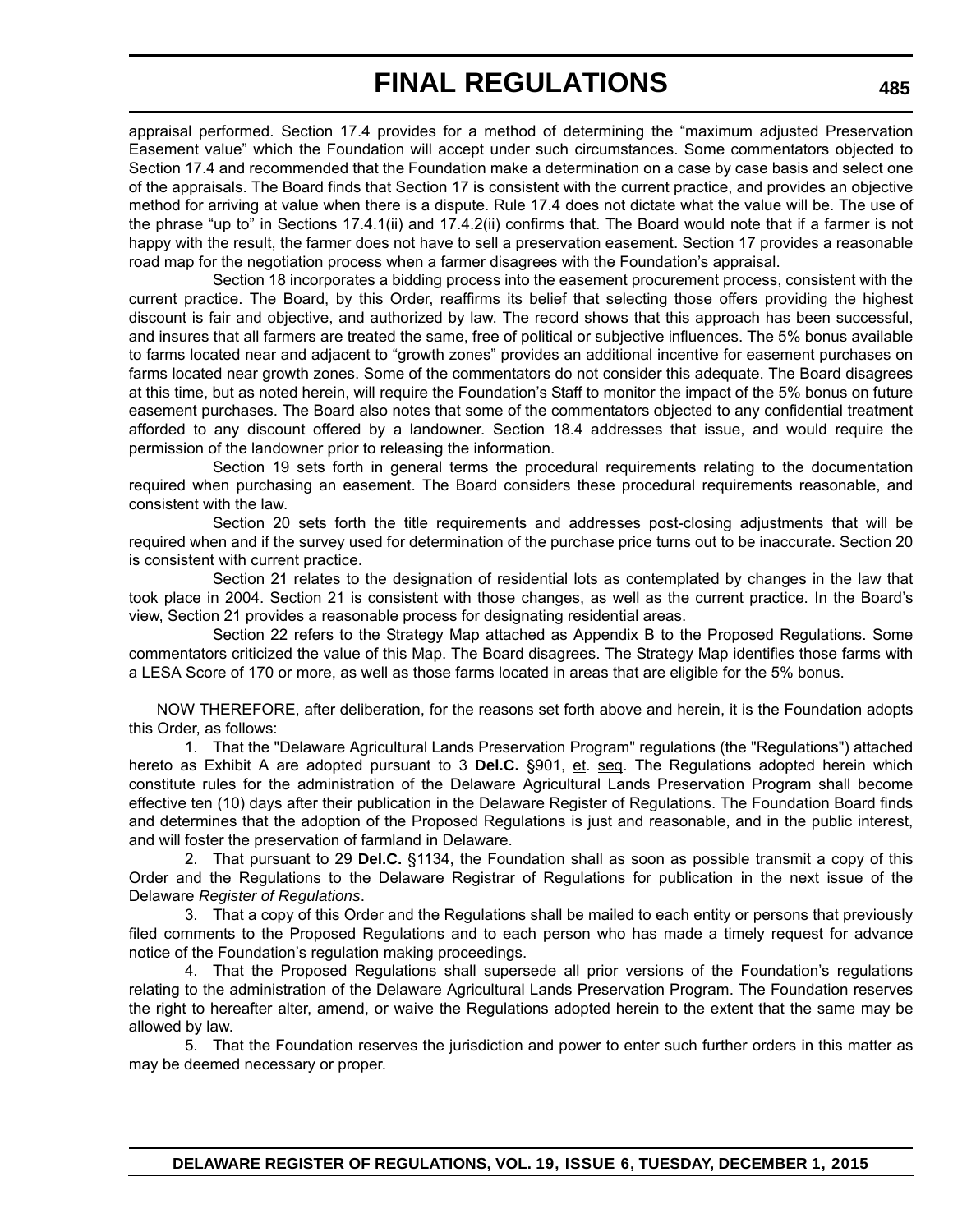appraisal performed. Section 17.4 provides for a method of determining the "maximum adjusted Preservation Easement value" which the Foundation will accept under such circumstances. Some commentators objected to Section 17.4 and recommended that the Foundation make a determination on a case by case basis and select one of the appraisals. The Board finds that Section 17 is consistent with the current practice, and provides an objective method for arriving at value when there is a dispute. Rule 17.4 does not dictate what the value will be. The use of the phrase "up to" in Sections 17.4.1(ii) and 17.4.2(ii) confirms that. The Board would note that if a farmer is not happy with the result, the farmer does not have to sell a preservation easement. Section 17 provides a reasonable road map for the negotiation process when a farmer disagrees with the Foundation's appraisal.

Section 18 incorporates a bidding process into the easement procurement process, consistent with the current practice. The Board, by this Order, reaffirms its belief that selecting those offers providing the highest discount is fair and objective, and authorized by law. The record shows that this approach has been successful, and insures that all farmers are treated the same, free of political or subjective influences. The 5% bonus available to farms located near and adjacent to "growth zones" provides an additional incentive for easement purchases on farms located near growth zones. Some of the commentators do not consider this adequate. The Board disagrees at this time, but as noted herein, will require the Foundation's Staff to monitor the impact of the 5% bonus on future easement purchases. The Board also notes that some of the commentators objected to any confidential treatment afforded to any discount offered by a landowner. Section 18.4 addresses that issue, and would require the permission of the landowner prior to releasing the information.

Section 19 sets forth in general terms the procedural requirements relating to the documentation required when purchasing an easement. The Board considers these procedural requirements reasonable, and consistent with the law.

Section 20 sets forth the title requirements and addresses post-closing adjustments that will be required when and if the survey used for determination of the purchase price turns out to be inaccurate. Section 20 is consistent with current practice.

Section 21 relates to the designation of residential lots as contemplated by changes in the law that took place in 2004. Section 21 is consistent with those changes, as well as the current practice. In the Board's view, Section 21 provides a reasonable process for designating residential areas.

Section 22 refers to the Strategy Map attached as Appendix B to the Proposed Regulations. Some commentators criticized the value of this Map. The Board disagrees. The Strategy Map identifies those farms with a LESA Score of 170 or more, as well as those farms located in areas that are eligible for the 5% bonus.

NOW THEREFORE, after deliberation, for the reasons set forth above and herein, it is the Foundation adopts this Order, as follows:

1. That the "Delaware Agricultural Lands Preservation Program" regulations (the "Regulations") attached hereto as Exhibit A are adopted pursuant to 3 **Del.C.** §901, et. seq. The Regulations adopted herein which constitute rules for the administration of the Delaware Agricultural Lands Preservation Program shall become effective ten (10) days after their publication in the Delaware Register of Regulations. The Foundation Board finds and determines that the adoption of the Proposed Regulations is just and reasonable, and in the public interest, and will foster the preservation of farmland in Delaware.

2. That pursuant to 29 **Del.C.** §1134, the Foundation shall as soon as possible transmit a copy of this Order and the Regulations to the Delaware Registrar of Regulations for publication in the next issue of the Delaware *Register of Regulations*.

3. That a copy of this Order and the Regulations shall be mailed to each entity or persons that previously filed comments to the Proposed Regulations and to each person who has made a timely request for advance notice of the Foundation's regulation making proceedings.

4. That the Proposed Regulations shall supersede all prior versions of the Foundation's regulations relating to the administration of the Delaware Agricultural Lands Preservation Program. The Foundation reserves the right to hereafter alter, amend, or waive the Regulations adopted herein to the extent that the same may be allowed by law.

5. That the Foundation reserves the jurisdiction and power to enter such further orders in this matter as may be deemed necessary or proper.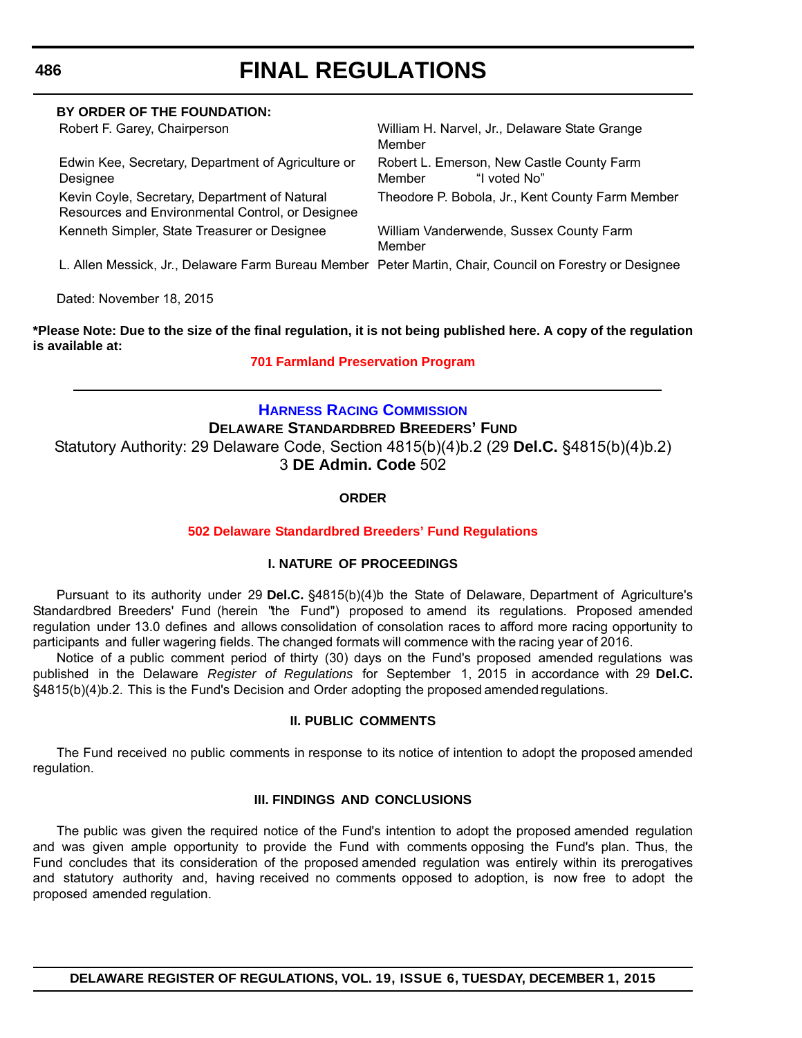**BY ORDER OF THE FOUNDATION:**

| | |
|---|---|
| Robert F. Garey, Chairperson | William H. Narvel, Jr., Delaware State Grange Member |
| Edwin Kee, Secretary, Department of Agriculture or Designee | Robert L. Emerson, New Castle County Farm Member "I voted No" |
| Kevin Coyle, Secretary, Department of Natural Resources and Environmental Control, or Designee | Theodore P. Bobola, Jr., Kent County Farm Member |
| Kenneth Simpler, State Treasurer or Designee | William Vanderwende, Sussex County Farm Member |
| L. Allen Messick, Jr., Delaware Farm Bureau Member | Peter Martin, Chair, Council on Forestry or Designee |

Dated: November 18, 2015

**\*Please Note: Due to the size of the final regulation, it is not being published here. A copy of the regulation is available at:**

**701 Farmland Preservation Program**

---

## HARNESS RACING COMMISSION

### DELAWARE STANDARDBRED BREEDERS' FUND

Statutory Authority: 29 Delaware Code, Section 4815(b)(4)b.2 (29 **Del.C.** §4815(b)(4)b.2)
3 **DE Admin. Code** 502

#### ORDER

**502 Delaware Standardbred Breeders' Fund Regulations**

#### I. NATURE OF PROCEEDINGS

Pursuant to its authority under 29 **Del.C.** §4815(b)(4)b the State of Delaware, Department of Agriculture's Standardbred Breeders' Fund (herein "the Fund") proposed to amend its regulations. Proposed amended regulation under 13.0 defines and allows consolidation of consolation races to afford more racing opportunity to participants and fuller wagering fields. The changed formats will commence with the racing year of 2016.

Notice of a public comment period of thirty (30) days on the Fund's proposed amended regulations was published in the Delaware *Register of Regulations* for September 1, 2015 in accordance with 29 **Del.C.** §4815(b)(4)b.2. This is the Fund's Decision and Order adopting the proposed amended regulations.

#### II. PUBLIC COMMENTS

The Fund received no public comments in response to its notice of intention to adopt the proposed amended regulation.

#### III. FINDINGS AND CONCLUSIONS

The public was given the required notice of the Fund's intention to adopt the proposed amended regulation and was given ample opportunity to provide the Fund with comments opposing the Fund's plan. Thus, the Fund concludes that its consideration of the proposed amended regulation was entirely within its prerogatives and statutory authority and, having received no comments opposed to adoption, is now free to adopt the proposed amended regulation.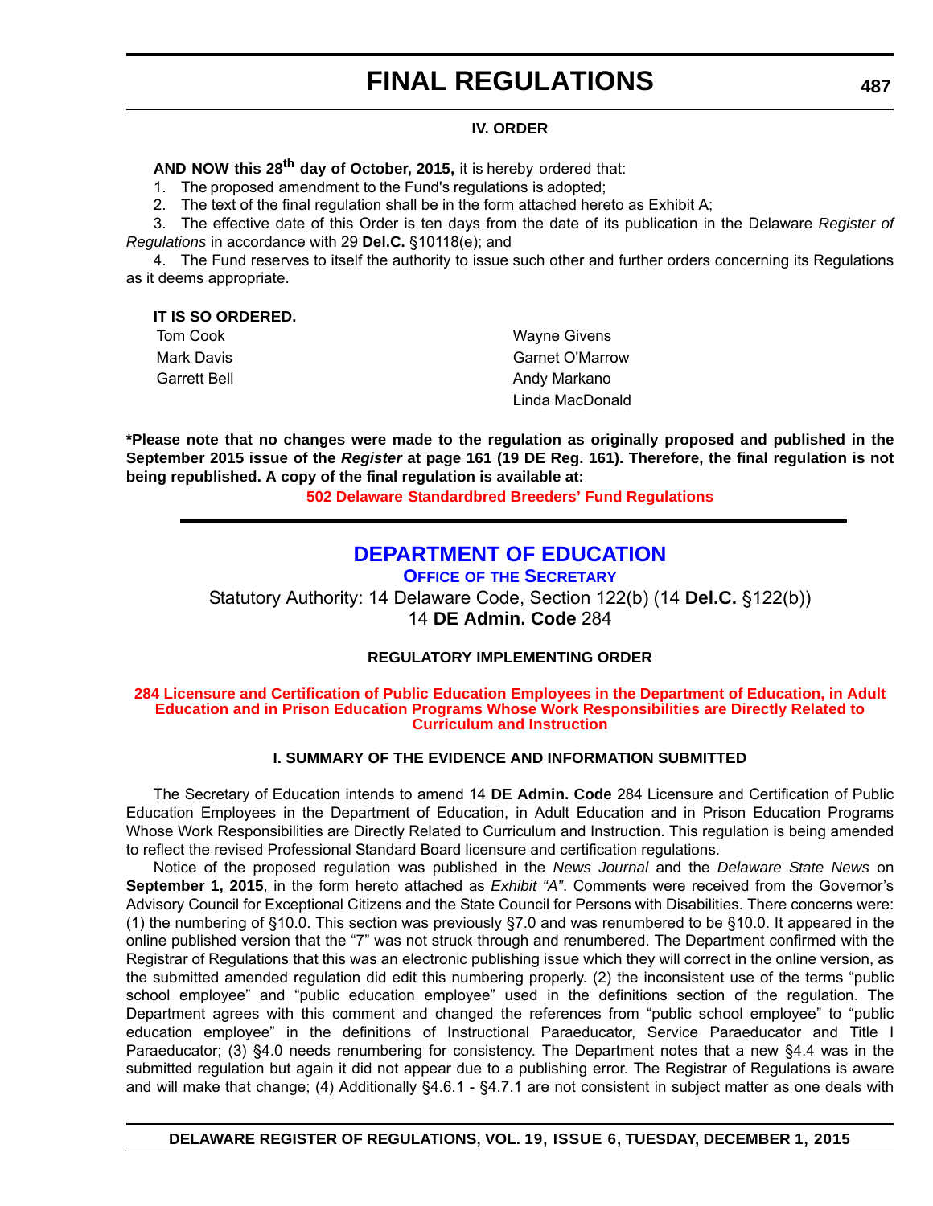### IV. ORDER

**AND NOW this 28th day of October, 2015,** it is hereby ordered that:

1. The proposed amendment to the Fund's regulations is adopted;
2. The text of the final regulation shall be in the form attached hereto as Exhibit A;
3. The effective date of this Order is ten days from the date of its publication in the Delaware *Register of Regulations* in accordance with 29 **Del.C.** §10118(e); and
4. The Fund reserves to itself the authority to issue such other and further orders concerning its Regulations as it deems appropriate.

**IT IS SO ORDERED.**

| | |
|---|---|
| Tom Cook | Wayne Givens |
| Mark Davis | Garnet O'Marrow |
| Garrett Bell | Andy Markano |
| | Linda MacDonald |

**\*Please note that no changes were made to the regulation as originally proposed and published in the September 2015 issue of the *Register* at page 161 (19 DE Reg. 161). Therefore, the final regulation is not being republished. A copy of the final regulation is available at:**

**502 Delaware Standardbred Breeders' Fund Regulations**

## DEPARTMENT OF EDUCATION

**OFFICE OF THE SECRETARY**

Statutory Authority: 14 Delaware Code, Section 122(b) (14 **Del.C.** §122(b))
14 **DE Admin. Code** 284

### REGULATORY IMPLEMENTING ORDER

**284 Licensure and Certification of Public Education Employees in the Department of Education, in Adult Education and in Prison Education Programs Whose Work Responsibilities are Directly Related to Curriculum and Instruction**

### I. SUMMARY OF THE EVIDENCE AND INFORMATION SUBMITTED

The Secretary of Education intends to amend 14 **DE Admin. Code** 284 Licensure and Certification of Public Education Employees in the Department of Education, in Adult Education and in Prison Education Programs Whose Work Responsibilities are Directly Related to Curriculum and Instruction. This regulation is being amended to reflect the revised Professional Standard Board licensure and certification regulations.

Notice of the proposed regulation was published in the *News Journal* and the *Delaware State News* on **September 1, 2015**, in the form hereto attached as *Exhibit "A"*. Comments were received from the Governor's Advisory Council for Exceptional Citizens and the State Council for Persons with Disabilities. There concerns were: (1) the numbering of §10.0. This section was previously §7.0 and was renumbered to be §10.0. It appeared in the online published version that the "7" was not struck through and renumbered. The Department confirmed with the Registrar of Regulations that this was an electronic publishing issue which they will correct in the online version, as the submitted amended regulation did edit this numbering properly. (2) the inconsistent use of the terms "public school employee" and "public education employee" used in the definitions section of the regulation. The Department agrees with this comment and changed the references from "public school employee" to "public education employee" in the definitions of Instructional Paraeducator, Service Paraeducator and Title I Paraeducator; (3) §4.0 needs renumbering for consistency. The Department notes that a new §4.4 was in the submitted regulation but again it did not appear due to a publishing error. The Registrar of Regulations is aware and will make that change; (4) Additionally §4.6.1 - §4.7.1 are not consistent in subject matter as one deals with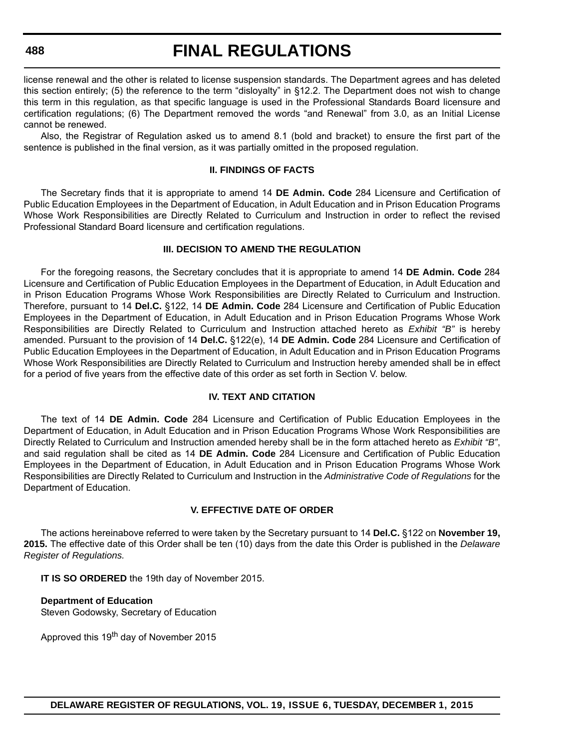license renewal and the other is related to license suspension standards. The Department agrees and has deleted this section entirely; (5) the reference to the term "disloyalty" in §12.2. The Department does not wish to change this term in this regulation, as that specific language is used in the Professional Standards Board licensure and certification regulations; (6) The Department removed the words "and Renewal" from 3.0, as an Initial License cannot be renewed.

Also, the Registrar of Regulation asked us to amend 8.1 (bold and bracket) to ensure the first part of the sentence is published in the final version, as it was partially omitted in the proposed regulation.

### II. FINDINGS OF FACTS

The Secretary finds that it is appropriate to amend 14 **DE Admin. Code** 284 Licensure and Certification of Public Education Employees in the Department of Education, in Adult Education and in Prison Education Programs Whose Work Responsibilities are Directly Related to Curriculum and Instruction in order to reflect the revised Professional Standard Board licensure and certification regulations.

### III. DECISION TO AMEND THE REGULATION

For the foregoing reasons, the Secretary concludes that it is appropriate to amend 14 **DE Admin. Code** 284 Licensure and Certification of Public Education Employees in the Department of Education, in Adult Education and in Prison Education Programs Whose Work Responsibilities are Directly Related to Curriculum and Instruction. Therefore, pursuant to 14 **Del.C.** §122, 14 **DE Admin. Code** 284 Licensure and Certification of Public Education Employees in the Department of Education, in Adult Education and in Prison Education Programs Whose Work Responsibilities are Directly Related to Curriculum and Instruction attached hereto as *Exhibit "B"* is hereby amended. Pursuant to the provision of 14 **Del.C.** §122(e), 14 **DE Admin. Code** 284 Licensure and Certification of Public Education Employees in the Department of Education, in Adult Education and in Prison Education Programs Whose Work Responsibilities are Directly Related to Curriculum and Instruction hereby amended shall be in effect for a period of five years from the effective date of this order as set forth in Section V. below.

### IV. TEXT AND CITATION

The text of 14 **DE Admin. Code** 284 Licensure and Certification of Public Education Employees in the Department of Education, in Adult Education and in Prison Education Programs Whose Work Responsibilities are Directly Related to Curriculum and Instruction amended hereby shall be in the form attached hereto as *Exhibit "B"*, and said regulation shall be cited as 14 **DE Admin. Code** 284 Licensure and Certification of Public Education Employees in the Department of Education, in Adult Education and in Prison Education Programs Whose Work Responsibilities are Directly Related to Curriculum and Instruction in the *Administrative Code of Regulations* for the Department of Education.

### V. EFFECTIVE DATE OF ORDER

The actions hereinabove referred to were taken by the Secretary pursuant to 14 **Del.C.** §122 on **November 19, 2015.** The effective date of this Order shall be ten (10) days from the date this Order is published in the *Delaware Register of Regulations.*

**IT IS SO ORDERED** the 19th day of November 2015.

**Department of Education**
Steven Godowsky, Secretary of Education

Approved this 19th day of November 2015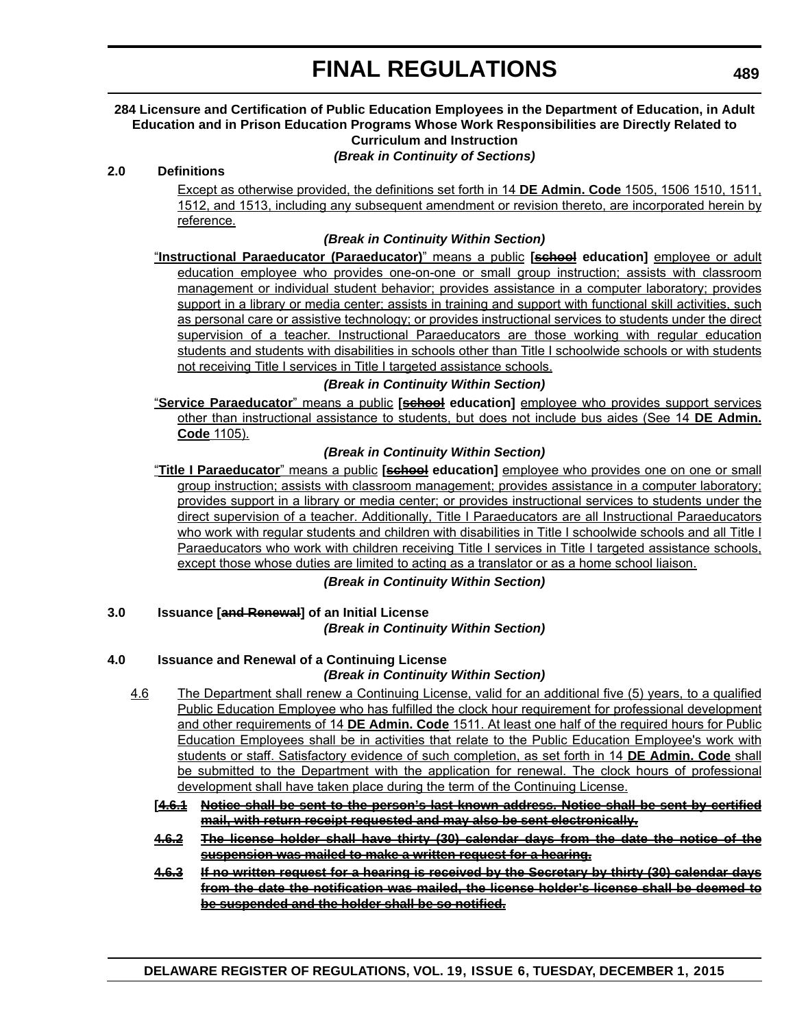# FINAL REGULATIONS

**284 Licensure and Certification of Public Education Employees in the Department of Education, in Adult Education and in Prison Education Programs Whose Work Responsibilities are Directly Related to Curriculum and Instruction**

***(Break in Continuity of Sections)***

**2.0 Definitions**

Except as otherwise provided, the definitions set forth in 14 **DE Admin. Code** 1505, 1506 1510, 1511, 1512, and 1513, including any subsequent amendment or revision thereto, are incorporated herein by reference.

***(Break in Continuity Within Section)***

"**Instructional Paraeducator (Paraeducator)**" means a public **[~~school~~ education]** employee or adult education employee who provides one-on-one or small group instruction; assists with classroom management or individual student behavior; provides assistance in a computer laboratory; provides support in a library or media center; assists in training and support with functional skill activities, such as personal care or assistive technology; or provides instructional services to students under the direct supervision of a teacher. Instructional Paraeducators are those working with regular education students and students with disabilities in schools other than Title I schoolwide schools or with students not receiving Title I services in Title I targeted assistance schools.

***(Break in Continuity Within Section)***

"**Service Paraeducator**" means a public **[~~school~~ education]** employee who provides support services other than instructional assistance to students, but does not include bus aides (See 14 **DE Admin. Code** 1105).

***(Break in Continuity Within Section)***

"**Title I Paraeducator**" means a public **[~~school~~ education]** employee who provides one on one or small group instruction; assists with classroom management; provides assistance in a computer laboratory; provides support in a library or media center; or provides instructional services to students under the direct supervision of a teacher. Additionally, Title I Paraeducators are all Instructional Paraeducators who work with regular students and children with disabilities in Title I schoolwide schools and all Title I Paraeducators who work with children receiving Title I services in Title I targeted assistance schools, except those whose duties are limited to acting as a translator or as a home school liaison.

***(Break in Continuity Within Section)***

**3.0 Issuance [~~and Renewal~~] of an Initial License**

***(Break in Continuity Within Section)***

**4.0 Issuance and Renewal of a Continuing License**

***(Break in Continuity Within Section)***

4.6 The Department shall renew a Continuing License, valid for an additional five (5) years, to a qualified Public Education Employee who has fulfilled the clock hour requirement for professional development and other requirements of 14 **DE Admin. Code** 1511. At least one half of the required hours for Public Education Employees shall be in activities that relate to the Public Education Employee's work with students or staff. Satisfactory evidence of such completion, as set forth in 14 **DE Admin. Code** shall be submitted to the Department with the application for renewal. The clock hours of professional development shall have taken place during the term of the Continuing License.

**[~~4.6.1 Notice shall be sent to the person's last known address. Notice shall be sent by certified mail, with return receipt requested and may also be sent electronically.~~**

**~~4.6.2 The license holder shall have thirty (30) calendar days from the date the notice of the suspension was mailed to make a written request for a hearing.~~**

**~~4.6.3 If no written request for a hearing is received by the Secretary by thirty (30) calendar days from the date the notification was mailed, the license holder's license shall be deemed to be suspended and the holder shall be so notified.~~**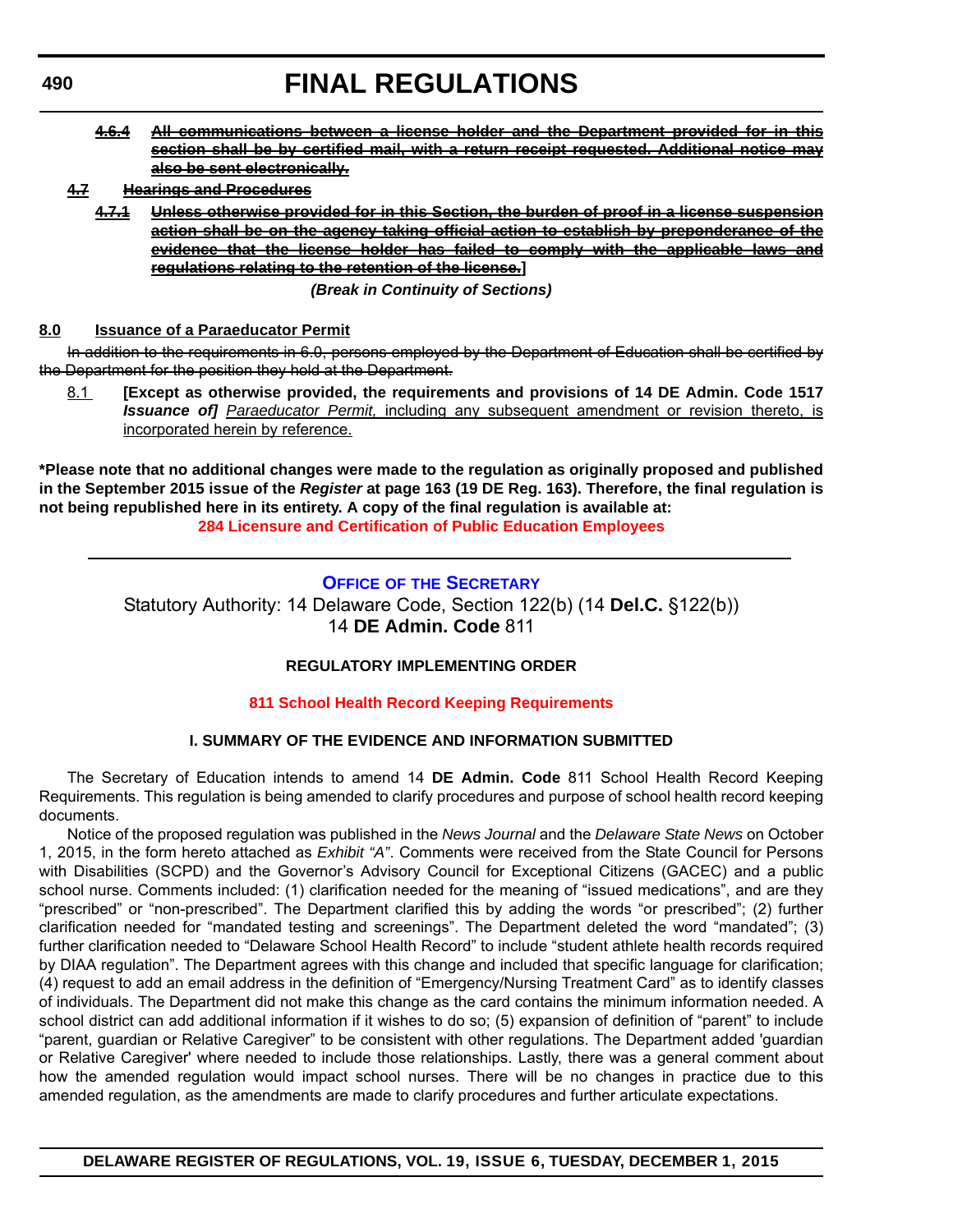~~**4.6.4 All communications between a license holder and the Department provided for in this section shall be by certified mail, with a return receipt requested. Additional notice may also be sent electronically.**~~

~~**4.7 Hearings and Procedures**~~

~~**4.7.1 Unless otherwise provided for in this Section, the burden of proof in a license suspension action shall be on the agency taking official action to establish by preponderance of the evidence that the license holder has failed to comply with the applicable laws and regulations relating to the retention of the license.**~~**]**

***(Break in Continuity of Sections)***

**8.0 Issuance of a Paraeducator Permit**

~~In addition to the requirements in 6.0, persons employed by the Department of Education shall be certified by the Department for the position they hold at the Department.~~

8.1 **[Except as otherwise provided, the requirements and provisions of 14 DE Admin. Code 1517** ***Issuance of]*** *Paraeducator Permit,* including any subsequent amendment or revision thereto, is incorporated herein by reference.

**\*Please note that no additional changes were made to the regulation as originally proposed and published in the September 2015 issue of the *Register* at page 163 (19 DE Reg. 163). Therefore, the final regulation is not being republished here in its entirety. A copy of the final regulation is available at:**

**284 Licensure and Certification of Public Education Employees**

---

## Office of the Secretary

Statutory Authority: 14 Delaware Code, Section 122(b) (14 **Del.C.** §122(b))

14 **DE Admin. Code** 811

### REGULATORY IMPLEMENTING ORDER

### 811 School Health Record Keeping Requirements

#### I. SUMMARY OF THE EVIDENCE AND INFORMATION SUBMITTED

The Secretary of Education intends to amend 14 **DE Admin. Code** 811 School Health Record Keeping Requirements. This regulation is being amended to clarify procedures and purpose of school health record keeping documents.

Notice of the proposed regulation was published in the *News Journal* and the *Delaware State News* on October 1, 2015, in the form hereto attached as *Exhibit "A"*. Comments were received from the State Council for Persons with Disabilities (SCPD) and the Governor's Advisory Council for Exceptional Citizens (GACEC) and a public school nurse. Comments included: (1) clarification needed for the meaning of "issued medications", and are they "prescribed" or "non-prescribed". The Department clarified this by adding the words "or prescribed"; (2) further clarification needed for "mandated testing and screenings". The Department deleted the word "mandated"; (3) further clarification needed to "Delaware School Health Record" to include "student athlete health records required by DIAA regulation". The Department agrees with this change and included that specific language for clarification; (4) request to add an email address in the definition of "Emergency/Nursing Treatment Card" as to identify classes of individuals. The Department did not make this change as the card contains the minimum information needed. A school district can add additional information if it wishes to do so; (5) expansion of definition of "parent" to include "parent, guardian or Relative Caregiver" to be consistent with other regulations. The Department added 'guardian or Relative Caregiver' where needed to include those relationships. Lastly, there was a general comment about how the amended regulation would impact school nurses. There will be no changes in practice due to this amended regulation, as the amendments are made to clarify procedures and further articulate expectations.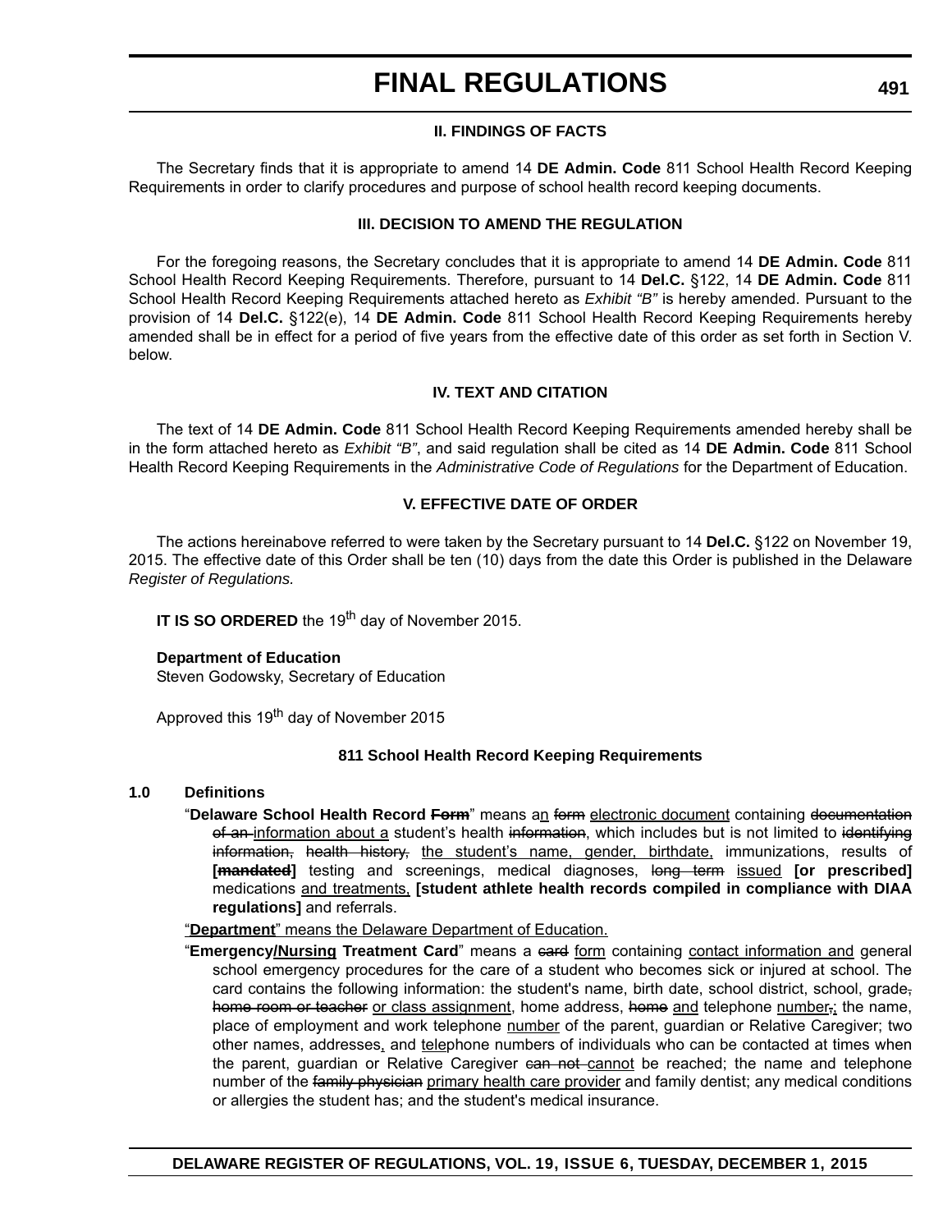### II. FINDINGS OF FACTS

The Secretary finds that it is appropriate to amend 14 **DE Admin. Code** 811 School Health Record Keeping Requirements in order to clarify procedures and purpose of school health record keeping documents.

### III. DECISION TO AMEND THE REGULATION

For the foregoing reasons, the Secretary concludes that it is appropriate to amend 14 **DE Admin. Code** 811 School Health Record Keeping Requirements. Therefore, pursuant to 14 **Del.C.** §122, 14 **DE Admin. Code** 811 School Health Record Keeping Requirements attached hereto as *Exhibit "B"* is hereby amended. Pursuant to the provision of 14 **Del.C.** §122(e), 14 **DE Admin. Code** 811 School Health Record Keeping Requirements hereby amended shall be in effect for a period of five years from the effective date of this order as set forth in Section V. below.

### IV. TEXT AND CITATION

The text of 14 **DE Admin. Code** 811 School Health Record Keeping Requirements amended hereby shall be in the form attached hereto as *Exhibit "B"*, and said regulation shall be cited as 14 **DE Admin. Code** 811 School Health Record Keeping Requirements in the *Administrative Code of Regulations* for the Department of Education.

### V. EFFECTIVE DATE OF ORDER

The actions hereinabove referred to were taken by the Secretary pursuant to 14 **Del.C.** §122 on November 19, 2015. The effective date of this Order shall be ten (10) days from the date this Order is published in the Delaware *Register of Regulations.*

**IT IS SO ORDERED** the 19th day of November 2015.

**Department of Education**
Steven Godowsky, Secretary of Education

Approved this 19th day of November 2015

### 811 School Health Record Keeping Requirements

**1.0 Definitions**

"**Delaware School Health Record ~~Form~~**" means a<u>n</u> ~~form~~ <u>electronic document</u> containing ~~documentation of an~~ <u>information about a</u> student's health ~~information~~, which includes but is not limited to ~~identifying information, health history,~~ <u>the student's name, gender, birthdate,</u> immunizations, results of **[~~mandated~~]** testing and screenings, medical diagnoses, ~~long term~~ <u>issued</u> **[or prescribed]** medications <u>and treatments,</u> **[student athlete health records compiled in compliance with DIAA regulations]** and referrals.

"<u>**Department**</u>" <u>means the Delaware Department of Education.</u>

"**Emergency<u>/Nursing</u> Treatment Card**" means a ~~card~~ <u>form</u> containing <u>contact information and</u> general school emergency procedures for the care of a student who becomes sick or injured at school. The card contains the following information: the student's name, birth date, school district, school, grade~~,~~ ~~home room or teacher~~ <u>or class assignment</u>, home address, ~~home~~ <u>and</u> telephone <u>number</u>~~,~~<u>;</u> the name, place of employment and work telephone <u>number</u> of the parent, guardian or Relative Caregiver; two other names, addresses<u>,</u> and <u>tele</u>phone numbers of individuals who can be contacted at times when the parent, guardian or Relative Caregiver ~~can not~~ <u>cannot</u> be reached; the name and telephone number of the ~~family physician~~ <u>primary health care provider</u> and family dentist; any medical conditions or allergies the student has; and the student's medical insurance.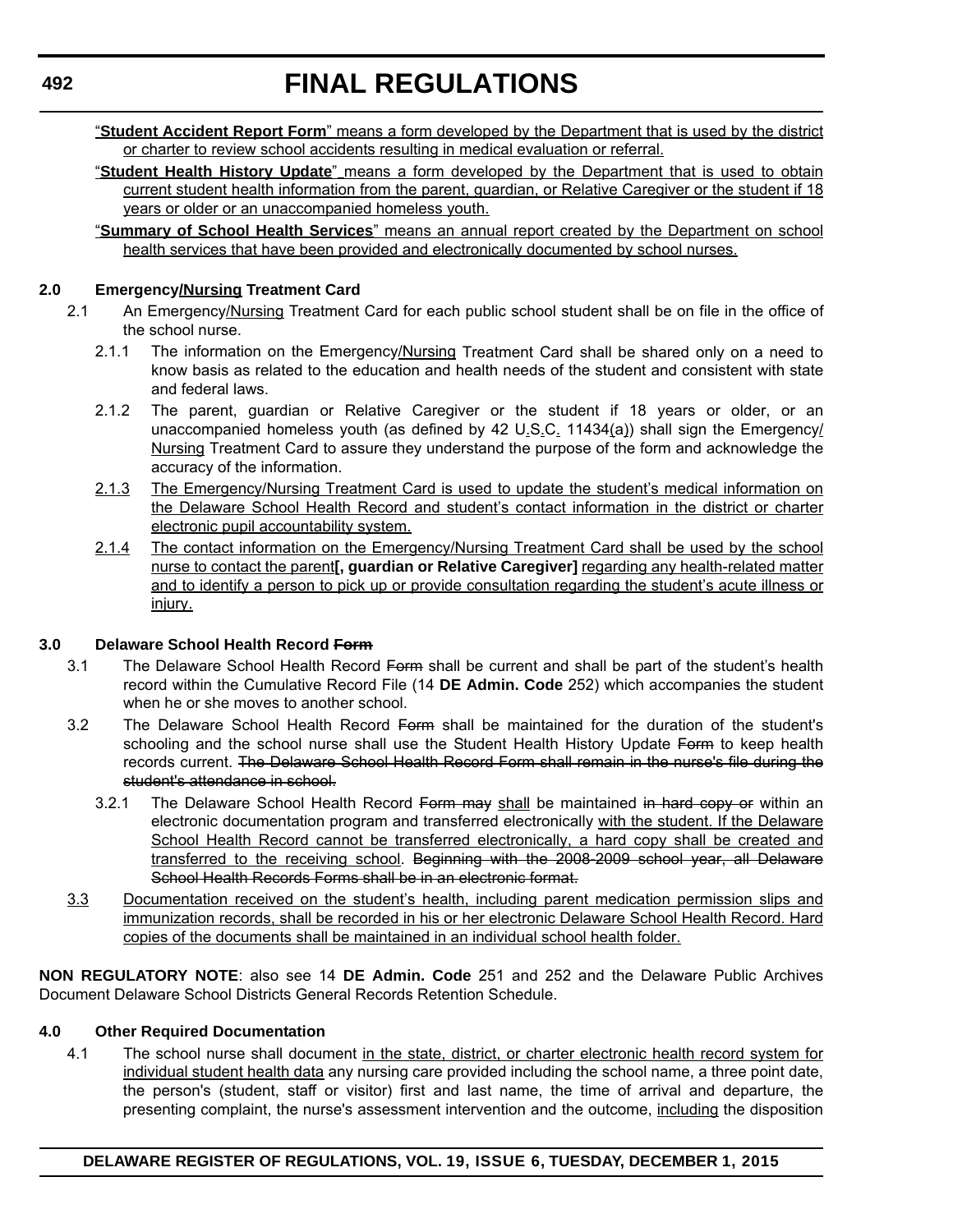"**Student Accident Report Form**" means a form developed by the Department that is used by the district or charter to review school accidents resulting in medical evaluation or referral.

"**Student Health History Update**" means a form developed by the Department that is used to obtain current student health information from the parent, guardian, or Relative Caregiver or the student if 18 years or older or an unaccompanied homeless youth.

"**Summary of School Health Services**" means an annual report created by the Department on school health services that have been provided and electronically documented by school nurses.

**2.0 Emergency/Nursing Treatment Card**

2.1 An Emergency/Nursing Treatment Card for each public school student shall be on file in the office of the school nurse.

2.1.1 The information on the Emergency/Nursing Treatment Card shall be shared only on a need to know basis as related to the education and health needs of the student and consistent with state and federal laws.

2.1.2 The parent, guardian or Relative Caregiver or the student if 18 years or older, or an unaccompanied homeless youth (as defined by 42 U.S.C. 11434(a)) shall sign the Emergency/Nursing Treatment Card to assure they understand the purpose of the form and acknowledge the accuracy of the information.

2.1.3 The Emergency/Nursing Treatment Card is used to update the student's medical information on the Delaware School Health Record and student's contact information in the district or charter electronic pupil accountability system.

2.1.4 The contact information on the Emergency/Nursing Treatment Card shall be used by the school nurse to contact the parent**[, guardian or Relative Caregiver]** regarding any health-related matter and to identify a person to pick up or provide consultation regarding the student's acute illness or injury.

**3.0 Delaware School Health Record ~~Form~~**

3.1 The Delaware School Health Record ~~Form~~ shall be current and shall be part of the student's health record within the Cumulative Record File (14 **DE Admin. Code** 252) which accompanies the student when he or she moves to another school.

3.2 The Delaware School Health Record ~~Form~~ shall be maintained for the duration of the student's schooling and the school nurse shall use the Student Health History Update ~~Form~~ to keep health records current. ~~The Delaware School Health Record Form shall remain in the nurse's file during the student's attendance in school.~~

3.2.1 The Delaware School Health Record ~~Form may~~ shall be maintained ~~in hard copy or~~ within an electronic documentation program and transferred electronically with the student. If the Delaware School Health Record cannot be transferred electronically, a hard copy shall be created and transferred to the receiving school. ~~Beginning with the 2008-2009 school year, all Delaware School Health Records Forms shall be in an electronic format.~~

3.3 Documentation received on the student's health, including parent medication permission slips and immunization records, shall be recorded in his or her electronic Delaware School Health Record. Hard copies of the documents shall be maintained in an individual school health folder.

**NON REGULATORY NOTE**: also see 14 **DE Admin. Code** 251 and 252 and the Delaware Public Archives Document Delaware School Districts General Records Retention Schedule.

**4.0 Other Required Documentation**

4.1 The school nurse shall document in the state, district, or charter electronic health record system for individual student health data any nursing care provided including the school name, a three point date, the person's (student, staff or visitor) first and last name, the time of arrival and departure, the presenting complaint, the nurse's assessment intervention and the outcome, including the disposition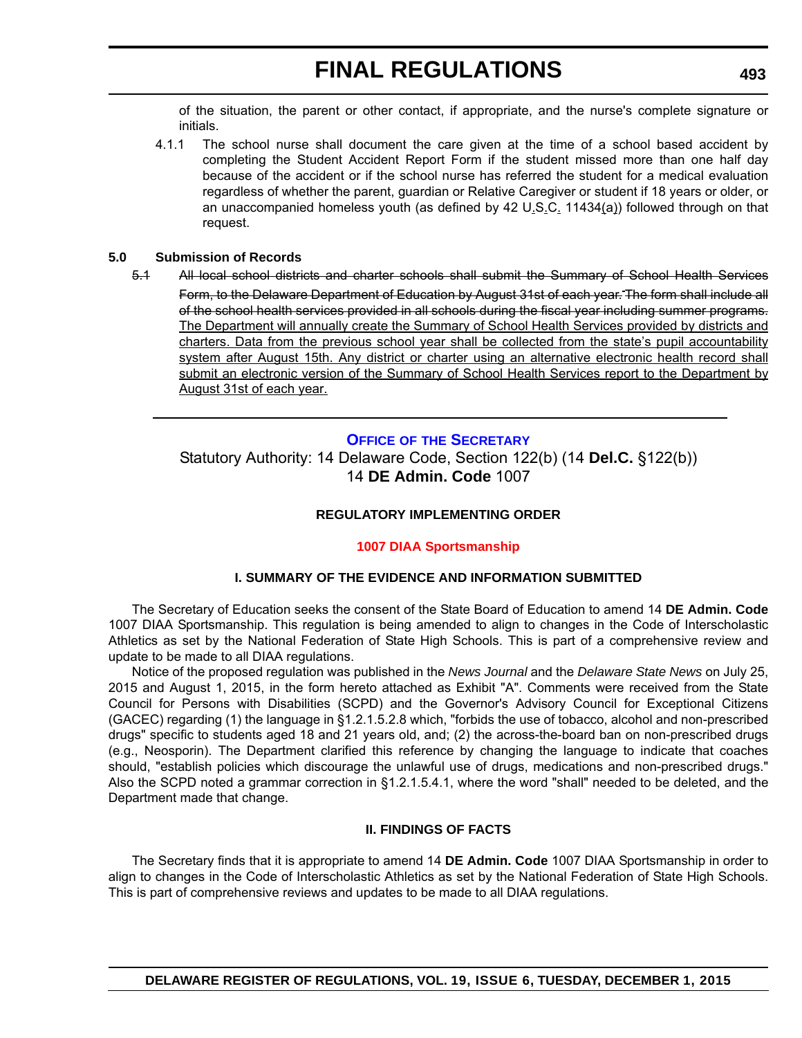of the situation, the parent or other contact, if appropriate, and the nurse's complete signature or initials.

4.1.1 The school nurse shall document the care given at the time of a school based accident by completing the Student Accident Report Form if the student missed more than one half day because of the accident or if the school nurse has referred the student for a medical evaluation regardless of whether the parent, guardian or Relative Caregiver or student if 18 years or older, or an unaccompanied homeless youth (as defined by 42 U.S.C. 11434(a)) followed through on that request.

**5.0 Submission of Records**

~~5.1~~ ~~All local school districts and charter schools shall submit the Summary of School Health Services Form, to the Delaware Department of Education by August 31st of each year. The form shall include all of the school health services provided in all schools during the fiscal year including summer programs.~~ The Department will annually create the Summary of School Health Services provided by districts and charters. Data from the previous school year shall be collected from the state's pupil accountability system after August 15th. Any district or charter using an alternative electronic health record shall submit an electronic version of the Summary of School Health Services report to the Department by August 31st of each year.

---

## OFFICE OF THE SECRETARY

Statutory Authority: 14 Delaware Code, Section 122(b) (14 **Del.C.** §122(b))
14 **DE Admin. Code** 1007

### REGULATORY IMPLEMENTING ORDER

### 1007 DIAA Sportsmanship

#### I. SUMMARY OF THE EVIDENCE AND INFORMATION SUBMITTED

The Secretary of Education seeks the consent of the State Board of Education to amend 14 **DE Admin. Code** 1007 DIAA Sportsmanship. This regulation is being amended to align to changes in the Code of Interscholastic Athletics as set by the National Federation of State High Schools. This is part of a comprehensive review and update to be made to all DIAA regulations.

Notice of the proposed regulation was published in the *News Journal* and the *Delaware State News* on July 25, 2015 and August 1, 2015, in the form hereto attached as Exhibit "A". Comments were received from the State Council for Persons with Disabilities (SCPD) and the Governor's Advisory Council for Exceptional Citizens (GACEC) regarding (1) the language in §1.2.1.5.2.8 which, "forbids the use of tobacco, alcohol and non-prescribed drugs" specific to students aged 18 and 21 years old, and; (2) the across-the-board ban on non-prescribed drugs (e.g., Neosporin). The Department clarified this reference by changing the language to indicate that coaches should, "establish policies which discourage the unlawful use of drugs, medications and non-prescribed drugs." Also the SCPD noted a grammar correction in §1.2.1.5.4.1, where the word "shall" needed to be deleted, and the Department made that change.

#### II. FINDINGS OF FACTS

The Secretary finds that it is appropriate to amend 14 **DE Admin. Code** 1007 DIAA Sportsmanship in order to align to changes in the Code of Interscholastic Athletics as set by the National Federation of State High Schools. This is part of comprehensive reviews and updates to be made to all DIAA regulations.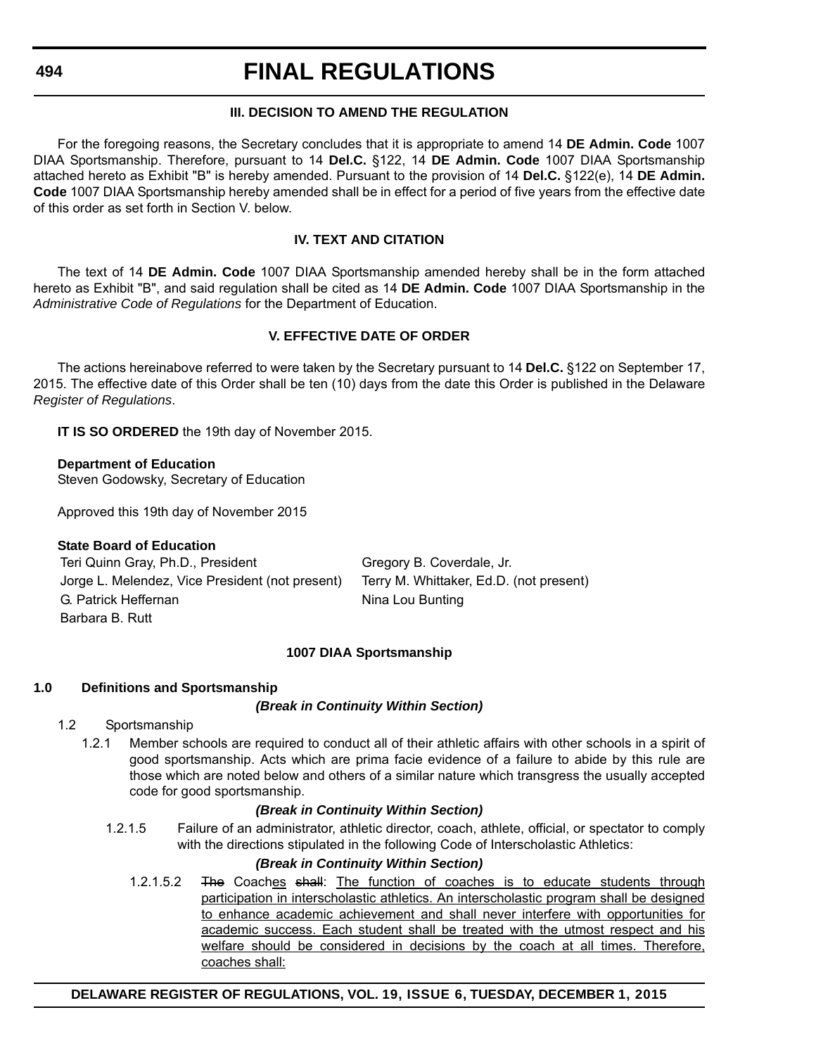### III. DECISION TO AMEND THE REGULATION

For the foregoing reasons, the Secretary concludes that it is appropriate to amend 14 **DE Admin. Code** 1007 DIAA Sportsmanship. Therefore, pursuant to 14 **Del.C.** §122, 14 **DE Admin. Code** 1007 DIAA Sportsmanship attached hereto as Exhibit "B" is hereby amended. Pursuant to the provision of 14 **Del.C.** §122(e), 14 **DE Admin. Code** 1007 DIAA Sportsmanship hereby amended shall be in effect for a period of five years from the effective date of this order as set forth in Section V. below.

### IV. TEXT AND CITATION

The text of 14 **DE Admin. Code** 1007 DIAA Sportsmanship amended hereby shall be in the form attached hereto as Exhibit "B", and said regulation shall be cited as 14 **DE Admin. Code** 1007 DIAA Sportsmanship in the *Administrative Code of Regulations* for the Department of Education.

### V. EFFECTIVE DATE OF ORDER

The actions hereinabove referred to were taken by the Secretary pursuant to 14 **Del.C.** §122 on September 17, 2015. The effective date of this Order shall be ten (10) days from the date this Order is published in the Delaware *Register of Regulations*.

**IT IS SO ORDERED** the 19th day of November 2015.

**Department of Education**
Steven Godowsky, Secretary of Education

Approved this 19th day of November 2015

**State Board of Education**

Teri Quinn Gray, Ph.D., President
Jorge L. Melendez, Vice President (not present)
G. Patrick Heffernan
Barbara B. Rutt
Gregory B. Coverdale, Jr.
Terry M. Whittaker, Ed.D. (not present)
Nina Lou Bunting

### 1007 DIAA Sportsmanship

**1.0 Definitions and Sportsmanship**

***(Break in Continuity Within Section)***

1.2 Sportsmanship

1.2.1 Member schools are required to conduct all of their athletic affairs with other schools in a spirit of good sportsmanship. Acts which are prima facie evidence of a failure to abide by this rule are those which are noted below and others of a similar nature which transgress the usually accepted code for good sportsmanship.

***(Break in Continuity Within Section)***

1.2.1.5 Failure of an administrator, athletic director, coach, athlete, official, or spectator to comply with the directions stipulated in the following Code of Interscholastic Athletics:

***(Break in Continuity Within Section)***

1.2.1.5.2 ~~The~~ Coach<u>es</u> ~~shall~~: <u>The function of coaches is to educate students through participation in interscholastic athletics. An interscholastic program shall be designed to enhance academic achievement and shall never interfere with opportunities for academic success. Each student shall be treated with the utmost respect and his welfare should be considered in decisions by the coach at all times. Therefore, coaches shall:</u>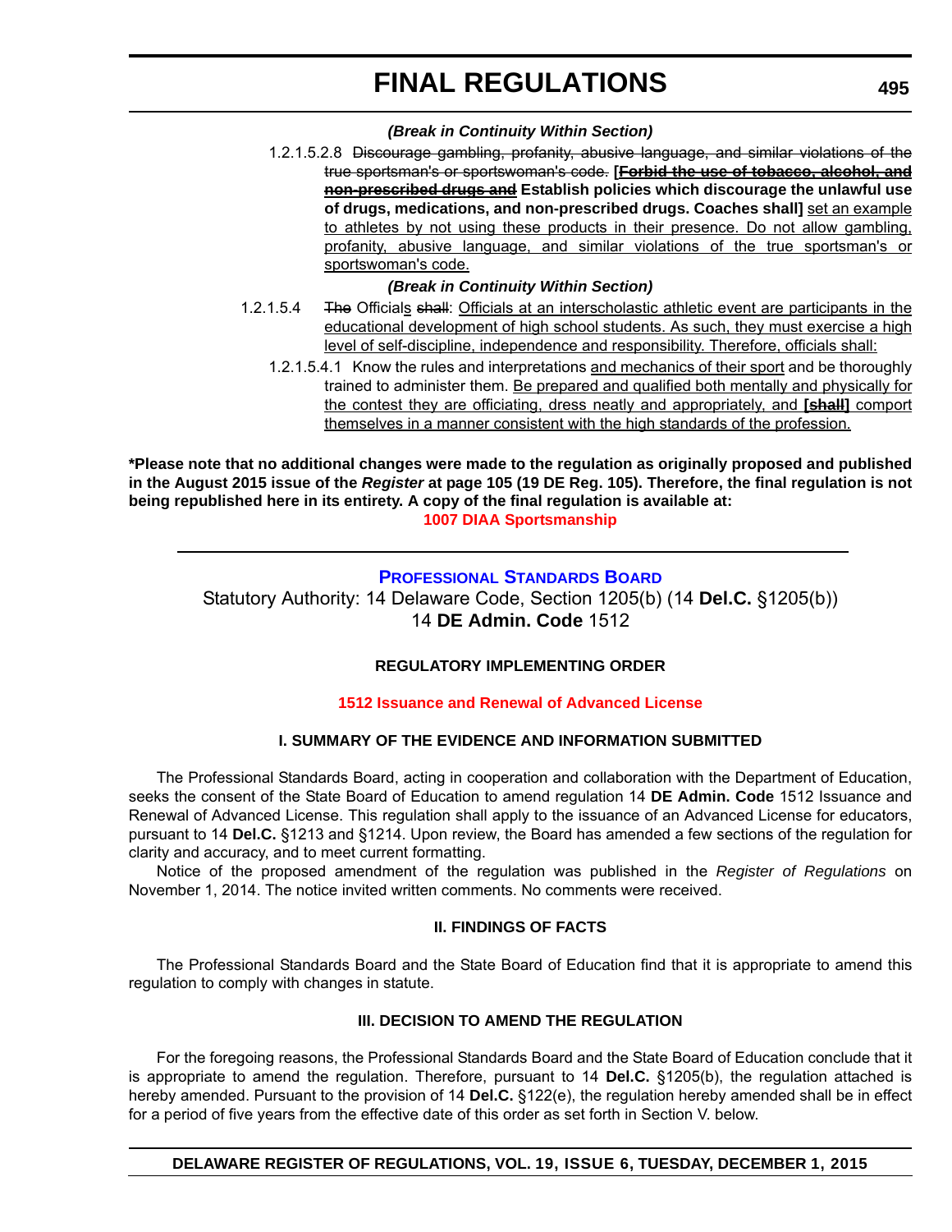***(Break in Continuity Within Section)***

1.2.1.5.2.8 ~~Discourage gambling, profanity, abusive language, and similar violations of the true sportsman's or sportswoman's code.~~ **[~~Forbid the use of tobacco, alcohol, and non-prescribed drugs and~~ Establish policies which discourage the unlawful use of drugs, medications, and non-prescribed drugs. Coaches shall]** <u>set an example to athletes by not using these products in their presence. Do not allow gambling, profanity, abusive language, and similar violations of the true sportsman's or sportswoman's code.</u>

***(Break in Continuity Within Section)***

1.2.1.5.4 ~~The~~ Official<u>s</u> ~~shall~~: <u>Officials at an interscholastic athletic event are participants in the educational development of high school students. As such, they must exercise a high level of self-discipline, independence and responsibility. Therefore, officials shall:</u>

1.2.1.5.4.1 Know the rules and interpretations <u>and mechanics of their sport</u> and be thoroughly trained to administer them. <u>Be prepared and qualified both mentally and physically for the contest they are officiating, dress neatly and appropriately, and</u> **[~~shall~~]** <u>comport themselves in a manner consistent with the high standards of the profession.</u>

**\*Please note that no additional changes were made to the regulation as originally proposed and published in the August 2015 issue of the *Register* at page 105 (19 DE Reg. 105). Therefore, the final regulation is not being republished here in its entirety. A copy of the final regulation is available at:**

**1007 DIAA Sportsmanship**

---

## Professional Standards Board

Statutory Authority: 14 Delaware Code, Section 1205(b) (14 **Del.C.** §1205(b))
14 **DE Admin. Code** 1512

### REGULATORY IMPLEMENTING ORDER

**1512 Issuance and Renewal of Advanced License**

### I. SUMMARY OF THE EVIDENCE AND INFORMATION SUBMITTED

The Professional Standards Board, acting in cooperation and collaboration with the Department of Education, seeks the consent of the State Board of Education to amend regulation 14 **DE Admin. Code** 1512 Issuance and Renewal of Advanced License. This regulation shall apply to the issuance of an Advanced License for educators, pursuant to 14 **Del.C.** §1213 and §1214. Upon review, the Board has amended a few sections of the regulation for clarity and accuracy, and to meet current formatting.

Notice of the proposed amendment of the regulation was published in the *Register of Regulations* on November 1, 2014. The notice invited written comments. No comments were received.

### II. FINDINGS OF FACTS

The Professional Standards Board and the State Board of Education find that it is appropriate to amend this regulation to comply with changes in statute.

### III. DECISION TO AMEND THE REGULATION

For the foregoing reasons, the Professional Standards Board and the State Board of Education conclude that it is appropriate to amend the regulation. Therefore, pursuant to 14 **Del.C.** §1205(b), the regulation attached is hereby amended. Pursuant to the provision of 14 **Del.C.** §122(e), the regulation hereby amended shall be in effect for a period of five years from the effective date of this order as set forth in Section V. below.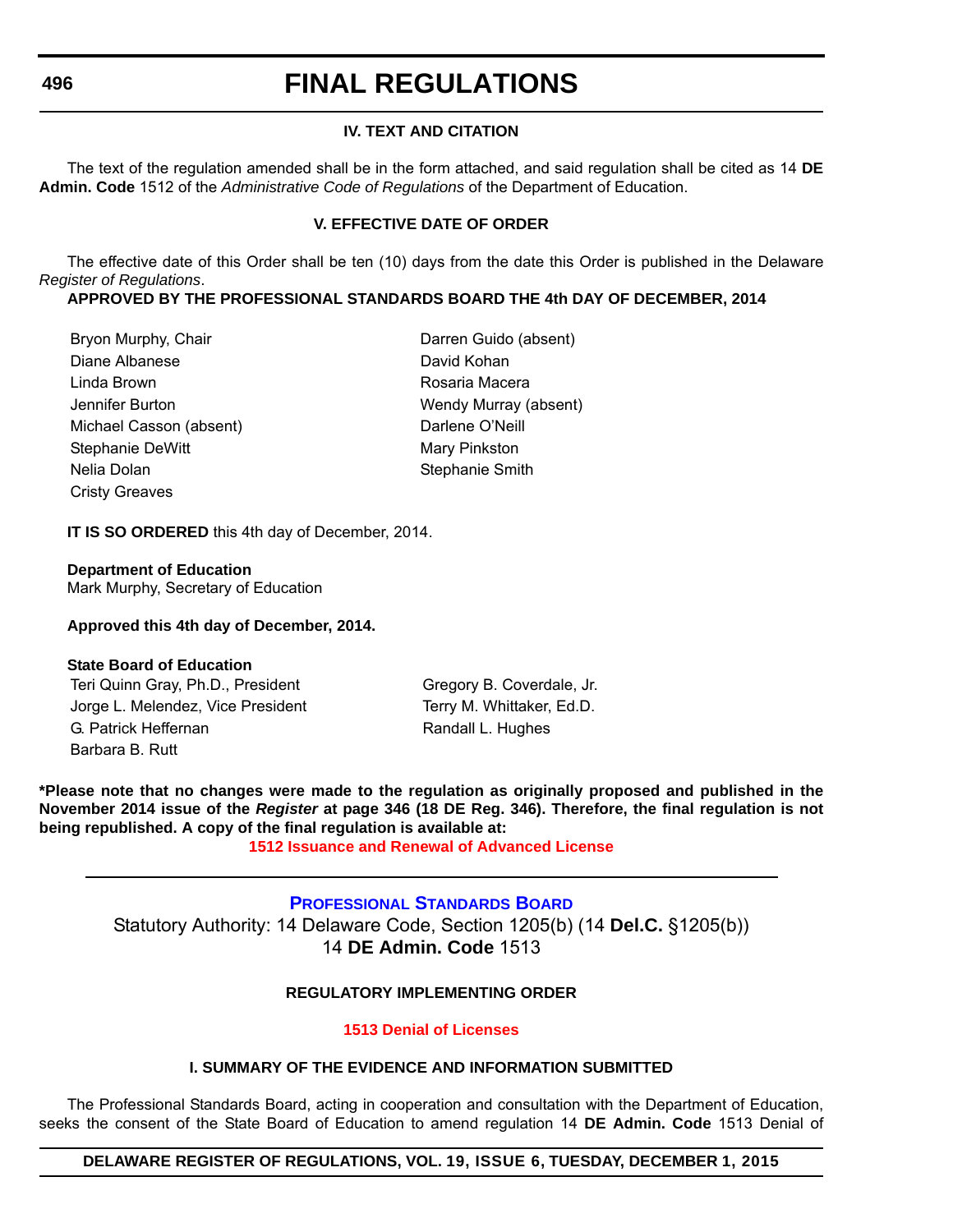#### IV. TEXT AND CITATION

The text of the regulation amended shall be in the form attached, and said regulation shall be cited as 14 **DE Admin. Code** 1512 of the *Administrative Code of Regulations* of the Department of Education.

#### V. EFFECTIVE DATE OF ORDER

The effective date of this Order shall be ten (10) days from the date this Order is published in the Delaware *Register of Regulations*.

**APPROVED BY THE PROFESSIONAL STANDARDS BOARD THE 4th DAY OF DECEMBER, 2014**

Bryon Murphy, Chair
Diane Albanese
Linda Brown
Jennifer Burton
Michael Casson (absent)
Stephanie DeWitt
Nelia Dolan
Cristy Greaves
Darren Guido (absent)
David Kohan
Rosaria Macera
Wendy Murray (absent)
Darlene O'Neill
Mary Pinkston
Stephanie Smith

**IT IS SO ORDERED** this 4th day of December, 2014.

**Department of Education**
Mark Murphy, Secretary of Education

**Approved this 4th day of December, 2014.**

**State Board of Education**
Teri Quinn Gray, Ph.D., President
Jorge L. Melendez, Vice President
G. Patrick Heffernan
Barbara B. Rutt
Gregory B. Coverdale, Jr.
Terry M. Whittaker, Ed.D.
Randall L. Hughes

**\*Please note that no changes were made to the regulation as originally proposed and published in the November 2014 issue of the *Register* at page 346 (18 DE Reg. 346). Therefore, the final regulation is not being republished. A copy of the final regulation is available at:**

**1512 Issuance and Renewal of Advanced License**

---

## PROFESSIONAL STANDARDS BOARD

Statutory Authority: 14 Delaware Code, Section 1205(b) (14 **Del.C.** §1205(b))
14 **DE Admin. Code** 1513

#### REGULATORY IMPLEMENTING ORDER

**1513 Denial of Licenses**

#### I. SUMMARY OF THE EVIDENCE AND INFORMATION SUBMITTED

The Professional Standards Board, acting in cooperation and consultation with the Department of Education, seeks the consent of the State Board of Education to amend regulation 14 **DE Admin. Code** 1513 Denial of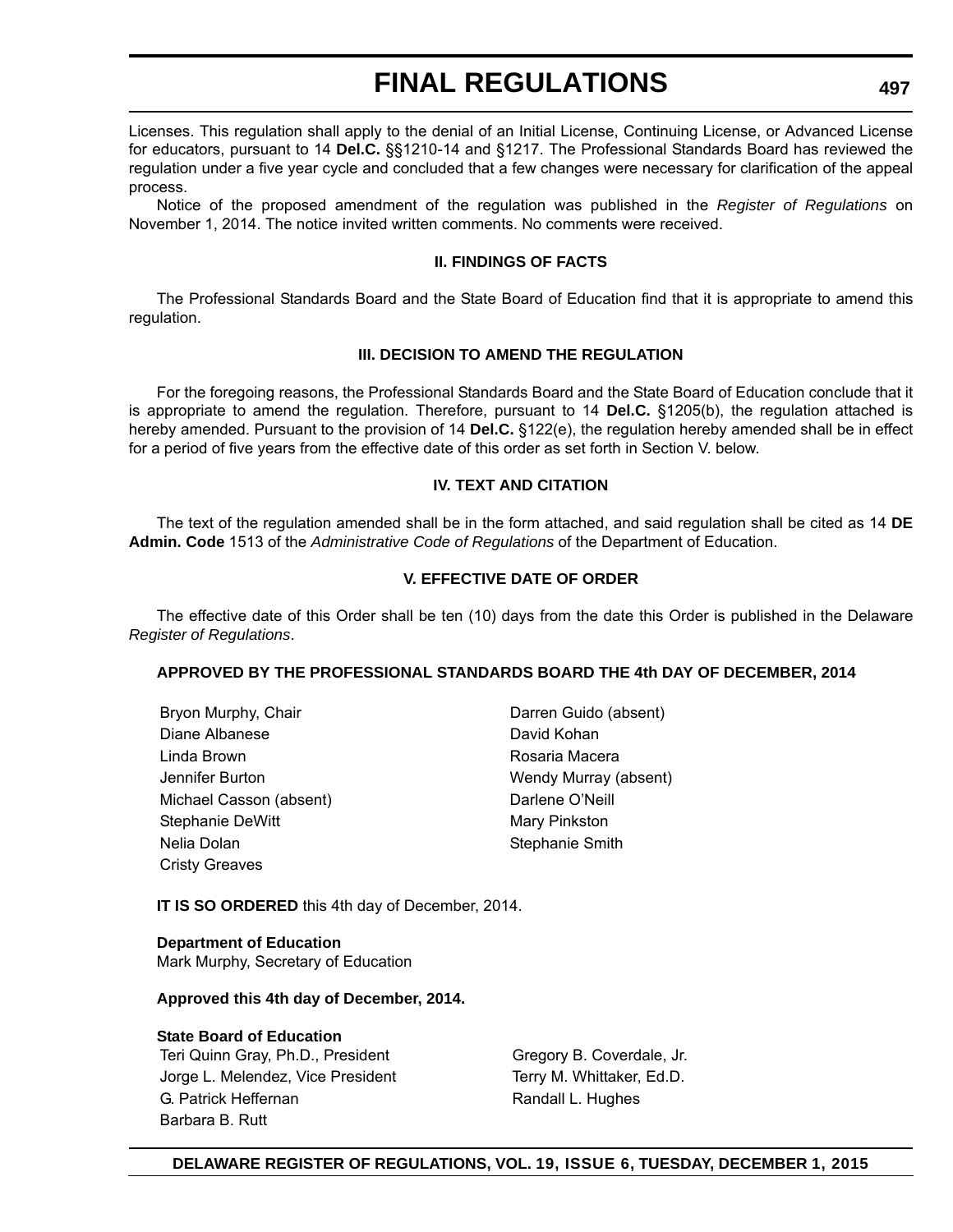Licenses. This regulation shall apply to the denial of an Initial License, Continuing License, or Advanced License for educators, pursuant to 14 **Del.C.** §§1210-14 and §1217. The Professional Standards Board has reviewed the regulation under a five year cycle and concluded that a few changes were necessary for clarification of the appeal process.

Notice of the proposed amendment of the regulation was published in the *Register of Regulations* on November 1, 2014. The notice invited written comments. No comments were received.

### II. FINDINGS OF FACTS

The Professional Standards Board and the State Board of Education find that it is appropriate to amend this regulation.

### III. DECISION TO AMEND THE REGULATION

For the foregoing reasons, the Professional Standards Board and the State Board of Education conclude that it is appropriate to amend the regulation. Therefore, pursuant to 14 **Del.C.** §1205(b), the regulation attached is hereby amended. Pursuant to the provision of 14 **Del.C.** §122(e), the regulation hereby amended shall be in effect for a period of five years from the effective date of this order as set forth in Section V. below.

### IV. TEXT AND CITATION

The text of the regulation amended shall be in the form attached, and said regulation shall be cited as 14 **DE Admin. Code** 1513 of the *Administrative Code of Regulations* of the Department of Education.

### V. EFFECTIVE DATE OF ORDER

The effective date of this Order shall be ten (10) days from the date this Order is published in the Delaware *Register of Regulations*.

**APPROVED BY THE PROFESSIONAL STANDARDS BOARD THE 4th DAY OF DECEMBER, 2014**

Bryon Murphy, Chair
Diane Albanese
Linda Brown
Jennifer Burton
Michael Casson (absent)
Stephanie DeWitt
Nelia Dolan
Cristy Greaves
Darren Guido (absent)
David Kohan
Rosaria Macera
Wendy Murray (absent)
Darlene O'Neill
Mary Pinkston
Stephanie Smith

**IT IS SO ORDERED** this 4th day of December, 2014.

**Department of Education**
Mark Murphy, Secretary of Education

**Approved this 4th day of December, 2014.**

**State Board of Education**
Teri Quinn Gray, Ph.D., President
Jorge L. Melendez, Vice President
G. Patrick Heffernan
Barbara B. Rutt
Gregory B. Coverdale, Jr.
Terry M. Whittaker, Ed.D.
Randall L. Hughes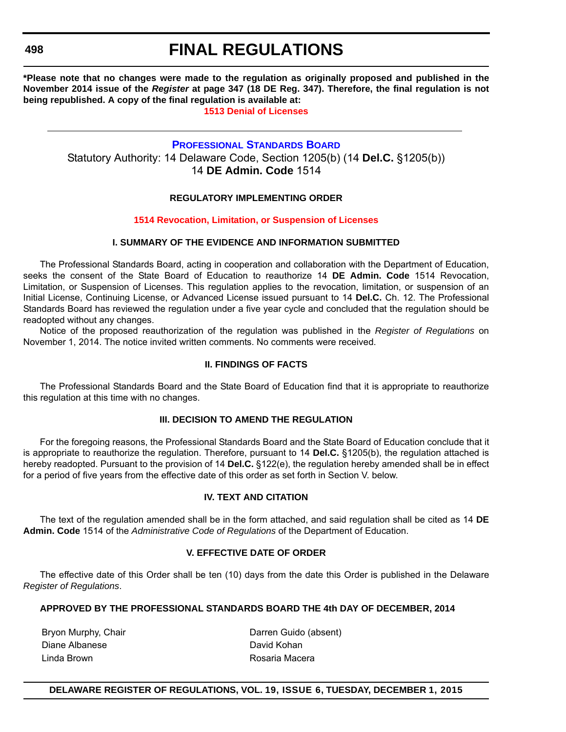**\*Please note that no changes were made to the regulation as originally proposed and published in the November 2014 issue of the *Register* at page 347 (18 DE Reg. 347). Therefore, the final regulation is not being republished. A copy of the final regulation is available at:**

**1513 Denial of Licenses**

---

## PROFESSIONAL STANDARDS BOARD

Statutory Authority: 14 Delaware Code, Section 1205(b) (14 **Del.C.** §1205(b))
14 **DE Admin. Code** 1514

### REGULATORY IMPLEMENTING ORDER

**1514 Revocation, Limitation, or Suspension of Licenses**

### I. SUMMARY OF THE EVIDENCE AND INFORMATION SUBMITTED

The Professional Standards Board, acting in cooperation and collaboration with the Department of Education, seeks the consent of the State Board of Education to reauthorize 14 **DE Admin. Code** 1514 Revocation, Limitation, or Suspension of Licenses. This regulation applies to the revocation, limitation, or suspension of an Initial License, Continuing License, or Advanced License issued pursuant to 14 **Del.C.** Ch. 12. The Professional Standards Board has reviewed the regulation under a five year cycle and concluded that the regulation should be readopted without any changes.

Notice of the proposed reauthorization of the regulation was published in the *Register of Regulations* on November 1, 2014. The notice invited written comments. No comments were received.

### II. FINDINGS OF FACTS

The Professional Standards Board and the State Board of Education find that it is appropriate to reauthorize this regulation at this time with no changes.

### III. DECISION TO AMEND THE REGULATION

For the foregoing reasons, the Professional Standards Board and the State Board of Education conclude that it is appropriate to reauthorize the regulation. Therefore, pursuant to 14 **Del.C.** §1205(b), the regulation attached is hereby readopted. Pursuant to the provision of 14 **Del.C.** §122(e), the regulation hereby amended shall be in effect for a period of five years from the effective date of this order as set forth in Section V. below.

### IV. TEXT AND CITATION

The text of the regulation amended shall be in the form attached, and said regulation shall be cited as 14 **DE Admin. Code** 1514 of the *Administrative Code of Regulations* of the Department of Education.

### V. EFFECTIVE DATE OF ORDER

The effective date of this Order shall be ten (10) days from the date this Order is published in the Delaware *Register of Regulations*.

**APPROVED BY THE PROFESSIONAL STANDARDS BOARD THE 4th DAY OF DECEMBER, 2014**

Bryon Murphy, Chair
Diane Albanese
Linda Brown
Darren Guido (absent)
David Kohan
Rosaria Macera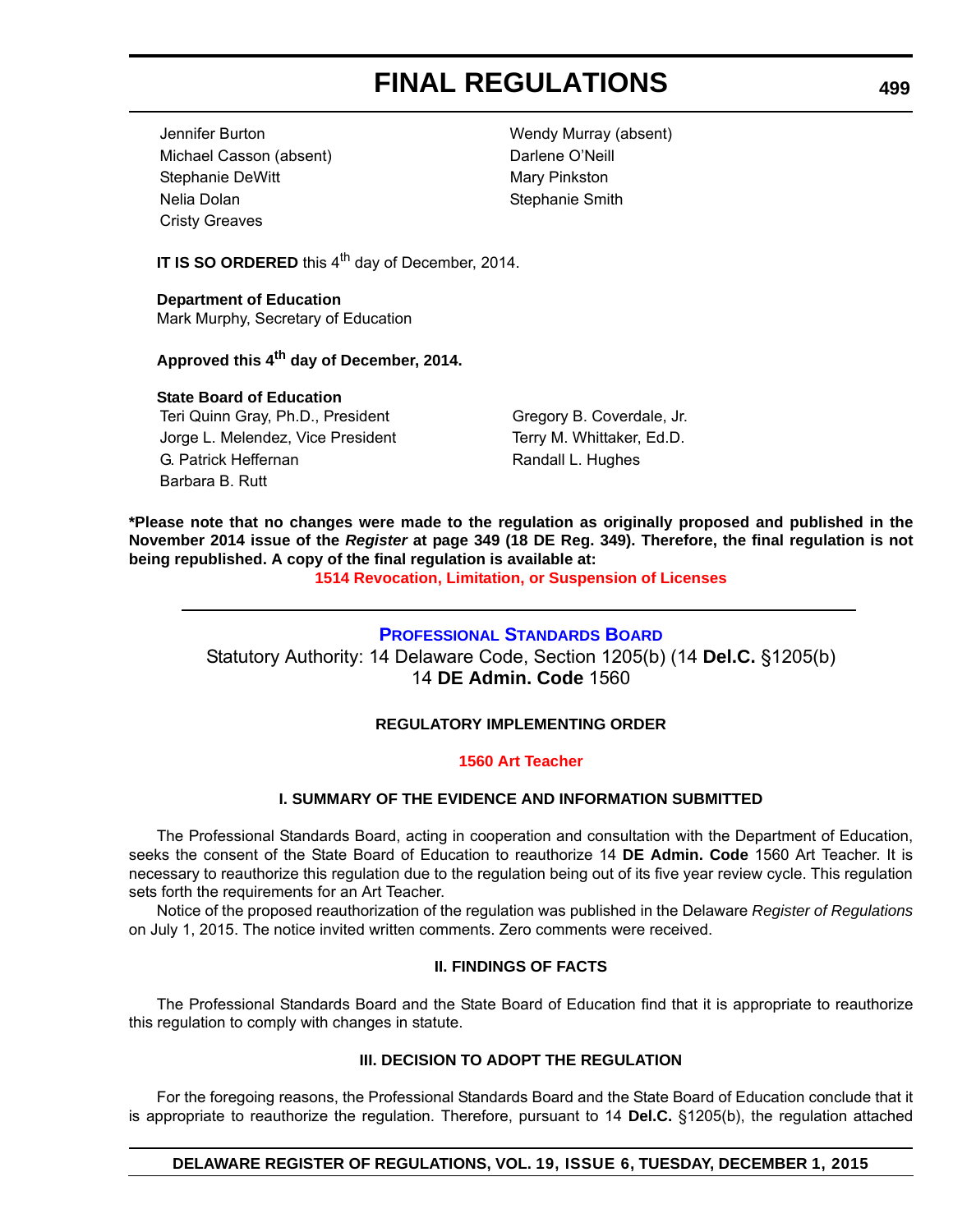Jennifer Burton
Michael Casson (absent)
Stephanie DeWitt
Nelia Dolan
Cristy Greaves
Wendy Murray (absent)
Darlene O'Neill
Mary Pinkston
Stephanie Smith

**IT IS SO ORDERED** this 4th day of December, 2014.

**Department of Education**
Mark Murphy, Secretary of Education

**Approved this 4th day of December, 2014.**

**State Board of Education**
Teri Quinn Gray, Ph.D., President
Jorge L. Melendez, Vice President
G. Patrick Heffernan
Barbara B. Rutt
Gregory B. Coverdale, Jr.
Terry M. Whittaker, Ed.D.
Randall L. Hughes

**\*Please note that no changes were made to the regulation as originally proposed and published in the November 2014 issue of the *Register* at page 349 (18 DE Reg. 349). Therefore, the final regulation is not being republished. A copy of the final regulation is available at:**

**1514 Revocation, Limitation, or Suspension of Licenses**

---

## Professional Standards Board

Statutory Authority: 14 Delaware Code, Section 1205(b) (14 **Del.C.** §1205(b)
14 **DE Admin. Code** 1560

### REGULATORY IMPLEMENTING ORDER

**1560 Art Teacher**

### I. SUMMARY OF THE EVIDENCE AND INFORMATION SUBMITTED

The Professional Standards Board, acting in cooperation and consultation with the Department of Education, seeks the consent of the State Board of Education to reauthorize 14 **DE Admin. Code** 1560 Art Teacher. It is necessary to reauthorize this regulation due to the regulation being out of its five year review cycle. This regulation sets forth the requirements for an Art Teacher.

Notice of the proposed reauthorization of the regulation was published in the Delaware *Register of Regulations* on July 1, 2015. The notice invited written comments. Zero comments were received.

### II. FINDINGS OF FACTS

The Professional Standards Board and the State Board of Education find that it is appropriate to reauthorize this regulation to comply with changes in statute.

### III. DECISION TO ADOPT THE REGULATION

For the foregoing reasons, the Professional Standards Board and the State Board of Education conclude that it is appropriate to reauthorize the regulation. Therefore, pursuant to 14 **Del.C.** §1205(b), the regulation attached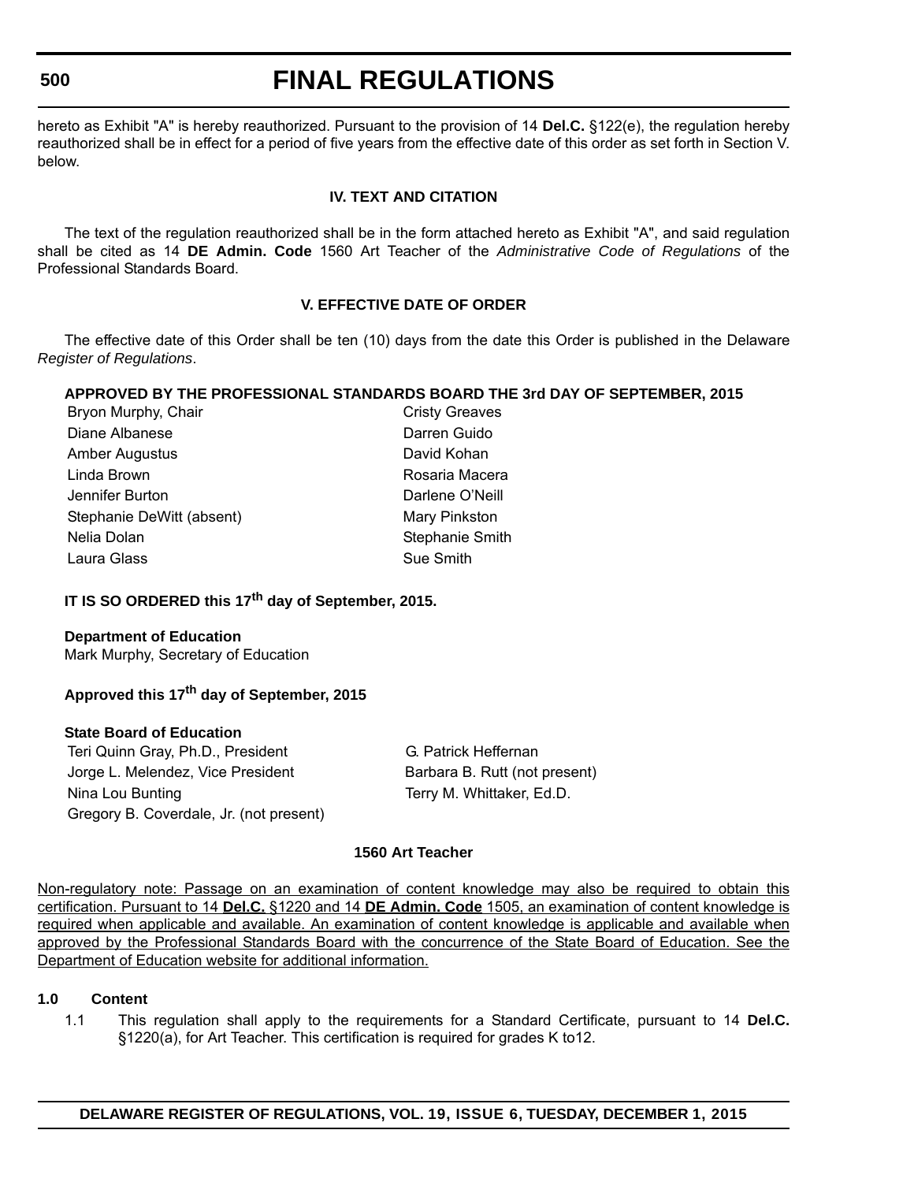hereto as Exhibit "A" is hereby reauthorized. Pursuant to the provision of 14 **Del.C.** §122(e), the regulation hereby reauthorized shall be in effect for a period of five years from the effective date of this order as set forth in Section V. below.

### IV. TEXT AND CITATION

The text of the regulation reauthorized shall be in the form attached hereto as Exhibit "A", and said regulation shall be cited as 14 **DE Admin. Code** 1560 Art Teacher of the *Administrative Code of Regulations* of the Professional Standards Board.

### V. EFFECTIVE DATE OF ORDER

The effective date of this Order shall be ten (10) days from the date this Order is published in the Delaware *Register of Regulations*.

**APPROVED BY THE PROFESSIONAL STANDARDS BOARD THE 3rd DAY OF SEPTEMBER, 2015**

| | |
|---|---|
| Bryon Murphy, Chair | Cristy Greaves |
| Diane Albanese | Darren Guido |
| Amber Augustus | David Kohan |
| Linda Brown | Rosaria Macera |
| Jennifer Burton | Darlene O'Neill |
| Stephanie DeWitt (absent) | Mary Pinkston |
| Nelia Dolan | Stephanie Smith |
| Laura Glass | Sue Smith |

**IT IS SO ORDERED this 17th day of September, 2015.**

**Department of Education**
Mark Murphy, Secretary of Education

**Approved this 17th day of September, 2015**

**State Board of Education**

| | |
|---|---|
| Teri Quinn Gray, Ph.D., President | G. Patrick Heffernan |
| Jorge L. Melendez, Vice President | Barbara B. Rutt (not present) |
| Nina Lou Bunting | Terry M. Whittaker, Ed.D. |
| Gregory B. Coverdale, Jr. (not present) | |

### 1560 Art Teacher

Non-regulatory note: Passage on an examination of content knowledge may also be required to obtain this certification. Pursuant to 14 **Del.C.** §1220 and 14 **DE Admin. Code** 1505, an examination of content knowledge is required when applicable and available. An examination of content knowledge is applicable and available when approved by the Professional Standards Board with the concurrence of the State Board of Education. See the Department of Education website for additional information.

**1.0 Content**

1.1 This regulation shall apply to the requirements for a Standard Certificate, pursuant to 14 **Del.C.** §1220(a), for Art Teacher. This certification is required for grades K to12.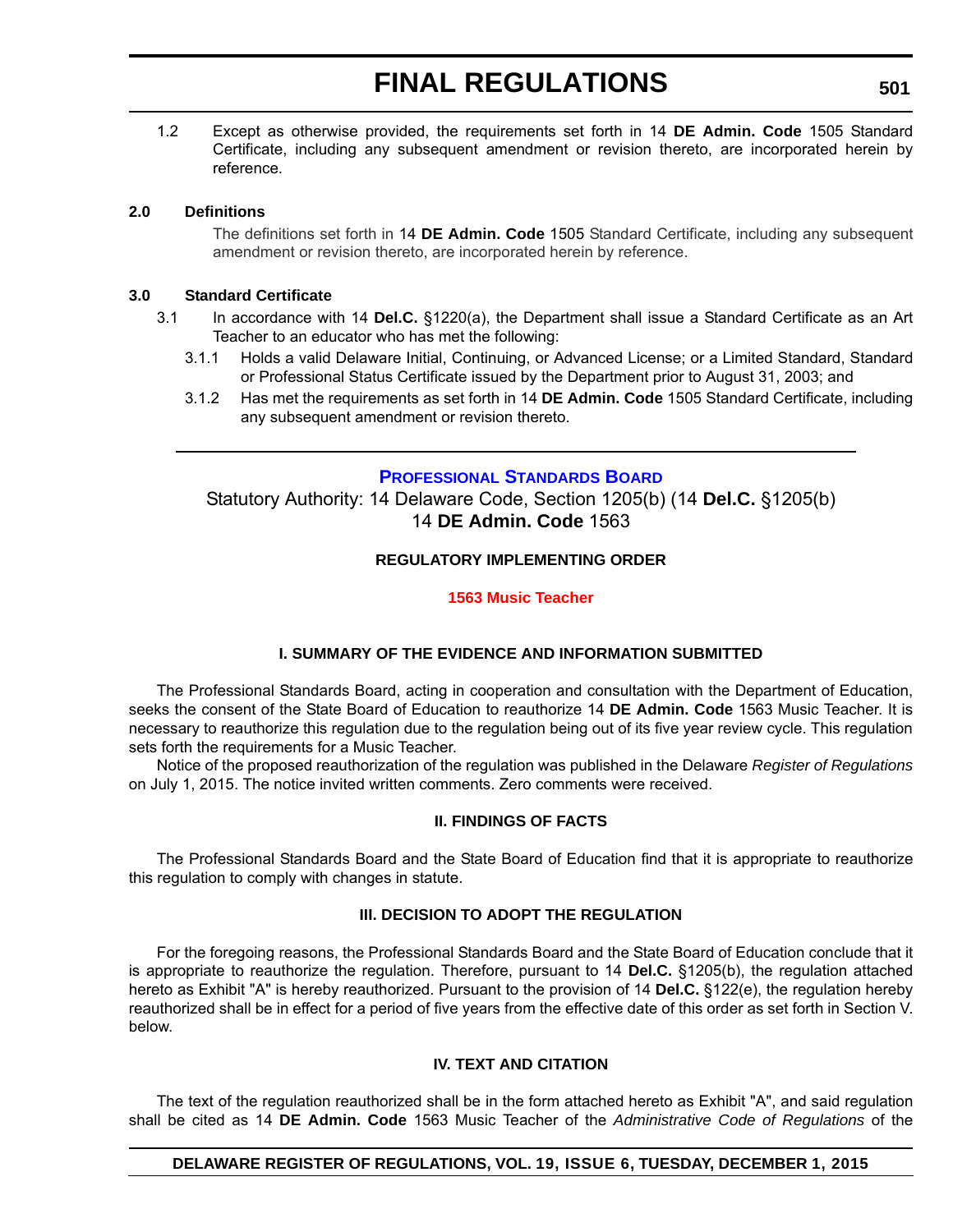1.2 Except as otherwise provided, the requirements set forth in 14 **DE Admin. Code** 1505 Standard Certificate, including any subsequent amendment or revision thereto, are incorporated herein by reference.

**2.0 Definitions**

The definitions set forth in 14 **DE Admin. Code** 1505 Standard Certificate, including any subsequent amendment or revision thereto, are incorporated herein by reference.

**3.0 Standard Certificate**

3.1 In accordance with 14 **Del.C.** §1220(a), the Department shall issue a Standard Certificate as an Art Teacher to an educator who has met the following:

3.1.1 Holds a valid Delaware Initial, Continuing, or Advanced License; or a Limited Standard, Standard or Professional Status Certificate issued by the Department prior to August 31, 2003; and

3.1.2 Has met the requirements as set forth in 14 **DE Admin. Code** 1505 Standard Certificate, including any subsequent amendment or revision thereto.

---

## Professional Standards Board

Statutory Authority: 14 Delaware Code, Section 1205(b) (14 **Del.C.** §1205(b)
14 **DE Admin. Code** 1563

### REGULATORY IMPLEMENTING ORDER

**1563 Music Teacher**

#### I. SUMMARY OF THE EVIDENCE AND INFORMATION SUBMITTED

The Professional Standards Board, acting in cooperation and consultation with the Department of Education, seeks the consent of the State Board of Education to reauthorize 14 **DE Admin. Code** 1563 Music Teacher. It is necessary to reauthorize this regulation due to the regulation being out of its five year review cycle. This regulation sets forth the requirements for a Music Teacher.

Notice of the proposed reauthorization of the regulation was published in the Delaware *Register of Regulations* on July 1, 2015. The notice invited written comments. Zero comments were received.

#### II. FINDINGS OF FACTS

The Professional Standards Board and the State Board of Education find that it is appropriate to reauthorize this regulation to comply with changes in statute.

#### III. DECISION TO ADOPT THE REGULATION

For the foregoing reasons, the Professional Standards Board and the State Board of Education conclude that it is appropriate to reauthorize the regulation. Therefore, pursuant to 14 **Del.C.** §1205(b), the regulation attached hereto as Exhibit "A" is hereby reauthorized. Pursuant to the provision of 14 **Del.C.** §122(e), the regulation hereby reauthorized shall be in effect for a period of five years from the effective date of this order as set forth in Section V. below.

#### IV. TEXT AND CITATION

The text of the regulation reauthorized shall be in the form attached hereto as Exhibit "A", and said regulation shall be cited as 14 **DE Admin. Code** 1563 Music Teacher of the *Administrative Code of Regulations* of the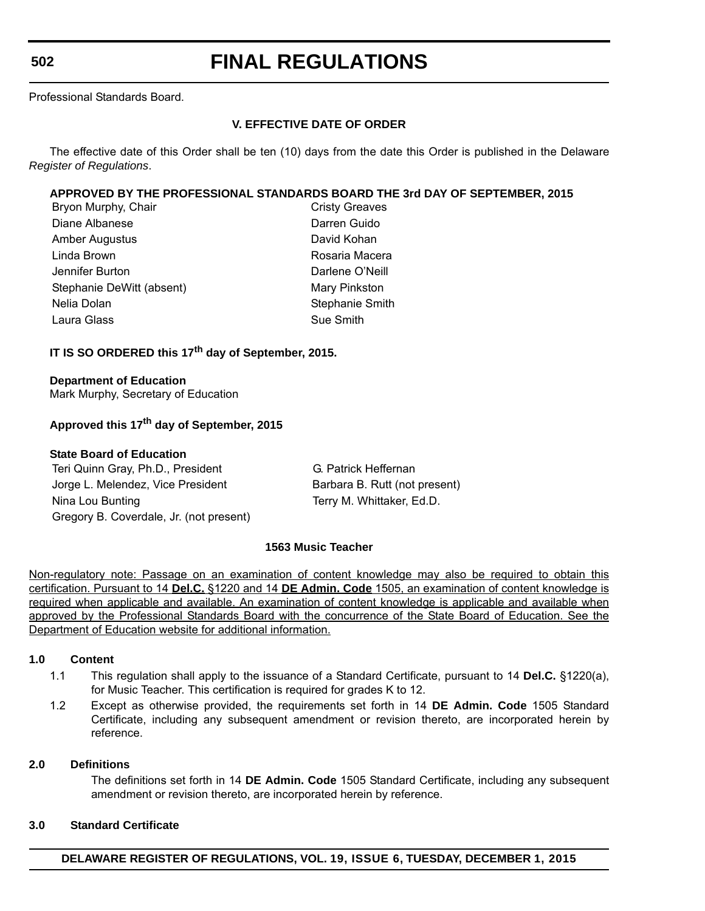Professional Standards Board.

**V. EFFECTIVE DATE OF ORDER**

The effective date of this Order shall be ten (10) days from the date this Order is published in the Delaware *Register of Regulations*.

**APPROVED BY THE PROFESSIONAL STANDARDS BOARD THE 3rd DAY OF SEPTEMBER, 2015**

| | |
|---|---|
| Bryon Murphy, Chair | Cristy Greaves |
| Diane Albanese | Darren Guido |
| Amber Augustus | David Kohan |
| Linda Brown | Rosaria Macera |
| Jennifer Burton | Darlene O'Neill |
| Stephanie DeWitt (absent) | Mary Pinkston |
| Nelia Dolan | Stephanie Smith |
| Laura Glass | Sue Smith |

**IT IS SO ORDERED this 17th day of September, 2015.**

**Department of Education**
Mark Murphy, Secretary of Education

**Approved this 17th day of September, 2015**

**State Board of Education**

| | |
|---|---|
| Teri Quinn Gray, Ph.D., President | G. Patrick Heffernan |
| Jorge L. Melendez, Vice President | Barbara B. Rutt (not present) |
| Nina Lou Bunting | Terry M. Whittaker, Ed.D. |
| Gregory B. Coverdale, Jr. (not present) | |

**1563 Music Teacher**

<u>Non-regulatory note: Passage on an examination of content knowledge may also be required to obtain this certification. Pursuant to 14 **Del.C.** §1220 and 14 **DE Admin. Code** 1505, an examination of content knowledge is required when applicable and available. An examination of content knowledge is applicable and available when approved by the Professional Standards Board with the concurrence of the State Board of Education. See the Department of Education website for additional information.</u>

**1.0 Content**

1.1 This regulation shall apply to the issuance of a Standard Certificate, pursuant to 14 **Del.C.** §1220(a), for Music Teacher. This certification is required for grades K to 12.

1.2 Except as otherwise provided, the requirements set forth in 14 **DE Admin. Code** 1505 Standard Certificate, including any subsequent amendment or revision thereto, are incorporated herein by reference.

**2.0 Definitions**

The definitions set forth in 14 **DE Admin. Code** 1505 Standard Certificate, including any subsequent amendment or revision thereto, are incorporated herein by reference.

**3.0 Standard Certificate**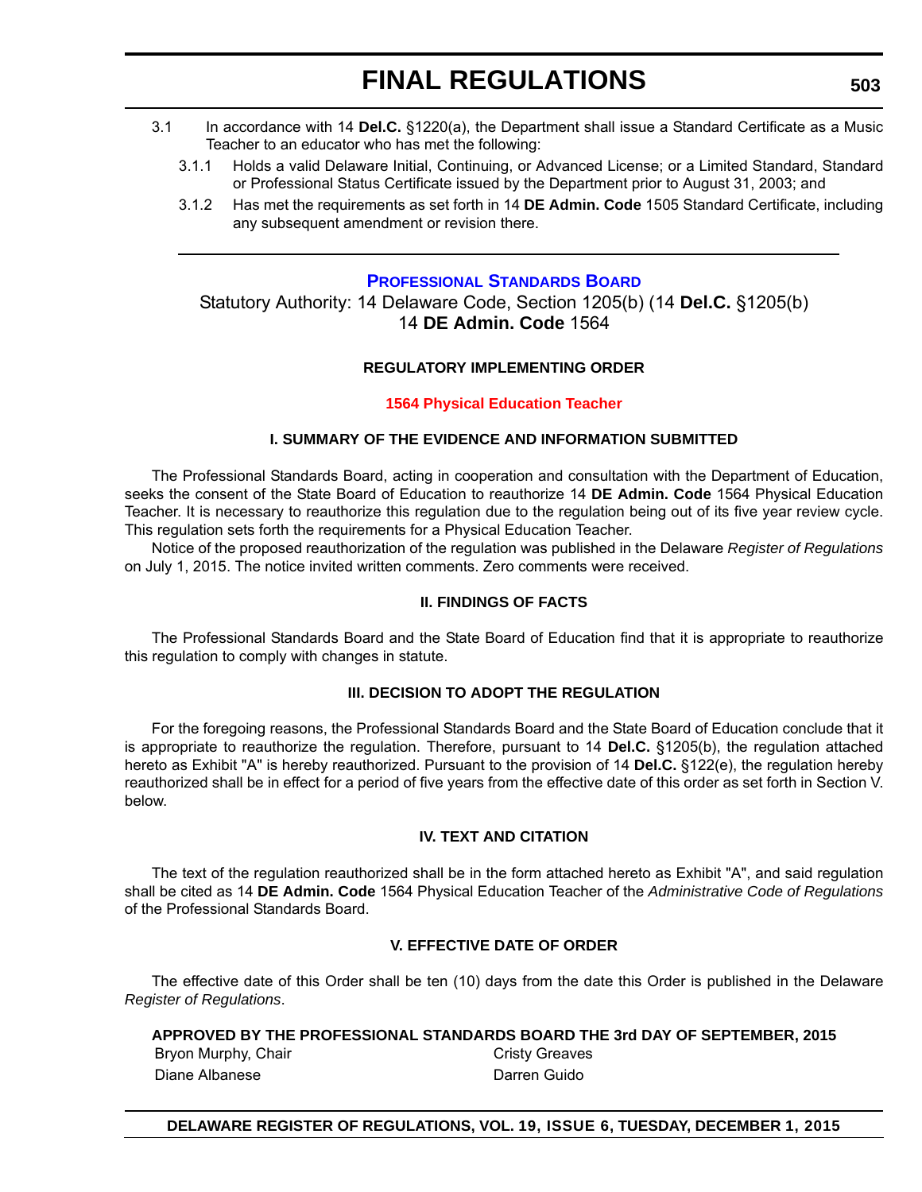3.1 In accordance with 14 **Del.C.** §1220(a), the Department shall issue a Standard Certificate as a Music Teacher to an educator who has met the following:

3.1.1 Holds a valid Delaware Initial, Continuing, or Advanced License; or a Limited Standard, Standard or Professional Status Certificate issued by the Department prior to August 31, 2003; and

3.1.2 Has met the requirements as set forth in 14 **DE Admin. Code** 1505 Standard Certificate, including any subsequent amendment or revision there.

---

## PROFESSIONAL STANDARDS BOARD

Statutory Authority: 14 Delaware Code, Section 1205(b) (14 **Del.C.** §1205(b)
14 **DE Admin. Code** 1564

### REGULATORY IMPLEMENTING ORDER

### 1564 Physical Education Teacher

### I. SUMMARY OF THE EVIDENCE AND INFORMATION SUBMITTED

The Professional Standards Board, acting in cooperation and consultation with the Department of Education, seeks the consent of the State Board of Education to reauthorize 14 **DE Admin. Code** 1564 Physical Education Teacher. It is necessary to reauthorize this regulation due to the regulation being out of its five year review cycle. This regulation sets forth the requirements for a Physical Education Teacher.

Notice of the proposed reauthorization of the regulation was published in the Delaware *Register of Regulations* on July 1, 2015. The notice invited written comments. Zero comments were received.

### II. FINDINGS OF FACTS

The Professional Standards Board and the State Board of Education find that it is appropriate to reauthorize this regulation to comply with changes in statute.

### III. DECISION TO ADOPT THE REGULATION

For the foregoing reasons, the Professional Standards Board and the State Board of Education conclude that it is appropriate to reauthorize the regulation. Therefore, pursuant to 14 **Del.C.** §1205(b), the regulation attached hereto as Exhibit "A" is hereby reauthorized. Pursuant to the provision of 14 **Del.C.** §122(e), the regulation hereby reauthorized shall be in effect for a period of five years from the effective date of this order as set forth in Section V. below.

### IV. TEXT AND CITATION

The text of the regulation reauthorized shall be in the form attached hereto as Exhibit "A", and said regulation shall be cited as 14 **DE Admin. Code** 1564 Physical Education Teacher of the *Administrative Code of Regulations* of the Professional Standards Board.

### V. EFFECTIVE DATE OF ORDER

The effective date of this Order shall be ten (10) days from the date this Order is published in the Delaware *Register of Regulations*.

**APPROVED BY THE PROFESSIONAL STANDARDS BOARD THE 3rd DAY OF SEPTEMBER, 2015**

| | |
|---|---|
| Bryon Murphy, Chair | Cristy Greaves |
| Diane Albanese | Darren Guido |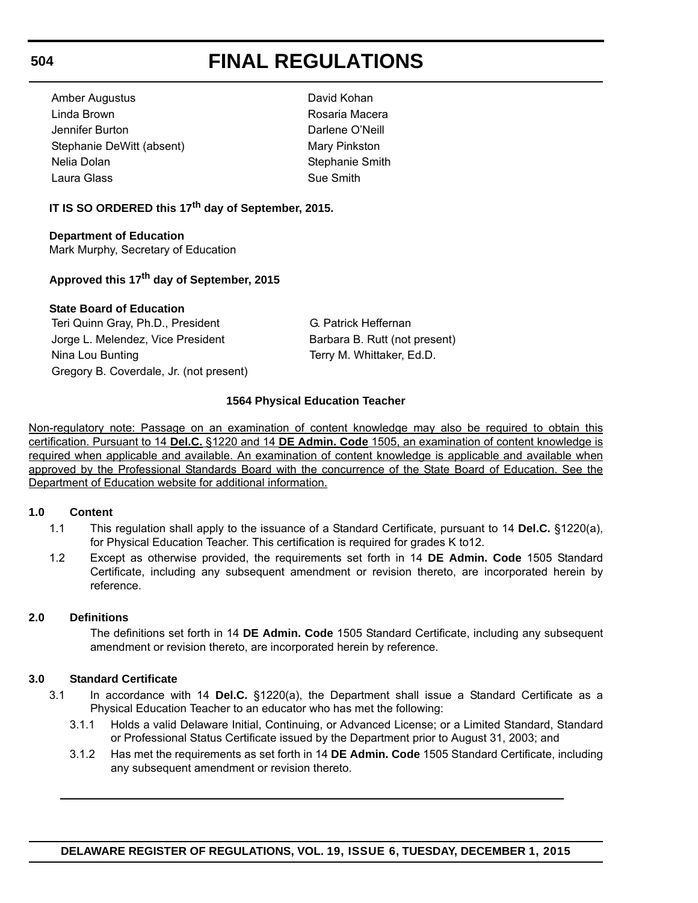Amber Augustus
Linda Brown
Jennifer Burton
Stephanie DeWitt (absent)
Nelia Dolan
Laura Glass
David Kohan
Rosaria Macera
Darlene O'Neill
Mary Pinkston
Stephanie Smith
Sue Smith

**IT IS SO ORDERED this 17th day of September, 2015.**

**Department of Education**
Mark Murphy, Secretary of Education

**Approved this 17th day of September, 2015**

**State Board of Education**
Teri Quinn Gray, Ph.D., President
Jorge L. Melendez, Vice President
Nina Lou Bunting
Gregory B. Coverdale, Jr. (not present)
G. Patrick Heffernan
Barbara B. Rutt (not present)
Terry M. Whittaker, Ed.D.

### 1564 Physical Education Teacher

<u>Non-regulatory note: Passage on an examination of content knowledge may also be required to obtain this certification. Pursuant to 14 **Del.C.** §1220 and 14 **DE Admin. Code** 1505, an examination of content knowledge is required when applicable and available. An examination of content knowledge is applicable and available when approved by the Professional Standards Board with the concurrence of the State Board of Education. See the Department of Education website for additional information.</u>

**1.0 Content**

1.1 This regulation shall apply to the issuance of a Standard Certificate, pursuant to 14 **Del.C.** §1220(a), for Physical Education Teacher. This certification is required for grades K to12.

1.2 Except as otherwise provided, the requirements set forth in 14 **DE Admin. Code** 1505 Standard Certificate, including any subsequent amendment or revision thereto, are incorporated herein by reference.

**2.0 Definitions**

The definitions set forth in 14 **DE Admin. Code** 1505 Standard Certificate, including any subsequent amendment or revision thereto, are incorporated herein by reference.

**3.0 Standard Certificate**

3.1 In accordance with 14 **Del.C.** §1220(a), the Department shall issue a Standard Certificate as a Physical Education Teacher to an educator who has met the following:

3.1.1 Holds a valid Delaware Initial, Continuing, or Advanced License; or a Limited Standard, Standard or Professional Status Certificate issued by the Department prior to August 31, 2003; and

3.1.2 Has met the requirements as set forth in 14 **DE Admin. Code** 1505 Standard Certificate, including any subsequent amendment or revision thereto.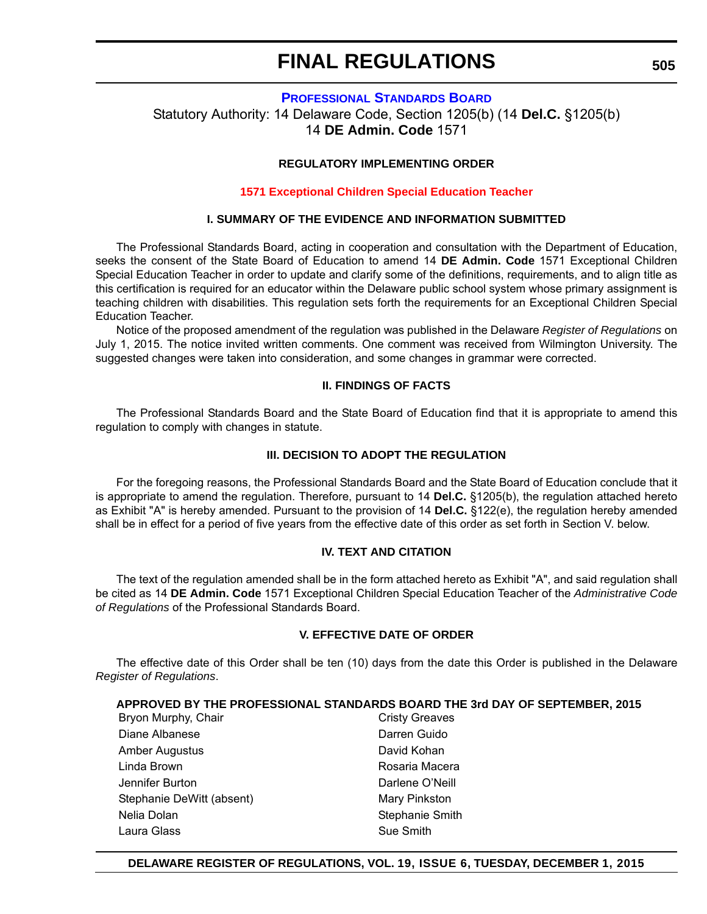# FINAL REGULATIONS

## PROFESSIONAL STANDARDS BOARD

Statutory Authority: 14 Delaware Code, Section 1205(b) (14 **Del.C.** §1205(b)
14 **DE Admin. Code** 1571

### REGULATORY IMPLEMENTING ORDER

### 1571 Exceptional Children Special Education Teacher

#### I. SUMMARY OF THE EVIDENCE AND INFORMATION SUBMITTED

The Professional Standards Board, acting in cooperation and consultation with the Department of Education, seeks the consent of the State Board of Education to amend 14 **DE Admin. Code** 1571 Exceptional Children Special Education Teacher in order to update and clarify some of the definitions, requirements, and to align title as this certification is required for an educator within the Delaware public school system whose primary assignment is teaching children with disabilities. This regulation sets forth the requirements for an Exceptional Children Special Education Teacher.

Notice of the proposed amendment of the regulation was published in the Delaware *Register of Regulations* on July 1, 2015. The notice invited written comments. One comment was received from Wilmington University. The suggested changes were taken into consideration, and some changes in grammar were corrected.

#### II. FINDINGS OF FACTS

The Professional Standards Board and the State Board of Education find that it is appropriate to amend this regulation to comply with changes in statute.

#### III. DECISION TO ADOPT THE REGULATION

For the foregoing reasons, the Professional Standards Board and the State Board of Education conclude that it is appropriate to amend the regulation. Therefore, pursuant to 14 **Del.C.** §1205(b), the regulation attached hereto as Exhibit "A" is hereby amended. Pursuant to the provision of 14 **Del.C.** §122(e), the regulation hereby amended shall be in effect for a period of five years from the effective date of this order as set forth in Section V. below.

#### IV. TEXT AND CITATION

The text of the regulation amended shall be in the form attached hereto as Exhibit "A", and said regulation shall be cited as 14 **DE Admin. Code** 1571 Exceptional Children Special Education Teacher of the *Administrative Code of Regulations* of the Professional Standards Board.

#### V. EFFECTIVE DATE OF ORDER

The effective date of this Order shall be ten (10) days from the date this Order is published in the Delaware *Register of Regulations*.

**APPROVED BY THE PROFESSIONAL STANDARDS BOARD THE 3rd DAY OF SEPTEMBER, 2015**

Bryon Murphy, Chair
Diane Albanese
Amber Augustus
Linda Brown
Jennifer Burton
Stephanie DeWitt (absent)
Nelia Dolan
Laura Glass
Cristy Greaves
Darren Guido
David Kohan
Rosaria Macera
Darlene O'Neill
Mary Pinkston
Stephanie Smith
Sue Smith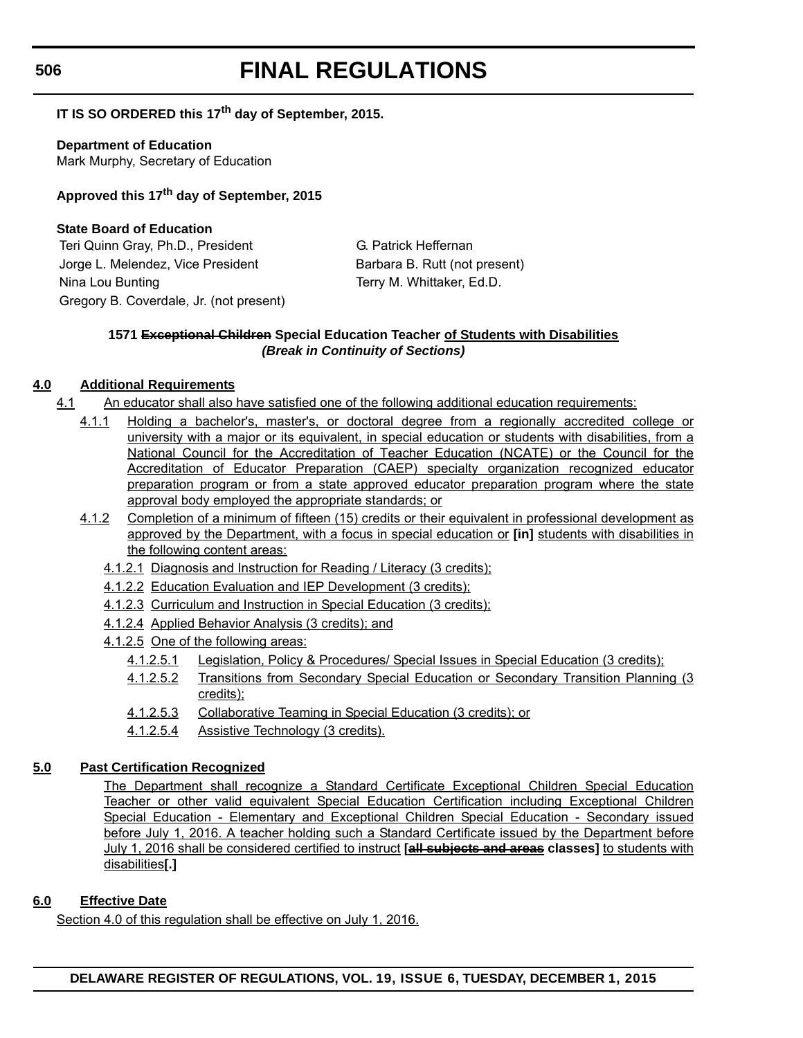**IT IS SO ORDERED this 17th day of September, 2015.**

**Department of Education**
Mark Murphy, Secretary of Education

**Approved this 17th day of September, 2015**

**State Board of Education**

Teri Quinn Gray, Ph.D., President
Jorge L. Melendez, Vice President
Nina Lou Bunting
Gregory B. Coverdale, Jr. (not present)
G. Patrick Heffernan
Barbara B. Rutt (not present)
Terry M. Whittaker, Ed.D.

**1571 ~~Exceptional Children~~ Special Education Teacher of Students with Disabilities**
***(Break in Continuity of Sections)***

**4.0 Additional Requirements**

4.1 An educator shall also have satisfied one of the following additional education requirements:

4.1.1 Holding a bachelor's, master's, or doctoral degree from a regionally accredited college or university with a major or its equivalent, in special education or students with disabilities, from a National Council for the Accreditation of Teacher Education (NCATE) or the Council for the Accreditation of Educator Preparation (CAEP) specialty organization recognized educator preparation program or from a state approved educator preparation program where the state approval body employed the appropriate standards; or

4.1.2 Completion of a minimum of fifteen (15) credits or their equivalent in professional development as approved by the Department, with a focus in special education or **[in]** students with disabilities in the following content areas:

4.1.2.1 Diagnosis and Instruction for Reading / Literacy (3 credits);

4.1.2.2 Education Evaluation and IEP Development (3 credits);

4.1.2.3 Curriculum and Instruction in Special Education (3 credits);

4.1.2.4 Applied Behavior Analysis (3 credits); and

4.1.2.5 One of the following areas:

4.1.2.5.1 Legislation, Policy & Procedures/ Special Issues in Special Education (3 credits);

4.1.2.5.2 Transitions from Secondary Special Education or Secondary Transition Planning (3 credits);

4.1.2.5.3 Collaborative Teaming in Special Education (3 credits); or

4.1.2.5.4 Assistive Technology (3 credits).

**5.0 Past Certification Recognized**

The Department shall recognize a Standard Certificate Exceptional Children Special Education Teacher or other valid equivalent Special Education Certification including Exceptional Children Special Education - Elementary and Exceptional Children Special Education - Secondary issued before July 1, 2016. A teacher holding such a Standard Certificate issued by the Department before July 1, 2016 shall be considered certified to instruct **[~~all subjects and areas~~ classes]** to students with disabilities**[.]**

**6.0 Effective Date**

Section 4.0 of this regulation shall be effective on July 1, 2016.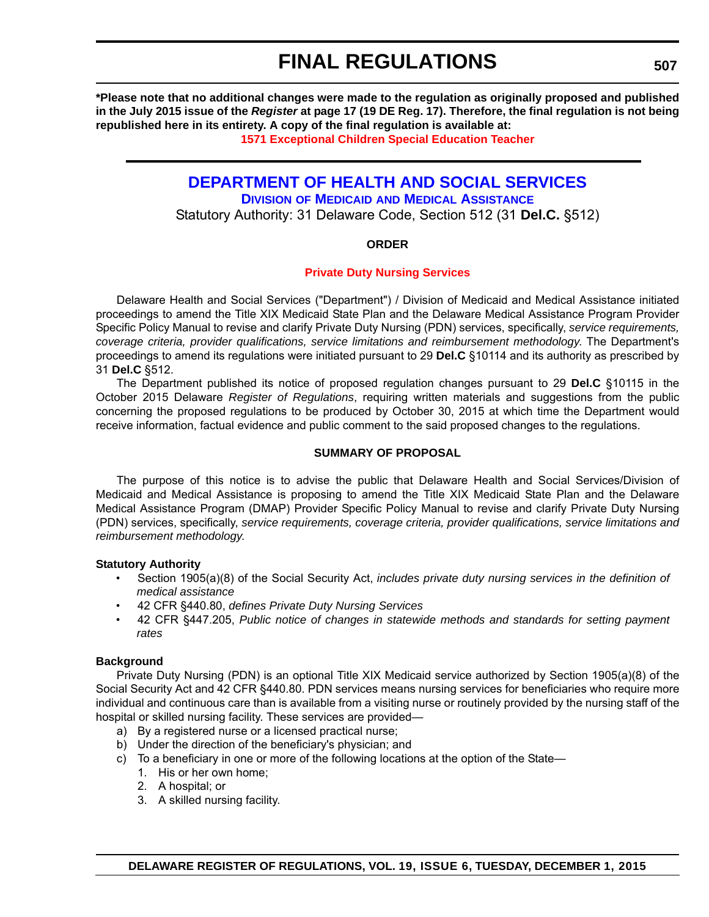**\*Please note that no additional changes were made to the regulation as originally proposed and published in the July 2015 issue of the *Register* at page 17 (19 DE Reg. 17). Therefore, the final regulation is not being republished here in its entirety. A copy of the final regulation is available at:**

**1571 Exceptional Children Special Education Teacher**

---

# DEPARTMENT OF HEALTH AND SOCIAL SERVICES

## DIVISION OF MEDICAID AND MEDICAL ASSISTANCE

Statutory Authority: 31 Delaware Code, Section 512 (31 **Del.C.** §512)

**ORDER**

**Private Duty Nursing Services**

Delaware Health and Social Services ("Department") / Division of Medicaid and Medical Assistance initiated proceedings to amend the Title XIX Medicaid State Plan and the Delaware Medical Assistance Program Provider Specific Policy Manual to revise and clarify Private Duty Nursing (PDN) services, specifically, *service requirements, coverage criteria, provider qualifications, service limitations and reimbursement methodology.* The Department's proceedings to amend its regulations were initiated pursuant to 29 **Del.C** §10114 and its authority as prescribed by 31 **Del.C** §512.

The Department published its notice of proposed regulation changes pursuant to 29 **Del.C** §10115 in the October 2015 Delaware *Register of Regulations*, requiring written materials and suggestions from the public concerning the proposed regulations to be produced by October 30, 2015 at which time the Department would receive information, factual evidence and public comment to the said proposed changes to the regulations.

**SUMMARY OF PROPOSAL**

The purpose of this notice is to advise the public that Delaware Health and Social Services/Division of Medicaid and Medical Assistance is proposing to amend the Title XIX Medicaid State Plan and the Delaware Medical Assistance Program (DMAP) Provider Specific Policy Manual to revise and clarify Private Duty Nursing (PDN) services, specifically, *service requirements, coverage criteria, provider qualifications, service limitations and reimbursement methodology.*

**Statutory Authority**

- Section 1905(a)(8) of the Social Security Act, *includes private duty nursing services in the definition of medical assistance*
- 42 CFR §440.80, *defines Private Duty Nursing Services*
- 42 CFR §447.205, *Public notice of changes in statewide methods and standards for setting payment rates*

**Background**

Private Duty Nursing (PDN) is an optional Title XIX Medicaid service authorized by Section 1905(a)(8) of the Social Security Act and 42 CFR §440.80. PDN services means nursing services for beneficiaries who require more individual and continuous care than is available from a visiting nurse or routinely provided by the nursing staff of the hospital or skilled nursing facility. These services are provided—

a) By a registered nurse or a licensed practical nurse;
b) Under the direction of the beneficiary's physician; and
c) To a beneficiary in one or more of the following locations at the option of the State—
    1. His or her own home;
    2. A hospital; or
    3. A skilled nursing facility.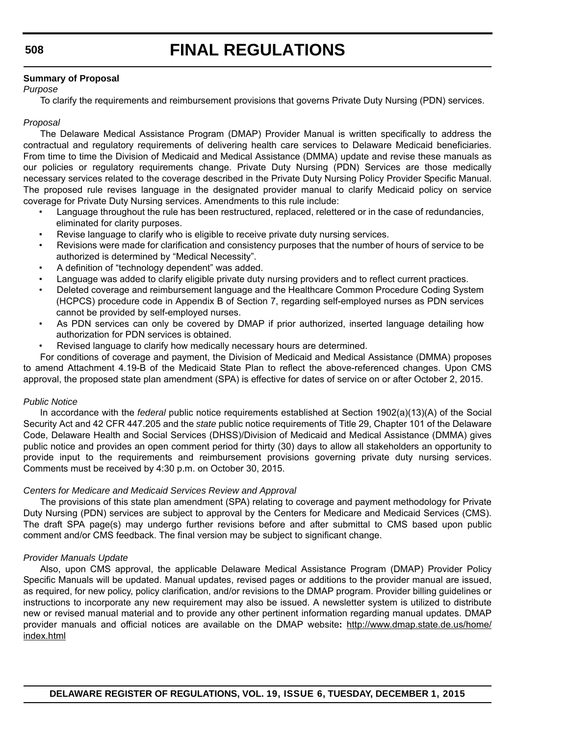**Summary of Proposal**

*Purpose*

To clarify the requirements and reimbursement provisions that governs Private Duty Nursing (PDN) services.

*Proposal*

The Delaware Medical Assistance Program (DMAP) Provider Manual is written specifically to address the contractual and regulatory requirements of delivering health care services to Delaware Medicaid beneficiaries. From time to time the Division of Medicaid and Medical Assistance (DMMA) update and revise these manuals as our policies or regulatory requirements change. Private Duty Nursing (PDN) Services are those medically necessary services related to the coverage described in the Private Duty Nursing Policy Provider Specific Manual. The proposed rule revises language in the designated provider manual to clarify Medicaid policy on service coverage for Private Duty Nursing services. Amendments to this rule include:

- Language throughout the rule has been restructured, replaced, relettered or in the case of redundancies, eliminated for clarity purposes.
- Revise language to clarify who is eligible to receive private duty nursing services.
- Revisions were made for clarification and consistency purposes that the number of hours of service to be authorized is determined by "Medical Necessity".
- A definition of "technology dependent" was added.
- Language was added to clarify eligible private duty nursing providers and to reflect current practices.
- Deleted coverage and reimbursement language and the Healthcare Common Procedure Coding System (HCPCS) procedure code in Appendix B of Section 7, regarding self-employed nurses as PDN services cannot be provided by self-employed nurses.
- As PDN services can only be covered by DMAP if prior authorized, inserted language detailing how authorization for PDN services is obtained.
- Revised language to clarify how medically necessary hours are determined.

For conditions of coverage and payment, the Division of Medicaid and Medical Assistance (DMMA) proposes to amend Attachment 4.19-B of the Medicaid State Plan to reflect the above-referenced changes. Upon CMS approval, the proposed state plan amendment (SPA) is effective for dates of service on or after October 2, 2015.

*Public Notice*

In accordance with the *federal* public notice requirements established at Section 1902(a)(13)(A) of the Social Security Act and 42 CFR 447.205 and the *state* public notice requirements of Title 29, Chapter 101 of the Delaware Code, Delaware Health and Social Services (DHSS)/Division of Medicaid and Medical Assistance (DMMA) gives public notice and provides an open comment period for thirty (30) days to allow all stakeholders an opportunity to provide input to the requirements and reimbursement provisions governing private duty nursing services. Comments must be received by 4:30 p.m. on October 30, 2015.

*Centers for Medicare and Medicaid Services Review and Approval*

The provisions of this state plan amendment (SPA) relating to coverage and payment methodology for Private Duty Nursing (PDN) services are subject to approval by the Centers for Medicare and Medicaid Services (CMS). The draft SPA page(s) may undergo further revisions before and after submittal to CMS based upon public comment and/or CMS feedback. The final version may be subject to significant change.

*Provider Manuals Update*

Also, upon CMS approval, the applicable Delaware Medical Assistance Program (DMAP) Provider Policy Specific Manuals will be updated. Manual updates, revised pages or additions to the provider manual are issued, as required, for new policy, policy clarification, and/or revisions to the DMAP program. Provider billing guidelines or instructions to incorporate any new requirement may also be issued. A newsletter system is utilized to distribute new or revised manual material and to provide any other pertinent information regarding manual updates. DMAP provider manuals and official notices are available on the DMAP website**:** http://www.dmap.state.de.us/home/index.html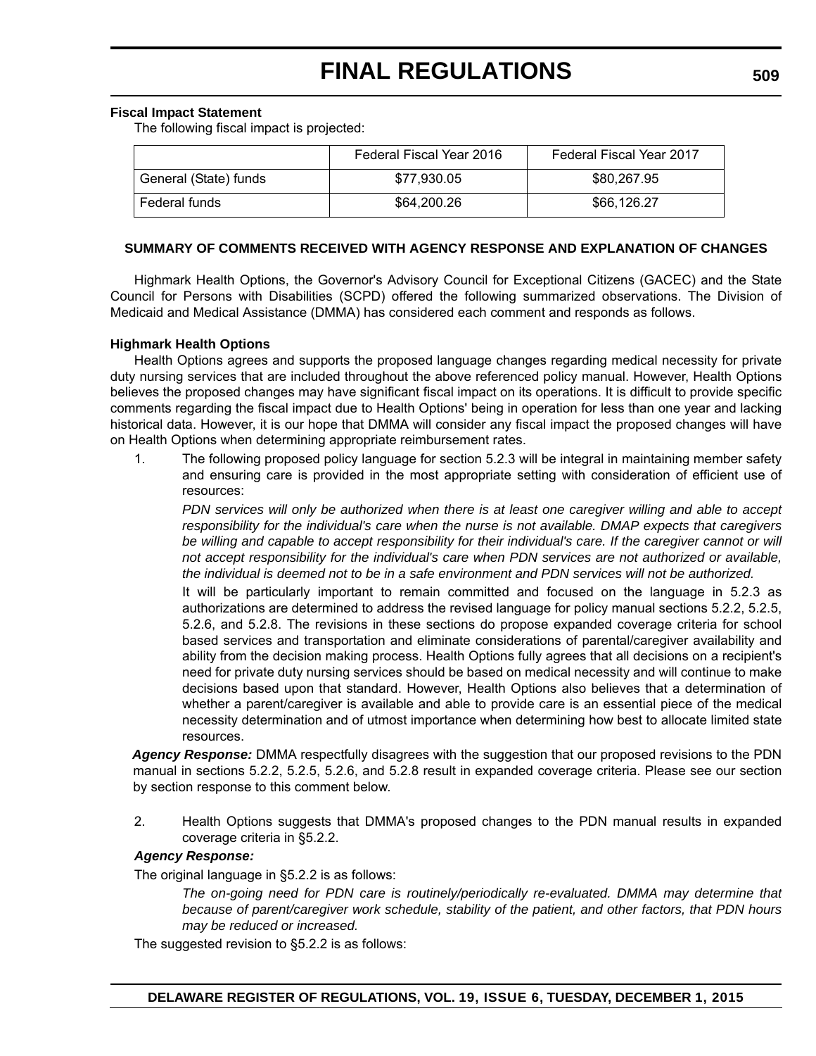**Fiscal Impact Statement**

The following fiscal impact is projected:

| | Federal Fiscal Year 2016 | Federal Fiscal Year 2017 |
|---|---|---|
| General (State) funds | $77,930.05 | $80,267.95 |
| Federal funds | $64,200.26 | $66,126.27 |

**SUMMARY OF COMMENTS RECEIVED WITH AGENCY RESPONSE AND EXPLANATION OF CHANGES**

Highmark Health Options, the Governor's Advisory Council for Exceptional Citizens (GACEC) and the State Council for Persons with Disabilities (SCPD) offered the following summarized observations. The Division of Medicaid and Medical Assistance (DMMA) has considered each comment and responds as follows.

**Highmark Health Options**

Health Options agrees and supports the proposed language changes regarding medical necessity for private duty nursing services that are included throughout the above referenced policy manual. However, Health Options believes the proposed changes may have significant fiscal impact on its operations. It is difficult to provide specific comments regarding the fiscal impact due to Health Options' being in operation for less than one year and lacking historical data. However, it is our hope that DMMA will consider any fiscal impact the proposed changes will have on Health Options when determining appropriate reimbursement rates.

1. The following proposed policy language for section 5.2.3 will be integral in maintaining member safety and ensuring care is provided in the most appropriate setting with consideration of efficient use of resources:

   *PDN services will only be authorized when there is at least one caregiver willing and able to accept responsibility for the individual's care when the nurse is not available. DMAP expects that caregivers be willing and capable to accept responsibility for their individual's care. If the caregiver cannot or will not accept responsibility for the individual's care when PDN services are not authorized or available, the individual is deemed not to be in a safe environment and PDN services will not be authorized.*

   It will be particularly important to remain committed and focused on the language in 5.2.3 as authorizations are determined to address the revised language for policy manual sections 5.2.2, 5.2.5, 5.2.6, and 5.2.8. The revisions in these sections do propose expanded coverage criteria for school based services and transportation and eliminate considerations of parental/caregiver availability and ability from the decision making process. Health Options fully agrees that all decisions on a recipient's need for private duty nursing services should be based on medical necessity and will continue to make decisions based upon that standard. However, Health Options also believes that a determination of whether a parent/caregiver is available and able to provide care is an essential piece of the medical necessity determination and of utmost importance when determining how best to allocate limited state resources.

***Agency Response:*** DMMA respectfully disagrees with the suggestion that our proposed revisions to the PDN manual in sections 5.2.2, 5.2.5, 5.2.6, and 5.2.8 result in expanded coverage criteria. Please see our section by section response to this comment below.

2. Health Options suggests that DMMA's proposed changes to the PDN manual results in expanded coverage criteria in §5.2.2.

***Agency Response:***

The original language in §5.2.2 is as follows:

> *The on-going need for PDN care is routinely/periodically re-evaluated. DMMA may determine that because of parent/caregiver work schedule, stability of the patient, and other factors, that PDN hours may be reduced or increased.*

The suggested revision to §5.2.2 is as follows: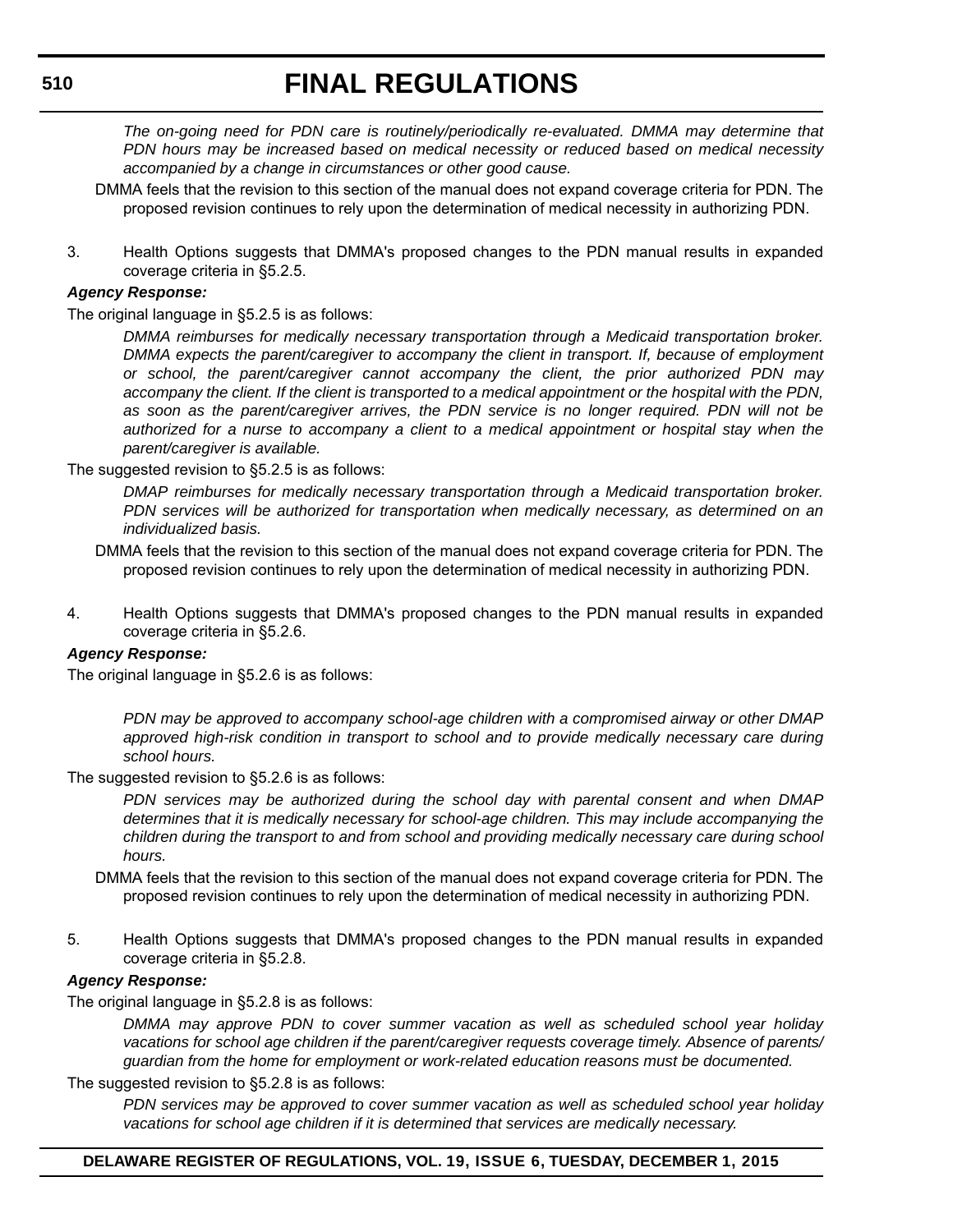*The on-going need for PDN care is routinely/periodically re-evaluated. DMMA may determine that PDN hours may be increased based on medical necessity or reduced based on medical necessity accompanied by a change in circumstances or other good cause.*

DMMA feels that the revision to this section of the manual does not expand coverage criteria for PDN. The proposed revision continues to rely upon the determination of medical necessity in authorizing PDN.

3. Health Options suggests that DMMA's proposed changes to the PDN manual results in expanded coverage criteria in §5.2.5.

***Agency Response:***

The original language in §5.2.5 is as follows:

*DMMA reimburses for medically necessary transportation through a Medicaid transportation broker. DMMA expects the parent/caregiver to accompany the client in transport. If, because of employment or school, the parent/caregiver cannot accompany the client, the prior authorized PDN may accompany the client. If the client is transported to a medical appointment or the hospital with the PDN, as soon as the parent/caregiver arrives, the PDN service is no longer required. PDN will not be authorized for a nurse to accompany a client to a medical appointment or hospital stay when the parent/caregiver is available.*

The suggested revision to §5.2.5 is as follows:

*DMAP reimburses for medically necessary transportation through a Medicaid transportation broker. PDN services will be authorized for transportation when medically necessary, as determined on an individualized basis.*

DMMA feels that the revision to this section of the manual does not expand coverage criteria for PDN. The proposed revision continues to rely upon the determination of medical necessity in authorizing PDN.

4. Health Options suggests that DMMA's proposed changes to the PDN manual results in expanded coverage criteria in §5.2.6.

***Agency Response:***

The original language in §5.2.6 is as follows:

*PDN may be approved to accompany school-age children with a compromised airway or other DMAP approved high-risk condition in transport to school and to provide medically necessary care during school hours.*

The suggested revision to §5.2.6 is as follows:

*PDN services may be authorized during the school day with parental consent and when DMAP determines that it is medically necessary for school-age children. This may include accompanying the children during the transport to and from school and providing medically necessary care during school hours.*

DMMA feels that the revision to this section of the manual does not expand coverage criteria for PDN. The proposed revision continues to rely upon the determination of medical necessity in authorizing PDN.

5. Health Options suggests that DMMA's proposed changes to the PDN manual results in expanded coverage criteria in §5.2.8.

***Agency Response:***

The original language in §5.2.8 is as follows:

*DMMA may approve PDN to cover summer vacation as well as scheduled school year holiday vacations for school age children if the parent/caregiver requests coverage timely. Absence of parents/ guardian from the home for employment or work-related education reasons must be documented.*

The suggested revision to §5.2.8 is as follows:

*PDN services may be approved to cover summer vacation as well as scheduled school year holiday vacations for school age children if it is determined that services are medically necessary.*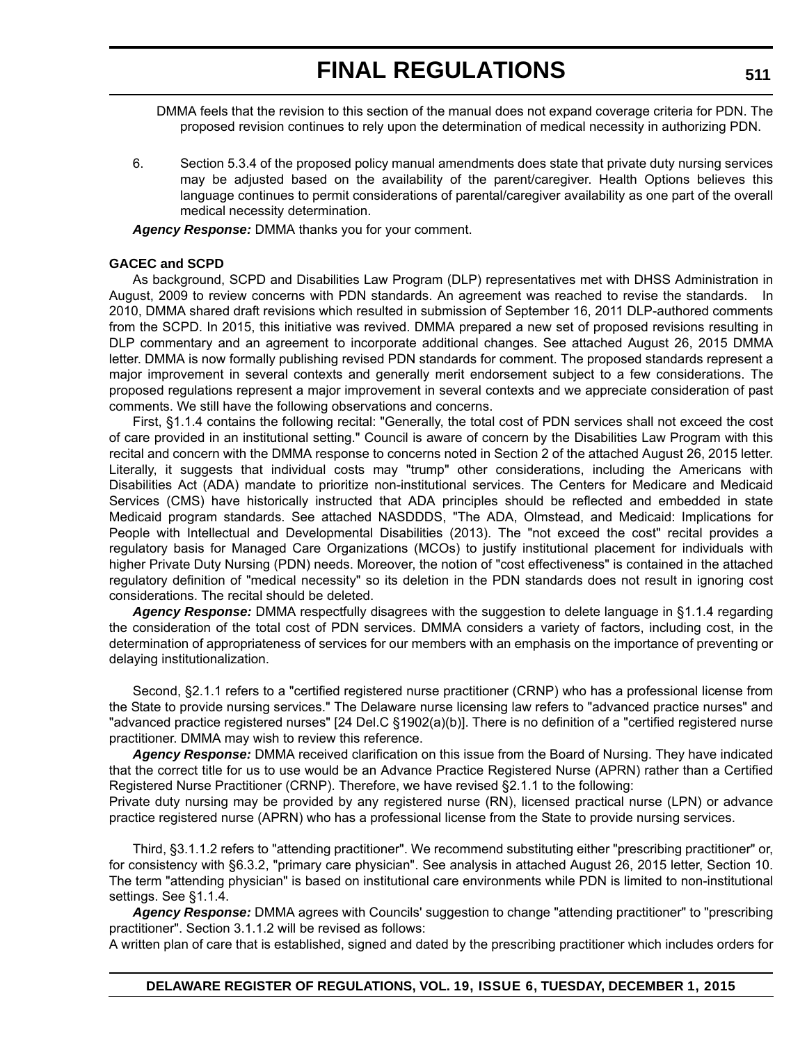DMMA feels that the revision to this section of the manual does not expand coverage criteria for PDN. The proposed revision continues to rely upon the determination of medical necessity in authorizing PDN.

6. Section 5.3.4 of the proposed policy manual amendments does state that private duty nursing services may be adjusted based on the availability of the parent/caregiver. Health Options believes this language continues to permit considerations of parental/caregiver availability as one part of the overall medical necessity determination.

***Agency Response:*** DMMA thanks you for your comment.

**GACEC and SCPD**

As background, SCPD and Disabilities Law Program (DLP) representatives met with DHSS Administration in August, 2009 to review concerns with PDN standards. An agreement was reached to revise the standards. In 2010, DMMA shared draft revisions which resulted in submission of September 16, 2011 DLP-authored comments from the SCPD. In 2015, this initiative was revived. DMMA prepared a new set of proposed revisions resulting in DLP commentary and an agreement to incorporate additional changes. See attached August 26, 2015 DMMA letter. DMMA is now formally publishing revised PDN standards for comment. The proposed standards represent a major improvement in several contexts and generally merit endorsement subject to a few considerations. The proposed regulations represent a major improvement in several contexts and we appreciate consideration of past comments. We still have the following observations and concerns.

First, §1.1.4 contains the following recital: "Generally, the total cost of PDN services shall not exceed the cost of care provided in an institutional setting." Council is aware of concern by the Disabilities Law Program with this recital and concern with the DMMA response to concerns noted in Section 2 of the attached August 26, 2015 letter. Literally, it suggests that individual costs may "trump" other considerations, including the Americans with Disabilities Act (ADA) mandate to prioritize non-institutional services. The Centers for Medicare and Medicaid Services (CMS) have historically instructed that ADA principles should be reflected and embedded in state Medicaid program standards. See attached NASDDDS, "The ADA, Olmstead, and Medicaid: Implications for People with Intellectual and Developmental Disabilities (2013). The "not exceed the cost" recital provides a regulatory basis for Managed Care Organizations (MCOs) to justify institutional placement for individuals with higher Private Duty Nursing (PDN) needs. Moreover, the notion of "cost effectiveness" is contained in the attached regulatory definition of "medical necessity" so its deletion in the PDN standards does not result in ignoring cost considerations. The recital should be deleted.

***Agency Response:*** DMMA respectfully disagrees with the suggestion to delete language in §1.1.4 regarding the consideration of the total cost of PDN services. DMMA considers a variety of factors, including cost, in the determination of appropriateness of services for our members with an emphasis on the importance of preventing or delaying institutionalization.

Second, §2.1.1 refers to a "certified registered nurse practitioner (CRNP) who has a professional license from the State to provide nursing services." The Delaware nurse licensing law refers to "advanced practice nurses" and "advanced practice registered nurses" [24 Del.C §1902(a)(b)]. There is no definition of a "certified registered nurse practitioner. DMMA may wish to review this reference.

***Agency Response:*** DMMA received clarification on this issue from the Board of Nursing. They have indicated that the correct title for us to use would be an Advance Practice Registered Nurse (APRN) rather than a Certified Registered Nurse Practitioner (CRNP). Therefore, we have revised §2.1.1 to the following:

Private duty nursing may be provided by any registered nurse (RN), licensed practical nurse (LPN) or advance practice registered nurse (APRN) who has a professional license from the State to provide nursing services.

Third, §3.1.1.2 refers to "attending practitioner". We recommend substituting either "prescribing practitioner" or, for consistency with §6.3.2, "primary care physician". See analysis in attached August 26, 2015 letter, Section 10. The term "attending physician" is based on institutional care environments while PDN is limited to non-institutional settings. See §1.1.4.

***Agency Response:*** DMMA agrees with Councils' suggestion to change "attending practitioner" to "prescribing practitioner". Section 3.1.1.2 will be revised as follows:

A written plan of care that is established, signed and dated by the prescribing practitioner which includes orders for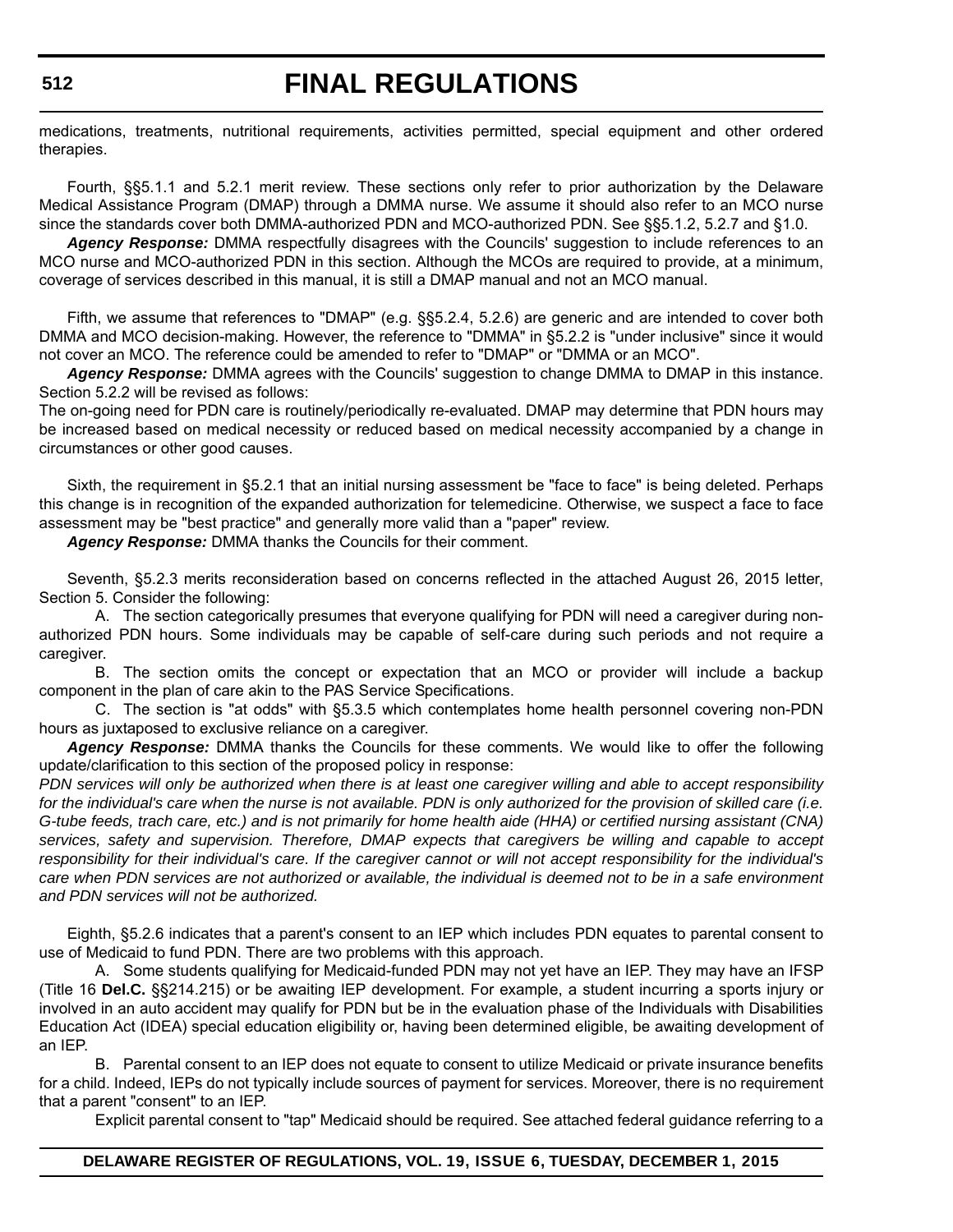medications, treatments, nutritional requirements, activities permitted, special equipment and other ordered therapies.

Fourth, §§5.1.1 and 5.2.1 merit review. These sections only refer to prior authorization by the Delaware Medical Assistance Program (DMAP) through a DMMA nurse. We assume it should also refer to an MCO nurse since the standards cover both DMMA-authorized PDN and MCO-authorized PDN. See §§5.1.2, 5.2.7 and §1.0.

***Agency Response:*** DMMA respectfully disagrees with the Councils' suggestion to include references to an MCO nurse and MCO-authorized PDN in this section. Although the MCOs are required to provide, at a minimum, coverage of services described in this manual, it is still a DMAP manual and not an MCO manual.

Fifth, we assume that references to "DMAP" (e.g. §§5.2.4, 5.2.6) are generic and are intended to cover both DMMA and MCO decision-making. However, the reference to "DMMA" in §5.2.2 is "under inclusive" since it would not cover an MCO. The reference could be amended to refer to "DMAP" or "DMMA or an MCO".

***Agency Response:*** DMMA agrees with the Councils' suggestion to change DMMA to DMAP in this instance. Section 5.2.2 will be revised as follows:

The on-going need for PDN care is routinely/periodically re-evaluated. DMAP may determine that PDN hours may be increased based on medical necessity or reduced based on medical necessity accompanied by a change in circumstances or other good causes.

Sixth, the requirement in §5.2.1 that an initial nursing assessment be "face to face" is being deleted. Perhaps this change is in recognition of the expanded authorization for telemedicine. Otherwise, we suspect a face to face assessment may be "best practice" and generally more valid than a "paper" review.

***Agency Response:*** DMMA thanks the Councils for their comment.

Seventh, §5.2.3 merits reconsideration based on concerns reflected in the attached August 26, 2015 letter, Section 5. Consider the following:

A. The section categorically presumes that everyone qualifying for PDN will need a caregiver during non-authorized PDN hours. Some individuals may be capable of self-care during such periods and not require a caregiver.

B. The section omits the concept or expectation that an MCO or provider will include a backup component in the plan of care akin to the PAS Service Specifications.

C. The section is "at odds" with §5.3.5 which contemplates home health personnel covering non-PDN hours as juxtaposed to exclusive reliance on a caregiver.

***Agency Response:*** DMMA thanks the Councils for these comments. We would like to offer the following update/clarification to this section of the proposed policy in response:

*PDN services will only be authorized when there is at least one caregiver willing and able to accept responsibility for the individual's care when the nurse is not available. PDN is only authorized for the provision of skilled care (i.e. G-tube feeds, trach care, etc.) and is not primarily for home health aide (HHA) or certified nursing assistant (CNA) services, safety and supervision. Therefore, DMAP expects that caregivers be willing and capable to accept responsibility for their individual's care. If the caregiver cannot or will not accept responsibility for the individual's care when PDN services are not authorized or available, the individual is deemed not to be in a safe environment and PDN services will not be authorized.*

Eighth, §5.2.6 indicates that a parent's consent to an IEP which includes PDN equates to parental consent to use of Medicaid to fund PDN. There are two problems with this approach.

A. Some students qualifying for Medicaid-funded PDN may not yet have an IEP. They may have an IFSP (Title 16 **Del.C.** §§214.215) or be awaiting IEP development. For example, a student incurring a sports injury or involved in an auto accident may qualify for PDN but be in the evaluation phase of the Individuals with Disabilities Education Act (IDEA) special education eligibility or, having been determined eligible, be awaiting development of an IEP.

B. Parental consent to an IEP does not equate to consent to utilize Medicaid or private insurance benefits for a child. Indeed, IEPs do not typically include sources of payment for services. Moreover, there is no requirement that a parent "consent" to an IEP.

Explicit parental consent to "tap" Medicaid should be required. See attached federal guidance referring to a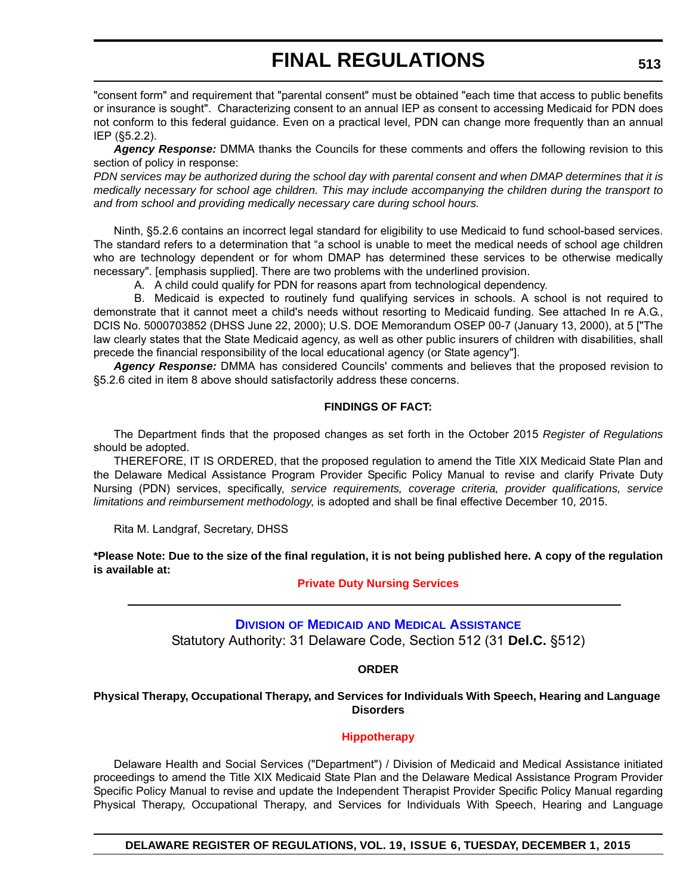"consent form" and requirement that "parental consent" must be obtained "each time that access to public benefits or insurance is sought". Characterizing consent to an annual IEP as consent to accessing Medicaid for PDN does not conform to this federal guidance. Even on a practical level, PDN can change more frequently than an annual IEP (§5.2.2).

***Agency Response:*** DMMA thanks the Councils for these comments and offers the following revision to this section of policy in response:

*PDN services may be authorized during the school day with parental consent and when DMAP determines that it is medically necessary for school age children. This may include accompanying the children during the transport to and from school and providing medically necessary care during school hours.*

Ninth, §5.2.6 contains an incorrect legal standard for eligibility to use Medicaid to fund school-based services. The standard refers to a determination that "a school is unable to meet the medical needs of school age children who are technology dependent or for whom DMAP has determined these services to be otherwise medically necessary". [emphasis supplied]. There are two problems with the underlined provision.

A. A child could qualify for PDN for reasons apart from technological dependency.

B. Medicaid is expected to routinely fund qualifying services in schools. A school is not required to demonstrate that it cannot meet a child's needs without resorting to Medicaid funding. See attached In re A.G., DCIS No. 5000703852 (DHSS June 22, 2000); U.S. DOE Memorandum OSEP 00-7 (January 13, 2000), at 5 ["The law clearly states that the State Medicaid agency, as well as other public insurers of children with disabilities, shall precede the financial responsibility of the local educational agency (or State agency"].

***Agency Response:*** DMMA has considered Councils' comments and believes that the proposed revision to §5.2.6 cited in item 8 above should satisfactorily address these concerns.

**FINDINGS OF FACT:**

The Department finds that the proposed changes as set forth in the October 2015 *Register of Regulations* should be adopted.

THEREFORE, IT IS ORDERED, that the proposed regulation to amend the Title XIX Medicaid State Plan and the Delaware Medical Assistance Program Provider Specific Policy Manual to revise and clarify Private Duty Nursing (PDN) services, specifically, *service requirements, coverage criteria, provider qualifications, service limitations and reimbursement methodology*, is adopted and shall be final effective December 10, 2015.

Rita M. Landgraf, Secretary, DHSS

**\*Please Note: Due to the size of the final regulation, it is not being published here. A copy of the regulation is available at:**

**Private Duty Nursing Services**

---

## Division of Medicaid and Medical Assistance

Statutory Authority: 31 Delaware Code, Section 512 (31 **Del.C.** §512)

**ORDER**

**Physical Therapy, Occupational Therapy, and Services for Individuals With Speech, Hearing and Language Disorders**

**Hippotherapy**

Delaware Health and Social Services ("Department") / Division of Medicaid and Medical Assistance initiated proceedings to amend the Title XIX Medicaid State Plan and the Delaware Medical Assistance Program Provider Specific Policy Manual to revise and update the Independent Therapist Provider Specific Policy Manual regarding Physical Therapy, Occupational Therapy, and Services for Individuals With Speech, Hearing and Language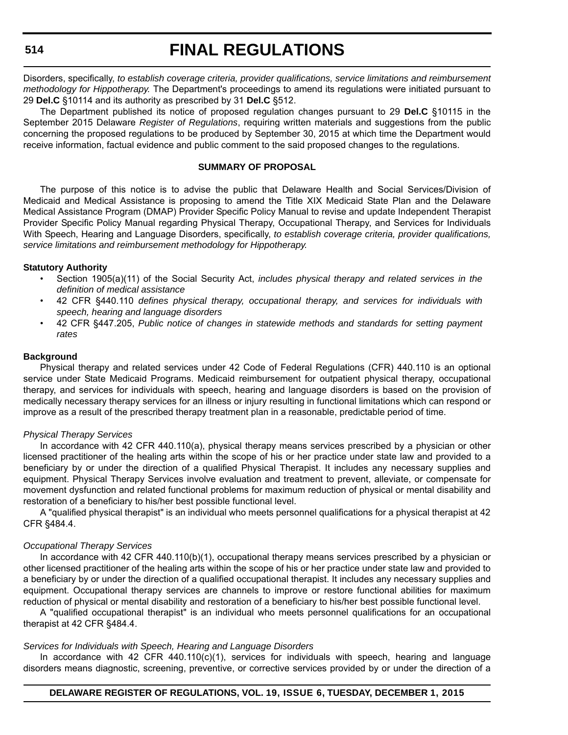Disorders, specifically, *to establish coverage criteria, provider qualifications, service limitations and reimbursement methodology for Hippotherapy.* The Department's proceedings to amend its regulations were initiated pursuant to 29 **Del.C** §10114 and its authority as prescribed by 31 **Del.C** §512.

The Department published its notice of proposed regulation changes pursuant to 29 **Del.C** §10115 in the September 2015 Delaware *Register of Regulations*, requiring written materials and suggestions from the public concerning the proposed regulations to be produced by September 30, 2015 at which time the Department would receive information, factual evidence and public comment to the said proposed changes to the regulations.

**SUMMARY OF PROPOSAL**

The purpose of this notice is to advise the public that Delaware Health and Social Services/Division of Medicaid and Medical Assistance is proposing to amend the Title XIX Medicaid State Plan and the Delaware Medical Assistance Program (DMAP) Provider Specific Policy Manual to revise and update Independent Therapist Provider Specific Policy Manual regarding Physical Therapy, Occupational Therapy, and Services for Individuals With Speech, Hearing and Language Disorders, specifically, *to establish coverage criteria, provider qualifications, service limitations and reimbursement methodology for Hippotherapy.*

**Statutory Authority**

- Section 1905(a)(11) of the Social Security Act, *includes physical therapy and related services in the definition of medical assistance*
- 42 CFR §440.110 *defines physical therapy, occupational therapy, and services for individuals with speech, hearing and language disorders*
- 42 CFR §447.205, *Public notice of changes in statewide methods and standards for setting payment rates*

**Background**

Physical therapy and related services under 42 Code of Federal Regulations (CFR) 440.110 is an optional service under State Medicaid Programs. Medicaid reimbursement for outpatient physical therapy, occupational therapy, and services for individuals with speech, hearing and language disorders is based on the provision of medically necessary therapy services for an illness or injury resulting in functional limitations which can respond or improve as a result of the prescribed therapy treatment plan in a reasonable, predictable period of time.

*Physical Therapy Services*

In accordance with 42 CFR 440.110(a), physical therapy means services prescribed by a physician or other licensed practitioner of the healing arts within the scope of his or her practice under state law and provided to a beneficiary by or under the direction of a qualified Physical Therapist. It includes any necessary supplies and equipment. Physical Therapy Services involve evaluation and treatment to prevent, alleviate, or compensate for movement dysfunction and related functional problems for maximum reduction of physical or mental disability and restoration of a beneficiary to his/her best possible functional level.

A "qualified physical therapist" is an individual who meets personnel qualifications for a physical therapist at 42 CFR §484.4.

*Occupational Therapy Services*

In accordance with 42 CFR 440.110(b)(1), occupational therapy means services prescribed by a physician or other licensed practitioner of the healing arts within the scope of his or her practice under state law and provided to a beneficiary by or under the direction of a qualified occupational therapist. It includes any necessary supplies and equipment. Occupational therapy services are channels to improve or restore functional abilities for maximum reduction of physical or mental disability and restoration of a beneficiary to his/her best possible functional level.

A "qualified occupational therapist" is an individual who meets personnel qualifications for an occupational therapist at 42 CFR §484.4.

*Services for Individuals with Speech, Hearing and Language Disorders*

In accordance with 42 CFR 440.110(c)(1), services for individuals with speech, hearing and language disorders means diagnostic, screening, preventive, or corrective services provided by or under the direction of a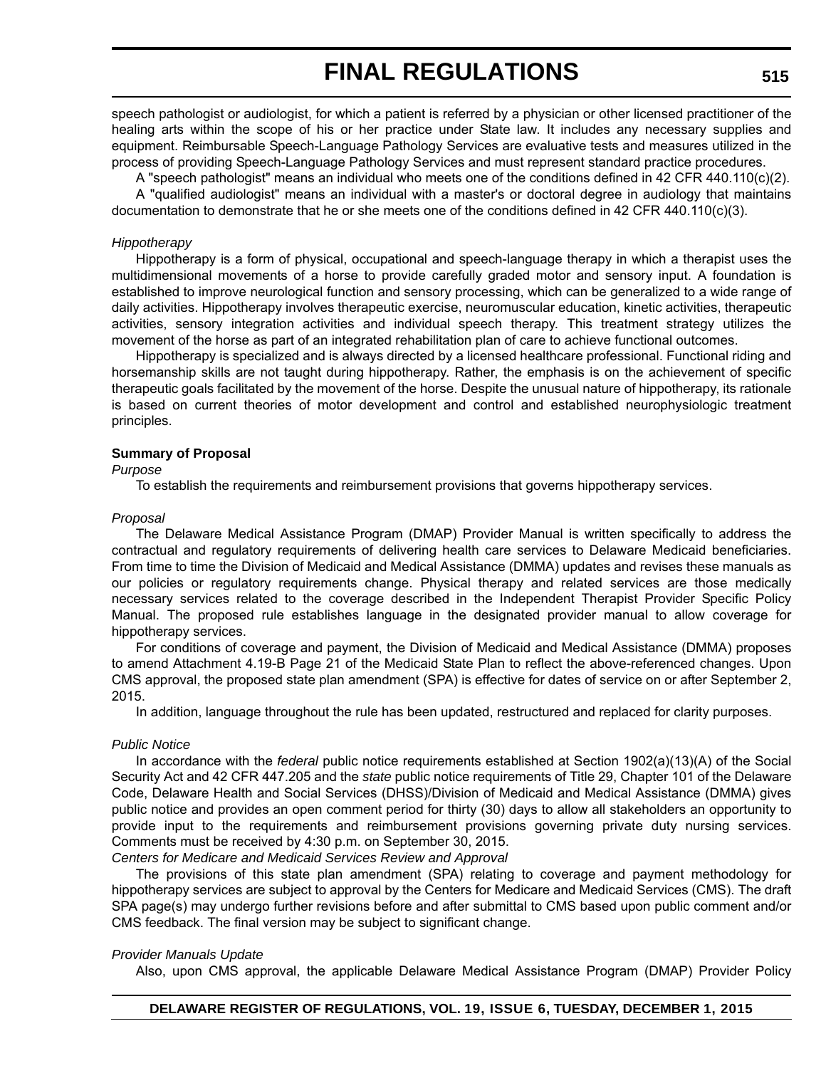speech pathologist or audiologist, for which a patient is referred by a physician or other licensed practitioner of the healing arts within the scope of his or her practice under State law. It includes any necessary supplies and equipment. Reimbursable Speech-Language Pathology Services are evaluative tests and measures utilized in the process of providing Speech-Language Pathology Services and must represent standard practice procedures.

A "speech pathologist" means an individual who meets one of the conditions defined in 42 CFR 440.110(c)(2).

A "qualified audiologist" means an individual with a master's or doctoral degree in audiology that maintains documentation to demonstrate that he or she meets one of the conditions defined in 42 CFR 440.110(c)(3).

*Hippotherapy*

Hippotherapy is a form of physical, occupational and speech-language therapy in which a therapist uses the multidimensional movements of a horse to provide carefully graded motor and sensory input. A foundation is established to improve neurological function and sensory processing, which can be generalized to a wide range of daily activities. Hippotherapy involves therapeutic exercise, neuromuscular education, kinetic activities, therapeutic activities, sensory integration activities and individual speech therapy. This treatment strategy utilizes the movement of the horse as part of an integrated rehabilitation plan of care to achieve functional outcomes.

Hippotherapy is specialized and is always directed by a licensed healthcare professional. Functional riding and horsemanship skills are not taught during hippotherapy. Rather, the emphasis is on the achievement of specific therapeutic goals facilitated by the movement of the horse. Despite the unusual nature of hippotherapy, its rationale is based on current theories of motor development and control and established neurophysiologic treatment principles.

**Summary of Proposal**

*Purpose*

To establish the requirements and reimbursement provisions that governs hippotherapy services.

*Proposal*

The Delaware Medical Assistance Program (DMAP) Provider Manual is written specifically to address the contractual and regulatory requirements of delivering health care services to Delaware Medicaid beneficiaries. From time to time the Division of Medicaid and Medical Assistance (DMMA) updates and revises these manuals as our policies or regulatory requirements change. Physical therapy and related services are those medically necessary services related to the coverage described in the Independent Therapist Provider Specific Policy Manual. The proposed rule establishes language in the designated provider manual to allow coverage for hippotherapy services.

For conditions of coverage and payment, the Division of Medicaid and Medical Assistance (DMMA) proposes to amend Attachment 4.19-B Page 21 of the Medicaid State Plan to reflect the above-referenced changes. Upon CMS approval, the proposed state plan amendment (SPA) is effective for dates of service on or after September 2, 2015.

In addition, language throughout the rule has been updated, restructured and replaced for clarity purposes.

*Public Notice*

In accordance with the *federal* public notice requirements established at Section 1902(a)(13)(A) of the Social Security Act and 42 CFR 447.205 and the *state* public notice requirements of Title 29, Chapter 101 of the Delaware Code, Delaware Health and Social Services (DHSS)/Division of Medicaid and Medical Assistance (DMMA) gives public notice and provides an open comment period for thirty (30) days to allow all stakeholders an opportunity to provide input to the requirements and reimbursement provisions governing private duty nursing services. Comments must be received by 4:30 p.m. on September 30, 2015.

*Centers for Medicare and Medicaid Services Review and Approval*

The provisions of this state plan amendment (SPA) relating to coverage and payment methodology for hippotherapy services are subject to approval by the Centers for Medicare and Medicaid Services (CMS). The draft SPA page(s) may undergo further revisions before and after submittal to CMS based upon public comment and/or CMS feedback. The final version may be subject to significant change.

*Provider Manuals Update*

Also, upon CMS approval, the applicable Delaware Medical Assistance Program (DMAP) Provider Policy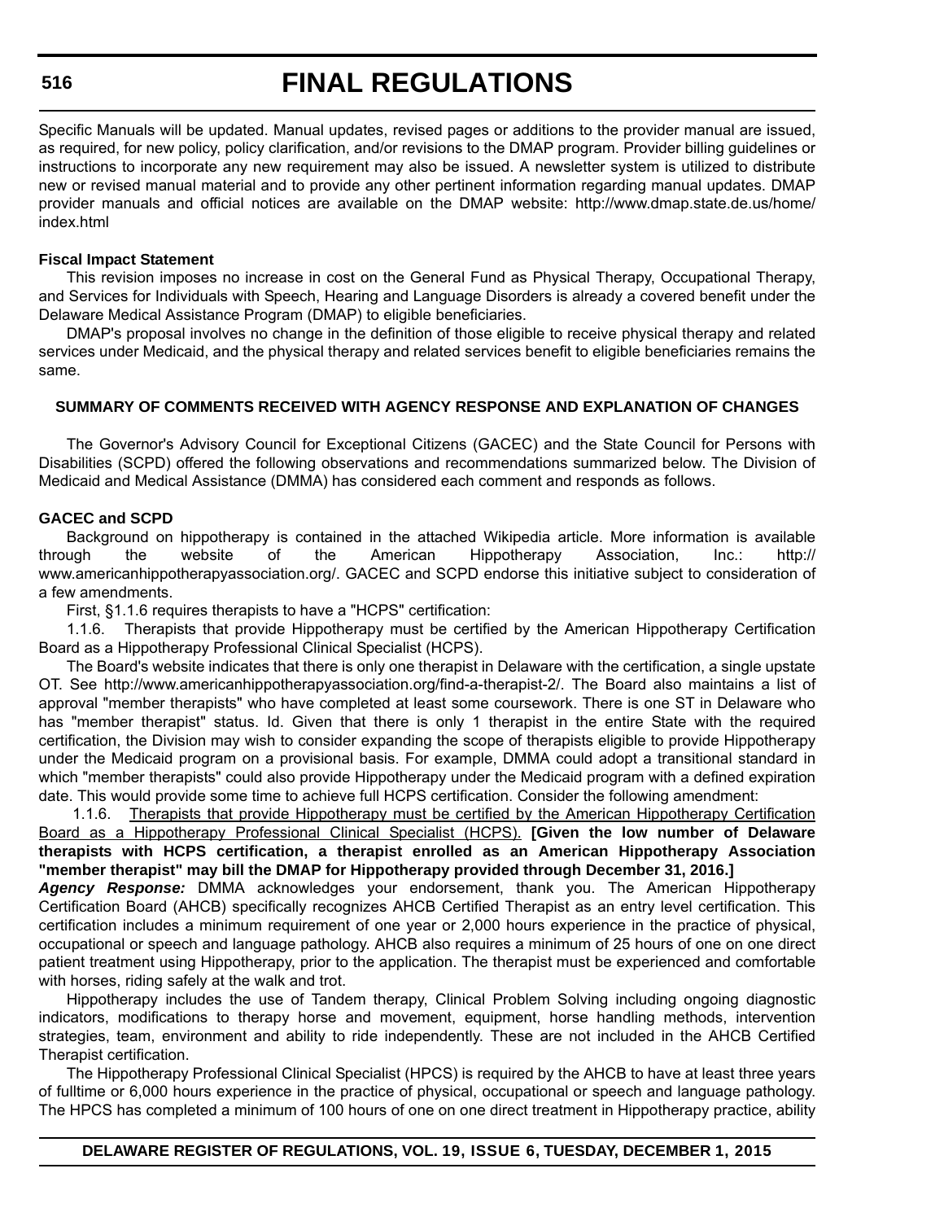Specific Manuals will be updated. Manual updates, revised pages or additions to the provider manual are issued, as required, for new policy, policy clarification, and/or revisions to the DMAP program. Provider billing guidelines or instructions to incorporate any new requirement may also be issued. A newsletter system is utilized to distribute new or revised manual material and to provide any other pertinent information regarding manual updates. DMAP provider manuals and official notices are available on the DMAP website: http://www.dmap.state.de.us/home/index.html

**Fiscal Impact Statement**

This revision imposes no increase in cost on the General Fund as Physical Therapy, Occupational Therapy, and Services for Individuals with Speech, Hearing and Language Disorders is already a covered benefit under the Delaware Medical Assistance Program (DMAP) to eligible beneficiaries.

DMAP's proposal involves no change in the definition of those eligible to receive physical therapy and related services under Medicaid, and the physical therapy and related services benefit to eligible beneficiaries remains the same.

**SUMMARY OF COMMENTS RECEIVED WITH AGENCY RESPONSE AND EXPLANATION OF CHANGES**

The Governor's Advisory Council for Exceptional Citizens (GACEC) and the State Council for Persons with Disabilities (SCPD) offered the following observations and recommendations summarized below. The Division of Medicaid and Medical Assistance (DMMA) has considered each comment and responds as follows.

**GACEC and SCPD**

Background on hippotherapy is contained in the attached Wikipedia article. More information is available through the website of the American Hippotherapy Association, Inc.: http://www.americanhippotherapyassociation.org/. GACEC and SCPD endorse this initiative subject to consideration of a few amendments.

First, §1.1.6 requires therapists to have a "HCPS" certification:

1.1.6. Therapists that provide Hippotherapy must be certified by the American Hippotherapy Certification Board as a Hippotherapy Professional Clinical Specialist (HCPS).

The Board's website indicates that there is only one therapist in Delaware with the certification, a single upstate OT. See http://www.americanhippotherapyassociation.org/find-a-therapist-2/. The Board also maintains a list of approval "member therapists" who have completed at least some coursework. There is one ST in Delaware who has "member therapist" status. Id. Given that there is only 1 therapist in the entire State with the required certification, the Division may wish to consider expanding the scope of therapists eligible to provide Hippotherapy under the Medicaid program on a provisional basis. For example, DMMA could adopt a transitional standard in which "member therapists" could also provide Hippotherapy under the Medicaid program with a defined expiration date. This would provide some time to achieve full HCPS certification. Consider the following amendment:

1.1.6. <u>Therapists that provide Hippotherapy must be certified by the American Hippotherapy Certification Board as a Hippotherapy Professional Clinical Specialist (HCPS).</u> **[Given the low number of Delaware therapists with HCPS certification, a therapist enrolled as an American Hippotherapy Association "member therapist" may bill the DMAP for Hippotherapy provided through December 31, 2016.]**

***Agency Response:*** DMMA acknowledges your endorsement, thank you. The American Hippotherapy Certification Board (AHCB) specifically recognizes AHCB Certified Therapist as an entry level certification. This certification includes a minimum requirement of one year or 2,000 hours experience in the practice of physical, occupational or speech and language pathology. AHCB also requires a minimum of 25 hours of one on one direct patient treatment using Hippotherapy, prior to the application. The therapist must be experienced and comfortable with horses, riding safely at the walk and trot.

Hippotherapy includes the use of Tandem therapy, Clinical Problem Solving including ongoing diagnostic indicators, modifications to therapy horse and movement, equipment, horse handling methods, intervention strategies, team, environment and ability to ride independently. These are not included in the AHCB Certified Therapist certification.

The Hippotherapy Professional Clinical Specialist (HPCS) is required by the AHCB to have at least three years of fulltime or 6,000 hours experience in the practice of physical, occupational or speech and language pathology. The HPCS has completed a minimum of 100 hours of one on one direct treatment in Hippotherapy practice, ability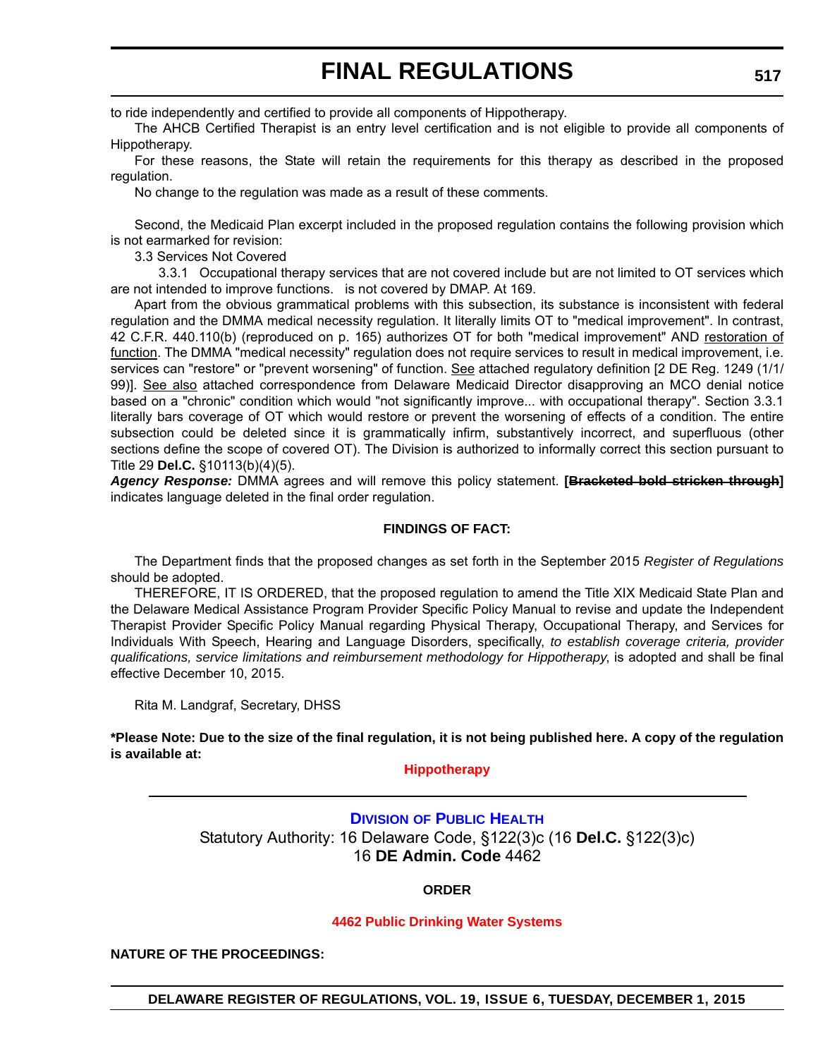to ride independently and certified to provide all components of Hippotherapy.

The AHCB Certified Therapist is an entry level certification and is not eligible to provide all components of Hippotherapy.

For these reasons, the State will retain the requirements for this therapy as described in the proposed regulation.

No change to the regulation was made as a result of these comments.

Second, the Medicaid Plan excerpt included in the proposed regulation contains the following provision which is not earmarked for revision:

3.3 Services Not Covered

3.3.1 Occupational therapy services that are not covered include but are not limited to OT services which are not intended to improve functions. is not covered by DMAP. At 169.

Apart from the obvious grammatical problems with this subsection, its substance is inconsistent with federal regulation and the DMMA medical necessity regulation. It literally limits OT to "medical improvement". In contrast, 42 C.F.R. 440.110(b) (reproduced on p. 165) authorizes OT for both "medical improvement" AND restoration of function. The DMMA "medical necessity" regulation does not require services to result in medical improvement, i.e. services can "restore" or "prevent worsening" of function. See attached regulatory definition [2 DE Reg. 1249 (1/1/99)]. See also attached correspondence from Delaware Medicaid Director disapproving an MCO denial notice based on a "chronic" condition which would "not significantly improve... with occupational therapy". Section 3.3.1 literally bars coverage of OT which would restore or prevent the worsening of effects of a condition. The entire subsection could be deleted since it is grammatically infirm, substantively incorrect, and superfluous (other sections define the scope of covered OT). The Division is authorized to informally correct this section pursuant to Title 29 **Del.C.** §10113(b)(4)(5).

***Agency Response:*** DMMA agrees and will remove this policy statement. **[~~Bracketed bold stricken through~~]** indicates language deleted in the final order regulation.

**FINDINGS OF FACT:**

The Department finds that the proposed changes as set forth in the September 2015 *Register of Regulations* should be adopted.

THEREFORE, IT IS ORDERED, that the proposed regulation to amend the Title XIX Medicaid State Plan and the Delaware Medical Assistance Program Provider Specific Policy Manual to revise and update the Independent Therapist Provider Specific Policy Manual regarding Physical Therapy, Occupational Therapy, and Services for Individuals With Speech, Hearing and Language Disorders, specifically, *to establish coverage criteria, provider qualifications, service limitations and reimbursement methodology for Hippotherapy*, is adopted and shall be final effective December 10, 2015.

Rita M. Landgraf, Secretary, DHSS

**\*Please Note: Due to the size of the final regulation, it is not being published here. A copy of the regulation is available at:**

**Hippotherapy**

---

## Division of Public Health

Statutory Authority: 16 Delaware Code, §122(3)c (16 **Del.C.** §122(3)c)
16 **DE Admin. Code** 4462

**ORDER**

**4462 Public Drinking Water Systems**

**NATURE OF THE PROCEEDINGS:**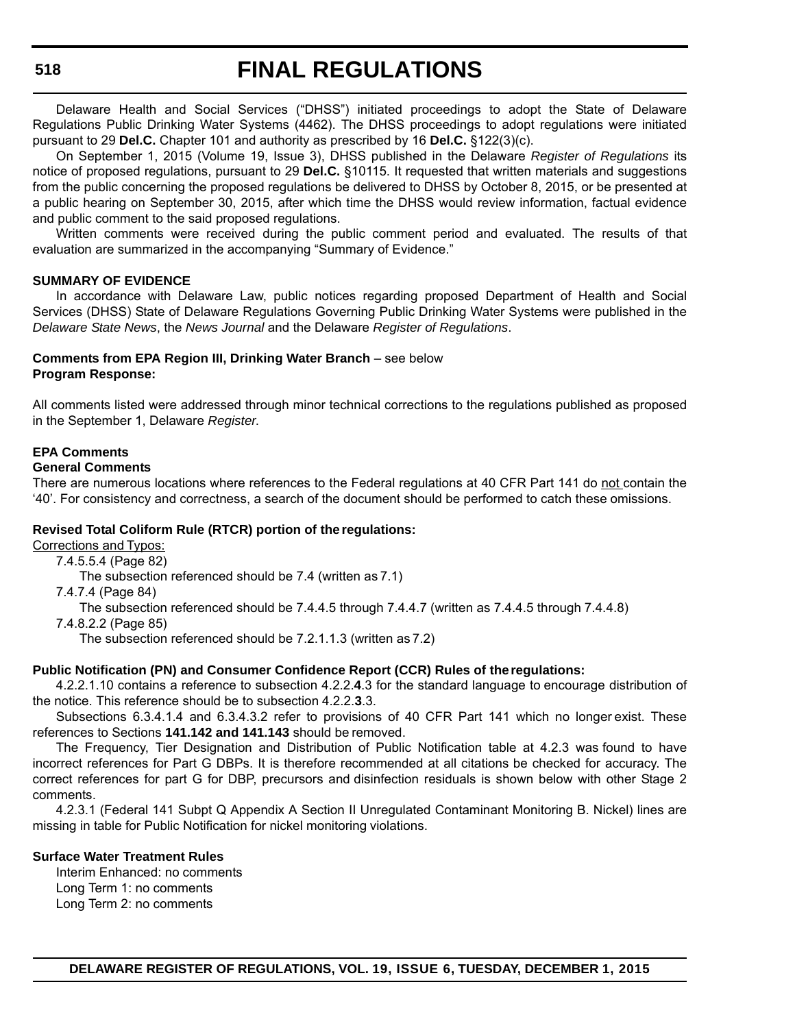Delaware Health and Social Services ("DHSS") initiated proceedings to adopt the State of Delaware Regulations Public Drinking Water Systems (4462). The DHSS proceedings to adopt regulations were initiated pursuant to 29 **Del.C.** Chapter 101 and authority as prescribed by 16 **Del.C.** §122(3)(c).

On September 1, 2015 (Volume 19, Issue 3), DHSS published in the Delaware *Register of Regulations* its notice of proposed regulations, pursuant to 29 **Del.C.** §10115. It requested that written materials and suggestions from the public concerning the proposed regulations be delivered to DHSS by October 8, 2015, or be presented at a public hearing on September 30, 2015, after which time the DHSS would review information, factual evidence and public comment to the said proposed regulations.

Written comments were received during the public comment period and evaluated. The results of that evaluation are summarized in the accompanying "Summary of Evidence."

**SUMMARY OF EVIDENCE**

In accordance with Delaware Law, public notices regarding proposed Department of Health and Social Services (DHSS) State of Delaware Regulations Governing Public Drinking Water Systems were published in the *Delaware State News*, the *News Journal* and the Delaware *Register of Regulations*.

**Comments from EPA Region III, Drinking Water Branch** – see below
**Program Response:**

All comments listed were addressed through minor technical corrections to the regulations published as proposed in the September 1, Delaware *Register*.

**EPA Comments**

**General Comments**

There are numerous locations where references to the Federal regulations at 40 CFR Part 141 do not contain the '40'. For consistency and correctness, a search of the document should be performed to catch these omissions.

**Revised Total Coliform Rule (RTCR) portion of the regulations:**

Corrections and Typos:

7.4.5.5.4 (Page 82)

The subsection referenced should be 7.4 (written as 7.1)

7.4.7.4 (Page 84)

The subsection referenced should be 7.4.4.5 through 7.4.4.7 (written as 7.4.4.5 through 7.4.4.8)

7.4.8.2.2 (Page 85)

The subsection referenced should be 7.2.1.1.3 (written as 7.2)

**Public Notification (PN) and Consumer Confidence Report (CCR) Rules of the regulations:**

4.2.2.1.10 contains a reference to subsection 4.2.2.**4**.3 for the standard language to encourage distribution of the notice. This reference should be to subsection 4.2.2.**3**.3.

Subsections 6.3.4.1.4 and 6.3.4.3.2 refer to provisions of 40 CFR Part 141 which no longer exist. These references to Sections **141.142 and 141.143** should be removed.

The Frequency, Tier Designation and Distribution of Public Notification table at 4.2.3 was found to have incorrect references for Part G DBPs. It is therefore recommended at all citations be checked for accuracy. The correct references for part G for DBP, precursors and disinfection residuals is shown below with other Stage 2 comments.

4.2.3.1 (Federal 141 Subpt Q Appendix A Section II Unregulated Contaminant Monitoring B. Nickel) lines are missing in table for Public Notification for nickel monitoring violations.

**Surface Water Treatment Rules**

Interim Enhanced: no comments
Long Term 1: no comments
Long Term 2: no comments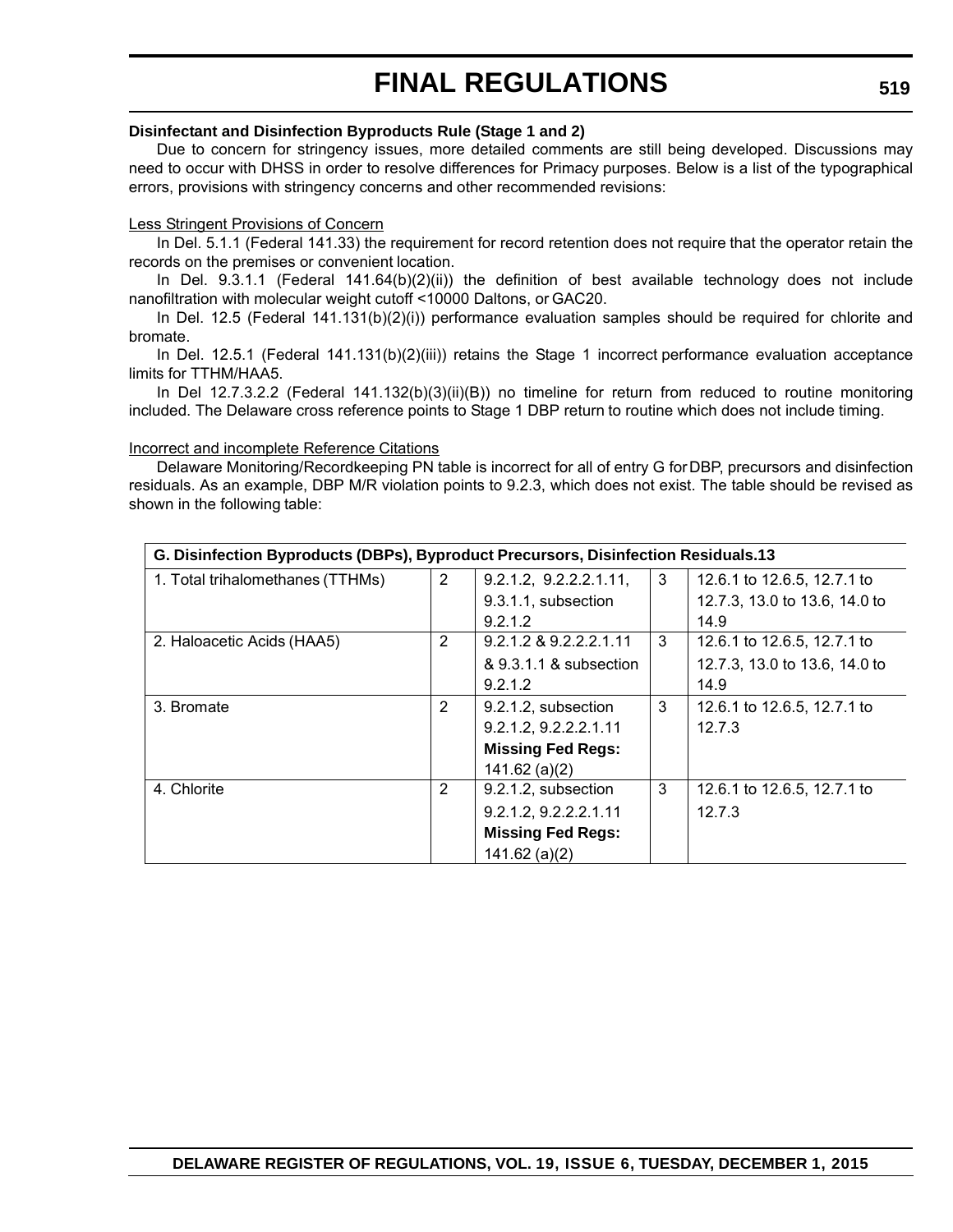# FINAL REGULATIONS

**Disinfectant and Disinfection Byproducts Rule (Stage 1 and 2)**

Due to concern for stringency issues, more detailed comments are still being developed. Discussions may need to occur with DHSS in order to resolve differences for Primacy purposes. Below is a list of the typographical errors, provisions with stringency concerns and other recommended revisions:

Less Stringent Provisions of Concern

In Del. 5.1.1 (Federal 141.33) the requirement for record retention does not require that the operator retain the records on the premises or convenient location.

In Del. 9.3.1.1 (Federal 141.64(b)(2)(ii)) the definition of best available technology does not include nanofiltration with molecular weight cutoff <10000 Daltons, or GAC20.

In Del. 12.5 (Federal 141.131(b)(2)(i)) performance evaluation samples should be required for chlorite and bromate.

In Del. 12.5.1 (Federal 141.131(b)(2)(iii)) retains the Stage 1 incorrect performance evaluation acceptance limits for TTHM/HAA5.

In Del 12.7.3.2.2 (Federal 141.132(b)(3)(ii)(B)) no timeline for return from reduced to routine monitoring included. The Delaware cross reference points to Stage 1 DBP return to routine which does not include timing.

Incorrect and incomplete Reference Citations

Delaware Monitoring/Recordkeeping PN table is incorrect for all of entry G for DBP, precursors and disinfection residuals. As an example, DBP M/R violation points to 9.2.3, which does not exist. The table should be revised as shown in the following table:

| **G. Disinfection Byproducts (DBPs), Byproduct Precursors, Disinfection Residuals.13** | | | | |
|---|---|---|---|---|
| 1. Total trihalomethanes (TTHMs) | 2 | 9.2.1.2, 9.2.2.2.1.11, 9.3.1.1, subsection 9.2.1.2 | 3 | 12.6.1 to 12.6.5, 12.7.1 to 12.7.3, 13.0 to 13.6, 14.0 to 14.9 |
| 2. Haloacetic Acids (HAA5) | 2 | 9.2.1.2 & 9.2.2.2.1.11 & 9.3.1.1 & subsection 9.2.1.2 | 3 | 12.6.1 to 12.6.5, 12.7.1 to 12.7.3, 13.0 to 13.6, 14.0 to 14.9 |
| 3. Bromate | 2 | 9.2.1.2, subsection 9.2.1.2, 9.2.2.2.1.11 **Missing Fed Regs:** 141.62 (a)(2) | 3 | 12.6.1 to 12.6.5, 12.7.1 to 12.7.3 |
| 4. Chlorite | 2 | 9.2.1.2, subsection 9.2.1.2, 9.2.2.2.1.11 **Missing Fed Regs:** 141.62 (a)(2) | 3 | 12.6.1 to 12.6.5, 12.7.1 to 12.7.3 |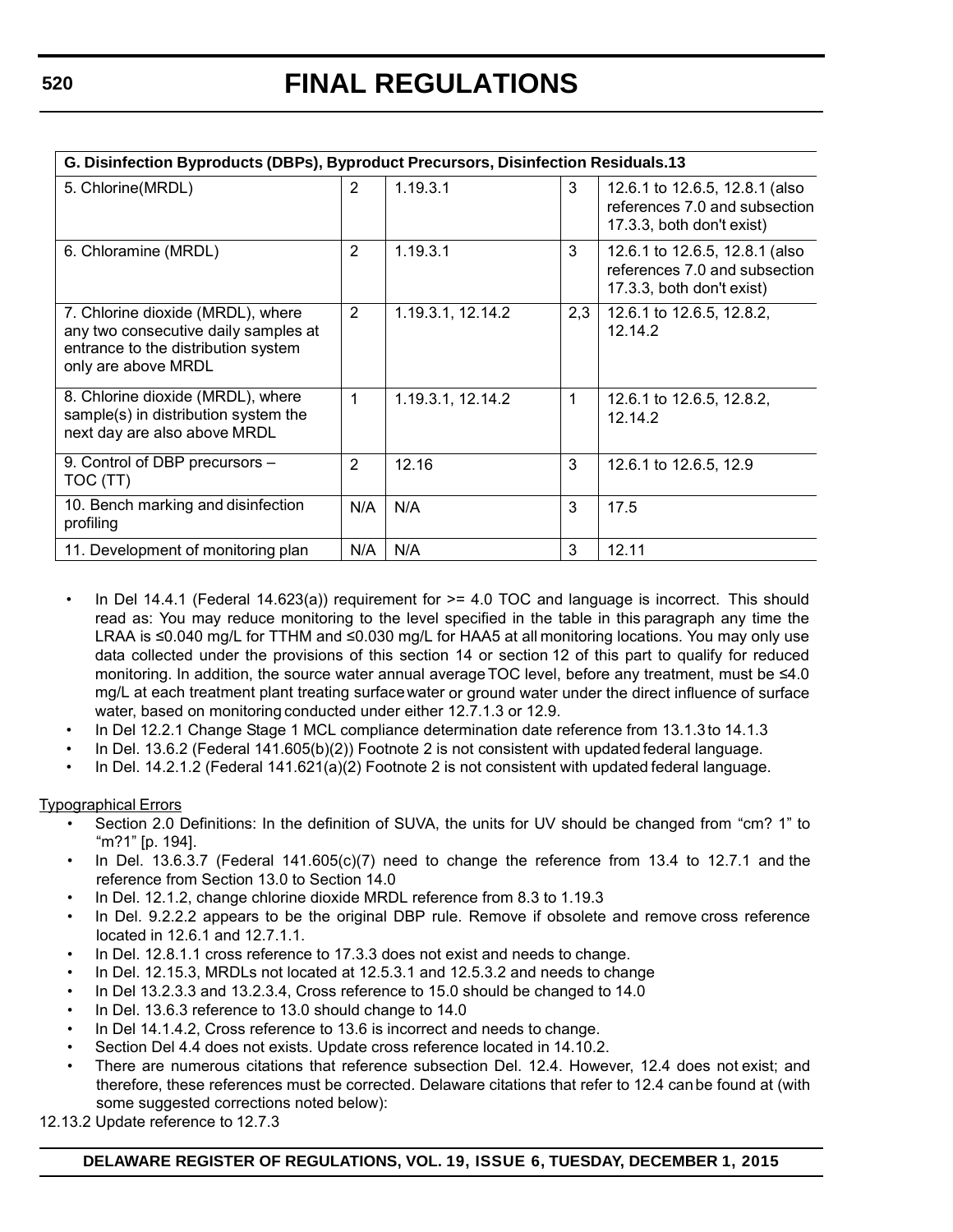| G. Disinfection Byproducts (DBPs), Byproduct Precursors, Disinfection Residuals.13 | | | | |
|---|---|---|---|---|
| 5. Chlorine(MRDL) | 2 | 1.19.3.1 | 3 | 12.6.1 to 12.6.5, 12.8.1 (also references 7.0 and subsection 17.3.3, both don't exist) |
| 6. Chloramine (MRDL) | 2 | 1.19.3.1 | 3 | 12.6.1 to 12.6.5, 12.8.1 (also references 7.0 and subsection 17.3.3, both don't exist) |
| 7. Chlorine dioxide (MRDL), where any two consecutive daily samples at entrance to the distribution system only are above MRDL | 2 | 1.19.3.1, 12.14.2 | 2,3 | 12.6.1 to 12.6.5, 12.8.2, 12.14.2 |
| 8. Chlorine dioxide (MRDL), where sample(s) in distribution system the next day are also above MRDL | 1 | 1.19.3.1, 12.14.2 | 1 | 12.6.1 to 12.6.5, 12.8.2, 12.14.2 |
| 9. Control of DBP precursors – TOC (TT) | 2 | 12.16 | 3 | 12.6.1 to 12.6.5, 12.9 |
| 10. Bench marking and disinfection profiling | N/A | N/A | 3 | 17.5 |
| 11. Development of monitoring plan | N/A | N/A | 3 | 12.11 |

- In Del 14.4.1 (Federal 14.623(a)) requirement for >= 4.0 TOC and language is incorrect. This should read as: You may reduce monitoring to the level specified in the table in this paragraph any time the LRAA is ≤0.040 mg/L for TTHM and ≤0.030 mg/L for HAA5 at all monitoring locations. You may only use data collected under the provisions of this section 14 or section 12 of this part to qualify for reduced monitoring. In addition, the source water annual average TOC level, before any treatment, must be ≤4.0 mg/L at each treatment plant treating surface water or ground water under the direct influence of surface water, based on monitoring conducted under either 12.7.1.3 or 12.9.
- In Del 12.2.1 Change Stage 1 MCL compliance determination date reference from 13.1.3 to 14.1.3
- In Del. 13.6.2 (Federal 141.605(b)(2)) Footnote 2 is not consistent with updated federal language.
- In Del. 14.2.1.2 (Federal 141.621(a)(2) Footnote 2 is not consistent with updated federal language.

Typographical Errors

- Section 2.0 Definitions: In the definition of SUVA, the units for UV should be changed from "cm? 1" to "m?1" [p. 194].
- In Del. 13.6.3.7 (Federal 141.605(c)(7) need to change the reference from 13.4 to 12.7.1 and the reference from Section 13.0 to Section 14.0
- In Del. 12.1.2, change chlorine dioxide MRDL reference from 8.3 to 1.19.3
- In Del. 9.2.2.2 appears to be the original DBP rule. Remove if obsolete and remove cross reference located in 12.6.1 and 12.7.1.1.
- In Del. 12.8.1.1 cross reference to 17.3.3 does not exist and needs to change.
- In Del. 12.15.3, MRDLs not located at 12.5.3.1 and 12.5.3.2 and needs to change
- In Del 13.2.3.3 and 13.2.3.4, Cross reference to 15.0 should be changed to 14.0
- In Del. 13.6.3 reference to 13.0 should change to 14.0
- In Del 14.1.4.2, Cross reference to 13.6 is incorrect and needs to change.
- Section Del 4.4 does not exists. Update cross reference located in 14.10.2.
- There are numerous citations that reference subsection Del. 12.4. However, 12.4 does not exist; and therefore, these references must be corrected. Delaware citations that refer to 12.4 can be found at (with some suggested corrections noted below):

12.13.2 Update reference to 12.7.3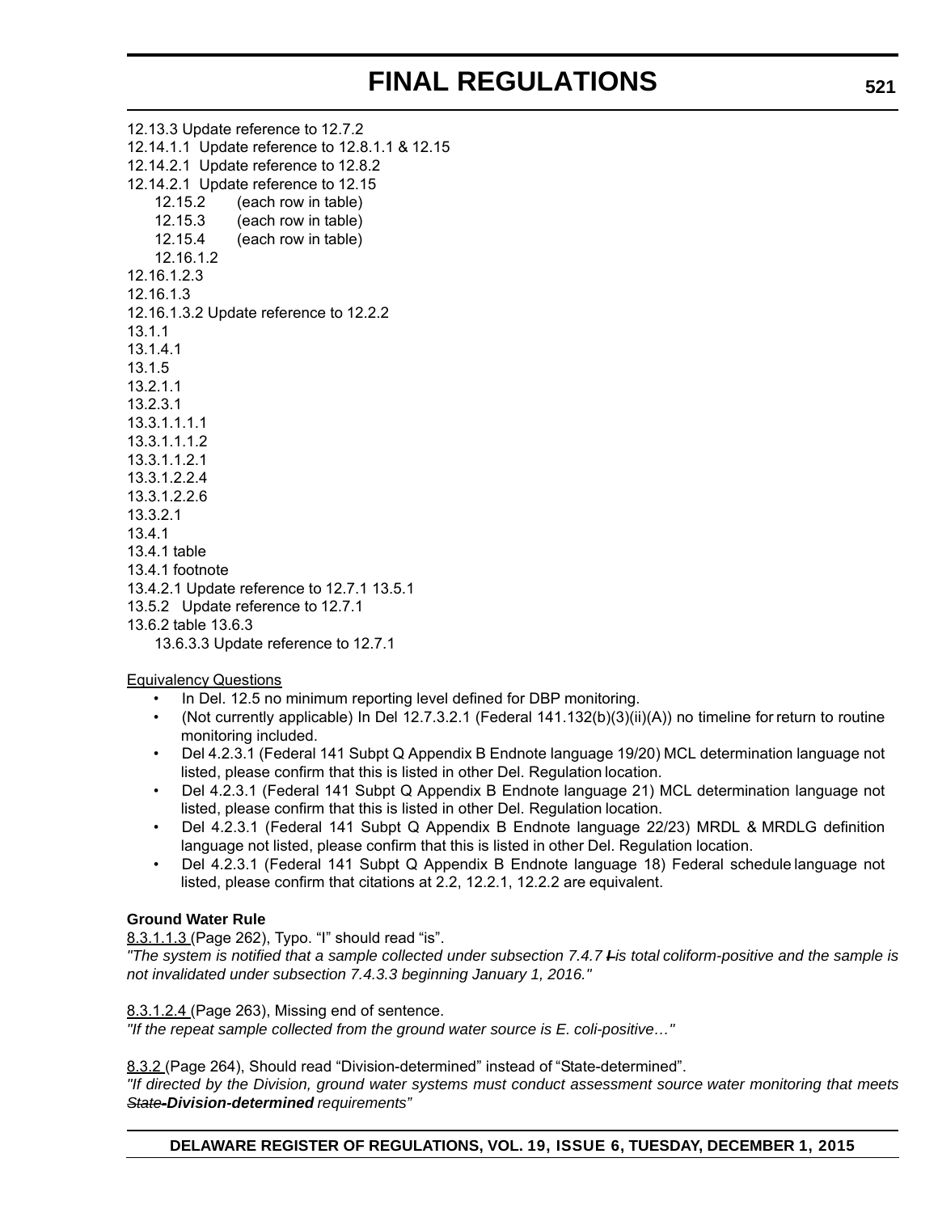12.13.3 Update reference to 12.7.2
12.14.1.1 Update reference to 12.8.1.1 & 12.15
12.14.2.1 Update reference to 12.8.2
12.14.2.1 Update reference to 12.15
12.15.2 (each row in table)
12.15.3 (each row in table)
12.15.4 (each row in table)
12.16.1.2
12.16.1.2.3
12.16.1.3
12.16.1.3.2 Update reference to 12.2.2
13.1.1
13.1.4.1
13.1.5
13.2.1.1
13.2.3.1
13.3.1.1.1.1
13.3.1.1.1.2
13.3.1.1.2.1
13.3.1.2.2.4
13.3.1.2.2.6
13.3.2.1
13.4.1
13.4.1 table
13.4.1 footnote
13.4.2.1 Update reference to 12.7.1 13.5.1
13.5.2 Update reference to 12.7.1
13.6.2 table 13.6.3
13.6.3.3 Update reference to 12.7.1

Equivalency Questions

- In Del. 12.5 no minimum reporting level defined for DBP monitoring.
- (Not currently applicable) In Del 12.7.3.2.1 (Federal 141.132(b)(3)(ii)(A)) no timeline for return to routine monitoring included.
- Del 4.2.3.1 (Federal 141 Subpt Q Appendix B Endnote language 19/20) MCL determination language not listed, please confirm that this is listed in other Del. Regulation location.
- Del 4.2.3.1 (Federal 141 Subpt Q Appendix B Endnote language 21) MCL determination language not listed, please confirm that this is listed in other Del. Regulation location.
- Del 4.2.3.1 (Federal 141 Subpt Q Appendix B Endnote language 22/23) MRDL & MRDLG definition language not listed, please confirm that this is listed in other Del. Regulation location.
- Del 4.2.3.1 (Federal 141 Subpt Q Appendix B Endnote language 18) Federal schedule language not listed, please confirm that citations at 2.2, 12.2.1, 12.2.2 are equivalent.

**Ground Water Rule**

8.3.1.1.3 (Page 262), Typo. "I" should read "is".
*"The system is notified that a sample collected under subsection 7.4.7 ~~I~~ is total coliform-positive and the sample is not invalidated under subsection 7.4.3.3 beginning January 1, 2016."*

8.3.1.2.4 (Page 263), Missing end of sentence.
*"If the repeat sample collected from the ground water source is E. coli-positive…"*

8.3.2 (Page 264), Should read "Division-determined" instead of "State-determined".
*"If directed by the Division, ground water systems must conduct assessment source water monitoring that meets ~~State~~* ***-Division-determined*** *requirements"*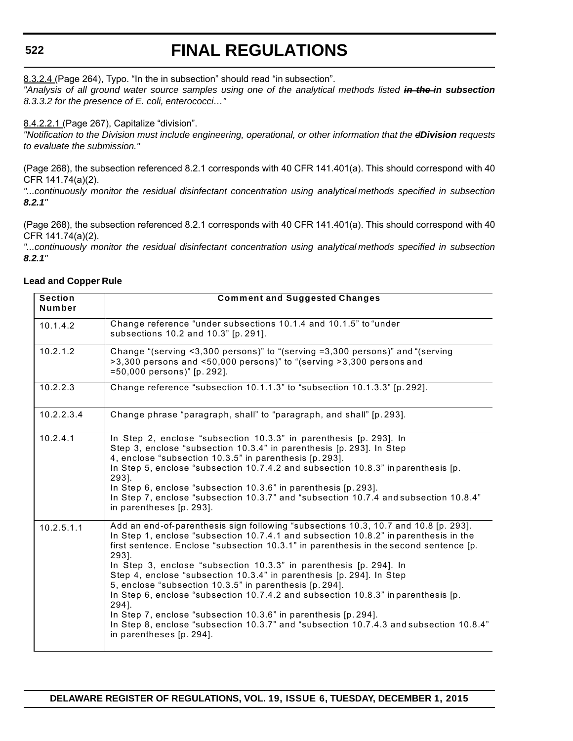8.3.2.4 (Page 264), Typo. "In the in subsection" should read "in subsection".

*"Analysis of all ground water source samples using one of the analytical methods listed ~~in the~~ **in subsection** 8.3.3.2 for the presence of E. coli, enterococci…"*

8.4.2.2.1 (Page 267), Capitalize "division".

*"Notification to the Division must include engineering, operational, or other information that the ~~d~~**Division** requests to evaluate the submission."*

(Page 268), the subsection referenced 8.2.1 corresponds with 40 CFR 141.401(a). This should correspond with 40 CFR 141.74(a)(2).

*"...continuously monitor the residual disinfectant concentration using analytical methods specified in subsection **8.2.1**"*

(Page 268), the subsection referenced 8.2.1 corresponds with 40 CFR 141.401(a). This should correspond with 40 CFR 141.74(a)(2).

*"...continuously monitor the residual disinfectant concentration using analytical methods specified in subsection **8.2.1**"*

**Lead and Copper Rule**

| Section Number | Comment and Suggested Changes |
|---|---|
| 10.1.4.2 | Change reference "under subsections 10.1.4 and 10.1.5" to "under subsections 10.2 and 10.3" [p. 291]. |
| 10.2.1.2 | Change "(serving <3,300 persons)" to "(serving =3,300 persons)" and "(serving >3,300 persons and <50,000 persons)" to "(serving >3,300 persons and =50,000 persons)" [p. 292]. |
| 10.2.2.3 | Change reference "subsection 10.1.1.3" to "subsection 10.1.3.3" [p. 292]. |
| 10.2.2.3.4 | Change phrase "paragraph, shall" to "paragraph, and shall" [p. 293]. |
| 10.2.4.1 | In Step 2, enclose "subsection 10.3.3" in parenthesis [p. 293]. In Step 3, enclose "subsection 10.3.4" in parenthesis [p. 293]. In Step 4, enclose "subsection 10.3.5" in parenthesis [p. 293].<br>In Step 5, enclose "subsection 10.7.4.2 and subsection 10.8.3" in parenthesis [p. 293].<br>In Step 6, enclose "subsection 10.3.6" in parenthesis [p. 293].<br>In Step 7, enclose "subsection 10.3.7" and "subsection 10.7.4 and subsection 10.8.4" in parentheses [p. 293]. |
| 10.2.5.1.1 | Add an end-of-parenthesis sign following "subsections 10.3, 10.7 and 10.8 [p. 293].<br>In Step 1, enclose "subsection 10.7.4.1 and subsection 10.8.2" in parenthesis in the first sentence. Enclose "subsection 10.3.1" in parenthesis in the second sentence [p. 293].<br>In Step 3, enclose "subsection 10.3.3" in parenthesis [p. 294]. In Step 4, enclose "subsection 10.3.4" in parenthesis [p. 294]. In Step 5, enclose "subsection 10.3.5" in parenthesis [p. 294].<br>In Step 6, enclose "subsection 10.7.4.2 and subsection 10.8.3" in parenthesis [p. 294].<br>In Step 7, enclose "subsection 10.3.6" in parenthesis [p. 294].<br>In Step 8, enclose "subsection 10.3.7" and "subsection 10.7.4.3 and subsection 10.8.4" in parentheses [p. 294]. |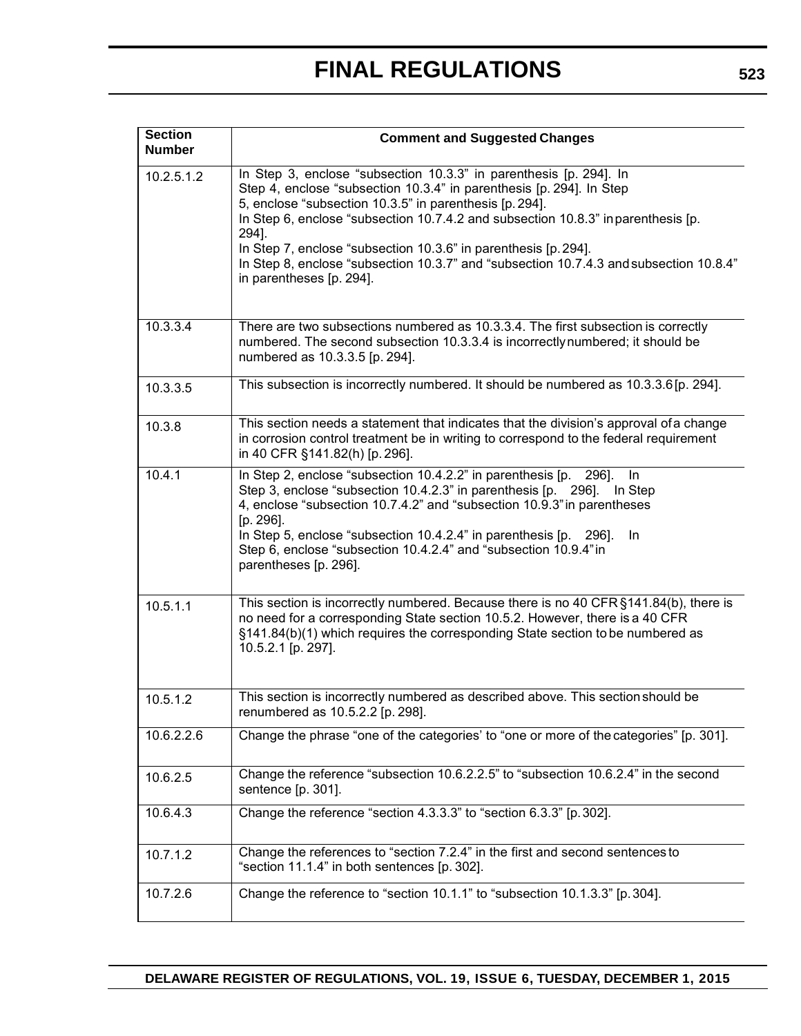| Section Number | Comment and Suggested Changes |
|---|---|
| 10.2.5.1.2 | In Step 3, enclose "subsection 10.3.3" in parenthesis [p. 294]. In Step 4, enclose "subsection 10.3.4" in parenthesis [p. 294]. In Step 5, enclose "subsection 10.3.5" in parenthesis [p. 294]. In Step 6, enclose "subsection 10.7.4.2 and subsection 10.8.3" in parenthesis [p. 294]. In Step 7, enclose "subsection 10.3.6" in parenthesis [p. 294]. In Step 8, enclose "subsection 10.3.7" and "subsection 10.7.4.3 and subsection 10.8.4" in parentheses [p. 294]. |
| 10.3.3.4 | There are two subsections numbered as 10.3.3.4. The first subsection is correctly numbered. The second subsection 10.3.3.4 is incorrectly numbered; it should be numbered as 10.3.3.5 [p. 294]. |
| 10.3.3.5 | This subsection is incorrectly numbered. It should be numbered as 10.3.3.6 [p. 294]. |
| 10.3.8 | This section needs a statement that indicates that the division's approval of a change in corrosion control treatment be in writing to correspond to the federal requirement in 40 CFR §141.82(h) [p. 296]. |
| 10.4.1 | In Step 2, enclose "subsection 10.4.2.2" in parenthesis [p. 296]. In Step 3, enclose "subsection 10.4.2.3" in parenthesis [p. 296]. In Step 4, enclose "subsection 10.7.4.2" and "subsection 10.9.3" in parentheses [p. 296]. In Step 5, enclose "subsection 10.4.2.4" in parenthesis [p. 296]. In Step 6, enclose "subsection 10.4.2.4" and "subsection 10.9.4" in parentheses [p. 296]. |
| 10.5.1.1 | This section is incorrectly numbered. Because there is no 40 CFR §141.84(b), there is no need for a corresponding State section 10.5.2. However, there is a 40 CFR §141.84(b)(1) which requires the corresponding State section to be numbered as 10.5.2.1 [p. 297]. |
| 10.5.1.2 | This section is incorrectly numbered as described above. This section should be renumbered as 10.5.2.2 [p. 298]. |
| 10.6.2.2.6 | Change the phrase "one of the categories' to "one or more of the categories" [p. 301]. |
| 10.6.2.5 | Change the reference "subsection 10.6.2.2.5" to "subsection 10.6.2.4" in the second sentence [p. 301]. |
| 10.6.4.3 | Change the reference "section 4.3.3.3" to "section 6.3.3" [p. 302]. |
| 10.7.1.2 | Change the references to "section 7.2.4" in the first and second sentences to "section 11.1.4" in both sentences [p. 302]. |
| 10.7.2.6 | Change the reference to "section 10.1.1" to "subsection 10.1.3.3" [p. 304]. |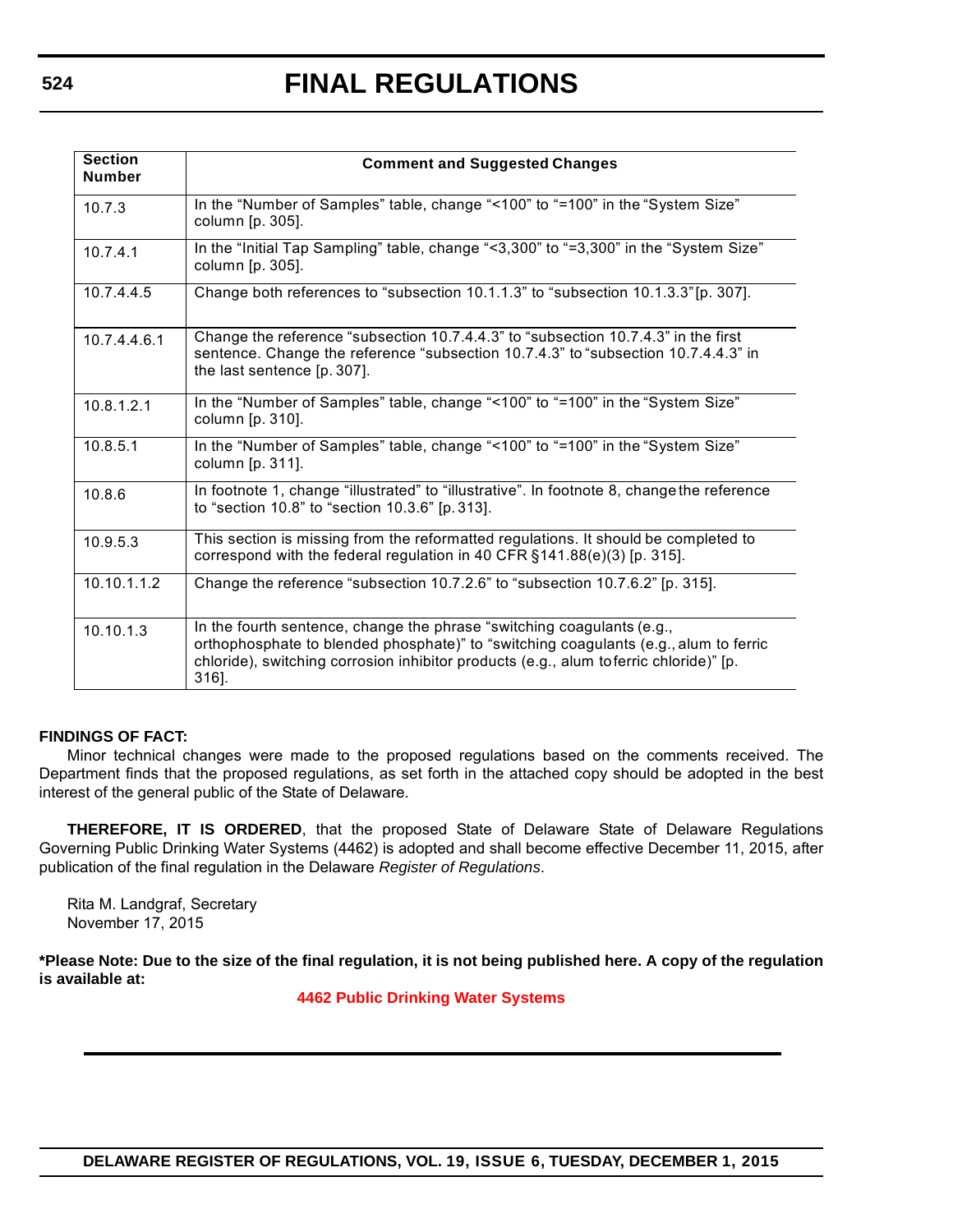| Section Number | Comment and Suggested Changes |
|---|---|
| 10.7.3 | In the "Number of Samples" table, change "<100" to "=100" in the "System Size" column [p. 305]. |
| 10.7.4.1 | In the "Initial Tap Sampling" table, change "<3,300" to "=3,300" in the "System Size" column [p. 305]. |
| 10.7.4.4.5 | Change both references to "subsection 10.1.1.3" to "subsection 10.1.3.3" [p. 307]. |
| 10.7.4.4.6.1 | Change the reference "subsection 10.7.4.4.3" to "subsection 10.7.4.3" in the first sentence. Change the reference "subsection 10.7.4.3" to "subsection 10.7.4.4.3" in the last sentence [p. 307]. |
| 10.8.1.2.1 | In the "Number of Samples" table, change "<100" to "=100" in the "System Size" column [p. 310]. |
| 10.8.5.1 | In the "Number of Samples" table, change "<100" to "=100" in the "System Size" column [p. 311]. |
| 10.8.6 | In footnote 1, change "illustrated" to "illustrative". In footnote 8, change the reference to "section 10.8" to "section 10.3.6" [p. 313]. |
| 10.9.5.3 | This section is missing from the reformatted regulations. It should be completed to correspond with the federal regulation in 40 CFR §141.88(e)(3) [p. 315]. |
| 10.10.1.1.2 | Change the reference "subsection 10.7.2.6" to "subsection 10.7.6.2" [p. 315]. |
| 10.10.1.3 | In the fourth sentence, change the phrase "switching coagulants (e.g., orthophosphate to blended phosphate)" to "switching coagulants (e.g., alum to ferric chloride), switching corrosion inhibitor products (e.g., alum to ferric chloride)" [p. 316]. |

**FINDINGS OF FACT:**

Minor technical changes were made to the proposed regulations based on the comments received. The Department finds that the proposed regulations, as set forth in the attached copy should be adopted in the best interest of the general public of the State of Delaware.

**THEREFORE, IT IS ORDERED**, that the proposed State of Delaware State of Delaware Regulations Governing Public Drinking Water Systems (4462) is adopted and shall become effective December 11, 2015, after publication of the final regulation in the Delaware *Register of Regulations*.

Rita M. Landgraf, Secretary
November 17, 2015

**\*Please Note: Due to the size of the final regulation, it is not being published here. A copy of the regulation is available at:**

**4462 Public Drinking Water Systems**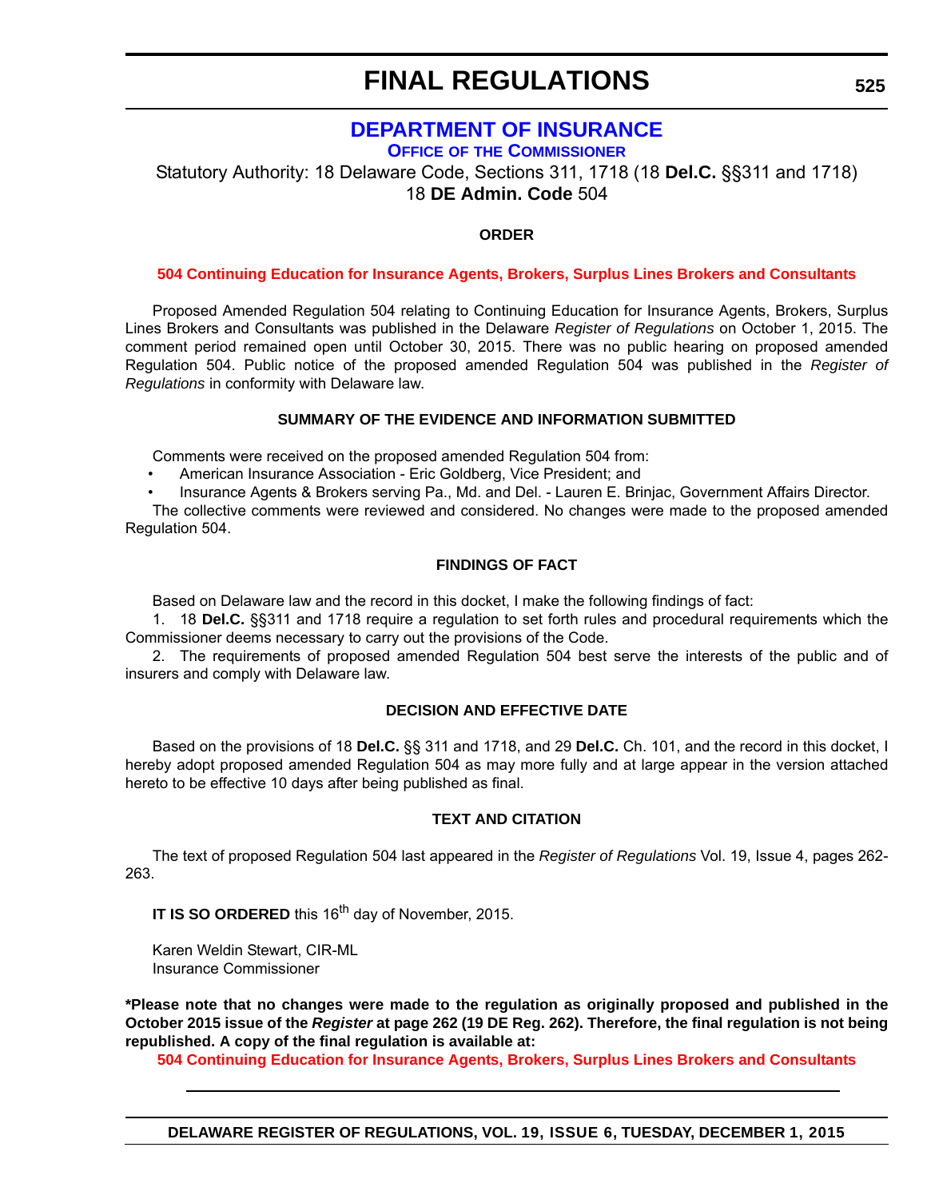# DEPARTMENT OF INSURANCE

## OFFICE OF THE COMMISSIONER

Statutory Authority: 18 Delaware Code, Sections 311, 1718 (18 **Del.C.** §§311 and 1718)
18 **DE Admin. Code** 504

**ORDER**

**504 Continuing Education for Insurance Agents, Brokers, Surplus Lines Brokers and Consultants**

Proposed Amended Regulation 504 relating to Continuing Education for Insurance Agents, Brokers, Surplus Lines Brokers and Consultants was published in the Delaware *Register of Regulations* on October 1, 2015. The comment period remained open until October 30, 2015. There was no public hearing on proposed amended Regulation 504. Public notice of the proposed amended Regulation 504 was published in the *Register of Regulations* in conformity with Delaware law.

**SUMMARY OF THE EVIDENCE AND INFORMATION SUBMITTED**

Comments were received on the proposed amended Regulation 504 from:

- American Insurance Association - Eric Goldberg, Vice President; and
- Insurance Agents & Brokers serving Pa., Md. and Del. - Lauren E. Brinjac, Government Affairs Director.

The collective comments were reviewed and considered. No changes were made to the proposed amended Regulation 504.

**FINDINGS OF FACT**

Based on Delaware law and the record in this docket, I make the following findings of fact:

1. 18 **Del.C.** §§311 and 1718 require a regulation to set forth rules and procedural requirements which the Commissioner deems necessary to carry out the provisions of the Code.

2. The requirements of proposed amended Regulation 504 best serve the interests of the public and of insurers and comply with Delaware law.

**DECISION AND EFFECTIVE DATE**

Based on the provisions of 18 **Del.C.** §§ 311 and 1718, and 29 **Del.C.** Ch. 101, and the record in this docket, I hereby adopt proposed amended Regulation 504 as may more fully and at large appear in the version attached hereto to be effective 10 days after being published as final.

**TEXT AND CITATION**

The text of proposed Regulation 504 last appeared in the *Register of Regulations* Vol. 19, Issue 4, pages 262-263.

**IT IS SO ORDERED** this 16th day of November, 2015.

Karen Weldin Stewart, CIR-ML
Insurance Commissioner

***Please note that no changes were made to the regulation as originally proposed and published in the October 2015 issue of the *Register* at page 262 (19 DE Reg. 262). Therefore, the final regulation is not being republished. A copy of the final regulation is available at:**

**504 Continuing Education for Insurance Agents, Brokers, Surplus Lines Brokers and Consultants**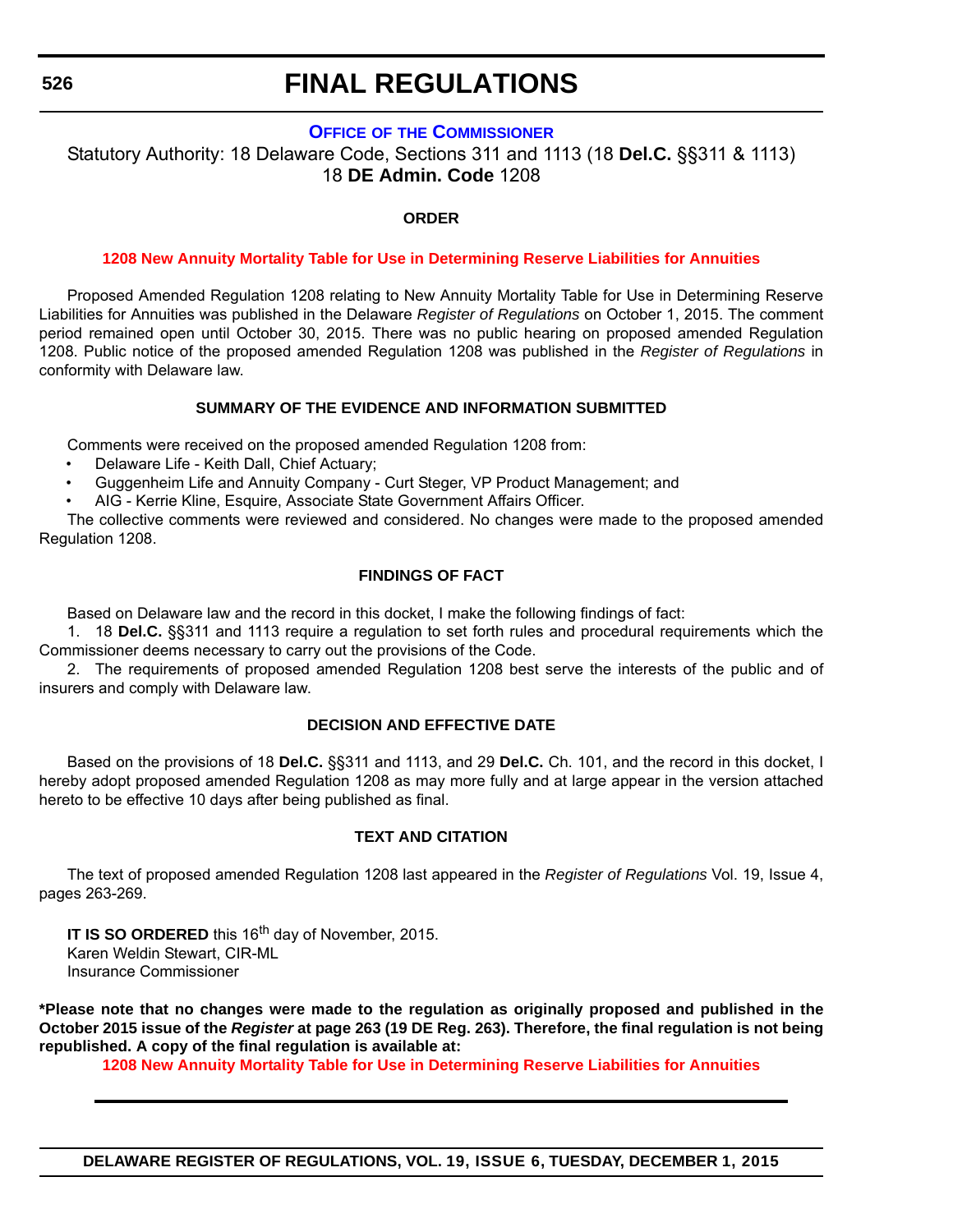# FINAL REGULATIONS

### OFFICE OF THE COMMISSIONER

Statutory Authority: 18 Delaware Code, Sections 311 and 1113 (18 **Del.C.** §§311 & 1113)
18 **DE Admin. Code** 1208

**ORDER**

**1208 New Annuity Mortality Table for Use in Determining Reserve Liabilities for Annuities**

Proposed Amended Regulation 1208 relating to New Annuity Mortality Table for Use in Determining Reserve Liabilities for Annuities was published in the Delaware *Register of Regulations* on October 1, 2015. The comment period remained open until October 30, 2015. There was no public hearing on proposed amended Regulation 1208. Public notice of the proposed amended Regulation 1208 was published in the *Register of Regulations* in conformity with Delaware law.

**SUMMARY OF THE EVIDENCE AND INFORMATION SUBMITTED**

Comments were received on the proposed amended Regulation 1208 from:

- Delaware Life - Keith Dall, Chief Actuary;
- Guggenheim Life and Annuity Company - Curt Steger, VP Product Management; and
- AIG - Kerrie Kline, Esquire, Associate State Government Affairs Officer.

The collective comments were reviewed and considered. No changes were made to the proposed amended Regulation 1208.

**FINDINGS OF FACT**

Based on Delaware law and the record in this docket, I make the following findings of fact:

1. 18 **Del.C.** §§311 and 1113 require a regulation to set forth rules and procedural requirements which the Commissioner deems necessary to carry out the provisions of the Code.

2. The requirements of proposed amended Regulation 1208 best serve the interests of the public and of insurers and comply with Delaware law.

**DECISION AND EFFECTIVE DATE**

Based on the provisions of 18 **Del.C.** §§311 and 1113, and 29 **Del.C.** Ch. 101, and the record in this docket, I hereby adopt proposed amended Regulation 1208 as may more fully and at large appear in the version attached hereto to be effective 10 days after being published as final.

**TEXT AND CITATION**

The text of proposed amended Regulation 1208 last appeared in the *Register of Regulations* Vol. 19, Issue 4, pages 263-269.

**IT IS SO ORDERED** this 16th day of November, 2015.
Karen Weldin Stewart, CIR-ML
Insurance Commissioner

**\*Please note that no changes were made to the regulation as originally proposed and published in the October 2015 issue of the *Register* at page 263 (19 DE Reg. 263). Therefore, the final regulation is not being republished. A copy of the final regulation is available at:**

**1208 New Annuity Mortality Table for Use in Determining Reserve Liabilities for Annuities**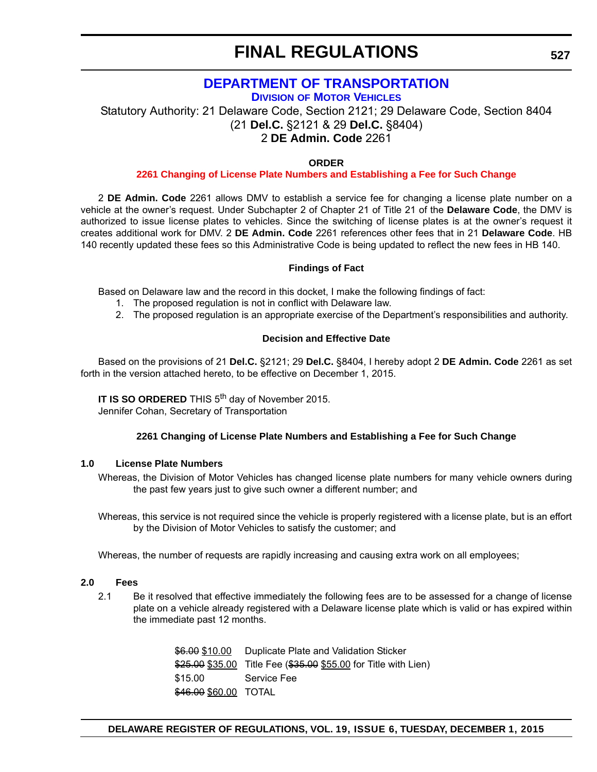# FINAL REGULATIONS

## DEPARTMENT OF TRANSPORTATION

### Division of Motor Vehicles

Statutory Authority: 21 Delaware Code, Section 2121; 29 Delaware Code, Section 8404
(21 **Del.C.** §2121 & 29 **Del.C.** §8404)
2 **DE Admin. Code** 2261

**ORDER**

**2261 Changing of License Plate Numbers and Establishing a Fee for Such Change**

2 **DE Admin. Code** 2261 allows DMV to establish a service fee for changing a license plate number on a vehicle at the owner's request. Under Subchapter 2 of Chapter 21 of Title 21 of the **Delaware Code**, the DMV is authorized to issue license plates to vehicles. Since the switching of license plates is at the owner's request it creates additional work for DMV. 2 **DE Admin. Code** 2261 references other fees that in 21 **Delaware Code**. HB 140 recently updated these fees so this Administrative Code is being updated to reflect the new fees in HB 140.

**Findings of Fact**

Based on Delaware law and the record in this docket, I make the following findings of fact:

1. The proposed regulation is not in conflict with Delaware law.
2. The proposed regulation is an appropriate exercise of the Department's responsibilities and authority.

**Decision and Effective Date**

Based on the provisions of 21 **Del.C.** §2121; 29 **Del.C.** §8404, I hereby adopt 2 **DE Admin. Code** 2261 as set forth in the version attached hereto, to be effective on December 1, 2015.

**IT IS SO ORDERED** THIS 5th day of November 2015.
Jennifer Cohan, Secretary of Transportation

**2261 Changing of License Plate Numbers and Establishing a Fee for Such Change**

**1.0 License Plate Numbers**

Whereas, the Division of Motor Vehicles has changed license plate numbers for many vehicle owners during the past few years just to give such owner a different number; and

Whereas, this service is not required since the vehicle is properly registered with a license plate, but is an effort by the Division of Motor Vehicles to satisfy the customer; and

Whereas, the number of requests are rapidly increasing and causing extra work on all employees;

**2.0 Fees**

2.1 Be it resolved that effective immediately the following fees are to be assessed for a change of license plate on a vehicle already registered with a Delaware license plate which is valid or has expired within the immediate past 12 months.

| | |
|---|---|
| ~~$6.00~~ $10.00 | Duplicate Plate and Validation Sticker |
| ~~$25.00~~ $35.00 | Title Fee (~~$35.00~~ $55.00 for Title with Lien) |
| $15.00 | Service Fee |
| ~~$46.00~~ $60.00 | TOTAL |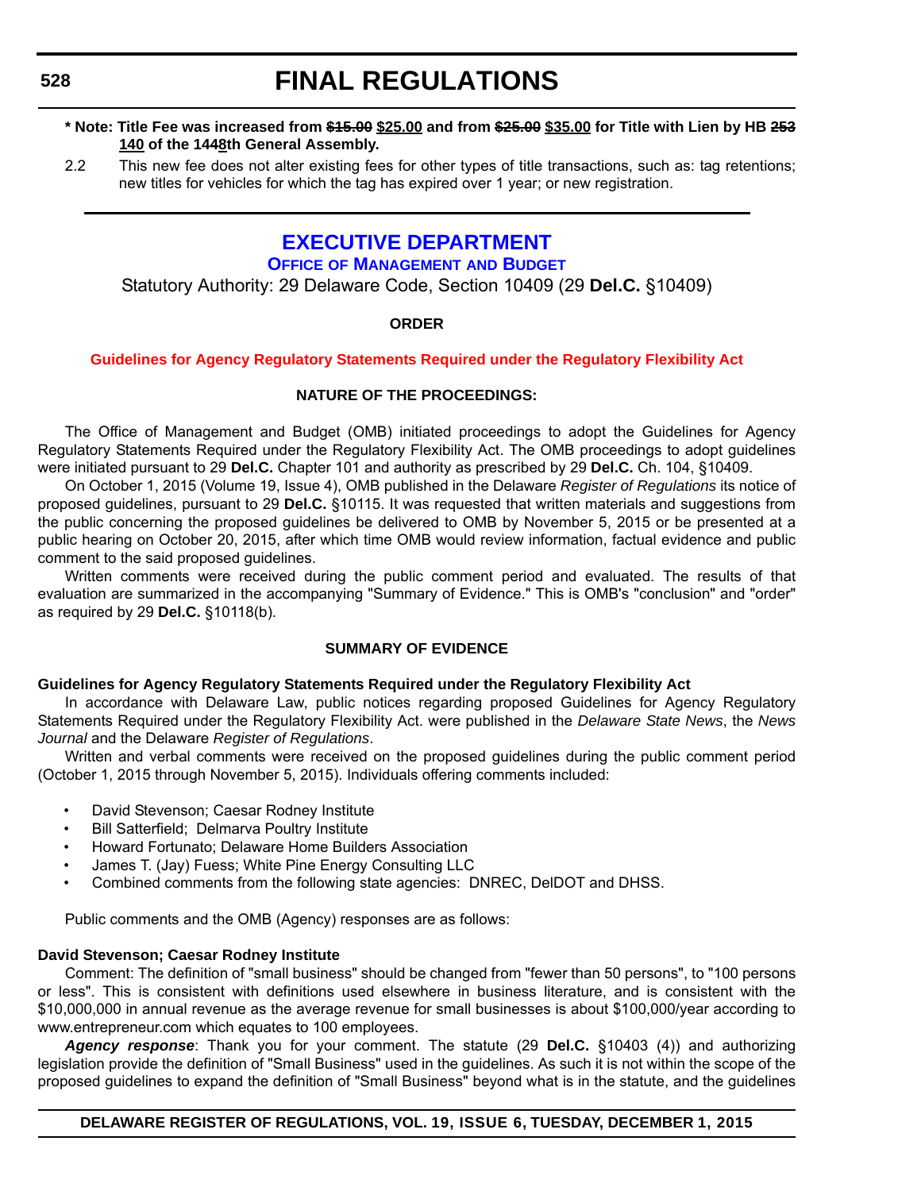# FINAL REGULATIONS

**\* Note: Title Fee was increased from ~~$15.00~~ $25.00 and from ~~$25.00~~ $35.00 for Title with Lien by HB ~~253~~ 140 of the 144~~8~~th General Assembly.**

2.2 This new fee does not alter existing fees for other types of title transactions, such as: tag retentions; new titles for vehicles for which the tag has expired over 1 year; or new registration.

---

## EXECUTIVE DEPARTMENT

### OFFICE OF MANAGEMENT AND BUDGET

Statutory Authority: 29 Delaware Code, Section 10409 (29 **Del.C.** §10409)

**ORDER**

**Guidelines for Agency Regulatory Statements Required under the Regulatory Flexibility Act**

**NATURE OF THE PROCEEDINGS:**

The Office of Management and Budget (OMB) initiated proceedings to adopt the Guidelines for Agency Regulatory Statements Required under the Regulatory Flexibility Act. The OMB proceedings to adopt guidelines were initiated pursuant to 29 **Del.C.** Chapter 101 and authority as prescribed by 29 **Del.C.** Ch. 104, §10409.

On October 1, 2015 (Volume 19, Issue 4), OMB published in the Delaware *Register of Regulations* its notice of proposed guidelines, pursuant to 29 **Del.C.** §10115. It was requested that written materials and suggestions from the public concerning the proposed guidelines be delivered to OMB by November 5, 2015 or be presented at a public hearing on October 20, 2015, after which time OMB would review information, factual evidence and public comment to the said proposed guidelines.

Written comments were received during the public comment period and evaluated. The results of that evaluation are summarized in the accompanying "Summary of Evidence." This is OMB's "conclusion" and "order" as required by 29 **Del.C.** §10118(b).

**SUMMARY OF EVIDENCE**

**Guidelines for Agency Regulatory Statements Required under the Regulatory Flexibility Act**

In accordance with Delaware Law, public notices regarding proposed Guidelines for Agency Regulatory Statements Required under the Regulatory Flexibility Act. were published in the *Delaware State News*, the *News Journal* and the Delaware *Register of Regulations*.

Written and verbal comments were received on the proposed guidelines during the public comment period (October 1, 2015 through November 5, 2015). Individuals offering comments included:

- David Stevenson; Caesar Rodney Institute
- Bill Satterfield; Delmarva Poultry Institute
- Howard Fortunato; Delaware Home Builders Association
- James T. (Jay) Fuess; White Pine Energy Consulting LLC
- Combined comments from the following state agencies: DNREC, DelDOT and DHSS.

Public comments and the OMB (Agency) responses are as follows:

**David Stevenson; Caesar Rodney Institute**

Comment: The definition of "small business" should be changed from "fewer than 50 persons", to "100 persons or less". This is consistent with definitions used elsewhere in business literature, and is consistent with the $10,000,000 in annual revenue as the average revenue for small businesses is about $100,000/year according to www.entrepreneur.com which equates to 100 employees.

***Agency response***: Thank you for your comment. The statute (29 **Del.C.** §10403 (4)) and authorizing legislation provide the definition of "Small Business" used in the guidelines. As such it is not within the scope of the proposed guidelines to expand the definition of "Small Business" beyond what is in the statute, and the guidelines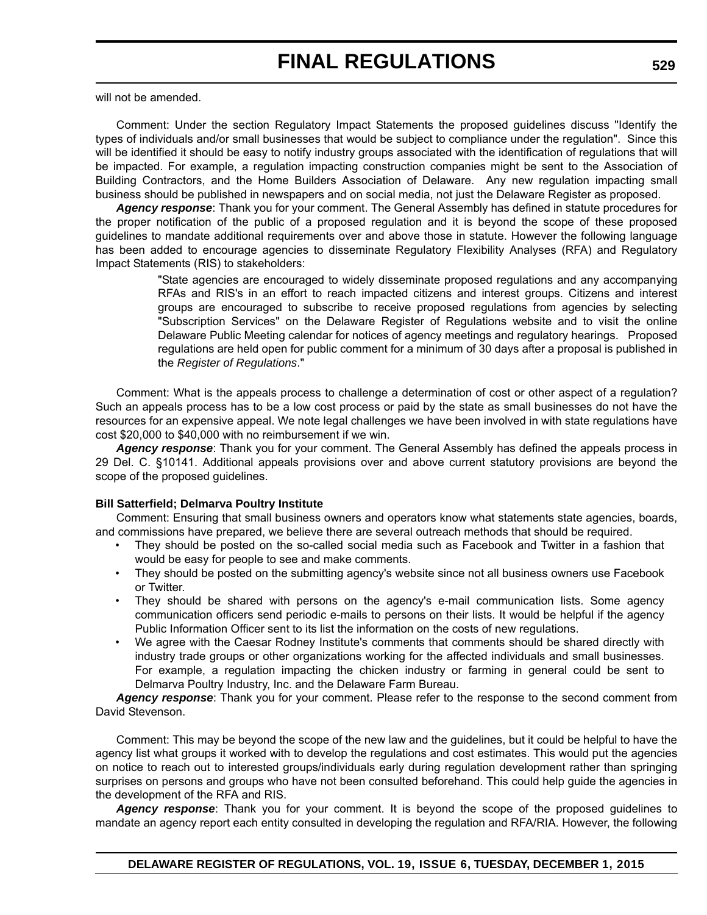will not be amended.

Comment: Under the section Regulatory Impact Statements the proposed guidelines discuss "Identify the types of individuals and/or small businesses that would be subject to compliance under the regulation". Since this will be identified it should be easy to notify industry groups associated with the identification of regulations that will be impacted. For example, a regulation impacting construction companies might be sent to the Association of Building Contractors, and the Home Builders Association of Delaware. Any new regulation impacting small business should be published in newspapers and on social media, not just the Delaware Register as proposed.

***Agency response***: Thank you for your comment. The General Assembly has defined in statute procedures for the proper notification of the public of a proposed regulation and it is beyond the scope of these proposed guidelines to mandate additional requirements over and above those in statute. However the following language has been added to encourage agencies to disseminate Regulatory Flexibility Analyses (RFA) and Regulatory Impact Statements (RIS) to stakeholders:

> "State agencies are encouraged to widely disseminate proposed regulations and any accompanying RFAs and RIS's in an effort to reach impacted citizens and interest groups. Citizens and interest groups are encouraged to subscribe to receive proposed regulations from agencies by selecting "Subscription Services" on the Delaware Register of Regulations website and to visit the online Delaware Public Meeting calendar for notices of agency meetings and regulatory hearings. Proposed regulations are held open for public comment for a minimum of 30 days after a proposal is published in the *Register of Regulations*."

Comment: What is the appeals process to challenge a determination of cost or other aspect of a regulation? Such an appeals process has to be a low cost process or paid by the state as small businesses do not have the resources for an expensive appeal. We note legal challenges we have been involved in with state regulations have cost $20,000 to $40,000 with no reimbursement if we win.

***Agency response***: Thank you for your comment. The General Assembly has defined the appeals process in 29 Del. C. §10141. Additional appeals provisions over and above current statutory provisions are beyond the scope of the proposed guidelines.

**Bill Satterfield; Delmarva Poultry Institute**

Comment: Ensuring that small business owners and operators know what statements state agencies, boards, and commissions have prepared, we believe there are several outreach methods that should be required.

- They should be posted on the so-called social media such as Facebook and Twitter in a fashion that would be easy for people to see and make comments.
- They should be posted on the submitting agency's website since not all business owners use Facebook or Twitter.
- They should be shared with persons on the agency's e-mail communication lists. Some agency communication officers send periodic e-mails to persons on their lists. It would be helpful if the agency Public Information Officer sent to its list the information on the costs of new regulations.
- We agree with the Caesar Rodney Institute's comments that comments should be shared directly with industry trade groups or other organizations working for the affected individuals and small businesses. For example, a regulation impacting the chicken industry or farming in general could be sent to Delmarva Poultry Industry, Inc. and the Delaware Farm Bureau.

***Agency response***: Thank you for your comment. Please refer to the response to the second comment from David Stevenson.

Comment: This may be beyond the scope of the new law and the guidelines, but it could be helpful to have the agency list what groups it worked with to develop the regulations and cost estimates. This would put the agencies on notice to reach out to interested groups/individuals early during regulation development rather than springing surprises on persons and groups who have not been consulted beforehand. This could help guide the agencies in the development of the RFA and RIS.

***Agency response***: Thank you for your comment. It is beyond the scope of the proposed guidelines to mandate an agency report each entity consulted in developing the regulation and RFA/RIA. However, the following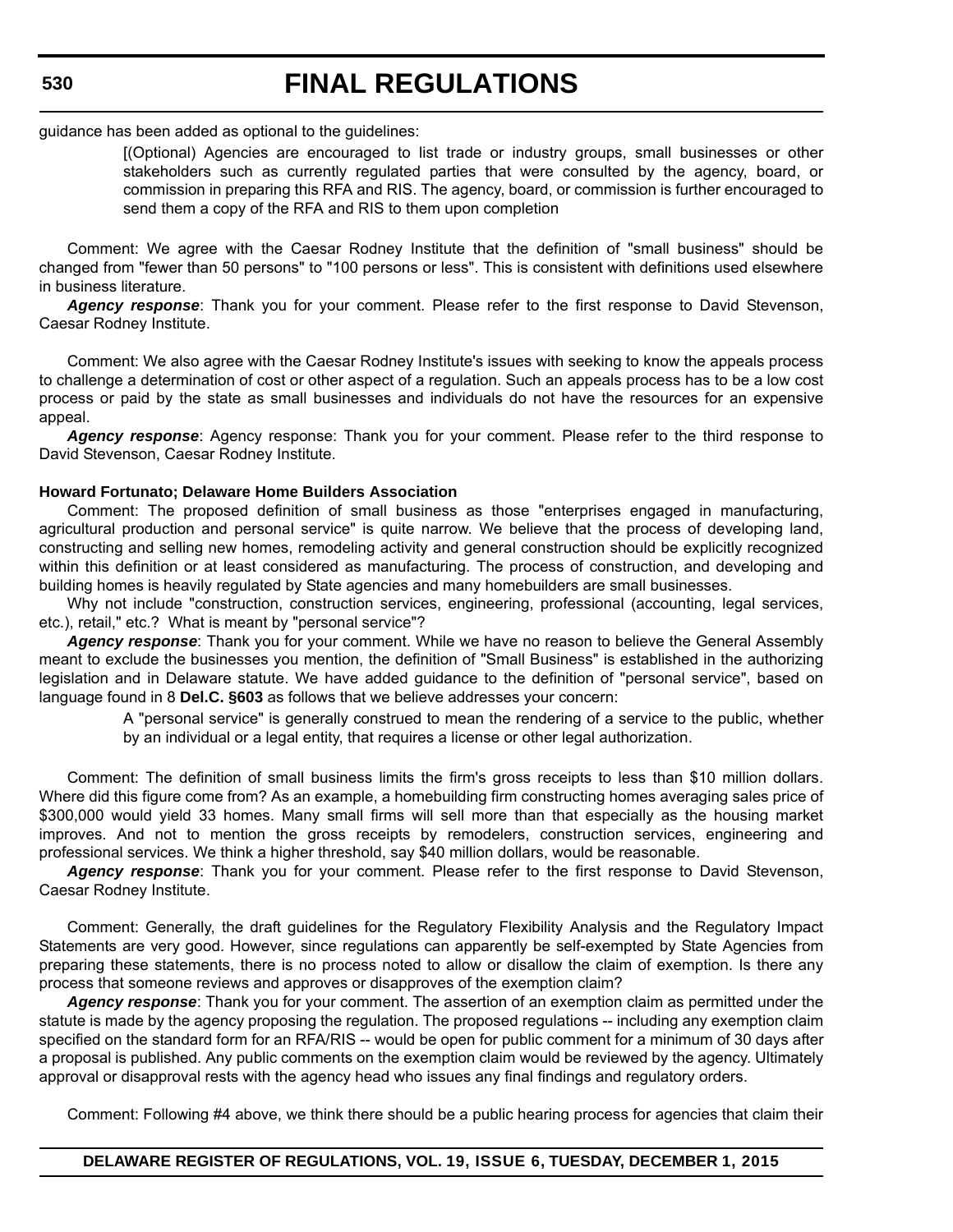guidance has been added as optional to the guidelines:

> [(Optional) Agencies are encouraged to list trade or industry groups, small businesses or other stakeholders such as currently regulated parties that were consulted by the agency, board, or commission in preparing this RFA and RIS. The agency, board, or commission is further encouraged to send them a copy of the RFA and RIS to them upon completion

Comment: We agree with the Caesar Rodney Institute that the definition of "small business" should be changed from "fewer than 50 persons" to "100 persons or less". This is consistent with definitions used elsewhere in business literature.

***Agency response***: Thank you for your comment. Please refer to the first response to David Stevenson, Caesar Rodney Institute.

Comment: We also agree with the Caesar Rodney Institute's issues with seeking to know the appeals process to challenge a determination of cost or other aspect of a regulation. Such an appeals process has to be a low cost process or paid by the state as small businesses and individuals do not have the resources for an expensive appeal.

***Agency response***: Agency response: Thank you for your comment. Please refer to the third response to David Stevenson, Caesar Rodney Institute.

**Howard Fortunato; Delaware Home Builders Association**

Comment: The proposed definition of small business as those "enterprises engaged in manufacturing, agricultural production and personal service" is quite narrow. We believe that the process of developing land, constructing and selling new homes, remodeling activity and general construction should be explicitly recognized within this definition or at least considered as manufacturing. The process of construction, and developing and building homes is heavily regulated by State agencies and many homebuilders are small businesses.

Why not include "construction, construction services, engineering, professional (accounting, legal services, etc.), retail," etc.? What is meant by "personal service"?

***Agency response***: Thank you for your comment. While we have no reason to believe the General Assembly meant to exclude the businesses you mention, the definition of "Small Business" is established in the authorizing legislation and in Delaware statute. We have added guidance to the definition of "personal service", based on language found in 8 **Del.C. §603** as follows that we believe addresses your concern:

> A "personal service" is generally construed to mean the rendering of a service to the public, whether by an individual or a legal entity, that requires a license or other legal authorization.

Comment: The definition of small business limits the firm's gross receipts to less than \$10 million dollars. Where did this figure come from? As an example, a homebuilding firm constructing homes averaging sales price of \$300,000 would yield 33 homes. Many small firms will sell more than that especially as the housing market improves. And not to mention the gross receipts by remodelers, construction services, engineering and professional services. We think a higher threshold, say \$40 million dollars, would be reasonable.

***Agency response***: Thank you for your comment. Please refer to the first response to David Stevenson, Caesar Rodney Institute.

Comment: Generally, the draft guidelines for the Regulatory Flexibility Analysis and the Regulatory Impact Statements are very good. However, since regulations can apparently be self-exempted by State Agencies from preparing these statements, there is no process noted to allow or disallow the claim of exemption. Is there any process that someone reviews and approves or disapproves of the exemption claim?

***Agency response***: Thank you for your comment. The assertion of an exemption claim as permitted under the statute is made by the agency proposing the regulation. The proposed regulations -- including any exemption claim specified on the standard form for an RFA/RIS -- would be open for public comment for a minimum of 30 days after a proposal is published. Any public comments on the exemption claim would be reviewed by the agency. Ultimately approval or disapproval rests with the agency head who issues any final findings and regulatory orders.

Comment: Following #4 above, we think there should be a public hearing process for agencies that claim their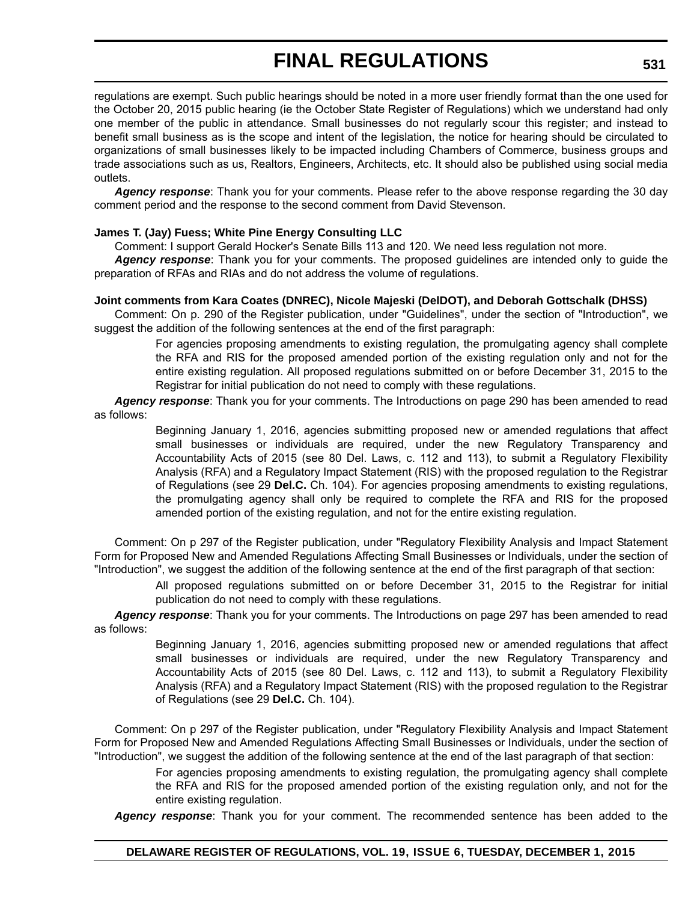regulations are exempt. Such public hearings should be noted in a more user friendly format than the one used for the October 20, 2015 public hearing (ie the October State Register of Regulations) which we understand had only one member of the public in attendance. Small businesses do not regularly scour this register; and instead to benefit small business as is the scope and intent of the legislation, the notice for hearing should be circulated to organizations of small businesses likely to be impacted including Chambers of Commerce, business groups and trade associations such as us, Realtors, Engineers, Architects, etc. It should also be published using social media outlets.

***Agency response***: Thank you for your comments. Please refer to the above response regarding the 30 day comment period and the response to the second comment from David Stevenson.

**James T. (Jay) Fuess; White Pine Energy Consulting LLC**

Comment: I support Gerald Hocker's Senate Bills 113 and 120. We need less regulation not more.

***Agency response***: Thank you for your comments. The proposed guidelines are intended only to guide the preparation of RFAs and RIAs and do not address the volume of regulations.

**Joint comments from Kara Coates (DNREC), Nicole Majeski (DelDOT), and Deborah Gottschalk (DHSS)**

Comment: On p. 290 of the Register publication, under "Guidelines", under the section of "Introduction", we suggest the addition of the following sentences at the end of the first paragraph:

> For agencies proposing amendments to existing regulation, the promulgating agency shall complete the RFA and RIS for the proposed amended portion of the existing regulation only and not for the entire existing regulation. All proposed regulations submitted on or before December 31, 2015 to the Registrar for initial publication do not need to comply with these regulations.

***Agency response***: Thank you for your comments. The Introductions on page 290 has been amended to read as follows:

> Beginning January 1, 2016, agencies submitting proposed new or amended regulations that affect small businesses or individuals are required, under the new Regulatory Transparency and Accountability Acts of 2015 (see 80 Del. Laws, c. 112 and 113), to submit a Regulatory Flexibility Analysis (RFA) and a Regulatory Impact Statement (RIS) with the proposed regulation to the Registrar of Regulations (see 29 **Del.C.** Ch. 104). For agencies proposing amendments to existing regulations, the promulgating agency shall only be required to complete the RFA and RIS for the proposed amended portion of the existing regulation, and not for the entire existing regulation.

Comment: On p 297 of the Register publication, under "Regulatory Flexibility Analysis and Impact Statement Form for Proposed New and Amended Regulations Affecting Small Businesses or Individuals, under the section of "Introduction", we suggest the addition of the following sentence at the end of the first paragraph of that section:

> All proposed regulations submitted on or before December 31, 2015 to the Registrar for initial publication do not need to comply with these regulations.

***Agency response***: Thank you for your comments. The Introductions on page 297 has been amended to read as follows:

> Beginning January 1, 2016, agencies submitting proposed new or amended regulations that affect small businesses or individuals are required, under the new Regulatory Transparency and Accountability Acts of 2015 (see 80 Del. Laws, c. 112 and 113), to submit a Regulatory Flexibility Analysis (RFA) and a Regulatory Impact Statement (RIS) with the proposed regulation to the Registrar of Regulations (see 29 **Del.C.** Ch. 104).

Comment: On p 297 of the Register publication, under "Regulatory Flexibility Analysis and Impact Statement Form for Proposed New and Amended Regulations Affecting Small Businesses or Individuals, under the section of "Introduction", we suggest the addition of the following sentence at the end of the last paragraph of that section:

> For agencies proposing amendments to existing regulation, the promulgating agency shall complete the RFA and RIS for the proposed amended portion of the existing regulation only, and not for the entire existing regulation.

***Agency response***: Thank you for your comment. The recommended sentence has been added to the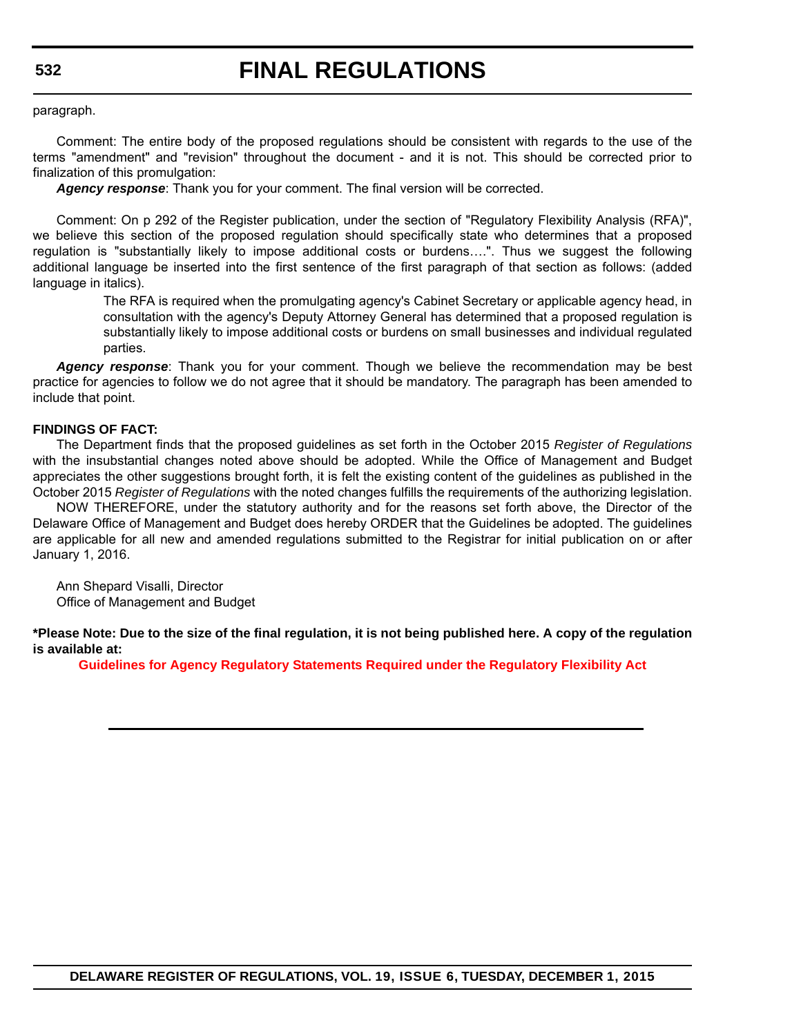paragraph.

Comment: The entire body of the proposed regulations should be consistent with regards to the use of the terms "amendment" and "revision" throughout the document - and it is not. This should be corrected prior to finalization of this promulgation:

***Agency response***: Thank you for your comment. The final version will be corrected.

Comment: On p 292 of the Register publication, under the section of "Regulatory Flexibility Analysis (RFA)", we believe this section of the proposed regulation should specifically state who determines that a proposed regulation is "substantially likely to impose additional costs or burdens….". Thus we suggest the following additional language be inserted into the first sentence of the first paragraph of that section as follows: (added language in italics).

> The RFA is required when the promulgating agency's Cabinet Secretary or applicable agency head, in consultation with the agency's Deputy Attorney General has determined that a proposed regulation is substantially likely to impose additional costs or burdens on small businesses and individual regulated parties.

***Agency response***: Thank you for your comment. Though we believe the recommendation may be best practice for agencies to follow we do not agree that it should be mandatory. The paragraph has been amended to include that point.

**FINDINGS OF FACT:**

The Department finds that the proposed guidelines as set forth in the October 2015 *Register of Regulations* with the insubstantial changes noted above should be adopted. While the Office of Management and Budget appreciates the other suggestions brought forth, it is felt the existing content of the guidelines as published in the October 2015 *Register of Regulations* with the noted changes fulfills the requirements of the authorizing legislation.

NOW THEREFORE, under the statutory authority and for the reasons set forth above, the Director of the Delaware Office of Management and Budget does hereby ORDER that the Guidelines be adopted. The guidelines are applicable for all new and amended regulations submitted to the Registrar for initial publication on or after January 1, 2016.

Ann Shepard Visalli, Director
Office of Management and Budget

**\*Please Note: Due to the size of the final regulation, it is not being published here. A copy of the regulation is available at:**

**Guidelines for Agency Regulatory Statements Required under the Regulatory Flexibility Act**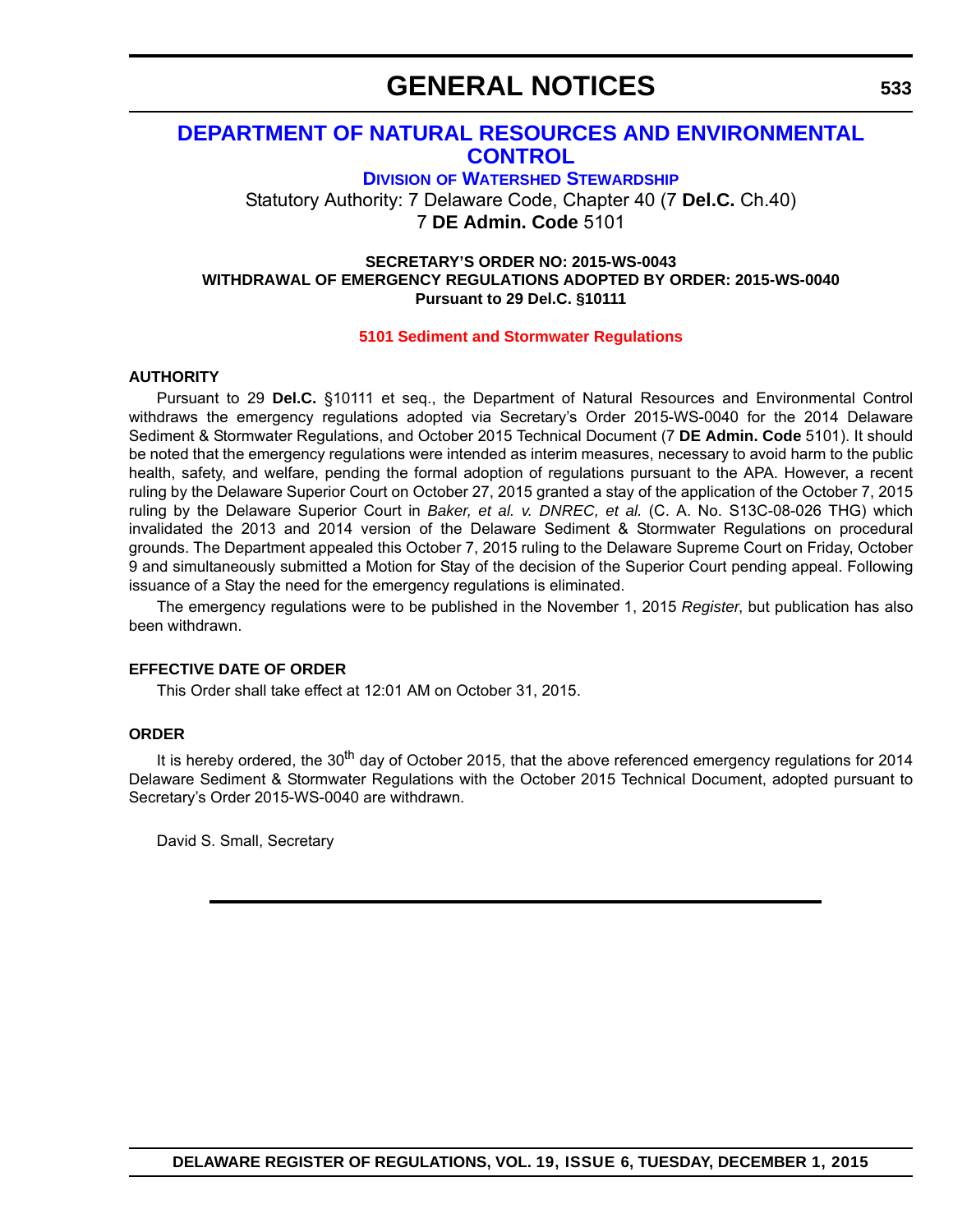# GENERAL NOTICES

## DEPARTMENT OF NATURAL RESOURCES AND ENVIRONMENTAL CONTROL

### DIVISION OF WATERSHED STEWARDSHIP

Statutory Authority: 7 Delaware Code, Chapter 40 (7 **Del.C.** Ch.40)
7 **DE Admin. Code** 5101

**SECRETARY'S ORDER NO: 2015-WS-0043**
**WITHDRAWAL OF EMERGENCY REGULATIONS ADOPTED BY ORDER: 2015-WS-0040**
**Pursuant to 29 Del.C. §10111**

**5101 Sediment and Stormwater Regulations**

**AUTHORITY**

Pursuant to 29 **Del.C.** §10111 et seq., the Department of Natural Resources and Environmental Control withdraws the emergency regulations adopted via Secretary's Order 2015-WS-0040 for the 2014 Delaware Sediment & Stormwater Regulations, and October 2015 Technical Document (7 **DE Admin. Code** 5101). It should be noted that the emergency regulations were intended as interim measures, necessary to avoid harm to the public health, safety, and welfare, pending the formal adoption of regulations pursuant to the APA. However, a recent ruling by the Delaware Superior Court on October 27, 2015 granted a stay of the application of the October 7, 2015 ruling by the Delaware Superior Court in *Baker, et al. v. DNREC, et al.* (C. A. No. S13C-08-026 THG) which invalidated the 2013 and 2014 version of the Delaware Sediment & Stormwater Regulations on procedural grounds. The Department appealed this October 7, 2015 ruling to the Delaware Supreme Court on Friday, October 9 and simultaneously submitted a Motion for Stay of the decision of the Superior Court pending appeal. Following issuance of a Stay the need for the emergency regulations is eliminated.

The emergency regulations were to be published in the November 1, 2015 *Register*, but publication has also been withdrawn.

**EFFECTIVE DATE OF ORDER**

This Order shall take effect at 12:01 AM on October 31, 2015.

**ORDER**

It is hereby ordered, the 30th day of October 2015, that the above referenced emergency regulations for 2014 Delaware Sediment & Stormwater Regulations with the October 2015 Technical Document, adopted pursuant to Secretary's Order 2015-WS-0040 are withdrawn.

David S. Small, Secretary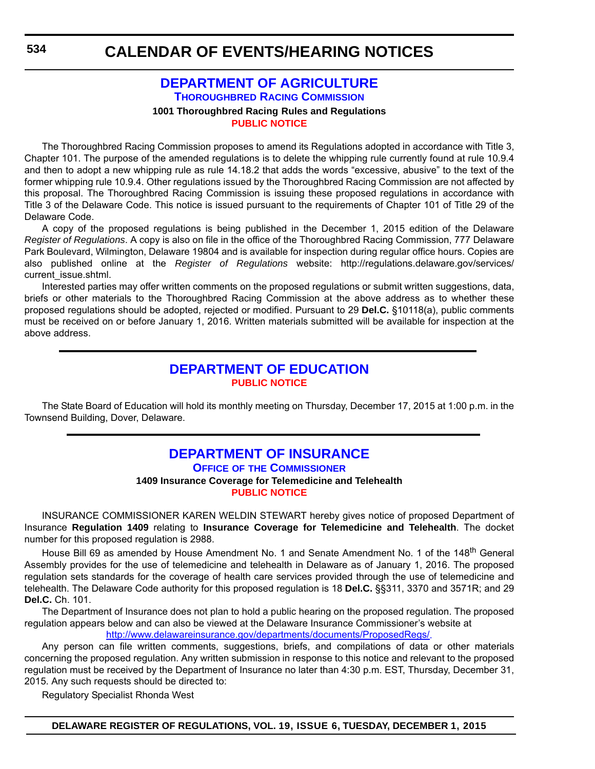# CALENDAR OF EVENTS/HEARING NOTICES

## DEPARTMENT OF AGRICULTURE

### Thoroughbred Racing Commission

**1001 Thoroughbred Racing Rules and Regulations**

**PUBLIC NOTICE**

The Thoroughbred Racing Commission proposes to amend its Regulations adopted in accordance with Title 3, Chapter 101. The purpose of the amended regulations is to delete the whipping rule currently found at rule 10.9.4 and then to adopt a new whipping rule as rule 14.18.2 that adds the words "excessive, abusive" to the text of the former whipping rule 10.9.4. Other regulations issued by the Thoroughbred Racing Commission are not affected by this proposal. The Thoroughbred Racing Commission is issuing these proposed regulations in accordance with Title 3 of the Delaware Code. This notice is issued pursuant to the requirements of Chapter 101 of Title 29 of the Delaware Code.

A copy of the proposed regulations is being published in the December 1, 2015 edition of the Delaware *Register of Regulations*. A copy is also on file in the office of the Thoroughbred Racing Commission, 777 Delaware Park Boulevard, Wilmington, Delaware 19804 and is available for inspection during regular office hours. Copies are also published online at the *Register of Regulations* website: http://regulations.delaware.gov/services/current_issue.shtml.

Interested parties may offer written comments on the proposed regulations or submit written suggestions, data, briefs or other materials to the Thoroughbred Racing Commission at the above address as to whether these proposed regulations should be adopted, rejected or modified. Pursuant to 29 **Del.C.** §10118(a), public comments must be received on or before January 1, 2016. Written materials submitted will be available for inspection at the above address.

## DEPARTMENT OF EDUCATION

**PUBLIC NOTICE**

The State Board of Education will hold its monthly meeting on Thursday, December 17, 2015 at 1:00 p.m. in the Townsend Building, Dover, Delaware.

## DEPARTMENT OF INSURANCE

### Office of the Commissioner

**1409 Insurance Coverage for Telemedicine and Telehealth**

**PUBLIC NOTICE**

INSURANCE COMMISSIONER KAREN WELDIN STEWART hereby gives notice of proposed Department of Insurance **Regulation 1409** relating to **Insurance Coverage for Telemedicine and Telehealth**. The docket number for this proposed regulation is 2988.

House Bill 69 as amended by House Amendment No. 1 and Senate Amendment No. 1 of the 148th General Assembly provides for the use of telemedicine and telehealth in Delaware as of January 1, 2016. The proposed regulation sets standards for the coverage of health care services provided through the use of telemedicine and telehealth. The Delaware Code authority for this proposed regulation is 18 **Del.C.** §§311, 3370 and 3571R; and 29 **Del.C.** Ch. 101.

The Department of Insurance does not plan to hold a public hearing on the proposed regulation. The proposed regulation appears below and can also be viewed at the Delaware Insurance Commissioner's website at http://www.delawareinsurance.gov/departments/documents/ProposedRegs/.

Any person can file written comments, suggestions, briefs, and compilations of data or other materials concerning the proposed regulation. Any written submission in response to this notice and relevant to the proposed regulation must be received by the Department of Insurance no later than 4:30 p.m. EST, Thursday, December 31, 2015. Any such requests should be directed to:

Regulatory Specialist Rhonda West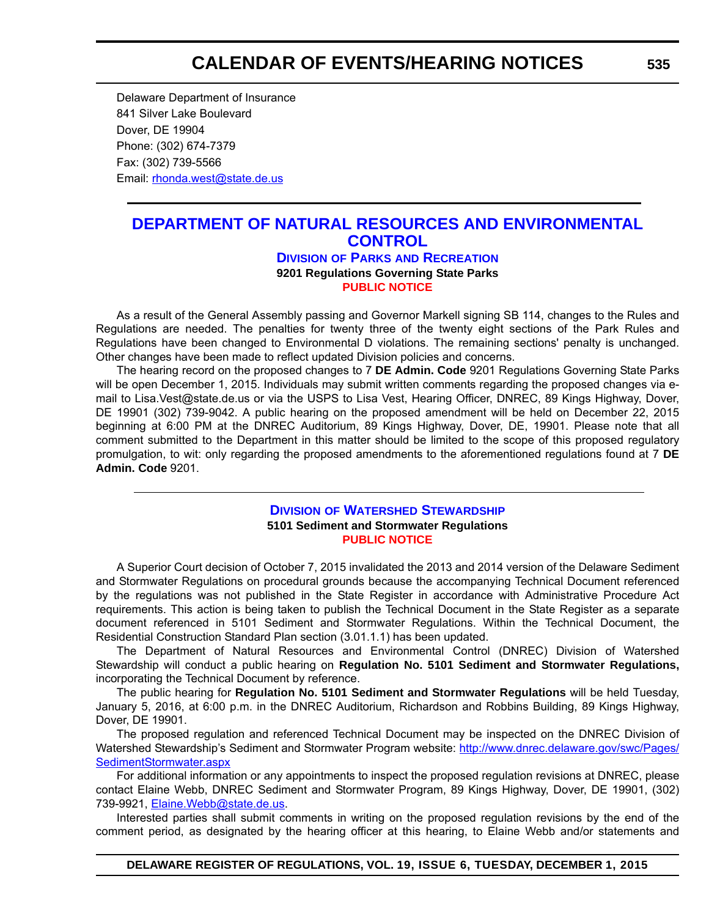Delaware Department of Insurance
841 Silver Lake Boulevard
Dover, DE 19904
Phone: (302) 674-7379
Fax: (302) 739-5566
Email: rhonda.west@state.de.us

## DEPARTMENT OF NATURAL RESOURCES AND ENVIRONMENTAL CONTROL

### DIVISION OF PARKS AND RECREATION

**9201 Regulations Governing State Parks**

**PUBLIC NOTICE**

As a result of the General Assembly passing and Governor Markell signing SB 114, changes to the Rules and Regulations are needed. The penalties for twenty three of the twenty eight sections of the Park Rules and Regulations have been changed to Environmental D violations. The remaining sections' penalty is unchanged. Other changes have been made to reflect updated Division policies and concerns.

The hearing record on the proposed changes to 7 **DE Admin. Code** 9201 Regulations Governing State Parks will be open December 1, 2015. Individuals may submit written comments regarding the proposed changes via e-mail to Lisa.Vest@state.de.us or via the USPS to Lisa Vest, Hearing Officer, DNREC, 89 Kings Highway, Dover, DE 19901 (302) 739-9042. A public hearing on the proposed amendment will be held on December 22, 2015 beginning at 6:00 PM at the DNREC Auditorium, 89 Kings Highway, Dover, DE, 19901. Please note that all comment submitted to the Department in this matter should be limited to the scope of this proposed regulatory promulgation, to wit: only regarding the proposed amendments to the aforementioned regulations found at 7 **DE Admin. Code** 9201.

### DIVISION OF WATERSHED STEWARDSHIP

**5101 Sediment and Stormwater Regulations**

**PUBLIC NOTICE**

A Superior Court decision of October 7, 2015 invalidated the 2013 and 2014 version of the Delaware Sediment and Stormwater Regulations on procedural grounds because the accompanying Technical Document referenced by the regulations was not published in the State Register in accordance with Administrative Procedure Act requirements. This action is being taken to publish the Technical Document in the State Register as a separate document referenced in 5101 Sediment and Stormwater Regulations. Within the Technical Document, the Residential Construction Standard Plan section (3.01.1.1) has been updated.

The Department of Natural Resources and Environmental Control (DNREC) Division of Watershed Stewardship will conduct a public hearing on **Regulation No. 5101 Sediment and Stormwater Regulations,** incorporating the Technical Document by reference.

The public hearing for **Regulation No. 5101 Sediment and Stormwater Regulations** will be held Tuesday, January 5, 2016, at 6:00 p.m. in the DNREC Auditorium, Richardson and Robbins Building, 89 Kings Highway, Dover, DE 19901.

The proposed regulation and referenced Technical Document may be inspected on the DNREC Division of Watershed Stewardship's Sediment and Stormwater Program website: http://www.dnrec.delaware.gov/swc/Pages/SedimentStormwater.aspx

For additional information or any appointments to inspect the proposed regulation revisions at DNREC, please contact Elaine Webb, DNREC Sediment and Stormwater Program, 89 Kings Highway, Dover, DE 19901, (302) 739-9921, Elaine.Webb@state.de.us.

Interested parties shall submit comments in writing on the proposed regulation revisions by the end of the comment period, as designated by the hearing officer at this hearing, to Elaine Webb and/or statements and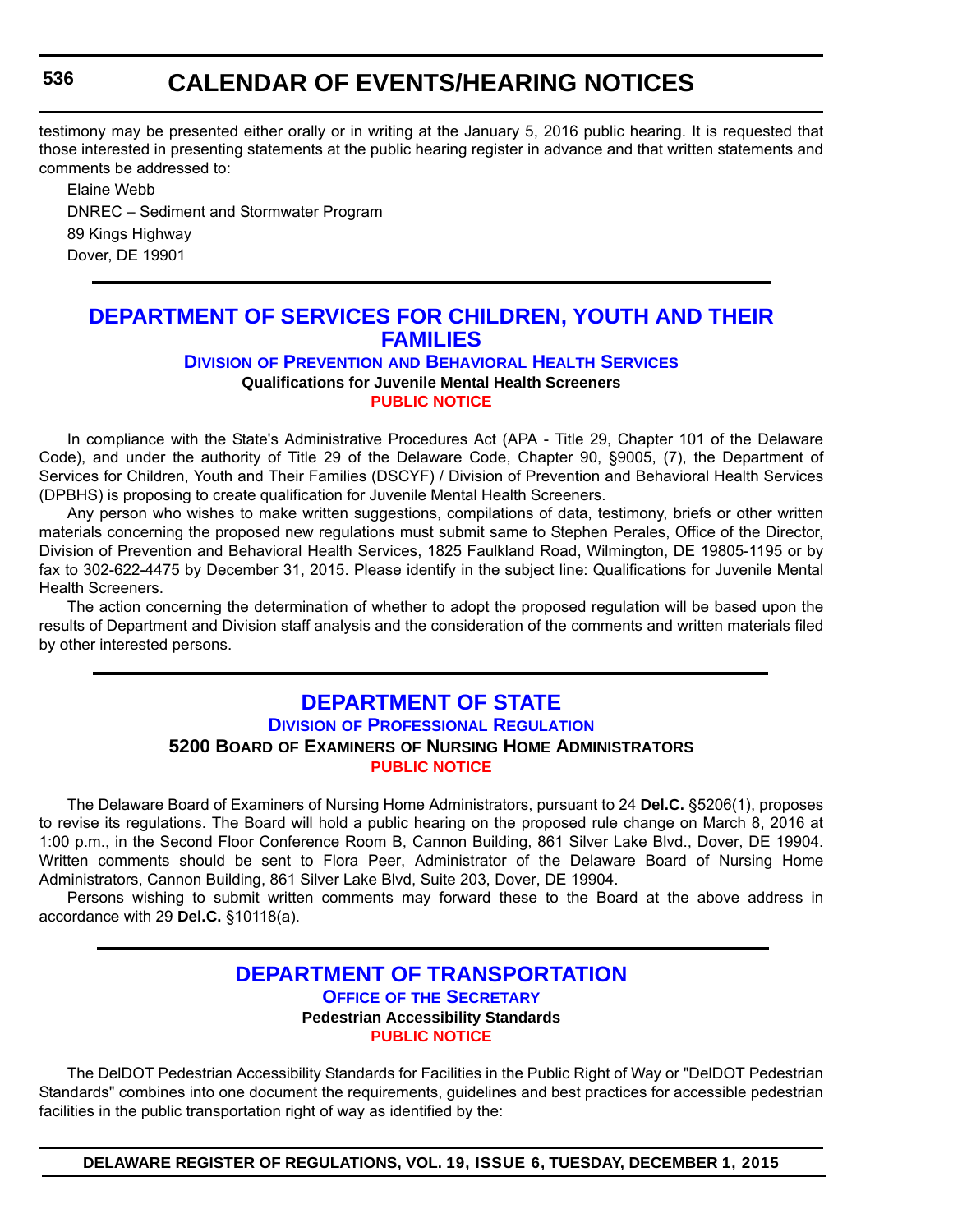testimony may be presented either orally or in writing at the January 5, 2016 public hearing. It is requested that those interested in presenting statements at the public hearing register in advance and that written statements and comments be addressed to:

Elaine Webb
DNREC – Sediment and Stormwater Program
89 Kings Highway
Dover, DE 19901

## DEPARTMENT OF SERVICES FOR CHILDREN, YOUTH AND THEIR FAMILIES

### Division of Prevention and Behavioral Health Services

**Qualifications for Juvenile Mental Health Screeners**

**PUBLIC NOTICE**

In compliance with the State's Administrative Procedures Act (APA - Title 29, Chapter 101 of the Delaware Code), and under the authority of Title 29 of the Delaware Code, Chapter 90, §9005, (7), the Department of Services for Children, Youth and Their Families (DSCYF) / Division of Prevention and Behavioral Health Services (DPBHS) is proposing to create qualification for Juvenile Mental Health Screeners.

Any person who wishes to make written suggestions, compilations of data, testimony, briefs or other written materials concerning the proposed new regulations must submit same to Stephen Perales, Office of the Director, Division of Prevention and Behavioral Health Services, 1825 Faulkland Road, Wilmington, DE 19805-1195 or by fax to 302-622-4475 by December 31, 2015. Please identify in the subject line: Qualifications for Juvenile Mental Health Screeners.

The action concerning the determination of whether to adopt the proposed regulation will be based upon the results of Department and Division staff analysis and the consideration of the comments and written materials filed by other interested persons.

## DEPARTMENT OF STATE

### Division of Professional Regulation

**5200 Board of Examiners of Nursing Home Administrators**

**PUBLIC NOTICE**

The Delaware Board of Examiners of Nursing Home Administrators, pursuant to 24 **Del.C.** §5206(1), proposes to revise its regulations. The Board will hold a public hearing on the proposed rule change on March 8, 2016 at 1:00 p.m., in the Second Floor Conference Room B, Cannon Building, 861 Silver Lake Blvd., Dover, DE 19904. Written comments should be sent to Flora Peer, Administrator of the Delaware Board of Nursing Home Administrators, Cannon Building, 861 Silver Lake Blvd, Suite 203, Dover, DE 19904.

Persons wishing to submit written comments may forward these to the Board at the above address in accordance with 29 **Del.C.** §10118(a).

## DEPARTMENT OF TRANSPORTATION

### Office of the Secretary

**Pedestrian Accessibility Standards**

**PUBLIC NOTICE**

The DelDOT Pedestrian Accessibility Standards for Facilities in the Public Right of Way or "DelDOT Pedestrian Standards" combines into one document the requirements, guidelines and best practices for accessible pedestrian facilities in the public transportation right of way as identified by the: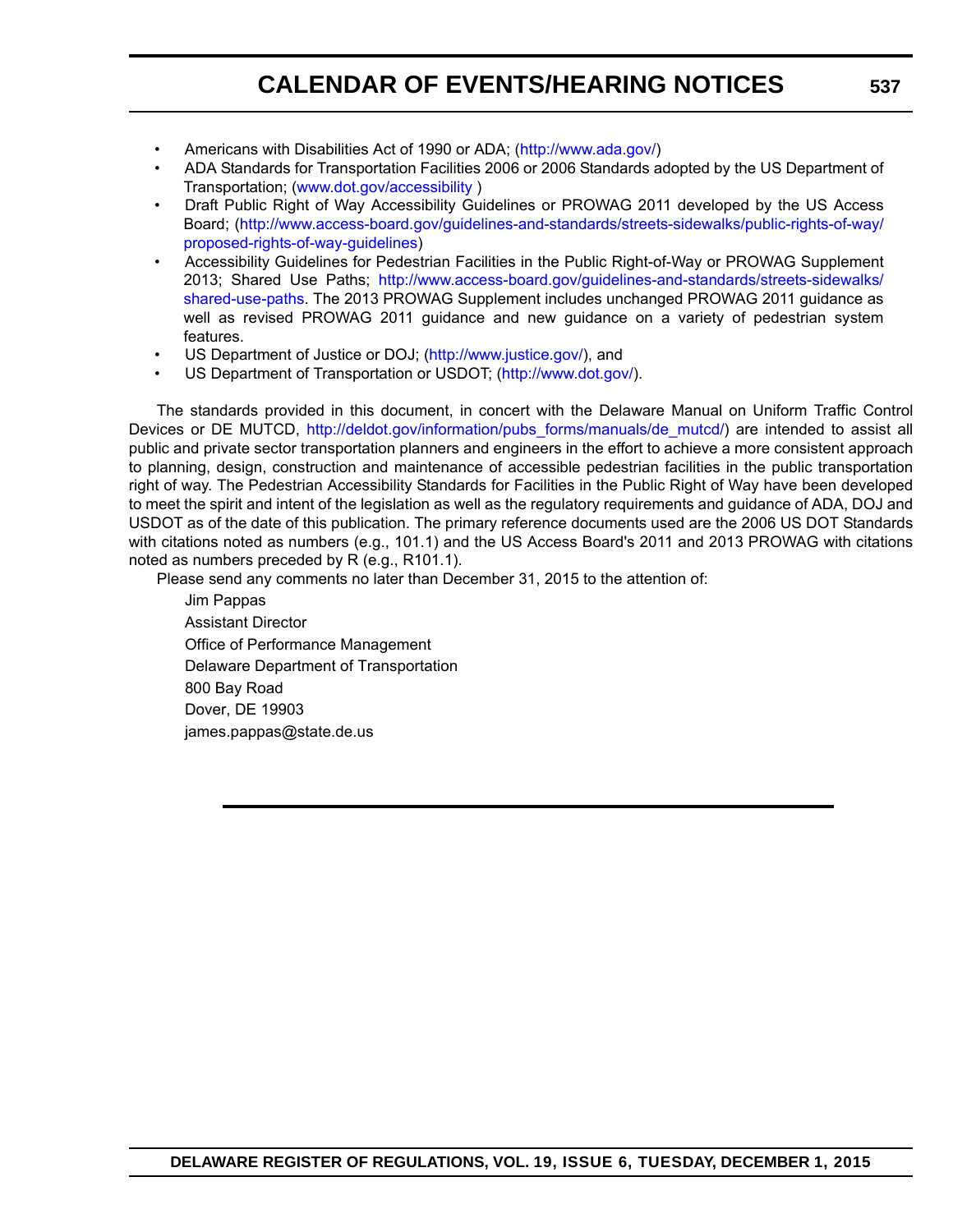- Americans with Disabilities Act of 1990 or ADA; (http://www.ada.gov/)
- ADA Standards for Transportation Facilities 2006 or 2006 Standards adopted by the US Department of Transportation; (www.dot.gov/accessibility )
- Draft Public Right of Way Accessibility Guidelines or PROWAG 2011 developed by the US Access Board; (http://www.access-board.gov/guidelines-and-standards/streets-sidewalks/public-rights-of-way/proposed-rights-of-way-guidelines)
- Accessibility Guidelines for Pedestrian Facilities in the Public Right-of-Way or PROWAG Supplement 2013; Shared Use Paths; http://www.access-board.gov/guidelines-and-standards/streets-sidewalks/shared-use-paths. The 2013 PROWAG Supplement includes unchanged PROWAG 2011 guidance as well as revised PROWAG 2011 guidance and new guidance on a variety of pedestrian system features.
- US Department of Justice or DOJ; (http://www.justice.gov/), and
- US Department of Transportation or USDOT; (http://www.dot.gov/).

The standards provided in this document, in concert with the Delaware Manual on Uniform Traffic Control Devices or DE MUTCD, http://deldot.gov/information/pubs_forms/manuals/de_mutcd/) are intended to assist all public and private sector transportation planners and engineers in the effort to achieve a more consistent approach to planning, design, construction and maintenance of accessible pedestrian facilities in the public transportation right of way. The Pedestrian Accessibility Standards for Facilities in the Public Right of Way have been developed to meet the spirit and intent of the legislation as well as the regulatory requirements and guidance of ADA, DOJ and USDOT as of the date of this publication. The primary reference documents used are the 2006 US DOT Standards with citations noted as numbers (e.g., 101.1) and the US Access Board's 2011 and 2013 PROWAG with citations noted as numbers preceded by R (e.g., R101.1).

Please send any comments no later than December 31, 2015 to the attention of:

Jim Pappas
Assistant Director
Office of Performance Management
Delaware Department of Transportation
800 Bay Road
Dover, DE 19903
james.pappas@state.de.us